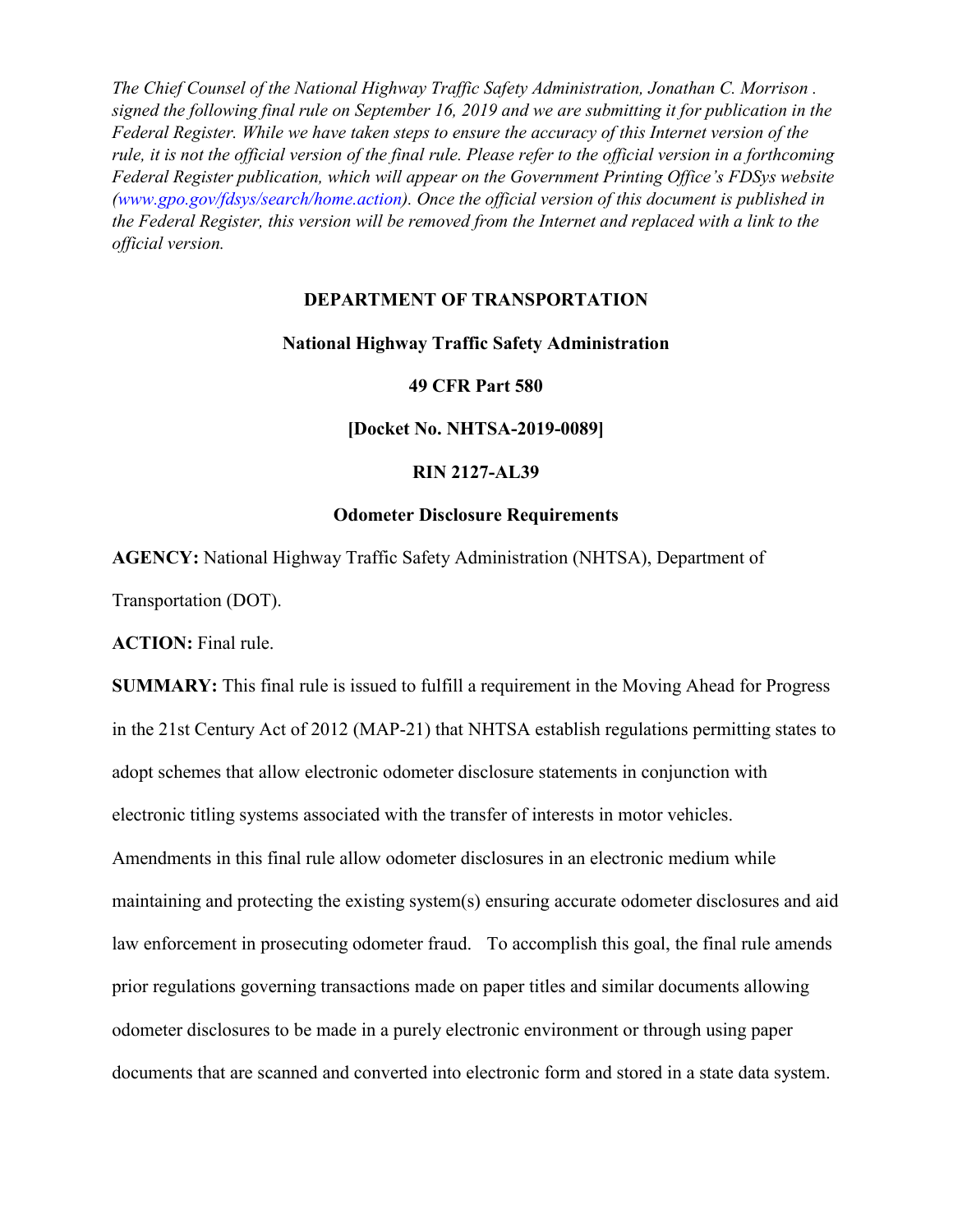*The Chief Counsel of the National Highway Traffic Safety Administration, Jonathan C. Morrison . signed the following final rule on September 16, 2019 and we are submitting it for publication in the Federal Register. While we have taken steps to ensure the accuracy of this Internet version of the rule, it is not the official version of the final rule. Please refer to the official version in a forthcoming Federal Register publication, which will appear on the Government Printing Office's FDSys website (www.gpo.gov/fdsys/search/home.action). Once the official version of this document is published in the Federal Register, this version will be removed from the Internet and replaced with a link to the official version.*

**DEPARTMENT OF TRANSPORTATION**

**National Highway Traffic Safety Administration**

**49 CFR Part 580**

**[Docket No. NHTSA-2019-0089]**

**RIN 2127-AL39**

**Odometer Disclosure Requirements**

**AGENCY:** National Highway Traffic Safety Administration (NHTSA), Department of Transportation (DOT).

**ACTION:** Final rule.

**SUMMARY:** This final rule is issued to fulfill a requirement in the Moving Ahead for Progress in the 21st Century Act of 2012 (MAP-21) that NHTSA establish regulations permitting states to adopt schemes that allow electronic odometer disclosure statements in conjunction with electronic titling systems associated with the transfer of interests in motor vehicles. Amendments in this final rule allow odometer disclosures in an electronic medium while maintaining and protecting the existing system(s) ensuring accurate odometer disclosures and aid law enforcement in prosecuting odometer fraud. To accomplish this goal, the final rule amends prior regulations governing transactions made on paper titles and similar documents allowing odometer disclosures to be made in a purely electronic environment or through using paper documents that are scanned and converted into electronic form and stored in a state data system.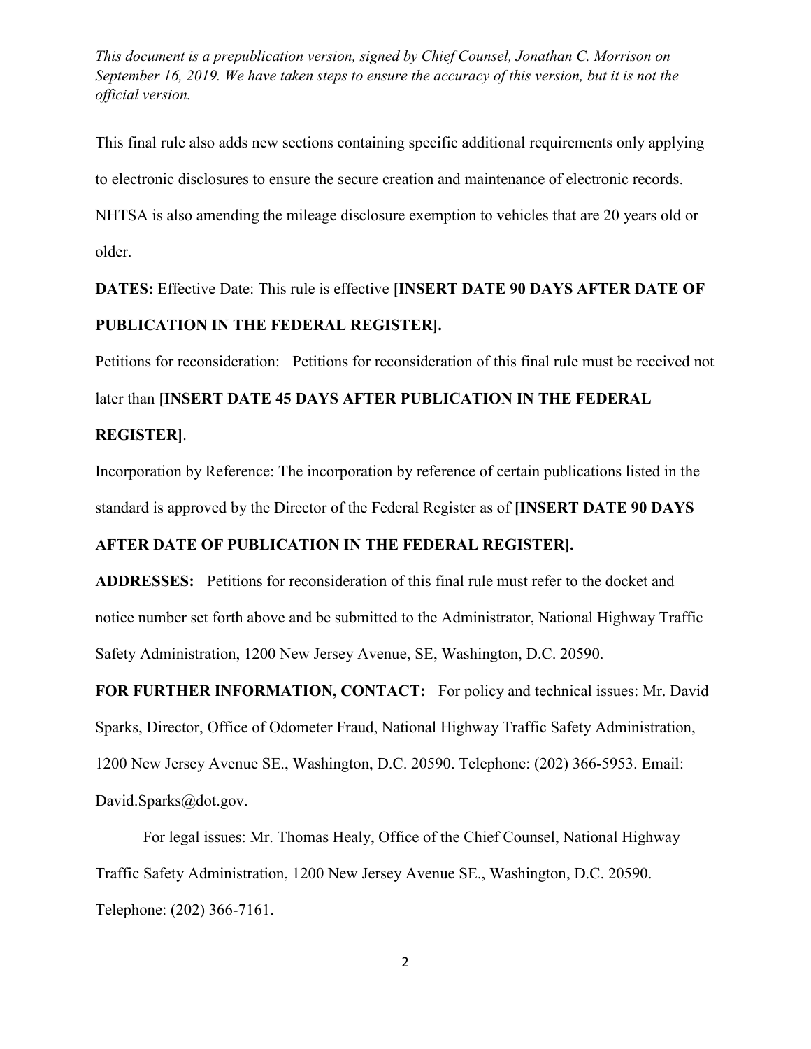*This document is a prepublication version, signed by Chief Counsel, Jonathan C. Morrison on September 16, 2019. We have taken steps to ensure the accuracy of this version, but it is not the official version.*

This final rule also adds new sections containing specific additional requirements only applying to electronic disclosures to ensure the secure creation and maintenance of electronic records. NHTSA is also amending the mileage disclosure exemption to vehicles that are 20 years old or older.

**DATES:** Effective Date: This rule is effective **[INSERT DATE 90 DAYS AFTER DATE OF PUBLICATION IN THE FEDERAL REGISTER].**

Petitions for reconsideration: Petitions for reconsideration of this final rule must be received not later than **[INSERT DATE 45 DAYS AFTER PUBLICATION IN THE FEDERAL REGISTER]**.

Incorporation by Reference: The incorporation by reference of certain publications listed in the standard is approved by the Director of the Federal Register as of **[INSERT DATE 90 DAYS AFTER DATE OF PUBLICATION IN THE FEDERAL REGISTER].**

**ADDRESSES:** Petitions for reconsideration of this final rule must refer to the docket and notice number set forth above and be submitted to the Administrator, National Highway Traffic Safety Administration, 1200 New Jersey Avenue, SE, Washington, D.C. 20590.

**FOR FURTHER INFORMATION, CONTACT:** For policy and technical issues: Mr. David Sparks, Director, Office of Odometer Fraud, National Highway Traffic Safety Administration, 1200 New Jersey Avenue SE., Washington, D.C. 20590. Telephone: (202) 366-5953. Email: David.Sparks@dot.gov.

For legal issues: Mr. Thomas Healy, Office of the Chief Counsel, National Highway Traffic Safety Administration, 1200 New Jersey Avenue SE., Washington, D.C. 20590. Telephone: (202) 366-7161.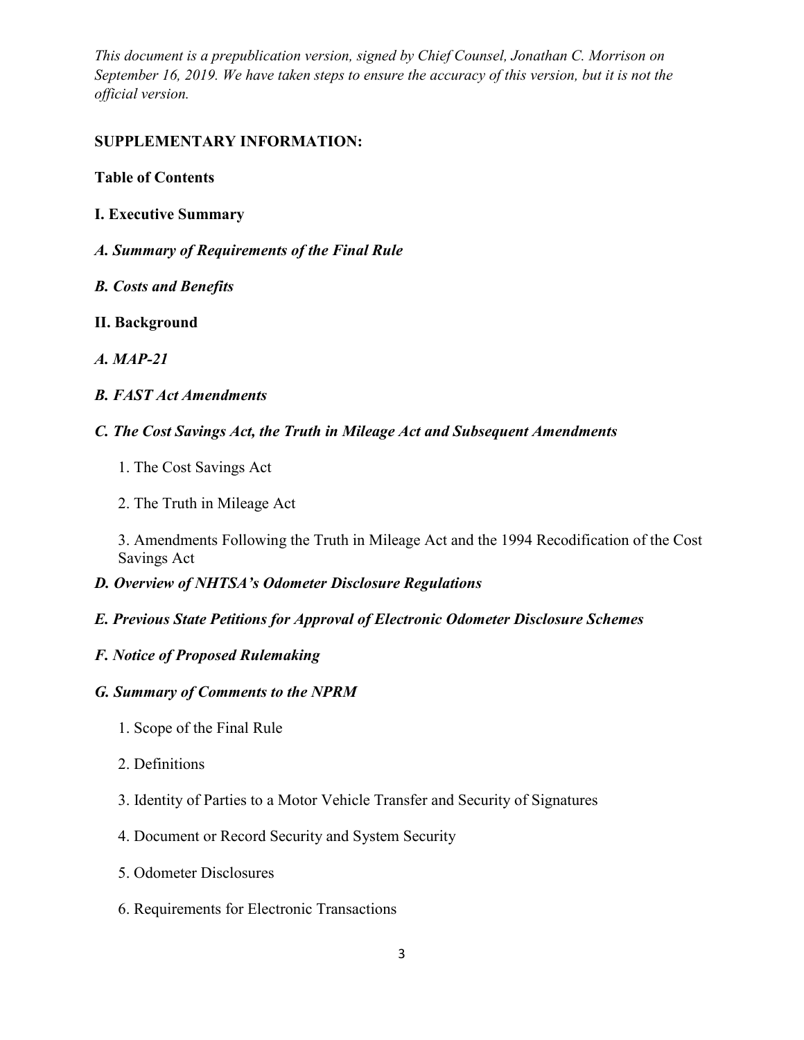*This document is a prepublication version, signed by Chief Counsel, Jonathan C. Morrison on September 16, 2019. We have taken steps to ensure the accuracy of this version, but it is not the official version.*

**SUPPLEMENTARY INFORMATION:**

**Table of Contents**

**I. Executive Summary**

***A. Summary of Requirements of the Final Rule***

***B. Costs and Benefits***

**II. Background**

***A. MAP-21***

***B. FAST Act Amendments***

***C. The Cost Savings Act, the Truth in Mileage Act and Subsequent Amendments***

1. The Cost Savings Act

2. The Truth in Mileage Act

3. Amendments Following the Truth in Mileage Act and the 1994 Recodification of the Cost Savings Act

***D. Overview of NHTSA's Odometer Disclosure Regulations***

***E. Previous State Petitions for Approval of Electronic Odometer Disclosure Schemes***

***F. Notice of Proposed Rulemaking***

***G. Summary of Comments to the NPRM***

1. Scope of the Final Rule

2. Definitions

3. Identity of Parties to a Motor Vehicle Transfer and Security of Signatures

4. Document or Record Security and System Security

5. Odometer Disclosures

6. Requirements for Electronic Transactions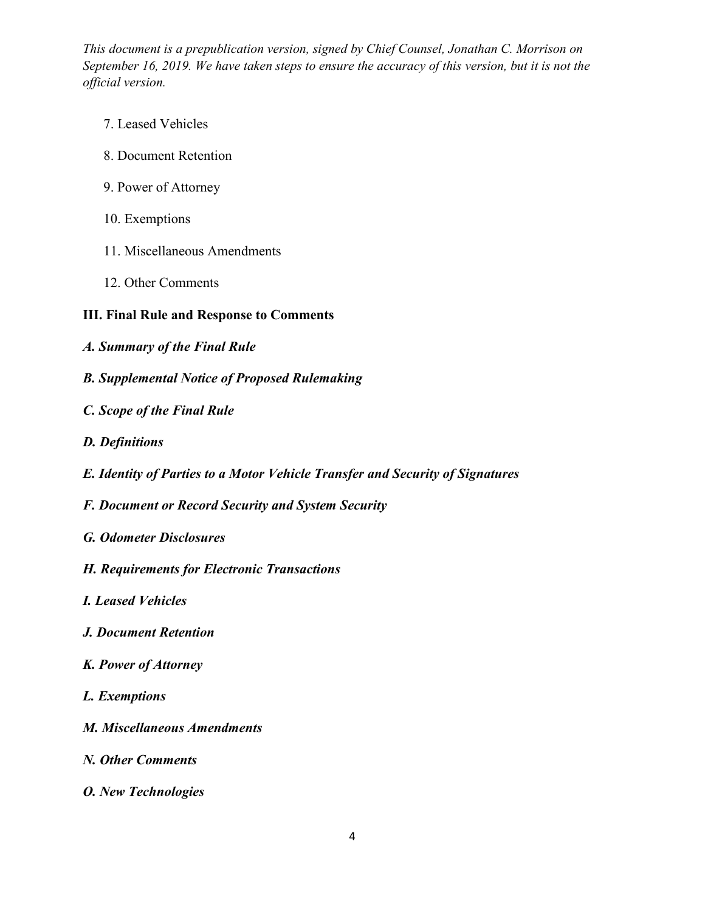*This document is a prepublication version, signed by Chief Counsel, Jonathan C. Morrison on September 16, 2019. We have taken steps to ensure the accuracy of this version, but it is not the official version.*

7. Leased Vehicles

8. Document Retention

9. Power of Attorney

10. Exemptions

11. Miscellaneous Amendments

12. Other Comments

**III. Final Rule and Response to Comments**

***A. Summary of the Final Rule***

***B. Supplemental Notice of Proposed Rulemaking***

***C. Scope of the Final Rule***

***D. Definitions***

***E. Identity of Parties to a Motor Vehicle Transfer and Security of Signatures***

***F. Document or Record Security and System Security***

***G. Odometer Disclosures***

***H. Requirements for Electronic Transactions***

***I. Leased Vehicles***

***J. Document Retention***

***K. Power of Attorney***

***L. Exemptions***

***M. Miscellaneous Amendments***

***N. Other Comments***

***O. New Technologies***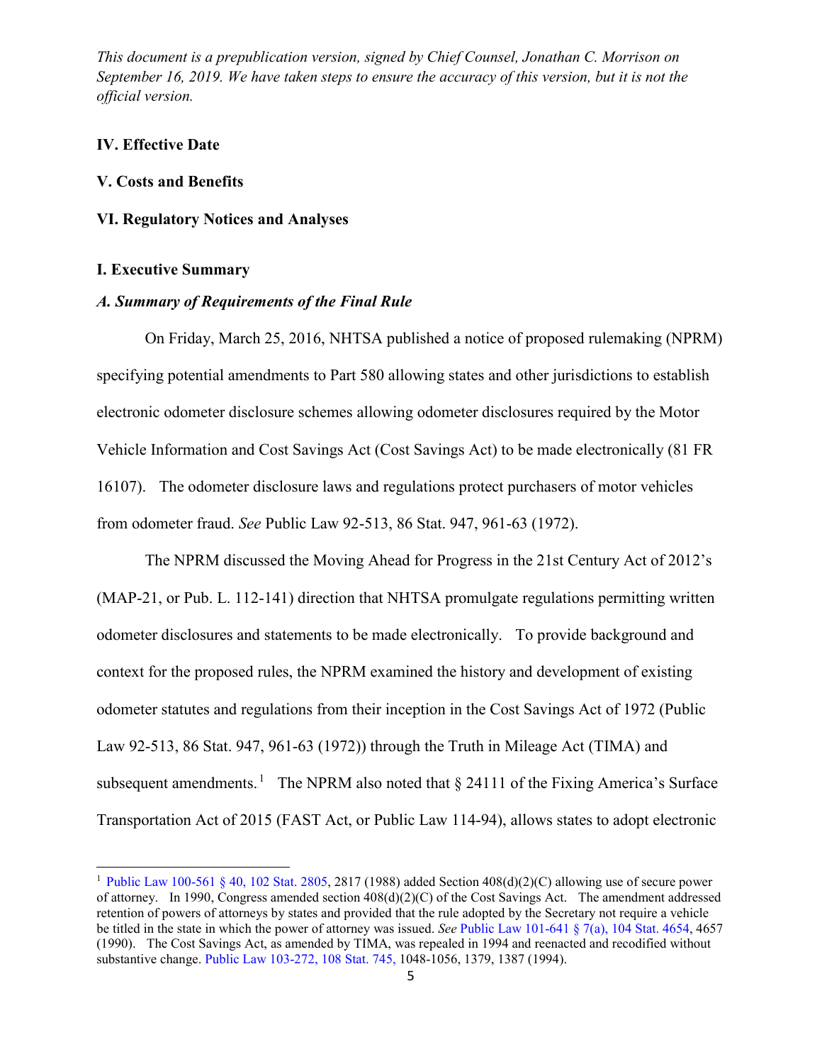*This document is a prepublication version, signed by Chief Counsel, Jonathan C. Morrison on September 16, 2019. We have taken steps to ensure the accuracy of this version, but it is not the official version.*

**IV. Effective Date**

**V. Costs and Benefits**

**VI. Regulatory Notices and Analyses**

## I. Executive Summary

### *A. Summary of Requirements of the Final Rule*

On Friday, March 25, 2016, NHTSA published a notice of proposed rulemaking (NPRM) specifying potential amendments to Part 580 allowing states and other jurisdictions to establish electronic odometer disclosure schemes allowing odometer disclosures required by the Motor Vehicle Information and Cost Savings Act (Cost Savings Act) to be made electronically (81 FR 16107). The odometer disclosure laws and regulations protect purchasers of motor vehicles from odometer fraud. *See* Public Law 92-513, 86 Stat. 947, 961-63 (1972).

The NPRM discussed the Moving Ahead for Progress in the 21st Century Act of 2012's (MAP-21, or Pub. L. 112-141) direction that NHTSA promulgate regulations permitting written odometer disclosures and statements to be made electronically. To provide background and context for the proposed rules, the NPRM examined the history and development of existing odometer statutes and regulations from their inception in the Cost Savings Act of 1972 (Public Law 92-513, 86 Stat. 947, 961-63 (1972)) through the Truth in Mileage Act (TIMA) and subsequent amendments.[1] The NPRM also noted that § 24111 of the Fixing America's Surface Transportation Act of 2015 (FAST Act, or Public Law 114-94), allows states to adopt electronic

[1] Public Law 100-561 § 40, 102 Stat. 2805, 2817 (1988) added Section 408(d)(2)(C) allowing use of secure power of attorney. In 1990, Congress amended section 408(d)(2)(C) of the Cost Savings Act. The amendment addressed retention of powers of attorneys by states and provided that the rule adopted by the Secretary not require a vehicle be titled in the state in which the power of attorney was issued. *See* Public Law 101-641 § 7(a), 104 Stat. 4654, 4657 (1990). The Cost Savings Act, as amended by TIMA, was repealed in 1994 and reenacted and recodified without substantive change. Public Law 103-272, 108 Stat. 745, 1048-1056, 1379, 1387 (1994).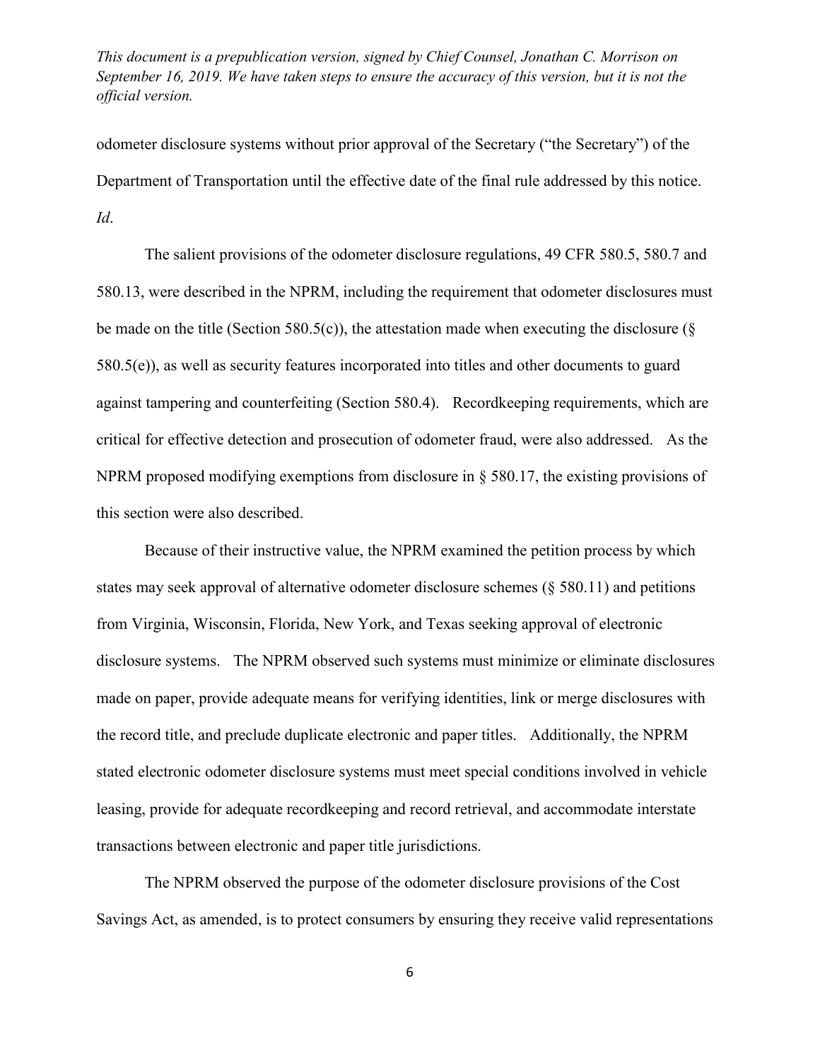odometer disclosure systems without prior approval of the Secretary ("the Secretary") of the Department of Transportation until the effective date of the final rule addressed by this notice. *Id*.

The salient provisions of the odometer disclosure regulations, 49 CFR 580.5, 580.7 and 580.13, were described in the NPRM, including the requirement that odometer disclosures must be made on the title (Section 580.5(c)), the attestation made when executing the disclosure (§ 580.5(e)), as well as security features incorporated into titles and other documents to guard against tampering and counterfeiting (Section 580.4). Recordkeeping requirements, which are critical for effective detection and prosecution of odometer fraud, were also addressed. As the NPRM proposed modifying exemptions from disclosure in § 580.17, the existing provisions of this section were also described.

Because of their instructive value, the NPRM examined the petition process by which states may seek approval of alternative odometer disclosure schemes (§ 580.11) and petitions from Virginia, Wisconsin, Florida, New York, and Texas seeking approval of electronic disclosure systems. The NPRM observed such systems must minimize or eliminate disclosures made on paper, provide adequate means for verifying identities, link or merge disclosures with the record title, and preclude duplicate electronic and paper titles. Additionally, the NPRM stated electronic odometer disclosure systems must meet special conditions involved in vehicle leasing, provide for adequate recordkeeping and record retrieval, and accommodate interstate transactions between electronic and paper title jurisdictions.

The NPRM observed the purpose of the odometer disclosure provisions of the Cost Savings Act, as amended, is to protect consumers by ensuring they receive valid representations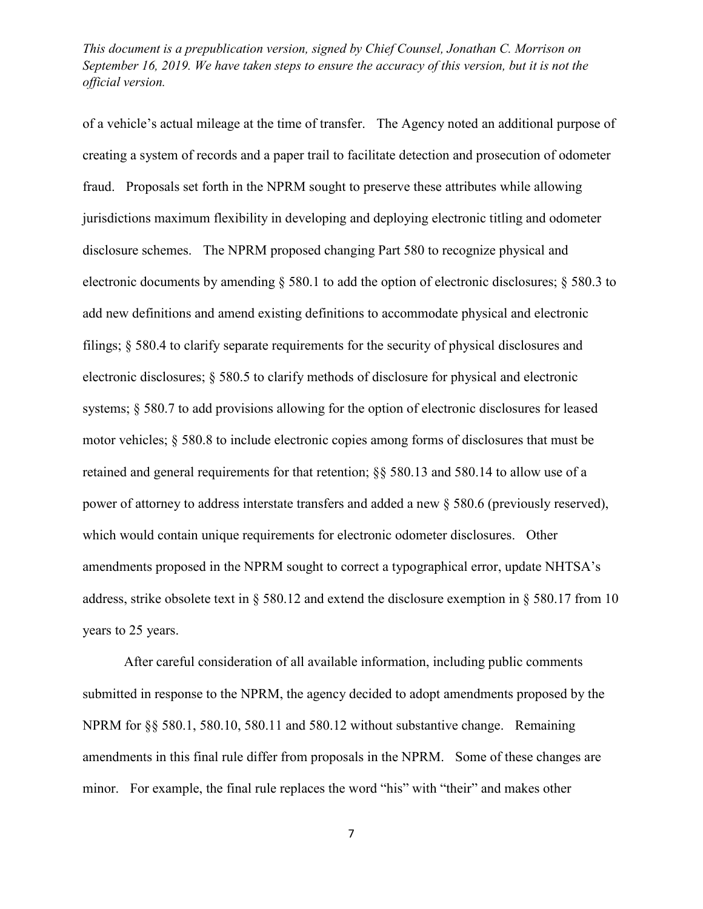of a vehicle's actual mileage at the time of transfer. The Agency noted an additional purpose of creating a system of records and a paper trail to facilitate detection and prosecution of odometer fraud. Proposals set forth in the NPRM sought to preserve these attributes while allowing jurisdictions maximum flexibility in developing and deploying electronic titling and odometer disclosure schemes. The NPRM proposed changing Part 580 to recognize physical and electronic documents by amending § 580.1 to add the option of electronic disclosures; § 580.3 to add new definitions and amend existing definitions to accommodate physical and electronic filings; § 580.4 to clarify separate requirements for the security of physical disclosures and electronic disclosures; § 580.5 to clarify methods of disclosure for physical and electronic systems; § 580.7 to add provisions allowing for the option of electronic disclosures for leased motor vehicles; § 580.8 to include electronic copies among forms of disclosures that must be retained and general requirements for that retention; §§ 580.13 and 580.14 to allow use of a power of attorney to address interstate transfers and added a new § 580.6 (previously reserved), which would contain unique requirements for electronic odometer disclosures. Other amendments proposed in the NPRM sought to correct a typographical error, update NHTSA's address, strike obsolete text in § 580.12 and extend the disclosure exemption in § 580.17 from 10 years to 25 years.

After careful consideration of all available information, including public comments submitted in response to the NPRM, the agency decided to adopt amendments proposed by the NPRM for §§ 580.1, 580.10, 580.11 and 580.12 without substantive change. Remaining amendments in this final rule differ from proposals in the NPRM. Some of these changes are minor. For example, the final rule replaces the word "his" with "their" and makes other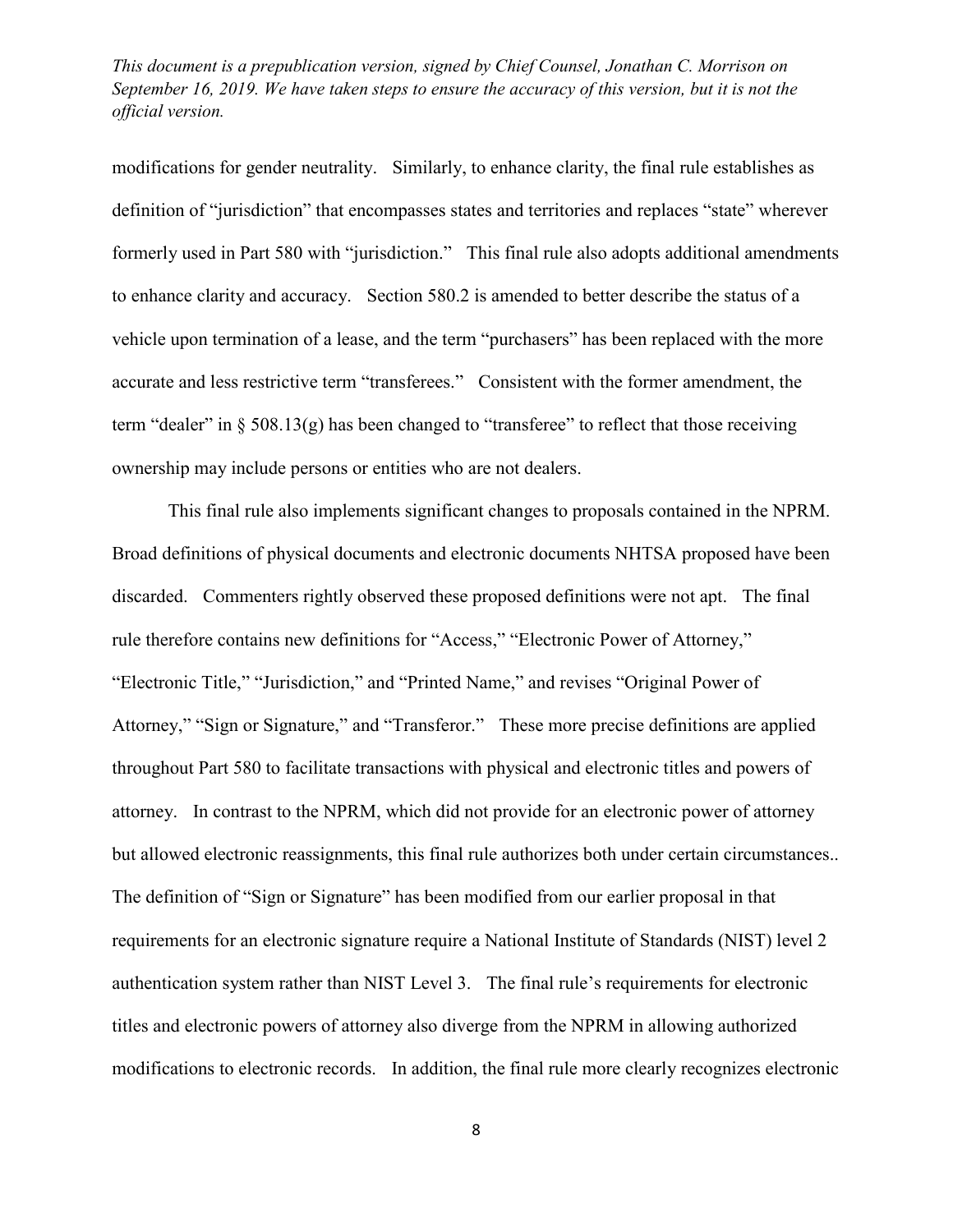modifications for gender neutrality. Similarly, to enhance clarity, the final rule establishes as definition of "jurisdiction" that encompasses states and territories and replaces "state" wherever formerly used in Part 580 with "jurisdiction." This final rule also adopts additional amendments to enhance clarity and accuracy. Section 580.2 is amended to better describe the status of a vehicle upon termination of a lease, and the term "purchasers" has been replaced with the more accurate and less restrictive term "transferees." Consistent with the former amendment, the term "dealer" in § 508.13(g) has been changed to "transferee" to reflect that those receiving ownership may include persons or entities who are not dealers.

This final rule also implements significant changes to proposals contained in the NPRM. Broad definitions of physical documents and electronic documents NHTSA proposed have been discarded. Commenters rightly observed these proposed definitions were not apt. The final rule therefore contains new definitions for "Access," "Electronic Power of Attorney," "Electronic Title," "Jurisdiction," and "Printed Name," and revises "Original Power of Attorney," "Sign or Signature," and "Transferor." These more precise definitions are applied throughout Part 580 to facilitate transactions with physical and electronic titles and powers of attorney. In contrast to the NPRM, which did not provide for an electronic power of attorney but allowed electronic reassignments, this final rule authorizes both under certain circumstances.. The definition of "Sign or Signature" has been modified from our earlier proposal in that requirements for an electronic signature require a National Institute of Standards (NIST) level 2 authentication system rather than NIST Level 3. The final rule's requirements for electronic titles and electronic powers of attorney also diverge from the NPRM in allowing authorized modifications to electronic records. In addition, the final rule more clearly recognizes electronic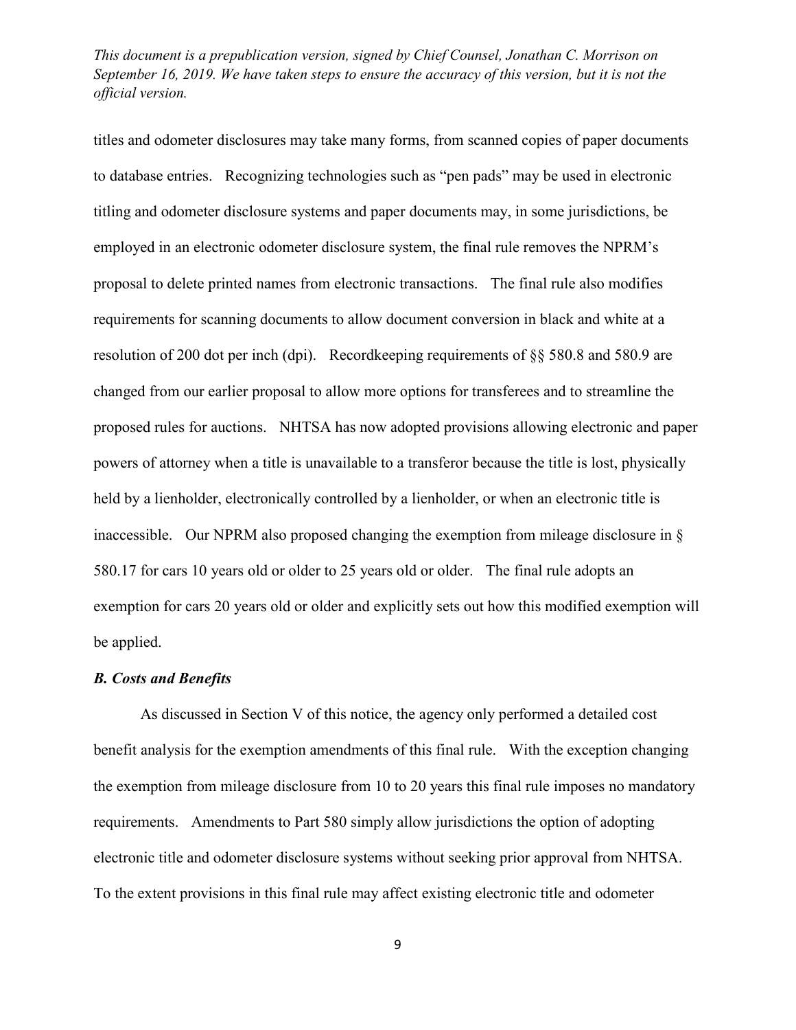titles and odometer disclosures may take many forms, from scanned copies of paper documents to database entries. Recognizing technologies such as "pen pads" may be used in electronic titling and odometer disclosure systems and paper documents may, in some jurisdictions, be employed in an electronic odometer disclosure system, the final rule removes the NPRM's proposal to delete printed names from electronic transactions. The final rule also modifies requirements for scanning documents to allow document conversion in black and white at a resolution of 200 dot per inch (dpi). Recordkeeping requirements of §§ 580.8 and 580.9 are changed from our earlier proposal to allow more options for transferees and to streamline the proposed rules for auctions. NHTSA has now adopted provisions allowing electronic and paper powers of attorney when a title is unavailable to a transferor because the title is lost, physically held by a lienholder, electronically controlled by a lienholder, or when an electronic title is inaccessible. Our NPRM also proposed changing the exemption from mileage disclosure in § 580.17 for cars 10 years old or older to 25 years old or older. The final rule adopts an exemption for cars 20 years old or older and explicitly sets out how this modified exemption will be applied.

### *B. Costs and Benefits*

As discussed in Section V of this notice, the agency only performed a detailed cost benefit analysis for the exemption amendments of this final rule. With the exception changing the exemption from mileage disclosure from 10 to 20 years this final rule imposes no mandatory requirements. Amendments to Part 580 simply allow jurisdictions the option of adopting electronic title and odometer disclosure systems without seeking prior approval from NHTSA. To the extent provisions in this final rule may affect existing electronic title and odometer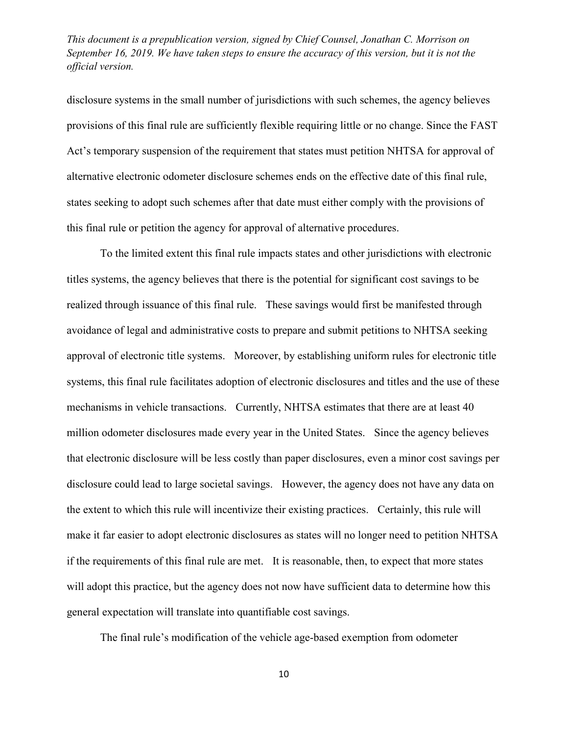disclosure systems in the small number of jurisdictions with such schemes, the agency believes provisions of this final rule are sufficiently flexible requiring little or no change. Since the FAST Act's temporary suspension of the requirement that states must petition NHTSA for approval of alternative electronic odometer disclosure schemes ends on the effective date of this final rule, states seeking to adopt such schemes after that date must either comply with the provisions of this final rule or petition the agency for approval of alternative procedures.

To the limited extent this final rule impacts states and other jurisdictions with electronic titles systems, the agency believes that there is the potential for significant cost savings to be realized through issuance of this final rule. These savings would first be manifested through avoidance of legal and administrative costs to prepare and submit petitions to NHTSA seeking approval of electronic title systems. Moreover, by establishing uniform rules for electronic title systems, this final rule facilitates adoption of electronic disclosures and titles and the use of these mechanisms in vehicle transactions. Currently, NHTSA estimates that there are at least 40 million odometer disclosures made every year in the United States. Since the agency believes that electronic disclosure will be less costly than paper disclosures, even a minor cost savings per disclosure could lead to large societal savings. However, the agency does not have any data on the extent to which this rule will incentivize their existing practices. Certainly, this rule will make it far easier to adopt electronic disclosures as states will no longer need to petition NHTSA if the requirements of this final rule are met. It is reasonable, then, to expect that more states will adopt this practice, but the agency does not now have sufficient data to determine how this general expectation will translate into quantifiable cost savings.

The final rule's modification of the vehicle age-based exemption from odometer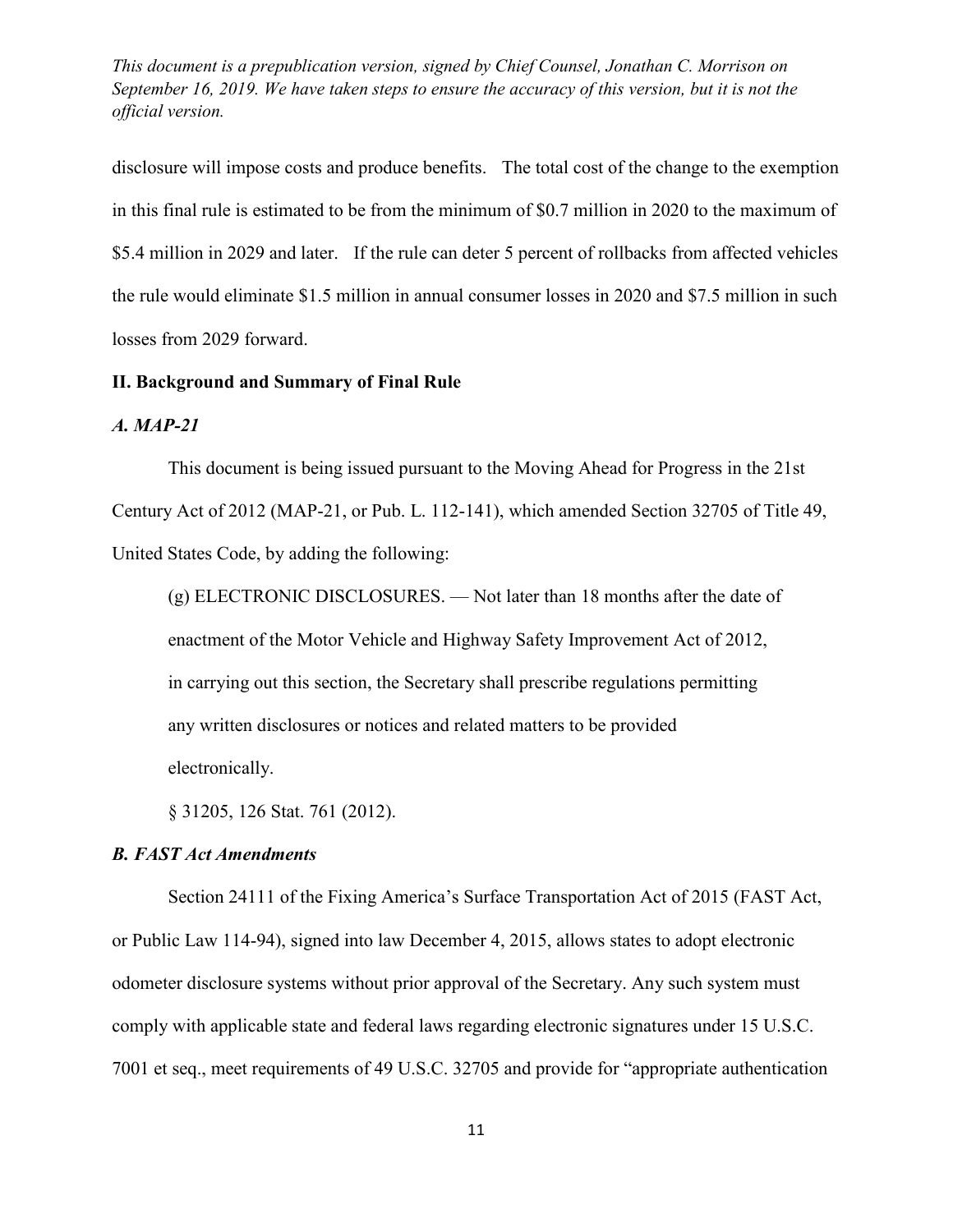disclosure will impose costs and produce benefits. The total cost of the change to the exemption in this final rule is estimated to be from the minimum of $0.7 million in 2020 to the maximum of $5.4 million in 2029 and later. If the rule can deter 5 percent of rollbacks from affected vehicles the rule would eliminate $1.5 million in annual consumer losses in 2020 and $7.5 million in such losses from 2029 forward.

## II. Background and Summary of Final Rule

### *A. MAP-21*

This document is being issued pursuant to the Moving Ahead for Progress in the 21st Century Act of 2012 (MAP-21, or Pub. L. 112-141), which amended Section 32705 of Title 49, United States Code, by adding the following:

> (g) ELECTRONIC DISCLOSURES. — Not later than 18 months after the date of enactment of the Motor Vehicle and Highway Safety Improvement Act of 2012, in carrying out this section, the Secretary shall prescribe regulations permitting any written disclosures or notices and related matters to be provided electronically.
>
> § 31205, 126 Stat. 761 (2012).

### *B. FAST Act Amendments*

Section 24111 of the Fixing America's Surface Transportation Act of 2015 (FAST Act, or Public Law 114-94), signed into law December 4, 2015, allows states to adopt electronic odometer disclosure systems without prior approval of the Secretary. Any such system must comply with applicable state and federal laws regarding electronic signatures under 15 U.S.C. 7001 et seq., meet requirements of 49 U.S.C. 32705 and provide for "appropriate authentication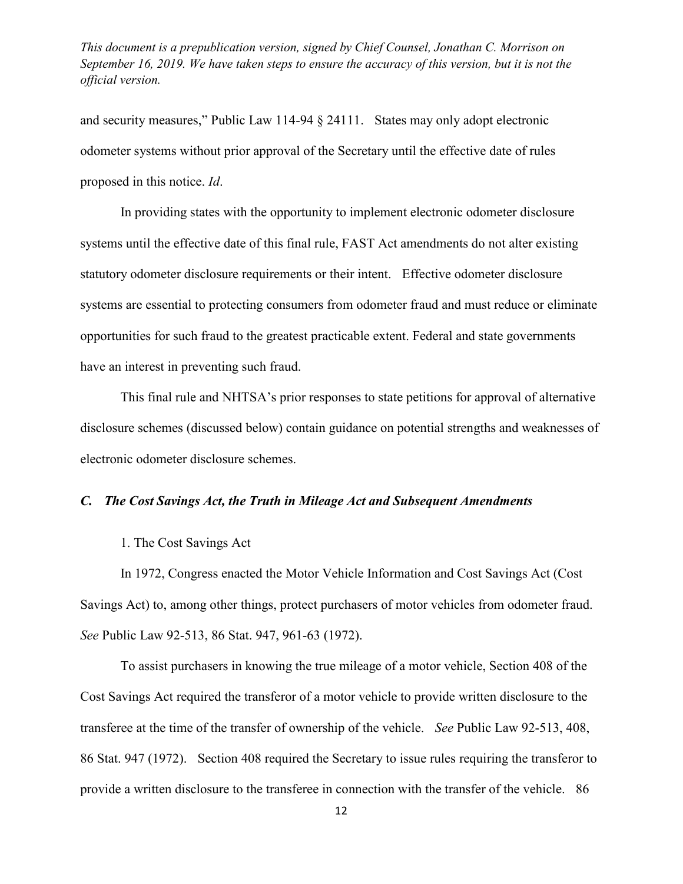and security measures," Public Law 114-94 § 24111. States may only adopt electronic odometer systems without prior approval of the Secretary until the effective date of rules proposed in this notice. *Id*.

In providing states with the opportunity to implement electronic odometer disclosure systems until the effective date of this final rule, FAST Act amendments do not alter existing statutory odometer disclosure requirements or their intent. Effective odometer disclosure systems are essential to protecting consumers from odometer fraud and must reduce or eliminate opportunities for such fraud to the greatest practicable extent. Federal and state governments have an interest in preventing such fraud.

This final rule and NHTSA's prior responses to state petitions for approval of alternative disclosure schemes (discussed below) contain guidance on potential strengths and weaknesses of electronic odometer disclosure schemes.

### *C. The Cost Savings Act, the Truth in Mileage Act and Subsequent Amendments*

1. The Cost Savings Act

In 1972, Congress enacted the Motor Vehicle Information and Cost Savings Act (Cost Savings Act) to, among other things, protect purchasers of motor vehicles from odometer fraud. *See* Public Law 92-513, 86 Stat. 947, 961-63 (1972).

To assist purchasers in knowing the true mileage of a motor vehicle, Section 408 of the Cost Savings Act required the transferor of a motor vehicle to provide written disclosure to the transferee at the time of the transfer of ownership of the vehicle. *See* Public Law 92-513, 408, 86 Stat. 947 (1972). Section 408 required the Secretary to issue rules requiring the transferor to provide a written disclosure to the transferee in connection with the transfer of the vehicle. 86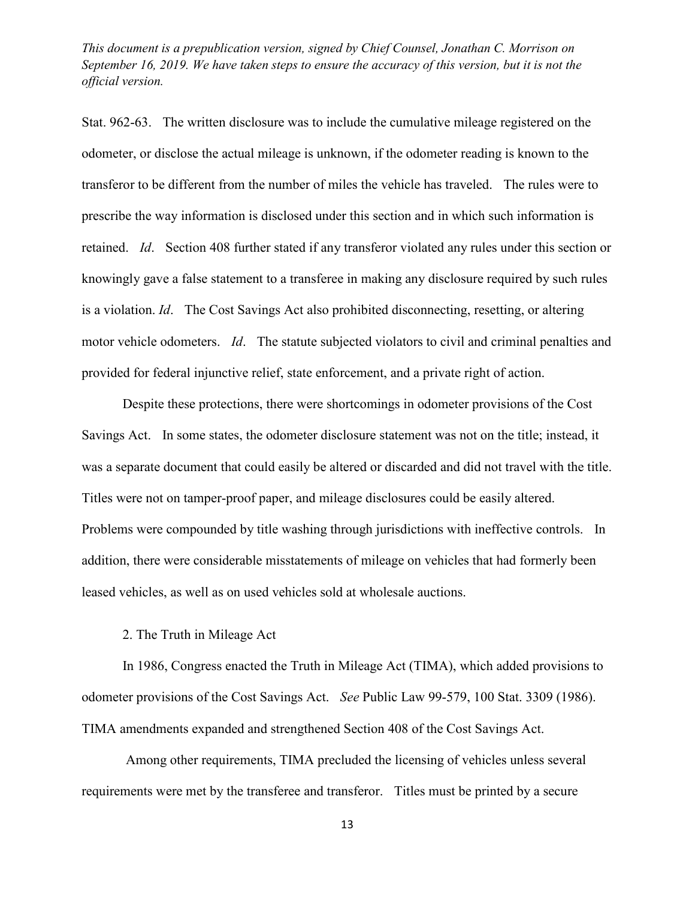Stat. 962-63. The written disclosure was to include the cumulative mileage registered on the odometer, or disclose the actual mileage is unknown, if the odometer reading is known to the transferor to be different from the number of miles the vehicle has traveled. The rules were to prescribe the way information is disclosed under this section and in which such information is retained. *Id*. Section 408 further stated if any transferor violated any rules under this section or knowingly gave a false statement to a transferee in making any disclosure required by such rules is a violation. *Id*. The Cost Savings Act also prohibited disconnecting, resetting, or altering motor vehicle odometers. *Id*. The statute subjected violators to civil and criminal penalties and provided for federal injunctive relief, state enforcement, and a private right of action.

Despite these protections, there were shortcomings in odometer provisions of the Cost Savings Act. In some states, the odometer disclosure statement was not on the title; instead, it was a separate document that could easily be altered or discarded and did not travel with the title. Titles were not on tamper-proof paper, and mileage disclosures could be easily altered. Problems were compounded by title washing through jurisdictions with ineffective controls. In addition, there were considerable misstatements of mileage on vehicles that had formerly been leased vehicles, as well as on used vehicles sold at wholesale auctions.

2. The Truth in Mileage Act

In 1986, Congress enacted the Truth in Mileage Act (TIMA), which added provisions to odometer provisions of the Cost Savings Act. *See* Public Law 99-579, 100 Stat. 3309 (1986). TIMA amendments expanded and strengthened Section 408 of the Cost Savings Act.

Among other requirements, TIMA precluded the licensing of vehicles unless several requirements were met by the transferee and transferor. Titles must be printed by a secure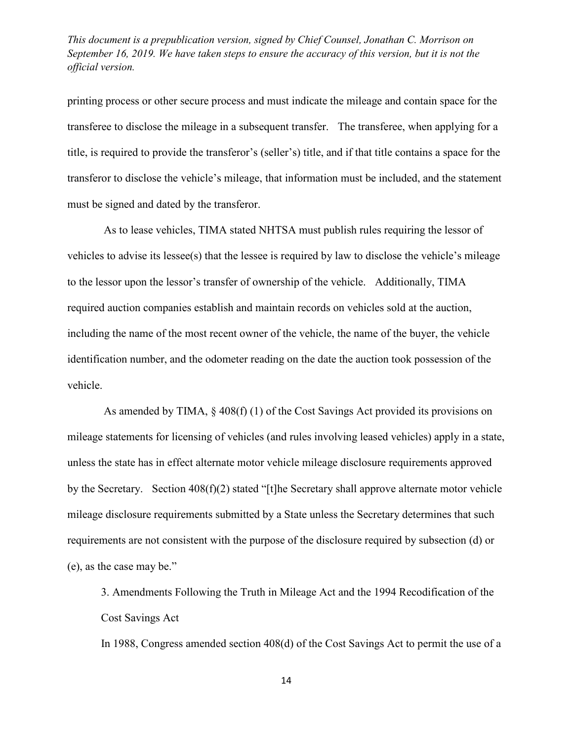printing process or other secure process and must indicate the mileage and contain space for the transferee to disclose the mileage in a subsequent transfer. The transferee, when applying for a title, is required to provide the transferor's (seller's) title, and if that title contains a space for the transferor to disclose the vehicle's mileage, that information must be included, and the statement must be signed and dated by the transferor.

As to lease vehicles, TIMA stated NHTSA must publish rules requiring the lessor of vehicles to advise its lessee(s) that the lessee is required by law to disclose the vehicle's mileage to the lessor upon the lessor's transfer of ownership of the vehicle. Additionally, TIMA required auction companies establish and maintain records on vehicles sold at the auction, including the name of the most recent owner of the vehicle, the name of the buyer, the vehicle identification number, and the odometer reading on the date the auction took possession of the vehicle.

As amended by TIMA, § 408(f) (1) of the Cost Savings Act provided its provisions on mileage statements for licensing of vehicles (and rules involving leased vehicles) apply in a state, unless the state has in effect alternate motor vehicle mileage disclosure requirements approved by the Secretary. Section 408(f)(2) stated "[t]he Secretary shall approve alternate motor vehicle mileage disclosure requirements submitted by a State unless the Secretary determines that such requirements are not consistent with the purpose of the disclosure required by subsection (d) or (e), as the case may be."

### 3. Amendments Following the Truth in Mileage Act and the 1994 Recodification of the Cost Savings Act

In 1988, Congress amended section 408(d) of the Cost Savings Act to permit the use of a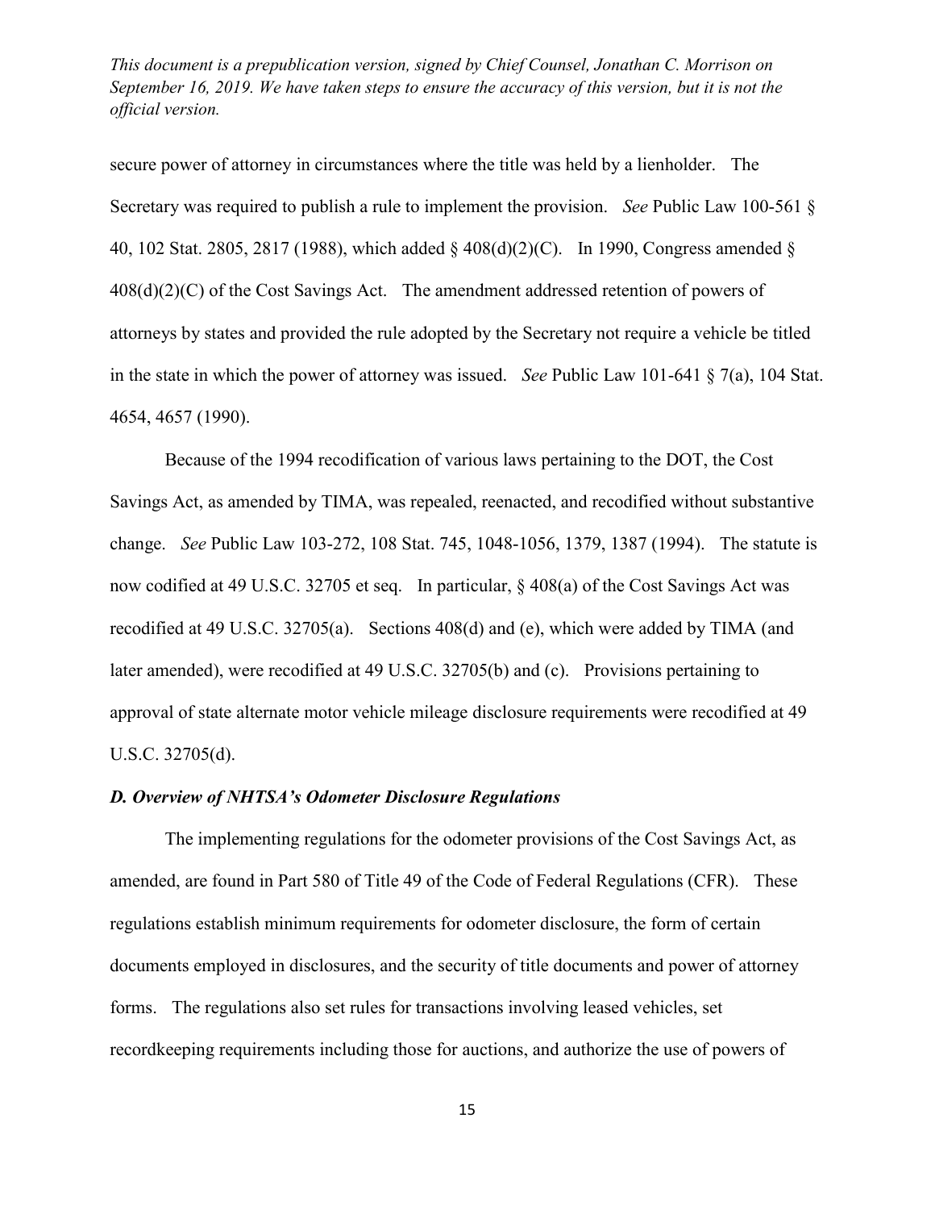secure power of attorney in circumstances where the title was held by a lienholder. The Secretary was required to publish a rule to implement the provision. *See* Public Law 100-561 § 40, 102 Stat. 2805, 2817 (1988), which added § 408(d)(2)(C). In 1990, Congress amended § 408(d)(2)(C) of the Cost Savings Act. The amendment addressed retention of powers of attorneys by states and provided the rule adopted by the Secretary not require a vehicle be titled in the state in which the power of attorney was issued. *See* Public Law 101-641 § 7(a), 104 Stat. 4654, 4657 (1990).

Because of the 1994 recodification of various laws pertaining to the DOT, the Cost Savings Act, as amended by TIMA, was repealed, reenacted, and recodified without substantive change. *See* Public Law 103-272, 108 Stat. 745, 1048-1056, 1379, 1387 (1994). The statute is now codified at 49 U.S.C. 32705 et seq. In particular, § 408(a) of the Cost Savings Act was recodified at 49 U.S.C. 32705(a). Sections 408(d) and (e), which were added by TIMA (and later amended), were recodified at 49 U.S.C. 32705(b) and (c). Provisions pertaining to approval of state alternate motor vehicle mileage disclosure requirements were recodified at 49 U.S.C. 32705(d).

### *D. Overview of NHTSA's Odometer Disclosure Regulations*

The implementing regulations for the odometer provisions of the Cost Savings Act, as amended, are found in Part 580 of Title 49 of the Code of Federal Regulations (CFR). These regulations establish minimum requirements for odometer disclosure, the form of certain documents employed in disclosures, and the security of title documents and power of attorney forms. The regulations also set rules for transactions involving leased vehicles, set recordkeeping requirements including those for auctions, and authorize the use of powers of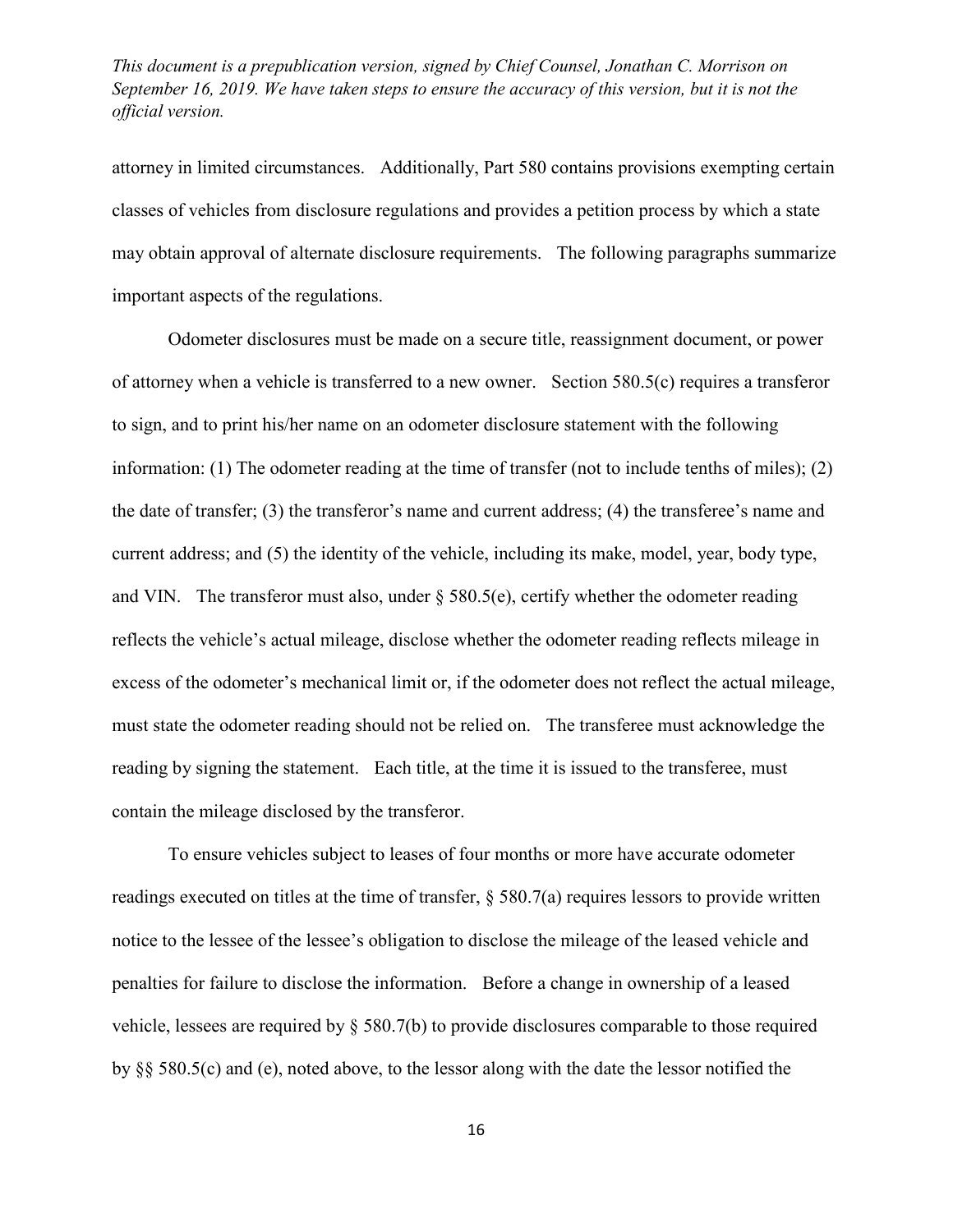attorney in limited circumstances. Additionally, Part 580 contains provisions exempting certain classes of vehicles from disclosure regulations and provides a petition process by which a state may obtain approval of alternate disclosure requirements. The following paragraphs summarize important aspects of the regulations.

Odometer disclosures must be made on a secure title, reassignment document, or power of attorney when a vehicle is transferred to a new owner. Section 580.5(c) requires a transferor to sign, and to print his/her name on an odometer disclosure statement with the following information: (1) The odometer reading at the time of transfer (not to include tenths of miles); (2) the date of transfer; (3) the transferor's name and current address; (4) the transferee's name and current address; and (5) the identity of the vehicle, including its make, model, year, body type, and VIN. The transferor must also, under § 580.5(e), certify whether the odometer reading reflects the vehicle's actual mileage, disclose whether the odometer reading reflects mileage in excess of the odometer's mechanical limit or, if the odometer does not reflect the actual mileage, must state the odometer reading should not be relied on. The transferee must acknowledge the reading by signing the statement. Each title, at the time it is issued to the transferee, must contain the mileage disclosed by the transferor.

To ensure vehicles subject to leases of four months or more have accurate odometer readings executed on titles at the time of transfer, § 580.7(a) requires lessors to provide written notice to the lessee of the lessee's obligation to disclose the mileage of the leased vehicle and penalties for failure to disclose the information. Before a change in ownership of a leased vehicle, lessees are required by § 580.7(b) to provide disclosures comparable to those required by §§ 580.5(c) and (e), noted above, to the lessor along with the date the lessor notified the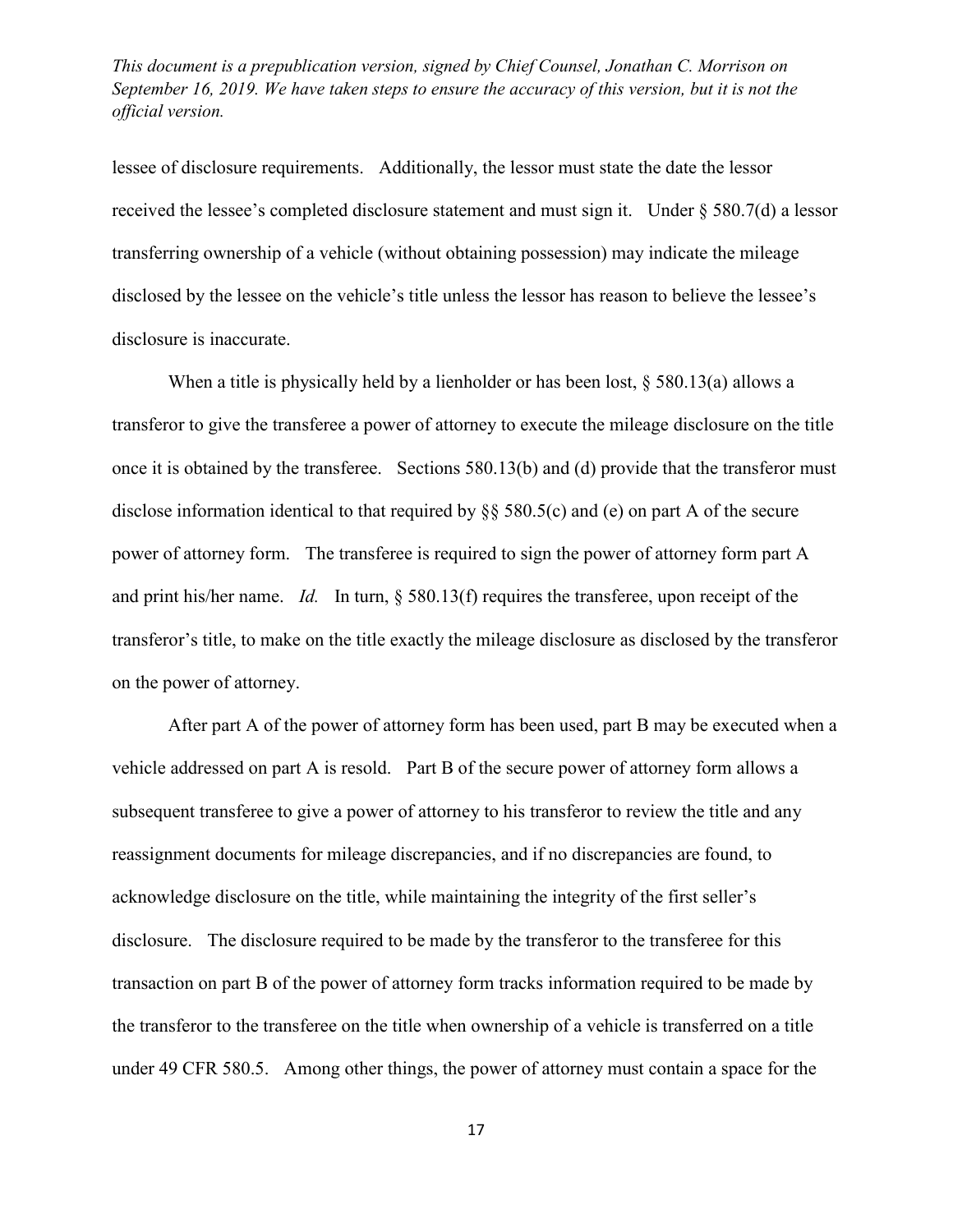lessee of disclosure requirements. Additionally, the lessor must state the date the lessor received the lessee's completed disclosure statement and must sign it. Under § 580.7(d) a lessor transferring ownership of a vehicle (without obtaining possession) may indicate the mileage disclosed by the lessee on the vehicle's title unless the lessor has reason to believe the lessee's disclosure is inaccurate.

When a title is physically held by a lienholder or has been lost, § 580.13(a) allows a transferor to give the transferee a power of attorney to execute the mileage disclosure on the title once it is obtained by the transferee. Sections 580.13(b) and (d) provide that the transferor must disclose information identical to that required by §§ 580.5(c) and (e) on part A of the secure power of attorney form. The transferee is required to sign the power of attorney form part A and print his/her name. *Id.* In turn, § 580.13(f) requires the transferee, upon receipt of the transferor's title, to make on the title exactly the mileage disclosure as disclosed by the transferor on the power of attorney.

After part A of the power of attorney form has been used, part B may be executed when a vehicle addressed on part A is resold. Part B of the secure power of attorney form allows a subsequent transferee to give a power of attorney to his transferor to review the title and any reassignment documents for mileage discrepancies, and if no discrepancies are found, to acknowledge disclosure on the title, while maintaining the integrity of the first seller's disclosure. The disclosure required to be made by the transferor to the transferee for this transaction on part B of the power of attorney form tracks information required to be made by the transferor to the transferee on the title when ownership of a vehicle is transferred on a title under 49 CFR 580.5. Among other things, the power of attorney must contain a space for the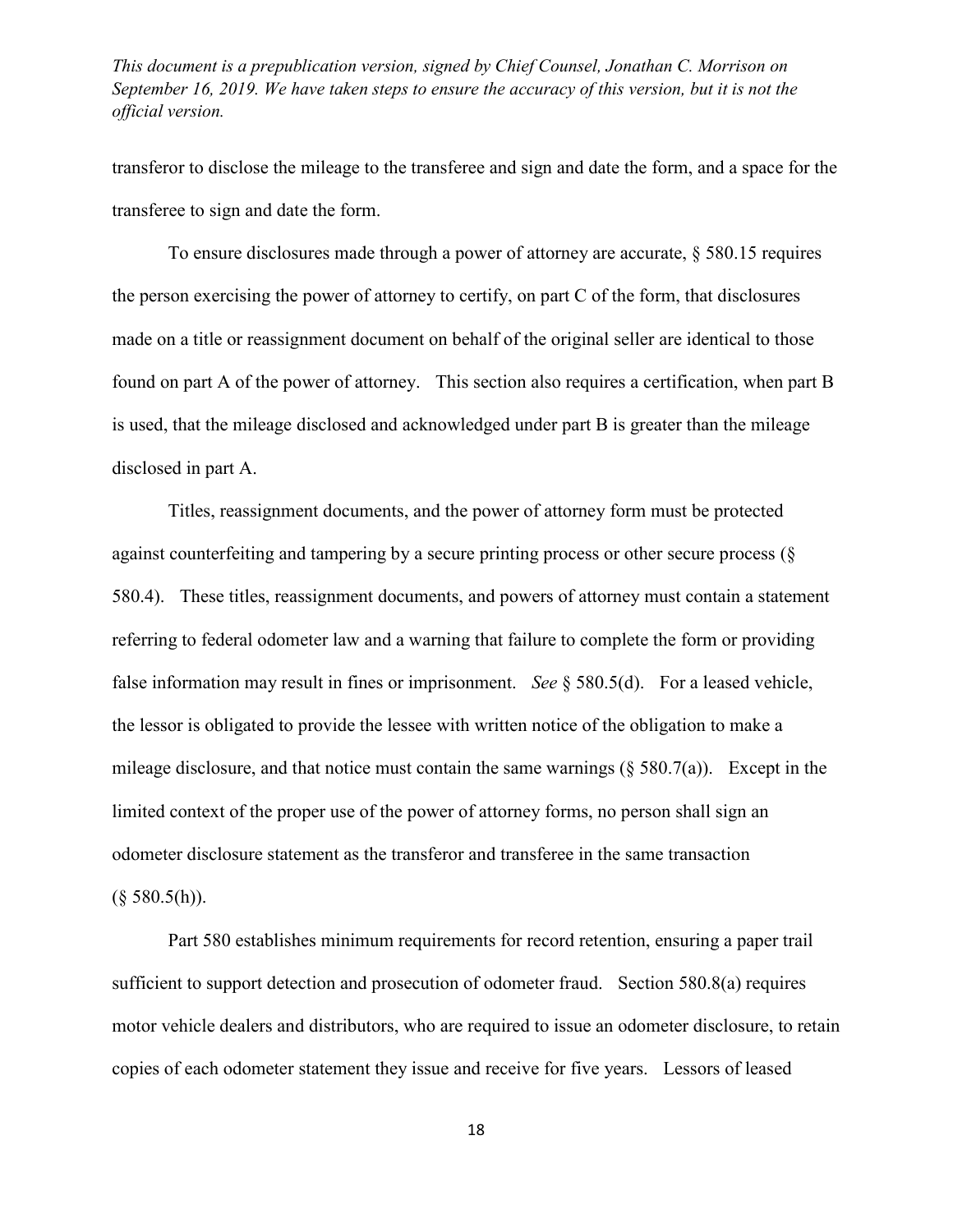transferor to disclose the mileage to the transferee and sign and date the form, and a space for the transferee to sign and date the form.

To ensure disclosures made through a power of attorney are accurate, § 580.15 requires the person exercising the power of attorney to certify, on part C of the form, that disclosures made on a title or reassignment document on behalf of the original seller are identical to those found on part A of the power of attorney. This section also requires a certification, when part B is used, that the mileage disclosed and acknowledged under part B is greater than the mileage disclosed in part A.

Titles, reassignment documents, and the power of attorney form must be protected against counterfeiting and tampering by a secure printing process or other secure process (§ 580.4). These titles, reassignment documents, and powers of attorney must contain a statement referring to federal odometer law and a warning that failure to complete the form or providing false information may result in fines or imprisonment. *See* § 580.5(d). For a leased vehicle, the lessor is obligated to provide the lessee with written notice of the obligation to make a mileage disclosure, and that notice must contain the same warnings (§ 580.7(a)). Except in the limited context of the proper use of the power of attorney forms, no person shall sign an odometer disclosure statement as the transferor and transferee in the same transaction (§ 580.5(h)).

Part 580 establishes minimum requirements for record retention, ensuring a paper trail sufficient to support detection and prosecution of odometer fraud. Section 580.8(a) requires motor vehicle dealers and distributors, who are required to issue an odometer disclosure, to retain copies of each odometer statement they issue and receive for five years. Lessors of leased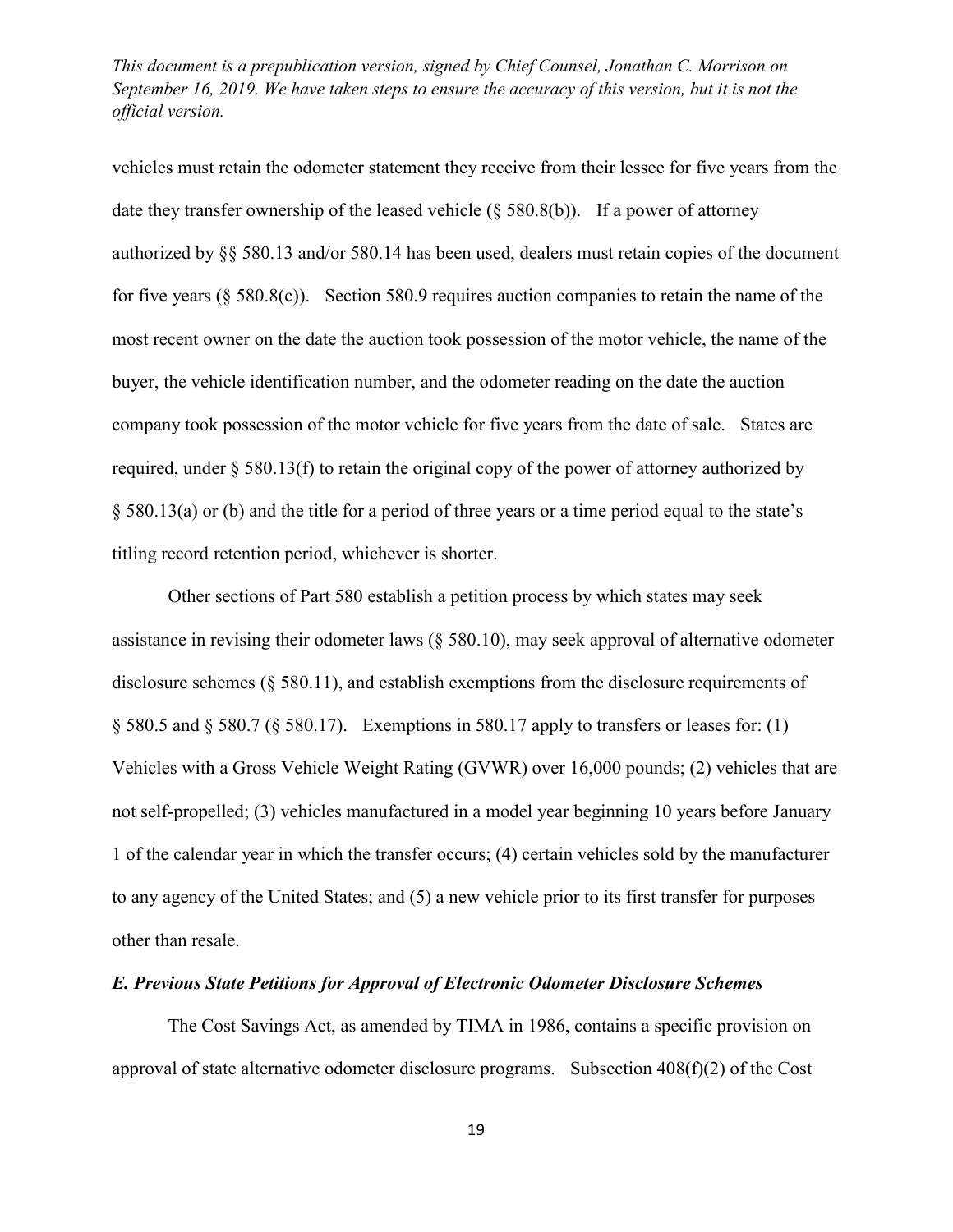vehicles must retain the odometer statement they receive from their lessee for five years from the date they transfer ownership of the leased vehicle (§ 580.8(b)). If a power of attorney authorized by §§ 580.13 and/or 580.14 has been used, dealers must retain copies of the document for five years (§ 580.8(c)). Section 580.9 requires auction companies to retain the name of the most recent owner on the date the auction took possession of the motor vehicle, the name of the buyer, the vehicle identification number, and the odometer reading on the date the auction company took possession of the motor vehicle for five years from the date of sale. States are required, under § 580.13(f) to retain the original copy of the power of attorney authorized by § 580.13(a) or (b) and the title for a period of three years or a time period equal to the state's titling record retention period, whichever is shorter.

Other sections of Part 580 establish a petition process by which states may seek assistance in revising their odometer laws (§ 580.10), may seek approval of alternative odometer disclosure schemes (§ 580.11), and establish exemptions from the disclosure requirements of § 580.5 and § 580.7 (§ 580.17). Exemptions in 580.17 apply to transfers or leases for: (1) Vehicles with a Gross Vehicle Weight Rating (GVWR) over 16,000 pounds; (2) vehicles that are not self-propelled; (3) vehicles manufactured in a model year beginning 10 years before January 1 of the calendar year in which the transfer occurs; (4) certain vehicles sold by the manufacturer to any agency of the United States; and (5) a new vehicle prior to its first transfer for purposes other than resale.

### *E. Previous State Petitions for Approval of Electronic Odometer Disclosure Schemes*

The Cost Savings Act, as amended by TIMA in 1986, contains a specific provision on approval of state alternative odometer disclosure programs. Subsection 408(f)(2) of the Cost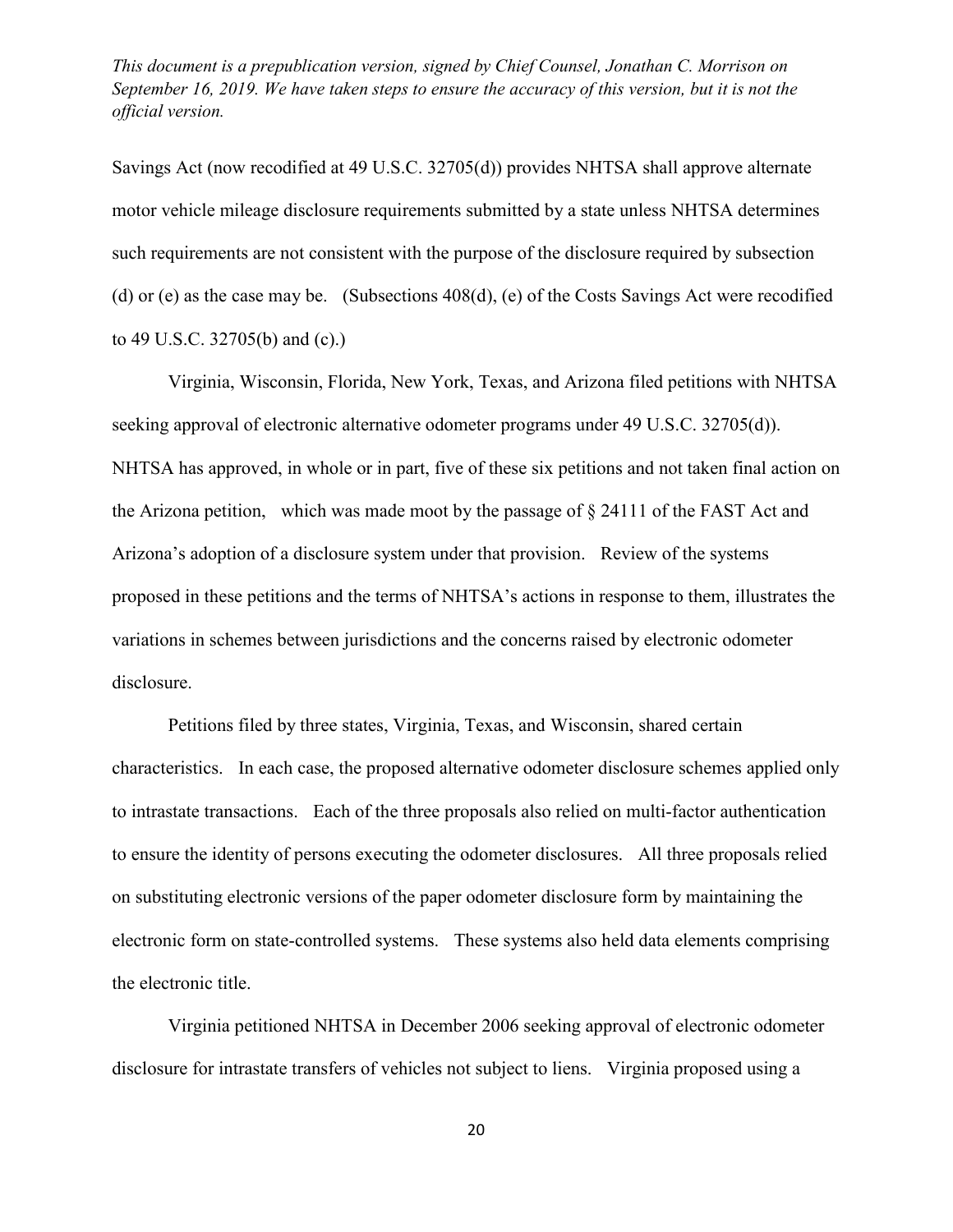Savings Act (now recodified at 49 U.S.C. 32705(d)) provides NHTSA shall approve alternate motor vehicle mileage disclosure requirements submitted by a state unless NHTSA determines such requirements are not consistent with the purpose of the disclosure required by subsection (d) or (e) as the case may be. (Subsections 408(d), (e) of the Costs Savings Act were recodified to 49 U.S.C. 32705(b) and (c).)

Virginia, Wisconsin, Florida, New York, Texas, and Arizona filed petitions with NHTSA seeking approval of electronic alternative odometer programs under 49 U.S.C. 32705(d)). NHTSA has approved, in whole or in part, five of these six petitions and not taken final action on the Arizona petition, which was made moot by the passage of § 24111 of the FAST Act and Arizona's adoption of a disclosure system under that provision. Review of the systems proposed in these petitions and the terms of NHTSA's actions in response to them, illustrates the variations in schemes between jurisdictions and the concerns raised by electronic odometer disclosure.

Petitions filed by three states, Virginia, Texas, and Wisconsin, shared certain characteristics. In each case, the proposed alternative odometer disclosure schemes applied only to intrastate transactions. Each of the three proposals also relied on multi-factor authentication to ensure the identity of persons executing the odometer disclosures. All three proposals relied on substituting electronic versions of the paper odometer disclosure form by maintaining the electronic form on state-controlled systems. These systems also held data elements comprising the electronic title.

Virginia petitioned NHTSA in December 2006 seeking approval of electronic odometer disclosure for intrastate transfers of vehicles not subject to liens. Virginia proposed using a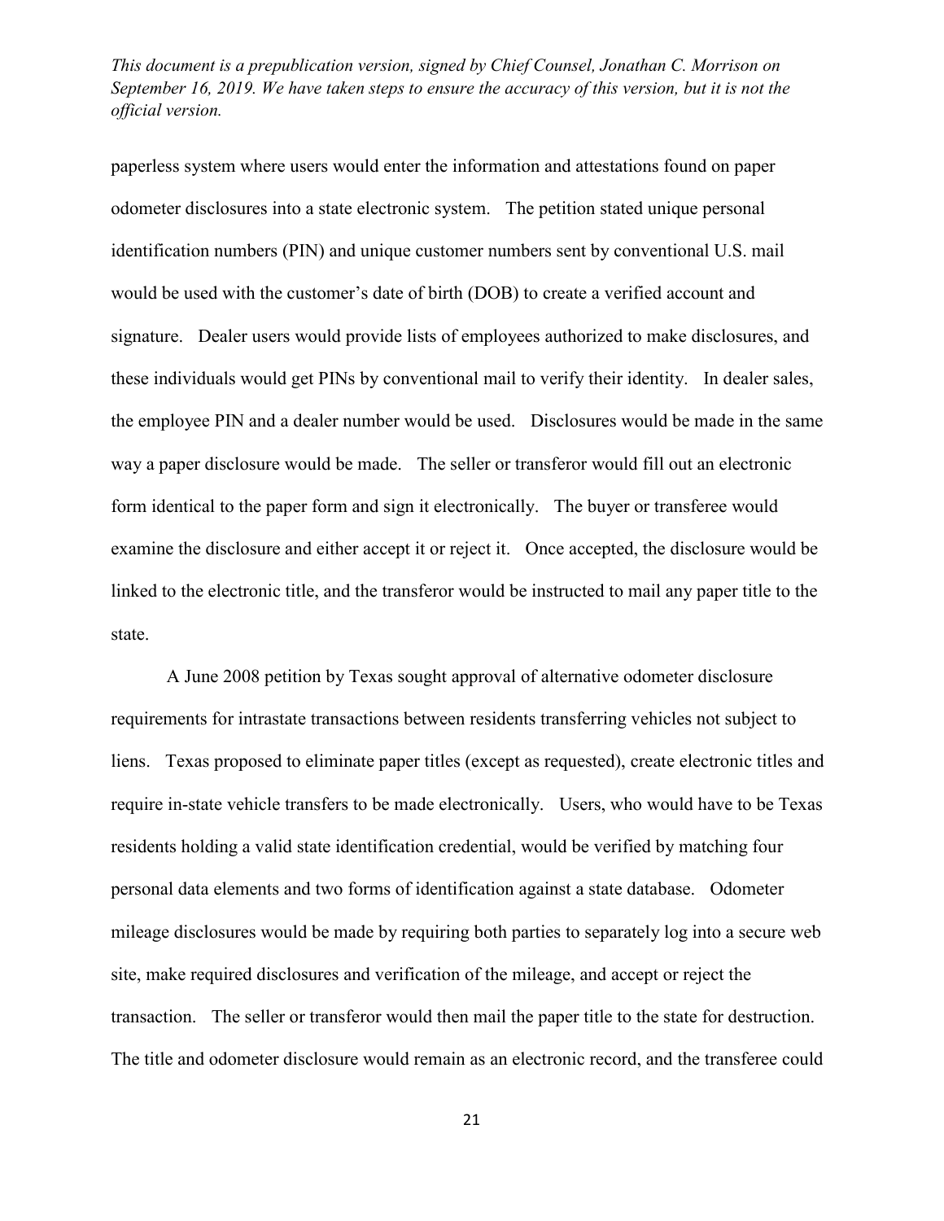paperless system where users would enter the information and attestations found on paper odometer disclosures into a state electronic system. The petition stated unique personal identification numbers (PIN) and unique customer numbers sent by conventional U.S. mail would be used with the customer's date of birth (DOB) to create a verified account and signature. Dealer users would provide lists of employees authorized to make disclosures, and these individuals would get PINs by conventional mail to verify their identity. In dealer sales, the employee PIN and a dealer number would be used. Disclosures would be made in the same way a paper disclosure would be made. The seller or transferor would fill out an electronic form identical to the paper form and sign it electronically. The buyer or transferee would examine the disclosure and either accept it or reject it. Once accepted, the disclosure would be linked to the electronic title, and the transferor would be instructed to mail any paper title to the state.

A June 2008 petition by Texas sought approval of alternative odometer disclosure requirements for intrastate transactions between residents transferring vehicles not subject to liens. Texas proposed to eliminate paper titles (except as requested), create electronic titles and require in-state vehicle transfers to be made electronically. Users, who would have to be Texas residents holding a valid state identification credential, would be verified by matching four personal data elements and two forms of identification against a state database. Odometer mileage disclosures would be made by requiring both parties to separately log into a secure web site, make required disclosures and verification of the mileage, and accept or reject the transaction. The seller or transferor would then mail the paper title to the state for destruction. The title and odometer disclosure would remain as an electronic record, and the transferee could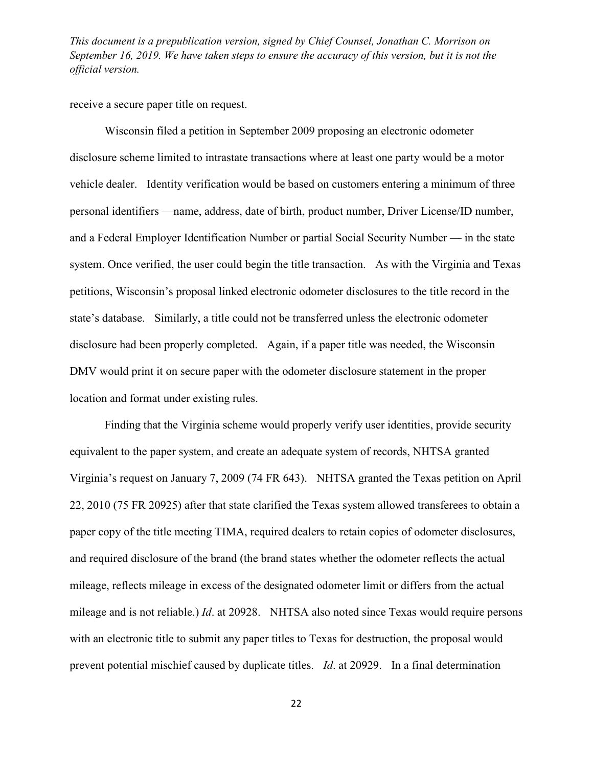receive a secure paper title on request.

Wisconsin filed a petition in September 2009 proposing an electronic odometer disclosure scheme limited to intrastate transactions where at least one party would be a motor vehicle dealer. Identity verification would be based on customers entering a minimum of three personal identifiers —name, address, date of birth, product number, Driver License/ID number, and a Federal Employer Identification Number or partial Social Security Number — in the state system. Once verified, the user could begin the title transaction. As with the Virginia and Texas petitions, Wisconsin's proposal linked electronic odometer disclosures to the title record in the state's database. Similarly, a title could not be transferred unless the electronic odometer disclosure had been properly completed. Again, if a paper title was needed, the Wisconsin DMV would print it on secure paper with the odometer disclosure statement in the proper location and format under existing rules.

Finding that the Virginia scheme would properly verify user identities, provide security equivalent to the paper system, and create an adequate system of records, NHTSA granted Virginia's request on January 7, 2009 (74 FR 643). NHTSA granted the Texas petition on April 22, 2010 (75 FR 20925) after that state clarified the Texas system allowed transferees to obtain a paper copy of the title meeting TIMA, required dealers to retain copies of odometer disclosures, and required disclosure of the brand (the brand states whether the odometer reflects the actual mileage, reflects mileage in excess of the designated odometer limit or differs from the actual mileage and is not reliable.) *Id*. at 20928. NHTSA also noted since Texas would require persons with an electronic title to submit any paper titles to Texas for destruction, the proposal would prevent potential mischief caused by duplicate titles. *Id*. at 20929. In a final determination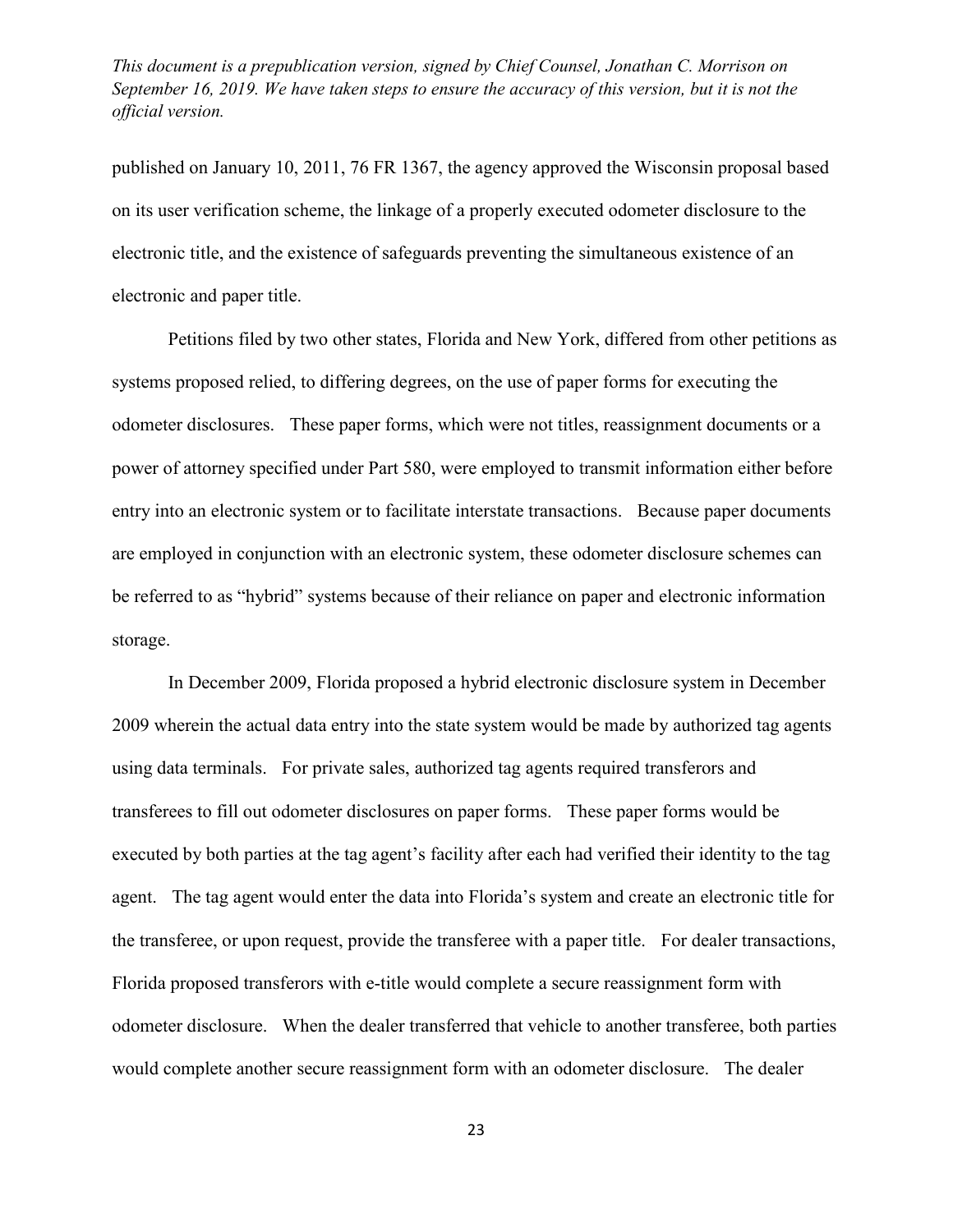published on January 10, 2011, 76 FR 1367, the agency approved the Wisconsin proposal based on its user verification scheme, the linkage of a properly executed odometer disclosure to the electronic title, and the existence of safeguards preventing the simultaneous existence of an electronic and paper title.

Petitions filed by two other states, Florida and New York, differed from other petitions as systems proposed relied, to differing degrees, on the use of paper forms for executing the odometer disclosures. These paper forms, which were not titles, reassignment documents or a power of attorney specified under Part 580, were employed to transmit information either before entry into an electronic system or to facilitate interstate transactions. Because paper documents are employed in conjunction with an electronic system, these odometer disclosure schemes can be referred to as "hybrid" systems because of their reliance on paper and electronic information storage.

In December 2009, Florida proposed a hybrid electronic disclosure system in December 2009 wherein the actual data entry into the state system would be made by authorized tag agents using data terminals. For private sales, authorized tag agents required transferors and transferees to fill out odometer disclosures on paper forms. These paper forms would be executed by both parties at the tag agent's facility after each had verified their identity to the tag agent. The tag agent would enter the data into Florida's system and create an electronic title for the transferee, or upon request, provide the transferee with a paper title. For dealer transactions, Florida proposed transferors with e-title would complete a secure reassignment form with odometer disclosure. When the dealer transferred that vehicle to another transferee, both parties would complete another secure reassignment form with an odometer disclosure. The dealer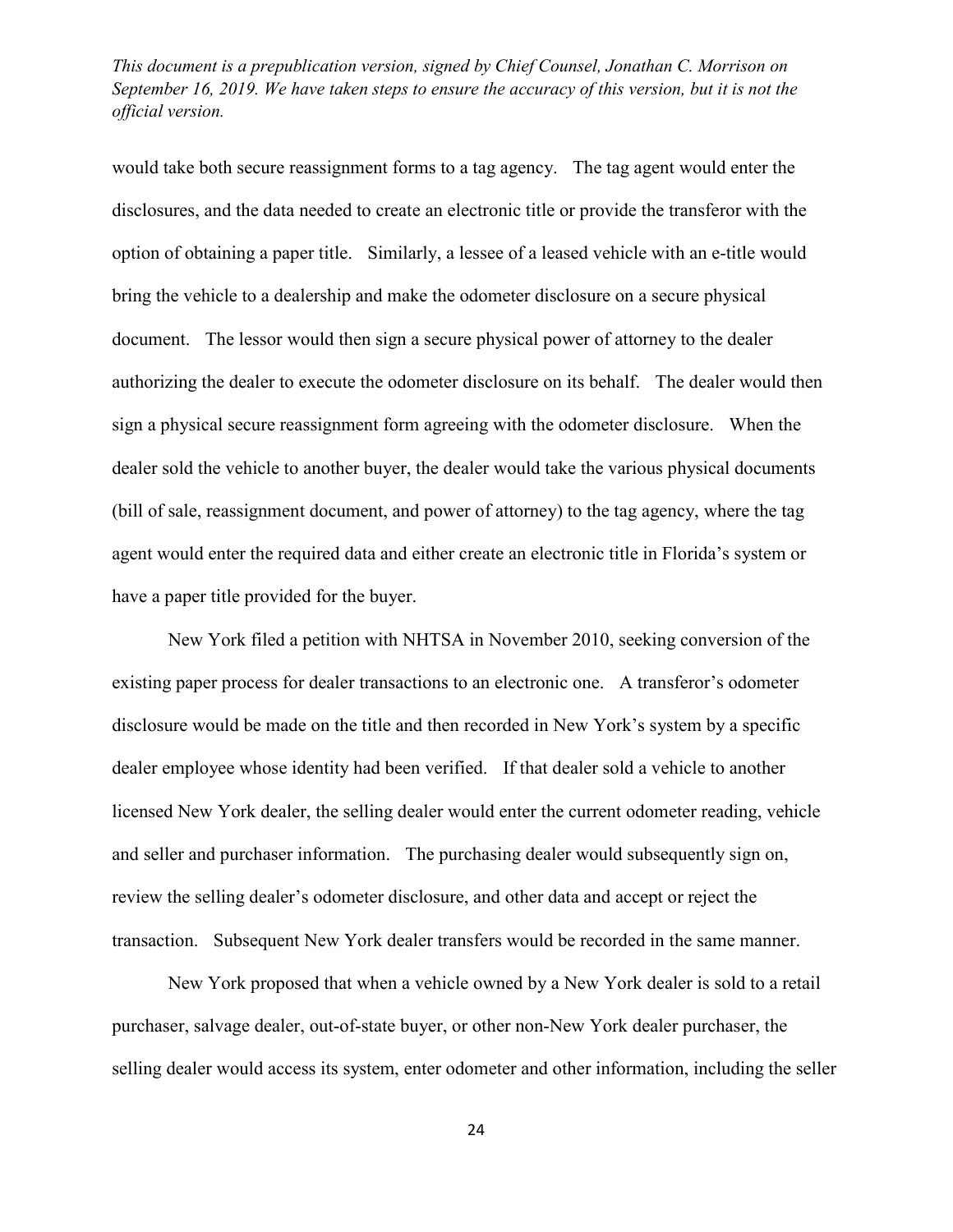would take both secure reassignment forms to a tag agency. The tag agent would enter the disclosures, and the data needed to create an electronic title or provide the transferor with the option of obtaining a paper title. Similarly, a lessee of a leased vehicle with an e-title would bring the vehicle to a dealership and make the odometer disclosure on a secure physical document. The lessor would then sign a secure physical power of attorney to the dealer authorizing the dealer to execute the odometer disclosure on its behalf. The dealer would then sign a physical secure reassignment form agreeing with the odometer disclosure. When the dealer sold the vehicle to another buyer, the dealer would take the various physical documents (bill of sale, reassignment document, and power of attorney) to the tag agency, where the tag agent would enter the required data and either create an electronic title in Florida's system or have a paper title provided for the buyer.

New York filed a petition with NHTSA in November 2010, seeking conversion of the existing paper process for dealer transactions to an electronic one. A transferor's odometer disclosure would be made on the title and then recorded in New York's system by a specific dealer employee whose identity had been verified. If that dealer sold a vehicle to another licensed New York dealer, the selling dealer would enter the current odometer reading, vehicle and seller and purchaser information. The purchasing dealer would subsequently sign on, review the selling dealer's odometer disclosure, and other data and accept or reject the transaction. Subsequent New York dealer transfers would be recorded in the same manner.

New York proposed that when a vehicle owned by a New York dealer is sold to a retail purchaser, salvage dealer, out-of-state buyer, or other non-New York dealer purchaser, the selling dealer would access its system, enter odometer and other information, including the seller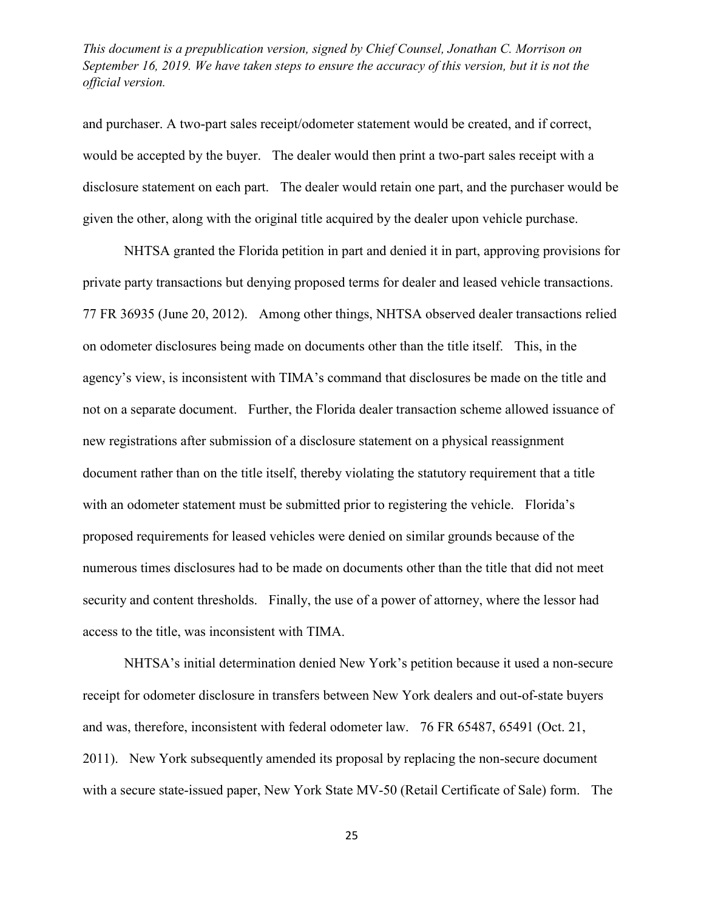and purchaser. A two-part sales receipt/odometer statement would be created, and if correct, would be accepted by the buyer. The dealer would then print a two-part sales receipt with a disclosure statement on each part. The dealer would retain one part, and the purchaser would be given the other, along with the original title acquired by the dealer upon vehicle purchase.

NHTSA granted the Florida petition in part and denied it in part, approving provisions for private party transactions but denying proposed terms for dealer and leased vehicle transactions. 77 FR 36935 (June 20, 2012). Among other things, NHTSA observed dealer transactions relied on odometer disclosures being made on documents other than the title itself. This, in the agency's view, is inconsistent with TIMA's command that disclosures be made on the title and not on a separate document. Further, the Florida dealer transaction scheme allowed issuance of new registrations after submission of a disclosure statement on a physical reassignment document rather than on the title itself, thereby violating the statutory requirement that a title with an odometer statement must be submitted prior to registering the vehicle. Florida's proposed requirements for leased vehicles were denied on similar grounds because of the numerous times disclosures had to be made on documents other than the title that did not meet security and content thresholds. Finally, the use of a power of attorney, where the lessor had access to the title, was inconsistent with TIMA.

NHTSA's initial determination denied New York's petition because it used a non-secure receipt for odometer disclosure in transfers between New York dealers and out-of-state buyers and was, therefore, inconsistent with federal odometer law. 76 FR 65487, 65491 (Oct. 21, 2011). New York subsequently amended its proposal by replacing the non-secure document with a secure state-issued paper, New York State MV-50 (Retail Certificate of Sale) form. The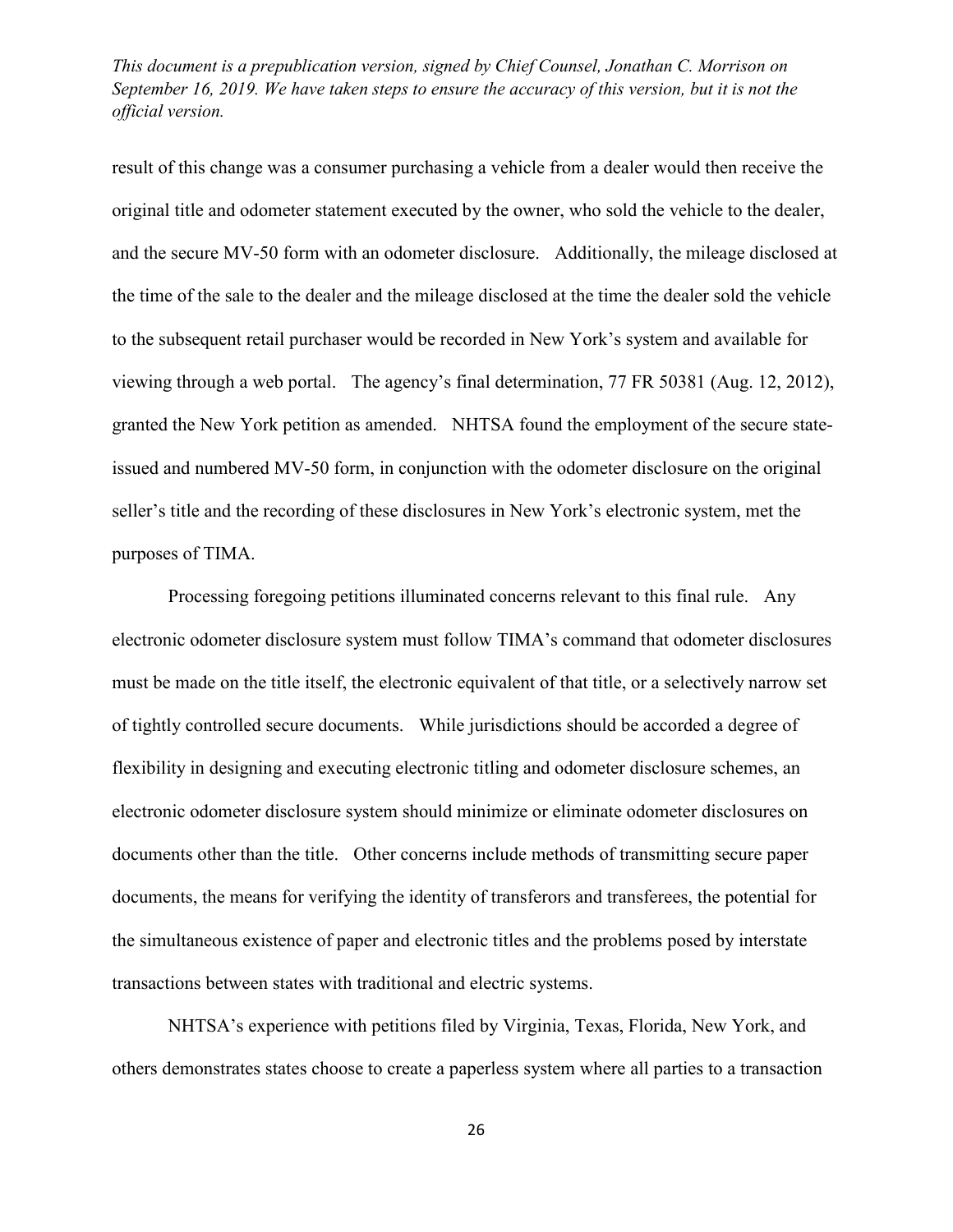result of this change was a consumer purchasing a vehicle from a dealer would then receive the original title and odometer statement executed by the owner, who sold the vehicle to the dealer, and the secure MV-50 form with an odometer disclosure. Additionally, the mileage disclosed at the time of the sale to the dealer and the mileage disclosed at the time the dealer sold the vehicle to the subsequent retail purchaser would be recorded in New York's system and available for viewing through a web portal. The agency's final determination, 77 FR 50381 (Aug. 12, 2012), granted the New York petition as amended. NHTSA found the employment of the secure state-issued and numbered MV-50 form, in conjunction with the odometer disclosure on the original seller's title and the recording of these disclosures in New York's electronic system, met the purposes of TIMA.

Processing foregoing petitions illuminated concerns relevant to this final rule. Any electronic odometer disclosure system must follow TIMA's command that odometer disclosures must be made on the title itself, the electronic equivalent of that title, or a selectively narrow set of tightly controlled secure documents. While jurisdictions should be accorded a degree of flexibility in designing and executing electronic titling and odometer disclosure schemes, an electronic odometer disclosure system should minimize or eliminate odometer disclosures on documents other than the title. Other concerns include methods of transmitting secure paper documents, the means for verifying the identity of transferors and transferees, the potential for the simultaneous existence of paper and electronic titles and the problems posed by interstate transactions between states with traditional and electric systems.

NHTSA's experience with petitions filed by Virginia, Texas, Florida, New York, and others demonstrates states choose to create a paperless system where all parties to a transaction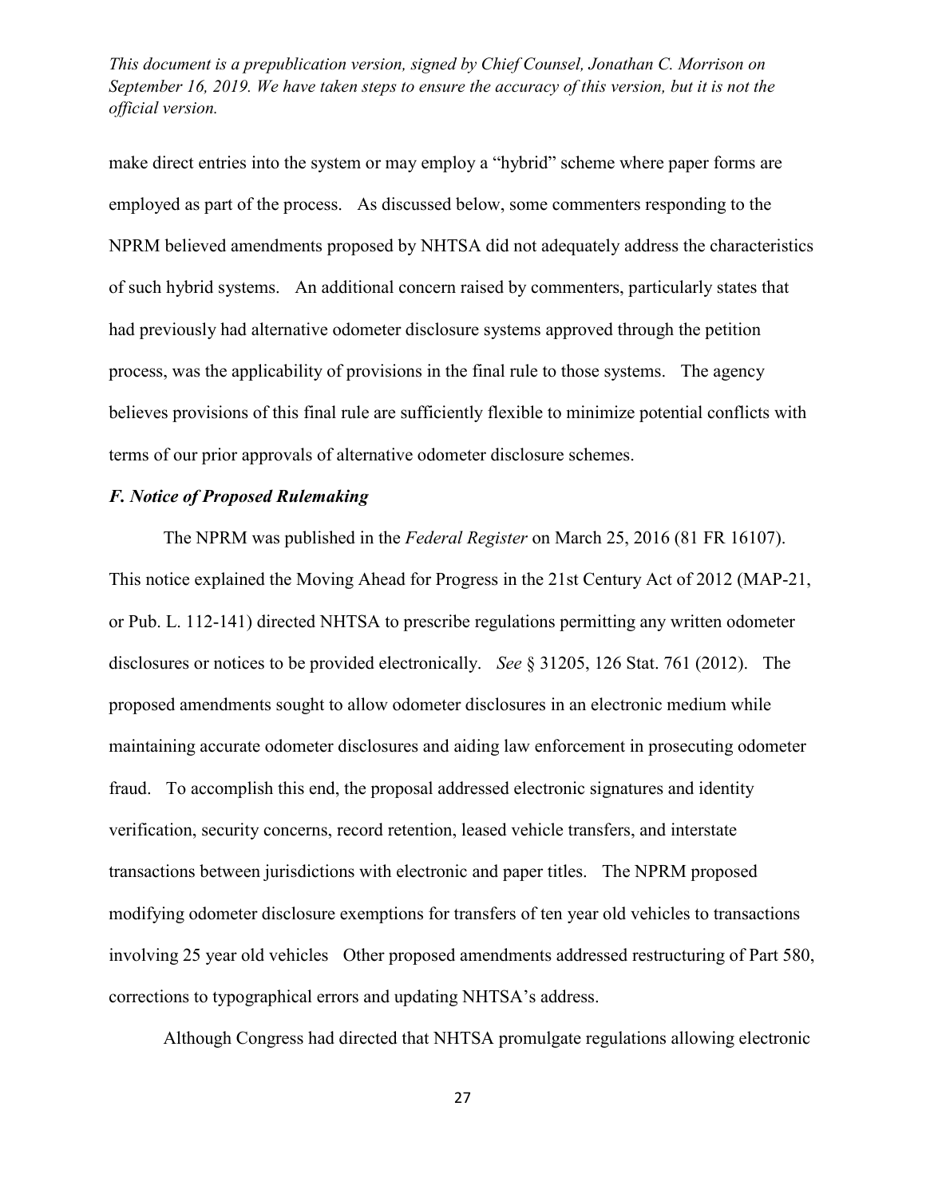make direct entries into the system or may employ a "hybrid" scheme where paper forms are employed as part of the process. As discussed below, some commenters responding to the NPRM believed amendments proposed by NHTSA did not adequately address the characteristics of such hybrid systems. An additional concern raised by commenters, particularly states that had previously had alternative odometer disclosure systems approved through the petition process, was the applicability of provisions in the final rule to those systems. The agency believes provisions of this final rule are sufficiently flexible to minimize potential conflicts with terms of our prior approvals of alternative odometer disclosure schemes.

### *F. Notice of Proposed Rulemaking*

The NPRM was published in the *Federal Register* on March 25, 2016 (81 FR 16107). This notice explained the Moving Ahead for Progress in the 21st Century Act of 2012 (MAP-21, or Pub. L. 112-141) directed NHTSA to prescribe regulations permitting any written odometer disclosures or notices to be provided electronically. *See* § 31205, 126 Stat. 761 (2012). The proposed amendments sought to allow odometer disclosures in an electronic medium while maintaining accurate odometer disclosures and aiding law enforcement in prosecuting odometer fraud. To accomplish this end, the proposal addressed electronic signatures and identity verification, security concerns, record retention, leased vehicle transfers, and interstate transactions between jurisdictions with electronic and paper titles. The NPRM proposed modifying odometer disclosure exemptions for transfers of ten year old vehicles to transactions involving 25 year old vehicles Other proposed amendments addressed restructuring of Part 580, corrections to typographical errors and updating NHTSA's address.

Although Congress had directed that NHTSA promulgate regulations allowing electronic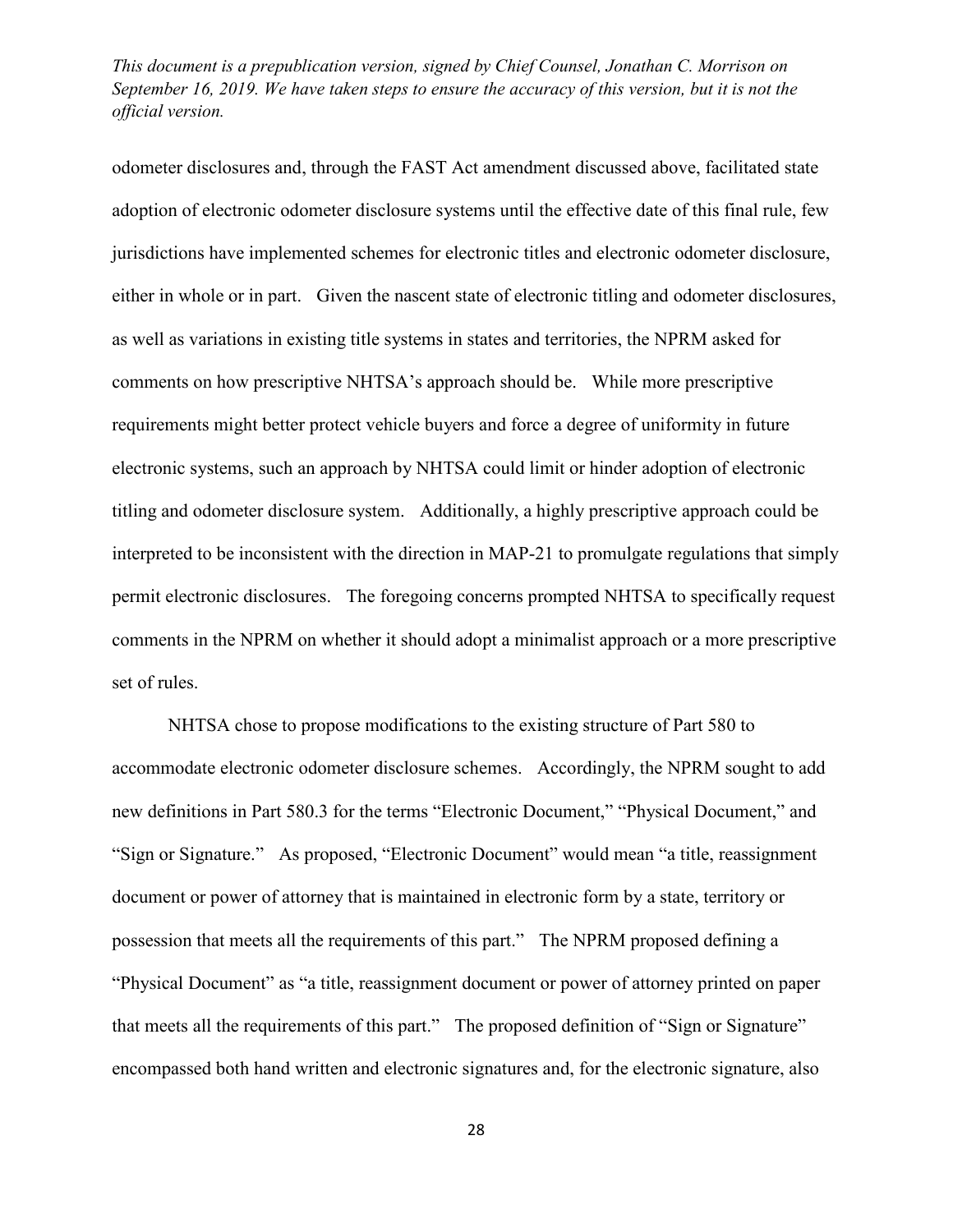odometer disclosures and, through the FAST Act amendment discussed above, facilitated state adoption of electronic odometer disclosure systems until the effective date of this final rule, few jurisdictions have implemented schemes for electronic titles and electronic odometer disclosure, either in whole or in part. Given the nascent state of electronic titling and odometer disclosures, as well as variations in existing title systems in states and territories, the NPRM asked for comments on how prescriptive NHTSA's approach should be. While more prescriptive requirements might better protect vehicle buyers and force a degree of uniformity in future electronic systems, such an approach by NHTSA could limit or hinder adoption of electronic titling and odometer disclosure system. Additionally, a highly prescriptive approach could be interpreted to be inconsistent with the direction in MAP-21 to promulgate regulations that simply permit electronic disclosures. The foregoing concerns prompted NHTSA to specifically request comments in the NPRM on whether it should adopt a minimalist approach or a more prescriptive set of rules.

NHTSA chose to propose modifications to the existing structure of Part 580 to accommodate electronic odometer disclosure schemes. Accordingly, the NPRM sought to add new definitions in Part 580.3 for the terms "Electronic Document," "Physical Document," and "Sign or Signature." As proposed, "Electronic Document" would mean "a title, reassignment document or power of attorney that is maintained in electronic form by a state, territory or possession that meets all the requirements of this part." The NPRM proposed defining a "Physical Document" as "a title, reassignment document or power of attorney printed on paper that meets all the requirements of this part." The proposed definition of "Sign or Signature" encompassed both hand written and electronic signatures and, for the electronic signature, also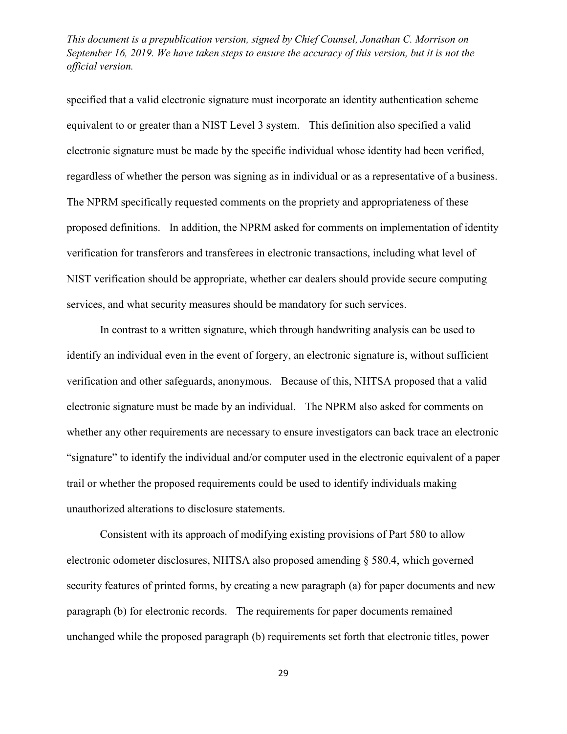specified that a valid electronic signature must incorporate an identity authentication scheme equivalent to or greater than a NIST Level 3 system. This definition also specified a valid electronic signature must be made by the specific individual whose identity had been verified, regardless of whether the person was signing as in individual or as a representative of a business. The NPRM specifically requested comments on the propriety and appropriateness of these proposed definitions. In addition, the NPRM asked for comments on implementation of identity verification for transferors and transferees in electronic transactions, including what level of NIST verification should be appropriate, whether car dealers should provide secure computing services, and what security measures should be mandatory for such services.

In contrast to a written signature, which through handwriting analysis can be used to identify an individual even in the event of forgery, an electronic signature is, without sufficient verification and other safeguards, anonymous. Because of this, NHTSA proposed that a valid electronic signature must be made by an individual. The NPRM also asked for comments on whether any other requirements are necessary to ensure investigators can back trace an electronic "signature" to identify the individual and/or computer used in the electronic equivalent of a paper trail or whether the proposed requirements could be used to identify individuals making unauthorized alterations to disclosure statements.

Consistent with its approach of modifying existing provisions of Part 580 to allow electronic odometer disclosures, NHTSA also proposed amending § 580.4, which governed security features of printed forms, by creating a new paragraph (a) for paper documents and new paragraph (b) for electronic records. The requirements for paper documents remained unchanged while the proposed paragraph (b) requirements set forth that electronic titles, power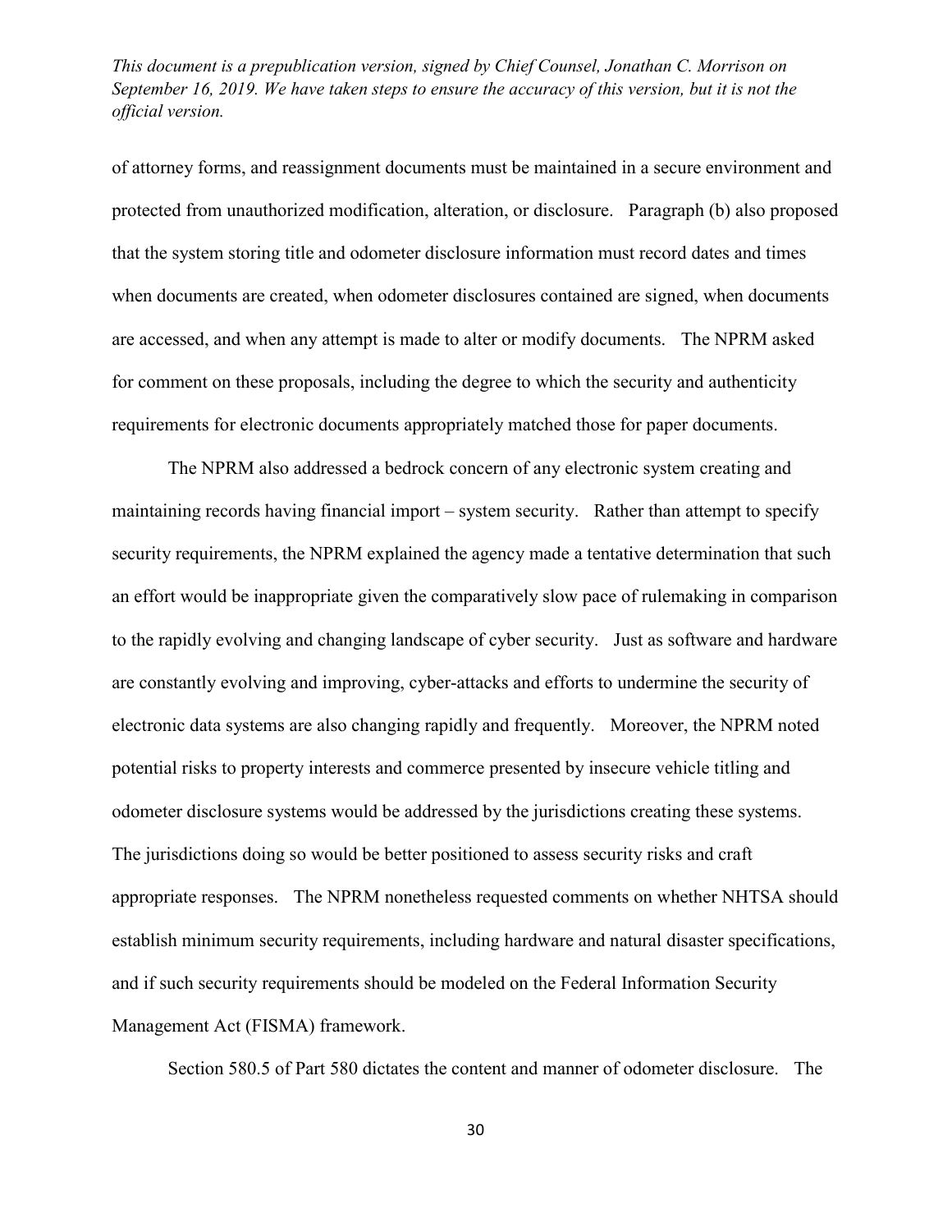of attorney forms, and reassignment documents must be maintained in a secure environment and protected from unauthorized modification, alteration, or disclosure. Paragraph (b) also proposed that the system storing title and odometer disclosure information must record dates and times when documents are created, when odometer disclosures contained are signed, when documents are accessed, and when any attempt is made to alter or modify documents. The NPRM asked for comment on these proposals, including the degree to which the security and authenticity requirements for electronic documents appropriately matched those for paper documents.

The NPRM also addressed a bedrock concern of any electronic system creating and maintaining records having financial import – system security. Rather than attempt to specify security requirements, the NPRM explained the agency made a tentative determination that such an effort would be inappropriate given the comparatively slow pace of rulemaking in comparison to the rapidly evolving and changing landscape of cyber security. Just as software and hardware are constantly evolving and improving, cyber-attacks and efforts to undermine the security of electronic data systems are also changing rapidly and frequently. Moreover, the NPRM noted potential risks to property interests and commerce presented by insecure vehicle titling and odometer disclosure systems would be addressed by the jurisdictions creating these systems. The jurisdictions doing so would be better positioned to assess security risks and craft appropriate responses. The NPRM nonetheless requested comments on whether NHTSA should establish minimum security requirements, including hardware and natural disaster specifications, and if such security requirements should be modeled on the Federal Information Security Management Act (FISMA) framework.

Section 580.5 of Part 580 dictates the content and manner of odometer disclosure. The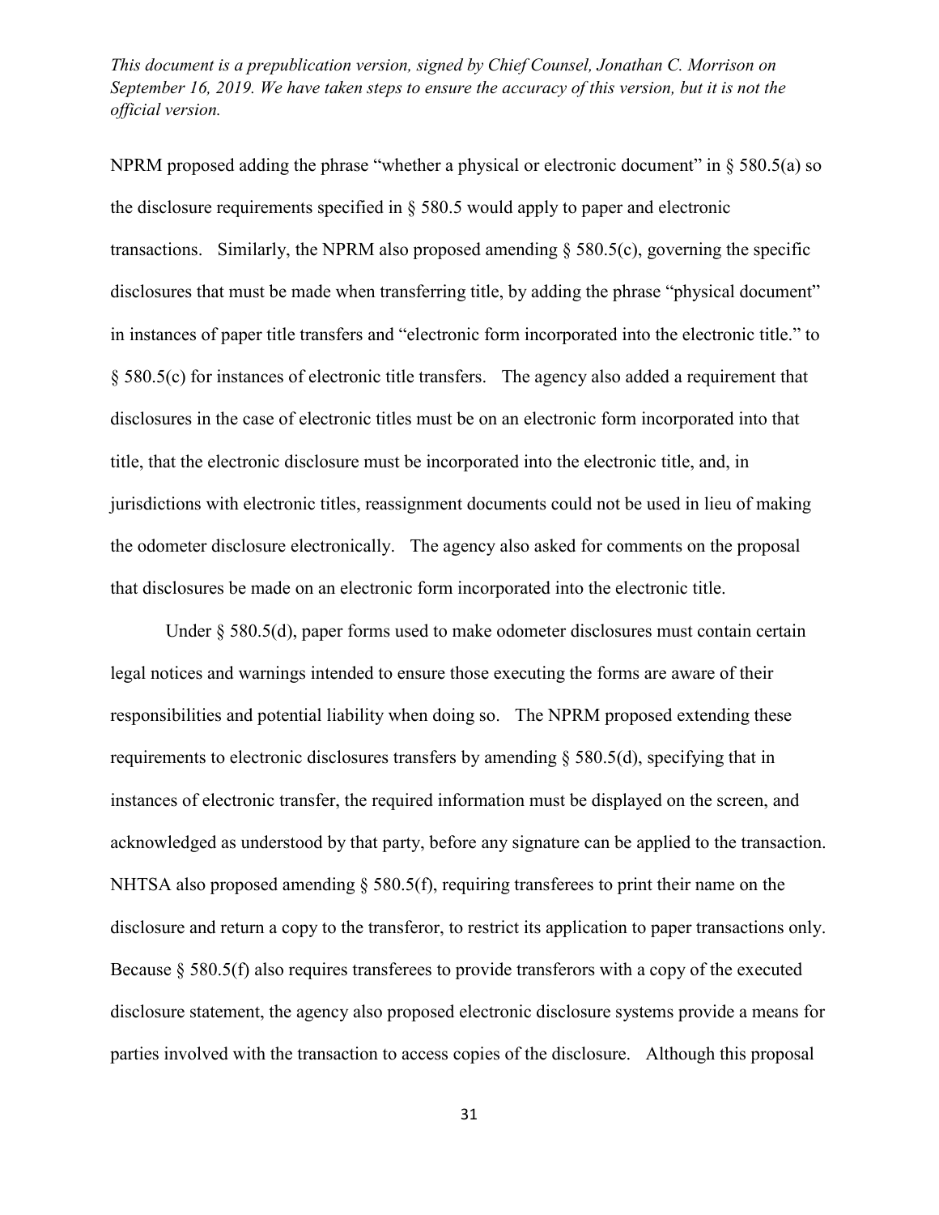NPRM proposed adding the phrase "whether a physical or electronic document" in § 580.5(a) so the disclosure requirements specified in § 580.5 would apply to paper and electronic transactions. Similarly, the NPRM also proposed amending § 580.5(c), governing the specific disclosures that must be made when transferring title, by adding the phrase "physical document" in instances of paper title transfers and "electronic form incorporated into the electronic title." to § 580.5(c) for instances of electronic title transfers. The agency also added a requirement that disclosures in the case of electronic titles must be on an electronic form incorporated into that title, that the electronic disclosure must be incorporated into the electronic title, and, in jurisdictions with electronic titles, reassignment documents could not be used in lieu of making the odometer disclosure electronically. The agency also asked for comments on the proposal that disclosures be made on an electronic form incorporated into the electronic title.

Under § 580.5(d), paper forms used to make odometer disclosures must contain certain legal notices and warnings intended to ensure those executing the forms are aware of their responsibilities and potential liability when doing so. The NPRM proposed extending these requirements to electronic disclosures transfers by amending § 580.5(d), specifying that in instances of electronic transfer, the required information must be displayed on the screen, and acknowledged as understood by that party, before any signature can be applied to the transaction. NHTSA also proposed amending § 580.5(f), requiring transferees to print their name on the disclosure and return a copy to the transferor, to restrict its application to paper transactions only. Because § 580.5(f) also requires transferees to provide transferors with a copy of the executed disclosure statement, the agency also proposed electronic disclosure systems provide a means for parties involved with the transaction to access copies of the disclosure. Although this proposal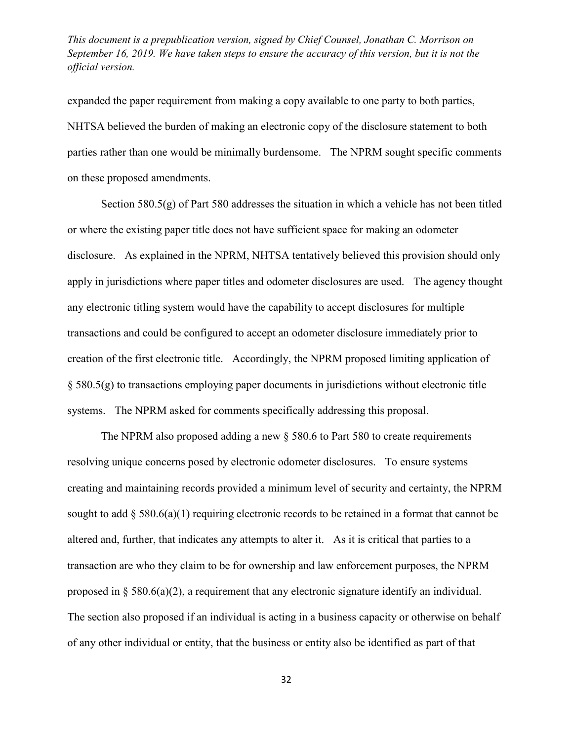expanded the paper requirement from making a copy available to one party to both parties, NHTSA believed the burden of making an electronic copy of the disclosure statement to both parties rather than one would be minimally burdensome. The NPRM sought specific comments on these proposed amendments.

Section 580.5(g) of Part 580 addresses the situation in which a vehicle has not been titled or where the existing paper title does not have sufficient space for making an odometer disclosure. As explained in the NPRM, NHTSA tentatively believed this provision should only apply in jurisdictions where paper titles and odometer disclosures are used. The agency thought any electronic titling system would have the capability to accept disclosures for multiple transactions and could be configured to accept an odometer disclosure immediately prior to creation of the first electronic title. Accordingly, the NPRM proposed limiting application of § 580.5(g) to transactions employing paper documents in jurisdictions without electronic title systems. The NPRM asked for comments specifically addressing this proposal.

The NPRM also proposed adding a new § 580.6 to Part 580 to create requirements resolving unique concerns posed by electronic odometer disclosures. To ensure systems creating and maintaining records provided a minimum level of security and certainty, the NPRM sought to add § 580.6(a)(1) requiring electronic records to be retained in a format that cannot be altered and, further, that indicates any attempts to alter it. As it is critical that parties to a transaction are who they claim to be for ownership and law enforcement purposes, the NPRM proposed in § 580.6(a)(2), a requirement that any electronic signature identify an individual. The section also proposed if an individual is acting in a business capacity or otherwise on behalf of any other individual or entity, that the business or entity also be identified as part of that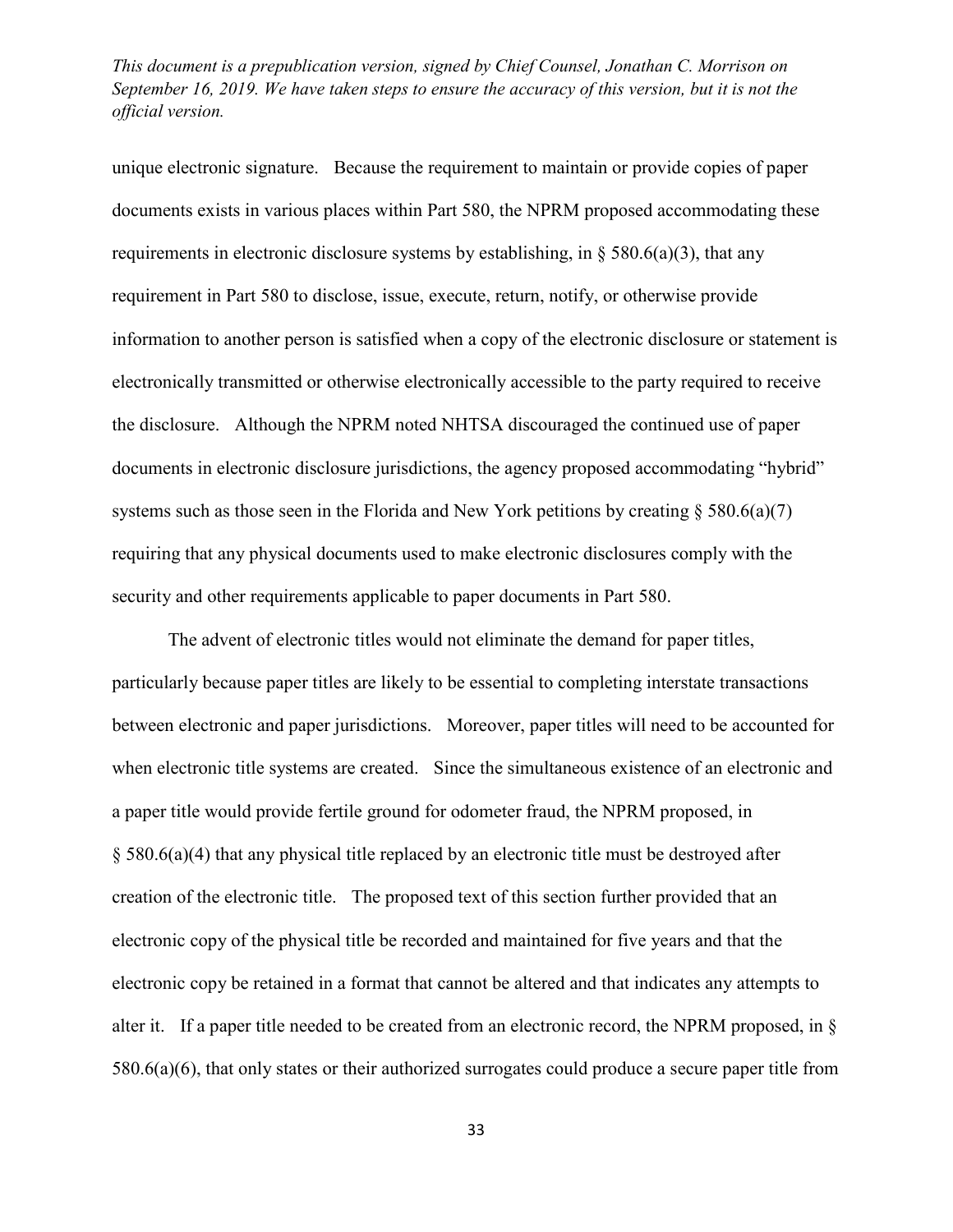unique electronic signature. Because the requirement to maintain or provide copies of paper documents exists in various places within Part 580, the NPRM proposed accommodating these requirements in electronic disclosure systems by establishing, in § 580.6(a)(3), that any requirement in Part 580 to disclose, issue, execute, return, notify, or otherwise provide information to another person is satisfied when a copy of the electronic disclosure or statement is electronically transmitted or otherwise electronically accessible to the party required to receive the disclosure. Although the NPRM noted NHTSA discouraged the continued use of paper documents in electronic disclosure jurisdictions, the agency proposed accommodating "hybrid" systems such as those seen in the Florida and New York petitions by creating § 580.6(a)(7) requiring that any physical documents used to make electronic disclosures comply with the security and other requirements applicable to paper documents in Part 580.

The advent of electronic titles would not eliminate the demand for paper titles, particularly because paper titles are likely to be essential to completing interstate transactions between electronic and paper jurisdictions. Moreover, paper titles will need to be accounted for when electronic title systems are created. Since the simultaneous existence of an electronic and a paper title would provide fertile ground for odometer fraud, the NPRM proposed, in § 580.6(a)(4) that any physical title replaced by an electronic title must be destroyed after creation of the electronic title. The proposed text of this section further provided that an electronic copy of the physical title be recorded and maintained for five years and that the electronic copy be retained in a format that cannot be altered and that indicates any attempts to alter it. If a paper title needed to be created from an electronic record, the NPRM proposed, in § 580.6(a)(6), that only states or their authorized surrogates could produce a secure paper title from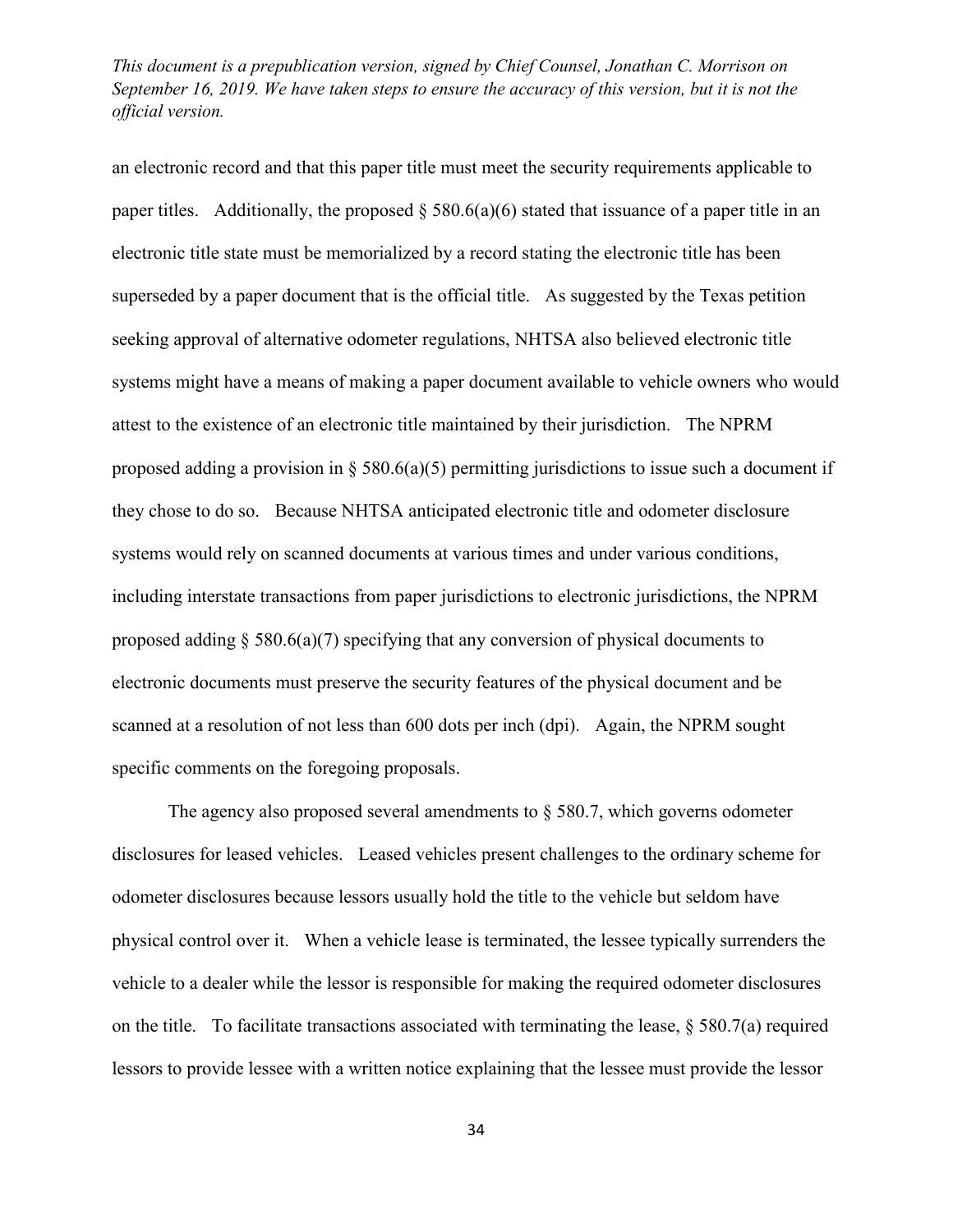an electronic record and that this paper title must meet the security requirements applicable to paper titles. Additionally, the proposed § 580.6(a)(6) stated that issuance of a paper title in an electronic title state must be memorialized by a record stating the electronic title has been superseded by a paper document that is the official title. As suggested by the Texas petition seeking approval of alternative odometer regulations, NHTSA also believed electronic title systems might have a means of making a paper document available to vehicle owners who would attest to the existence of an electronic title maintained by their jurisdiction. The NPRM proposed adding a provision in § 580.6(a)(5) permitting jurisdictions to issue such a document if they chose to do so. Because NHTSA anticipated electronic title and odometer disclosure systems would rely on scanned documents at various times and under various conditions, including interstate transactions from paper jurisdictions to electronic jurisdictions, the NPRM proposed adding § 580.6(a)(7) specifying that any conversion of physical documents to electronic documents must preserve the security features of the physical document and be scanned at a resolution of not less than 600 dots per inch (dpi). Again, the NPRM sought specific comments on the foregoing proposals.

The agency also proposed several amendments to § 580.7, which governs odometer disclosures for leased vehicles. Leased vehicles present challenges to the ordinary scheme for odometer disclosures because lessors usually hold the title to the vehicle but seldom have physical control over it. When a vehicle lease is terminated, the lessee typically surrenders the vehicle to a dealer while the lessor is responsible for making the required odometer disclosures on the title. To facilitate transactions associated with terminating the lease, § 580.7(a) required lessors to provide lessee with a written notice explaining that the lessee must provide the lessor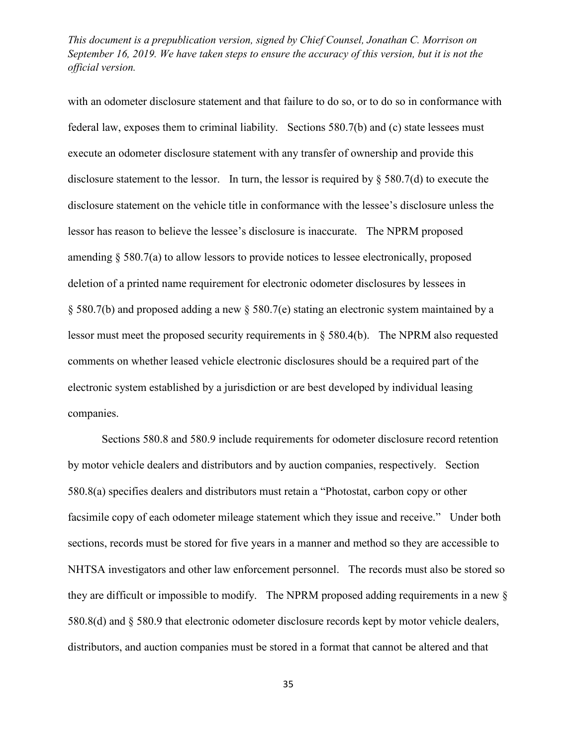with an odometer disclosure statement and that failure to do so, or to do so in conformance with federal law, exposes them to criminal liability. Sections 580.7(b) and (c) state lessees must execute an odometer disclosure statement with any transfer of ownership and provide this disclosure statement to the lessor. In turn, the lessor is required by § 580.7(d) to execute the disclosure statement on the vehicle title in conformance with the lessee's disclosure unless the lessor has reason to believe the lessee's disclosure is inaccurate. The NPRM proposed amending § 580.7(a) to allow lessors to provide notices to lessee electronically, proposed deletion of a printed name requirement for electronic odometer disclosures by lessees in § 580.7(b) and proposed adding a new § 580.7(e) stating an electronic system maintained by a lessor must meet the proposed security requirements in § 580.4(b). The NPRM also requested comments on whether leased vehicle electronic disclosures should be a required part of the electronic system established by a jurisdiction or are best developed by individual leasing companies.

Sections 580.8 and 580.9 include requirements for odometer disclosure record retention by motor vehicle dealers and distributors and by auction companies, respectively. Section 580.8(a) specifies dealers and distributors must retain a "Photostat, carbon copy or other facsimile copy of each odometer mileage statement which they issue and receive." Under both sections, records must be stored for five years in a manner and method so they are accessible to NHTSA investigators and other law enforcement personnel. The records must also be stored so they are difficult or impossible to modify. The NPRM proposed adding requirements in a new § 580.8(d) and § 580.9 that electronic odometer disclosure records kept by motor vehicle dealers, distributors, and auction companies must be stored in a format that cannot be altered and that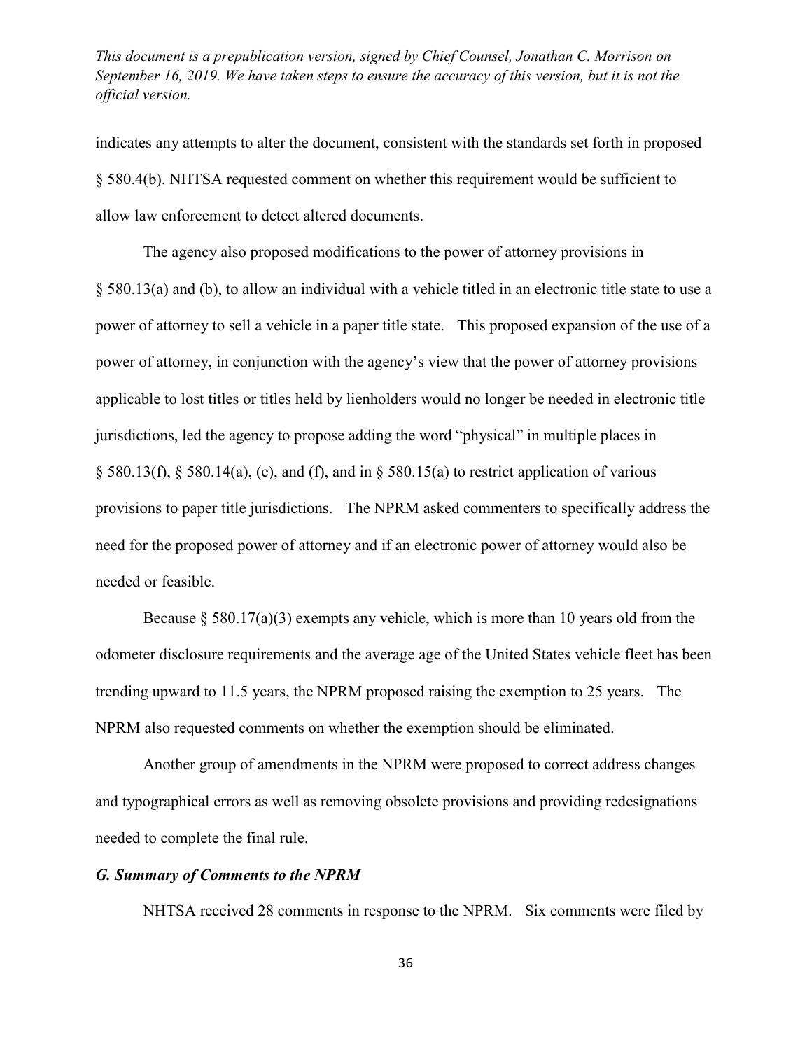indicates any attempts to alter the document, consistent with the standards set forth in proposed § 580.4(b). NHTSA requested comment on whether this requirement would be sufficient to allow law enforcement to detect altered documents.

The agency also proposed modifications to the power of attorney provisions in § 580.13(a) and (b), to allow an individual with a vehicle titled in an electronic title state to use a power of attorney to sell a vehicle in a paper title state. This proposed expansion of the use of a power of attorney, in conjunction with the agency's view that the power of attorney provisions applicable to lost titles or titles held by lienholders would no longer be needed in electronic title jurisdictions, led the agency to propose adding the word "physical" in multiple places in § 580.13(f), § 580.14(a), (e), and (f), and in § 580.15(a) to restrict application of various provisions to paper title jurisdictions. The NPRM asked commenters to specifically address the need for the proposed power of attorney and if an electronic power of attorney would also be needed or feasible.

Because § 580.17(a)(3) exempts any vehicle, which is more than 10 years old from the odometer disclosure requirements and the average age of the United States vehicle fleet has been trending upward to 11.5 years, the NPRM proposed raising the exemption to 25 years. The NPRM also requested comments on whether the exemption should be eliminated.

Another group of amendments in the NPRM were proposed to correct address changes and typographical errors as well as removing obsolete provisions and providing redesignations needed to complete the final rule.

### *G. Summary of Comments to the NPRM*

NHTSA received 28 comments in response to the NPRM. Six comments were filed by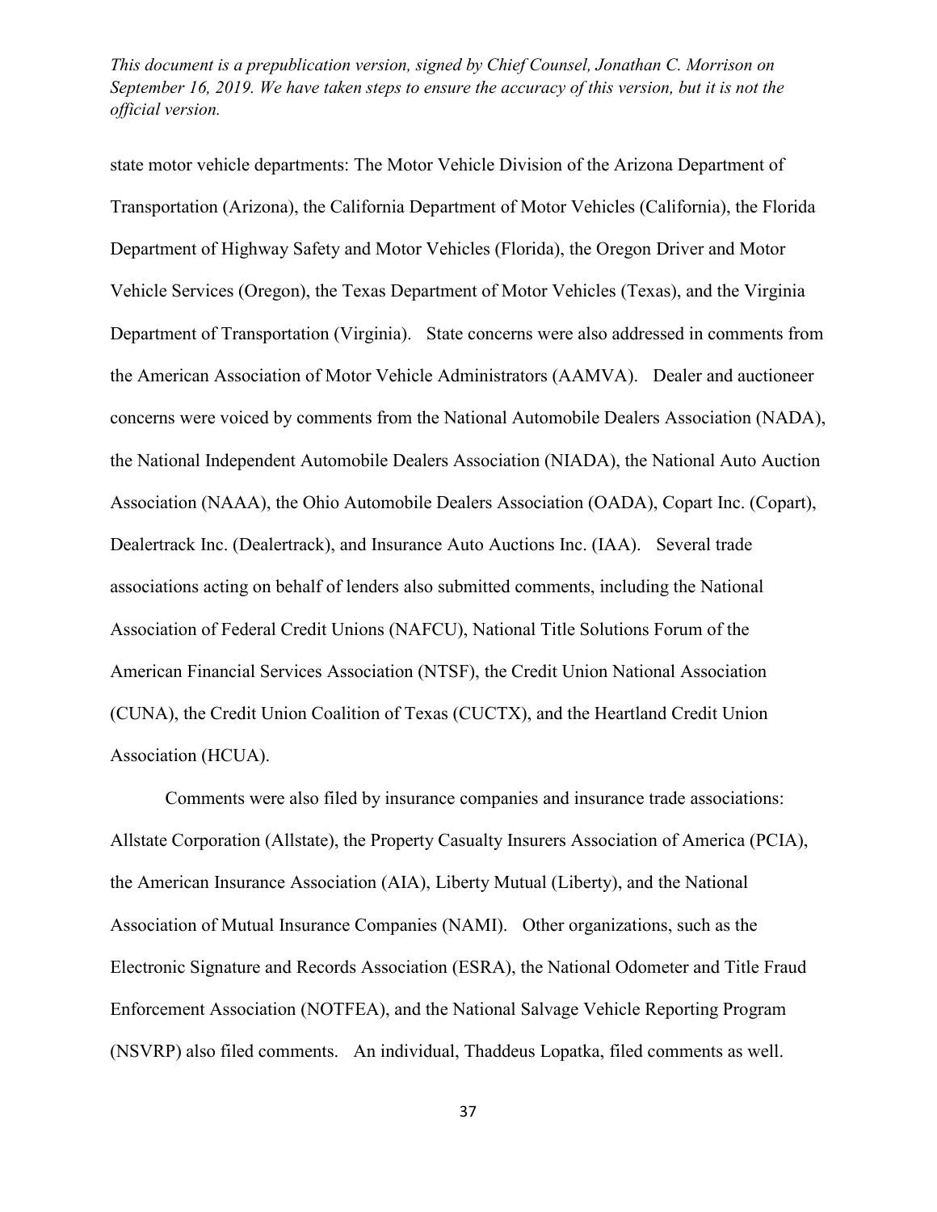state motor vehicle departments: The Motor Vehicle Division of the Arizona Department of Transportation (Arizona), the California Department of Motor Vehicles (California), the Florida Department of Highway Safety and Motor Vehicles (Florida), the Oregon Driver and Motor Vehicle Services (Oregon), the Texas Department of Motor Vehicles (Texas), and the Virginia Department of Transportation (Virginia). State concerns were also addressed in comments from the American Association of Motor Vehicle Administrators (AAMVA). Dealer and auctioneer concerns were voiced by comments from the National Automobile Dealers Association (NADA), the National Independent Automobile Dealers Association (NIADA), the National Auto Auction Association (NAAA), the Ohio Automobile Dealers Association (OADA), Copart Inc. (Copart), Dealertrack Inc. (Dealertrack), and Insurance Auto Auctions Inc. (IAA). Several trade associations acting on behalf of lenders also submitted comments, including the National Association of Federal Credit Unions (NAFCU), National Title Solutions Forum of the American Financial Services Association (NTSF), the Credit Union National Association (CUNA), the Credit Union Coalition of Texas (CUCTX), and the Heartland Credit Union Association (HCUA).

Comments were also filed by insurance companies and insurance trade associations: Allstate Corporation (Allstate), the Property Casualty Insurers Association of America (PCIA), the American Insurance Association (AIA), Liberty Mutual (Liberty), and the National Association of Mutual Insurance Companies (NAMI). Other organizations, such as the Electronic Signature and Records Association (ESRA), the National Odometer and Title Fraud Enforcement Association (NOTFEA), and the National Salvage Vehicle Reporting Program (NSVRP) also filed comments. An individual, Thaddeus Lopatka, filed comments as well.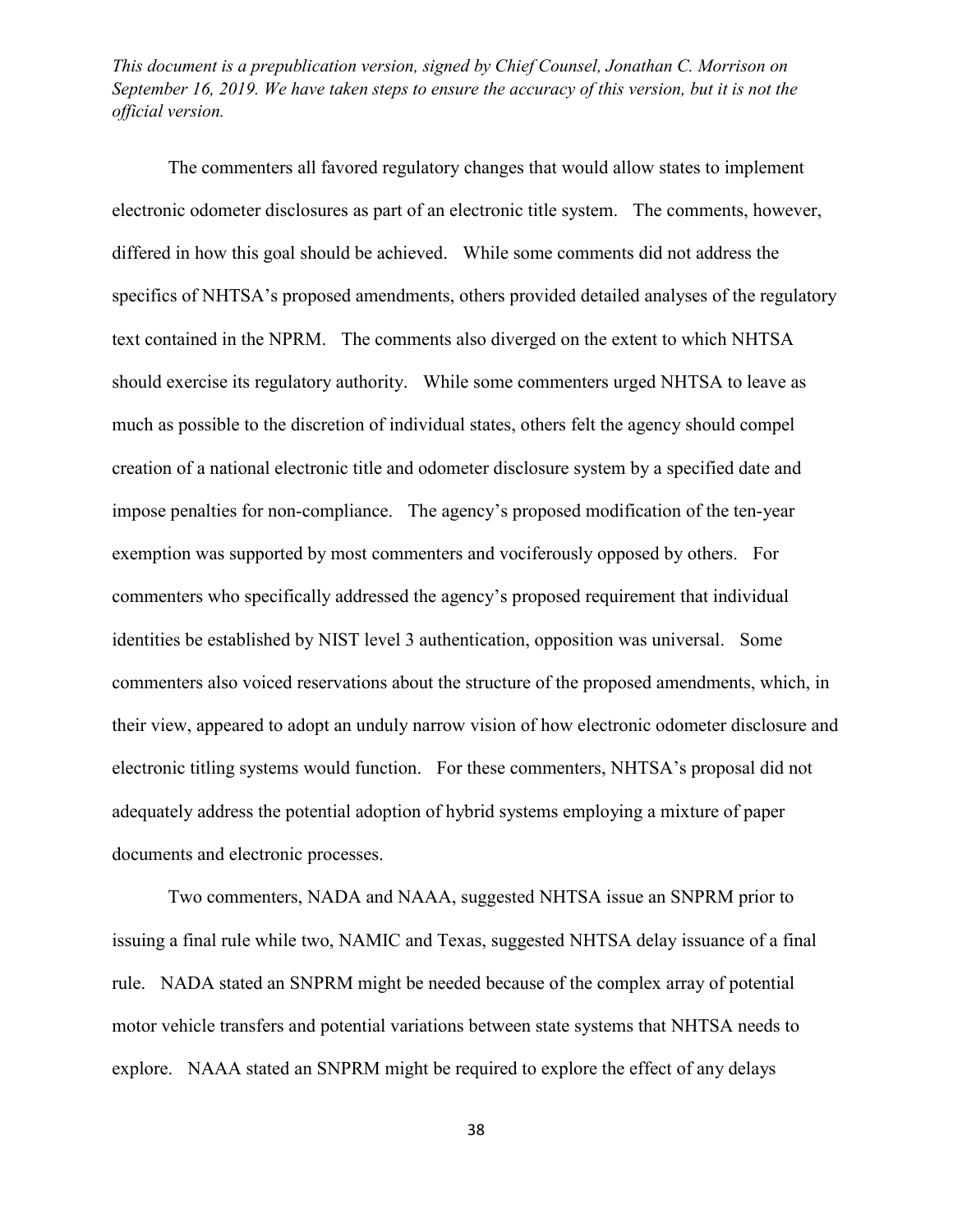The commenters all favored regulatory changes that would allow states to implement electronic odometer disclosures as part of an electronic title system. The comments, however, differed in how this goal should be achieved. While some comments did not address the specifics of NHTSA's proposed amendments, others provided detailed analyses of the regulatory text contained in the NPRM. The comments also diverged on the extent to which NHTSA should exercise its regulatory authority. While some commenters urged NHTSA to leave as much as possible to the discretion of individual states, others felt the agency should compel creation of a national electronic title and odometer disclosure system by a specified date and impose penalties for non-compliance. The agency's proposed modification of the ten-year exemption was supported by most commenters and vociferously opposed by others. For commenters who specifically addressed the agency's proposed requirement that individual identities be established by NIST level 3 authentication, opposition was universal. Some commenters also voiced reservations about the structure of the proposed amendments, which, in their view, appeared to adopt an unduly narrow vision of how electronic odometer disclosure and electronic titling systems would function. For these commenters, NHTSA's proposal did not adequately address the potential adoption of hybrid systems employing a mixture of paper documents and electronic processes.

Two commenters, NADA and NAAA, suggested NHTSA issue an SNPRM prior to issuing a final rule while two, NAMIC and Texas, suggested NHTSA delay issuance of a final rule. NADA stated an SNPRM might be needed because of the complex array of potential motor vehicle transfers and potential variations between state systems that NHTSA needs to explore. NAAA stated an SNPRM might be required to explore the effect of any delays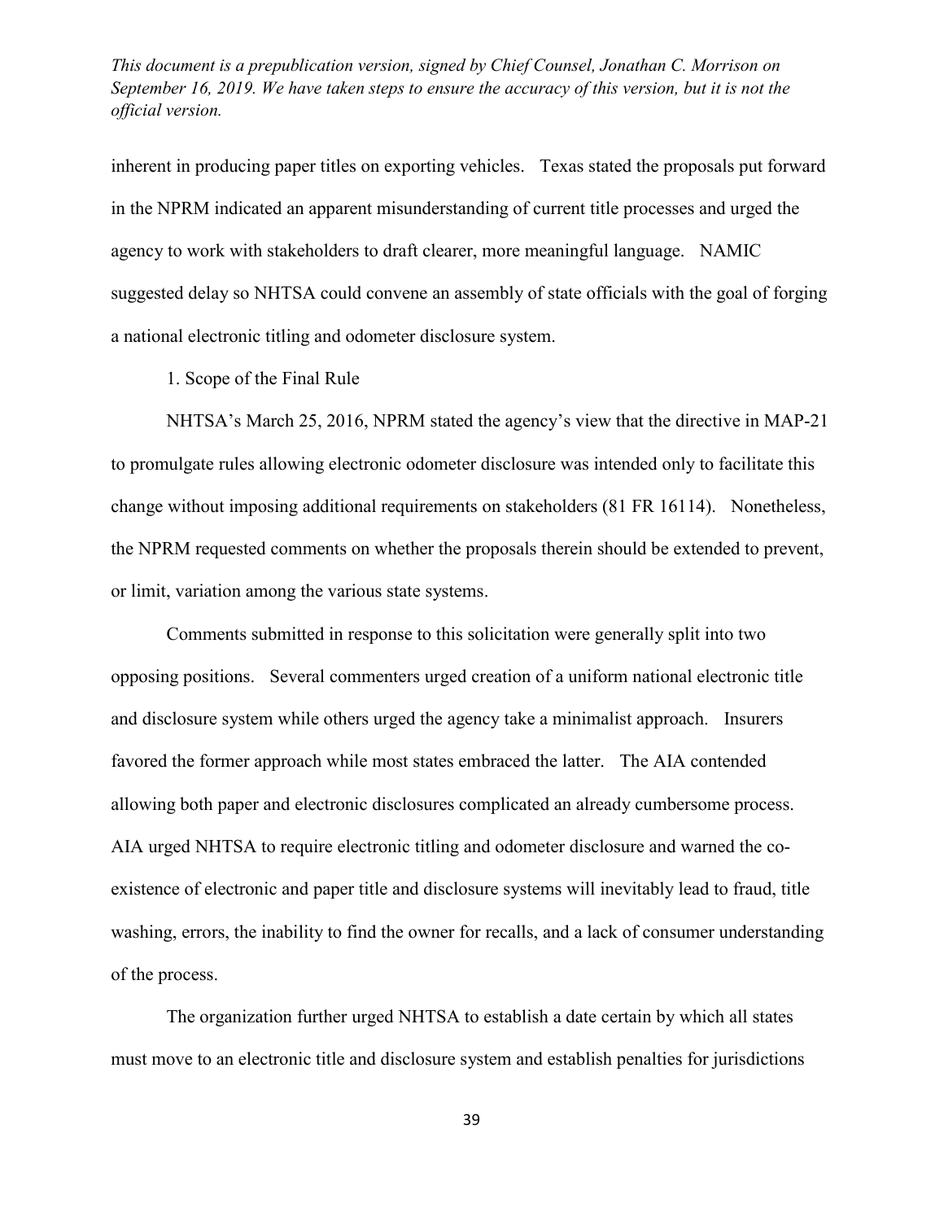inherent in producing paper titles on exporting vehicles. Texas stated the proposals put forward in the NPRM indicated an apparent misunderstanding of current title processes and urged the agency to work with stakeholders to draft clearer, more meaningful language. NAMIC suggested delay so NHTSA could convene an assembly of state officials with the goal of forging a national electronic titling and odometer disclosure system.

1. Scope of the Final Rule

NHTSA's March 25, 2016, NPRM stated the agency's view that the directive in MAP-21 to promulgate rules allowing electronic odometer disclosure was intended only to facilitate this change without imposing additional requirements on stakeholders (81 FR 16114). Nonetheless, the NPRM requested comments on whether the proposals therein should be extended to prevent, or limit, variation among the various state systems.

Comments submitted in response to this solicitation were generally split into two opposing positions. Several commenters urged creation of a uniform national electronic title and disclosure system while others urged the agency take a minimalist approach. Insurers favored the former approach while most states embraced the latter. The AIA contended allowing both paper and electronic disclosures complicated an already cumbersome process. AIA urged NHTSA to require electronic titling and odometer disclosure and warned the co-existence of electronic and paper title and disclosure systems will inevitably lead to fraud, title washing, errors, the inability to find the owner for recalls, and a lack of consumer understanding of the process.

The organization further urged NHTSA to establish a date certain by which all states must move to an electronic title and disclosure system and establish penalties for jurisdictions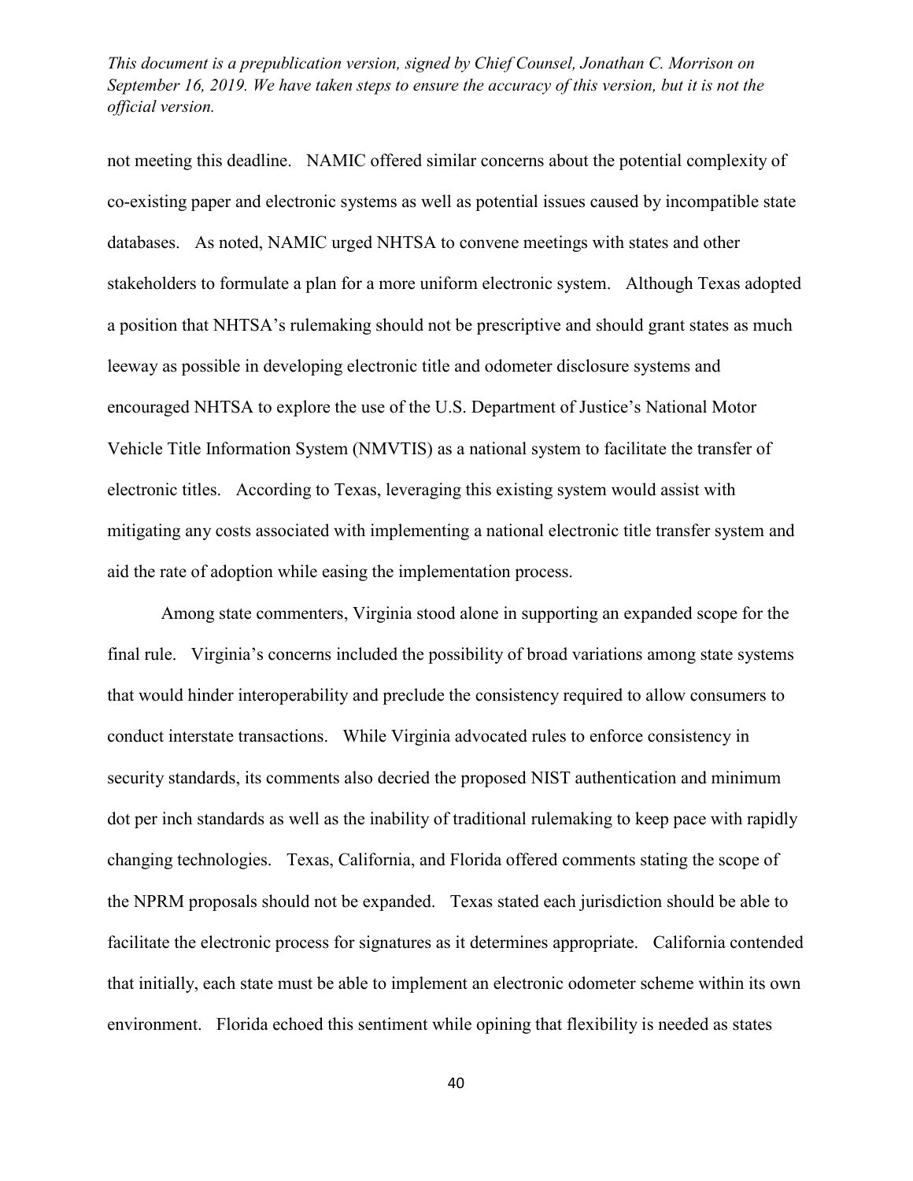not meeting this deadline. NAMIC offered similar concerns about the potential complexity of co-existing paper and electronic systems as well as potential issues caused by incompatible state databases. As noted, NAMIC urged NHTSA to convene meetings with states and other stakeholders to formulate a plan for a more uniform electronic system. Although Texas adopted a position that NHTSA's rulemaking should not be prescriptive and should grant states as much leeway as possible in developing electronic title and odometer disclosure systems and encouraged NHTSA to explore the use of the U.S. Department of Justice's National Motor Vehicle Title Information System (NMVTIS) as a national system to facilitate the transfer of electronic titles. According to Texas, leveraging this existing system would assist with mitigating any costs associated with implementing a national electronic title transfer system and aid the rate of adoption while easing the implementation process.

Among state commenters, Virginia stood alone in supporting an expanded scope for the final rule. Virginia's concerns included the possibility of broad variations among state systems that would hinder interoperability and preclude the consistency required to allow consumers to conduct interstate transactions. While Virginia advocated rules to enforce consistency in security standards, its comments also decried the proposed NIST authentication and minimum dot per inch standards as well as the inability of traditional rulemaking to keep pace with rapidly changing technologies. Texas, California, and Florida offered comments stating the scope of the NPRM proposals should not be expanded. Texas stated each jurisdiction should be able to facilitate the electronic process for signatures as it determines appropriate. California contended that initially, each state must be able to implement an electronic odometer scheme within its own environment. Florida echoed this sentiment while opining that flexibility is needed as states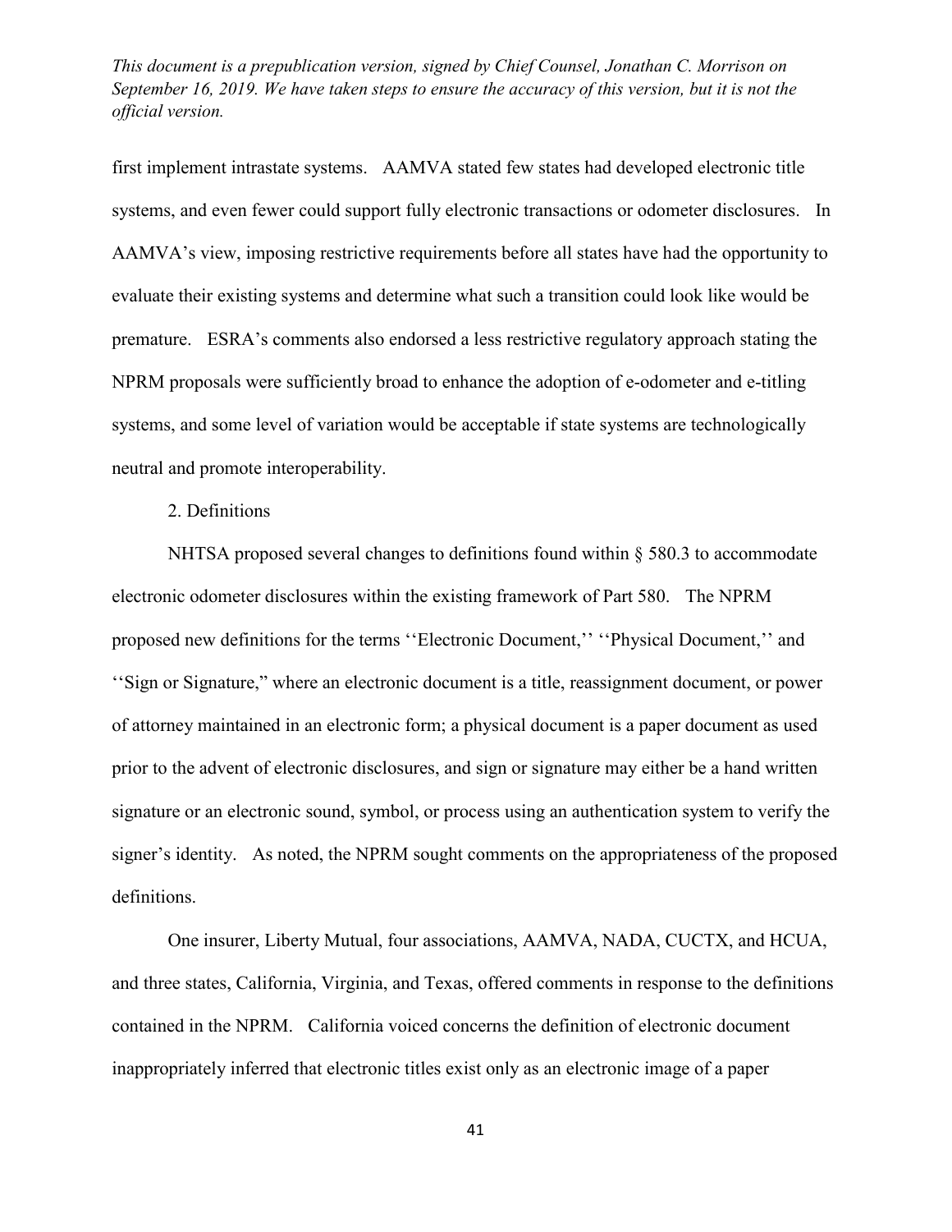first implement intrastate systems. AAMVA stated few states had developed electronic title systems, and even fewer could support fully electronic transactions or odometer disclosures. In AAMVA's view, imposing restrictive requirements before all states have had the opportunity to evaluate their existing systems and determine what such a transition could look like would be premature. ESRA's comments also endorsed a less restrictive regulatory approach stating the NPRM proposals were sufficiently broad to enhance the adoption of e-odometer and e-titling systems, and some level of variation would be acceptable if state systems are technologically neutral and promote interoperability.

2. Definitions

NHTSA proposed several changes to definitions found within § 580.3 to accommodate electronic odometer disclosures within the existing framework of Part 580. The NPRM proposed new definitions for the terms ''Electronic Document,'' ''Physical Document,'' and ''Sign or Signature," where an electronic document is a title, reassignment document, or power of attorney maintained in an electronic form; a physical document is a paper document as used prior to the advent of electronic disclosures, and sign or signature may either be a hand written signature or an electronic sound, symbol, or process using an authentication system to verify the signer's identity. As noted, the NPRM sought comments on the appropriateness of the proposed definitions.

One insurer, Liberty Mutual, four associations, AAMVA, NADA, CUCTX, and HCUA, and three states, California, Virginia, and Texas, offered comments in response to the definitions contained in the NPRM. California voiced concerns the definition of electronic document inappropriately inferred that electronic titles exist only as an electronic image of a paper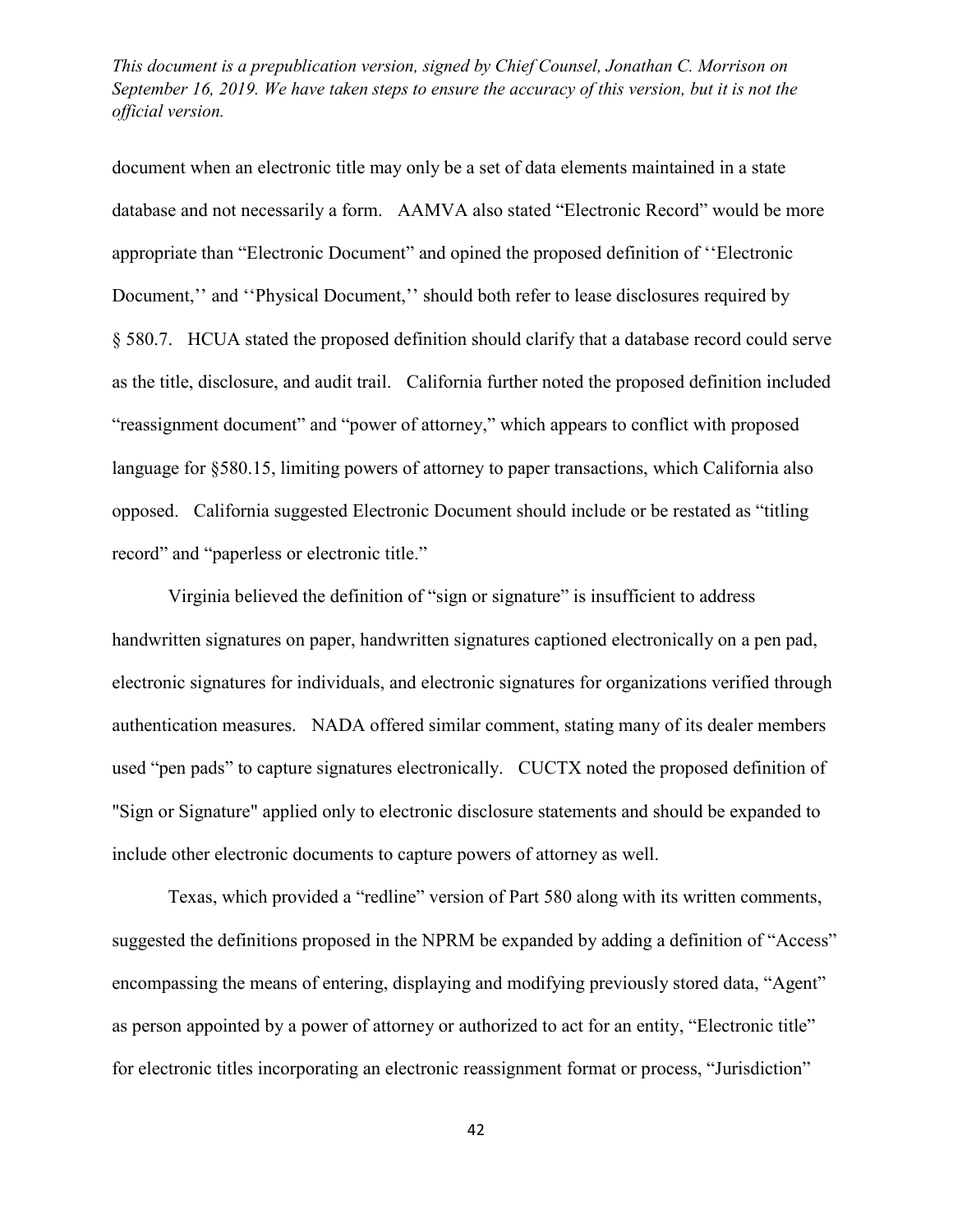document when an electronic title may only be a set of data elements maintained in a state database and not necessarily a form. AAMVA also stated "Electronic Record" would be more appropriate than "Electronic Document" and opined the proposed definition of ''Electronic Document,'' and ''Physical Document,'' should both refer to lease disclosures required by § 580.7. HCUA stated the proposed definition should clarify that a database record could serve as the title, disclosure, and audit trail. California further noted the proposed definition included "reassignment document" and "power of attorney," which appears to conflict with proposed language for §580.15, limiting powers of attorney to paper transactions, which California also opposed. California suggested Electronic Document should include or be restated as "titling record" and "paperless or electronic title."

Virginia believed the definition of "sign or signature" is insufficient to address handwritten signatures on paper, handwritten signatures captioned electronically on a pen pad, electronic signatures for individuals, and electronic signatures for organizations verified through authentication measures. NADA offered similar comment, stating many of its dealer members used "pen pads" to capture signatures electronically. CUCTX noted the proposed definition of "Sign or Signature" applied only to electronic disclosure statements and should be expanded to include other electronic documents to capture powers of attorney as well.

Texas, which provided a "redline" version of Part 580 along with its written comments, suggested the definitions proposed in the NPRM be expanded by adding a definition of "Access" encompassing the means of entering, displaying and modifying previously stored data, "Agent" as person appointed by a power of attorney or authorized to act for an entity, "Electronic title" for electronic titles incorporating an electronic reassignment format or process, "Jurisdiction"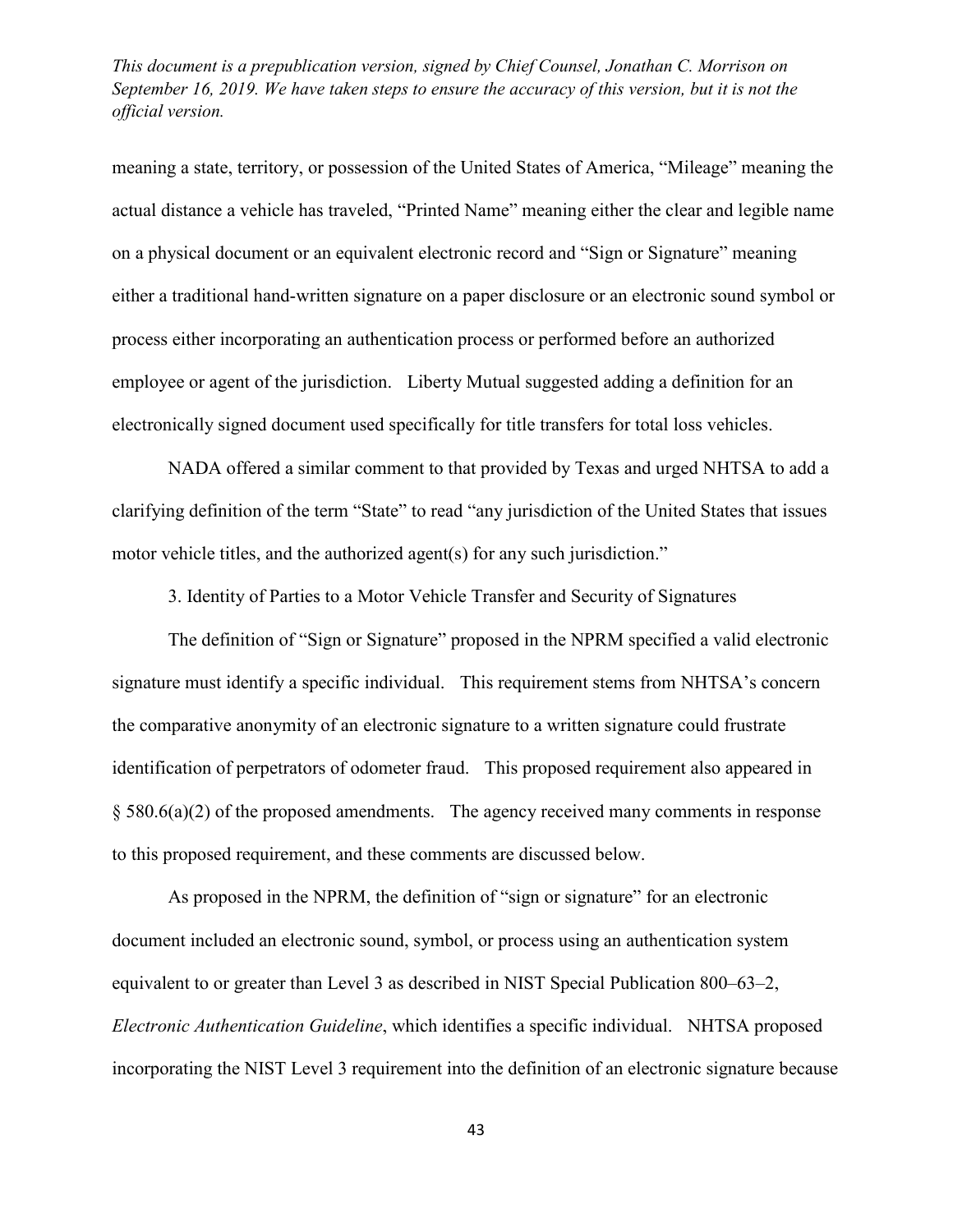meaning a state, territory, or possession of the United States of America, "Mileage" meaning the actual distance a vehicle has traveled, "Printed Name" meaning either the clear and legible name on a physical document or an equivalent electronic record and "Sign or Signature" meaning either a traditional hand-written signature on a paper disclosure or an electronic sound symbol or process either incorporating an authentication process or performed before an authorized employee or agent of the jurisdiction. Liberty Mutual suggested adding a definition for an electronically signed document used specifically for title transfers for total loss vehicles.

NADA offered a similar comment to that provided by Texas and urged NHTSA to add a clarifying definition of the term "State" to read "any jurisdiction of the United States that issues motor vehicle titles, and the authorized agent(s) for any such jurisdiction."

3. Identity of Parties to a Motor Vehicle Transfer and Security of Signatures

The definition of "Sign or Signature" proposed in the NPRM specified a valid electronic signature must identify a specific individual. This requirement stems from NHTSA's concern the comparative anonymity of an electronic signature to a written signature could frustrate identification of perpetrators of odometer fraud. This proposed requirement also appeared in § 580.6(a)(2) of the proposed amendments. The agency received many comments in response to this proposed requirement, and these comments are discussed below.

As proposed in the NPRM, the definition of "sign or signature" for an electronic document included an electronic sound, symbol, or process using an authentication system equivalent to or greater than Level 3 as described in NIST Special Publication 800–63–2, *Electronic Authentication Guideline*, which identifies a specific individual. NHTSA proposed incorporating the NIST Level 3 requirement into the definition of an electronic signature because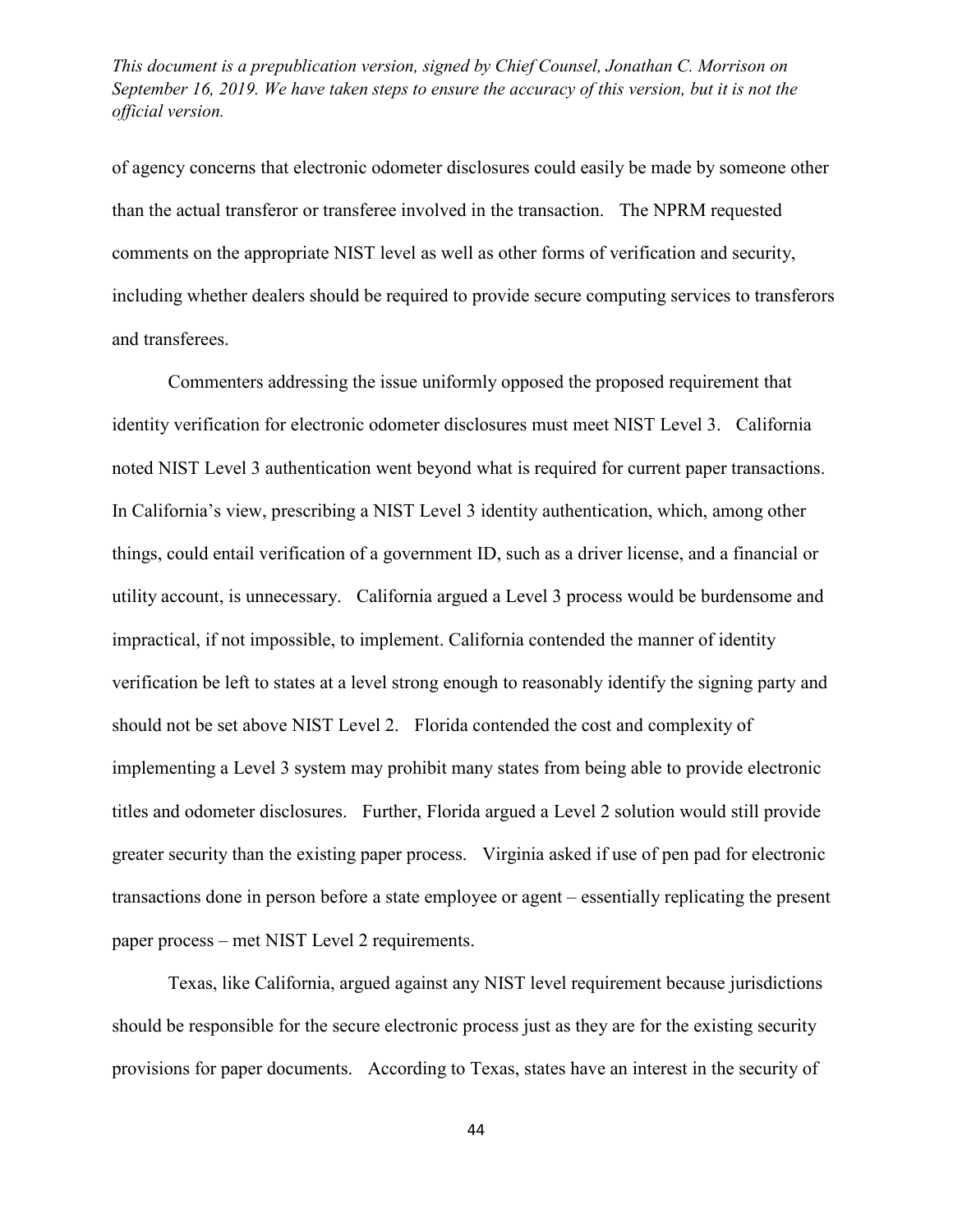of agency concerns that electronic odometer disclosures could easily be made by someone other than the actual transferor or transferee involved in the transaction. The NPRM requested comments on the appropriate NIST level as well as other forms of verification and security, including whether dealers should be required to provide secure computing services to transferors and transferees.

Commenters addressing the issue uniformly opposed the proposed requirement that identity verification for electronic odometer disclosures must meet NIST Level 3. California noted NIST Level 3 authentication went beyond what is required for current paper transactions. In California's view, prescribing a NIST Level 3 identity authentication, which, among other things, could entail verification of a government ID, such as a driver license, and a financial or utility account, is unnecessary. California argued a Level 3 process would be burdensome and impractical, if not impossible, to implement. California contended the manner of identity verification be left to states at a level strong enough to reasonably identify the signing party and should not be set above NIST Level 2. Florida contended the cost and complexity of implementing a Level 3 system may prohibit many states from being able to provide electronic titles and odometer disclosures. Further, Florida argued a Level 2 solution would still provide greater security than the existing paper process. Virginia asked if use of pen pad for electronic transactions done in person before a state employee or agent – essentially replicating the present paper process – met NIST Level 2 requirements.

Texas, like California, argued against any NIST level requirement because jurisdictions should be responsible for the secure electronic process just as they are for the existing security provisions for paper documents. According to Texas, states have an interest in the security of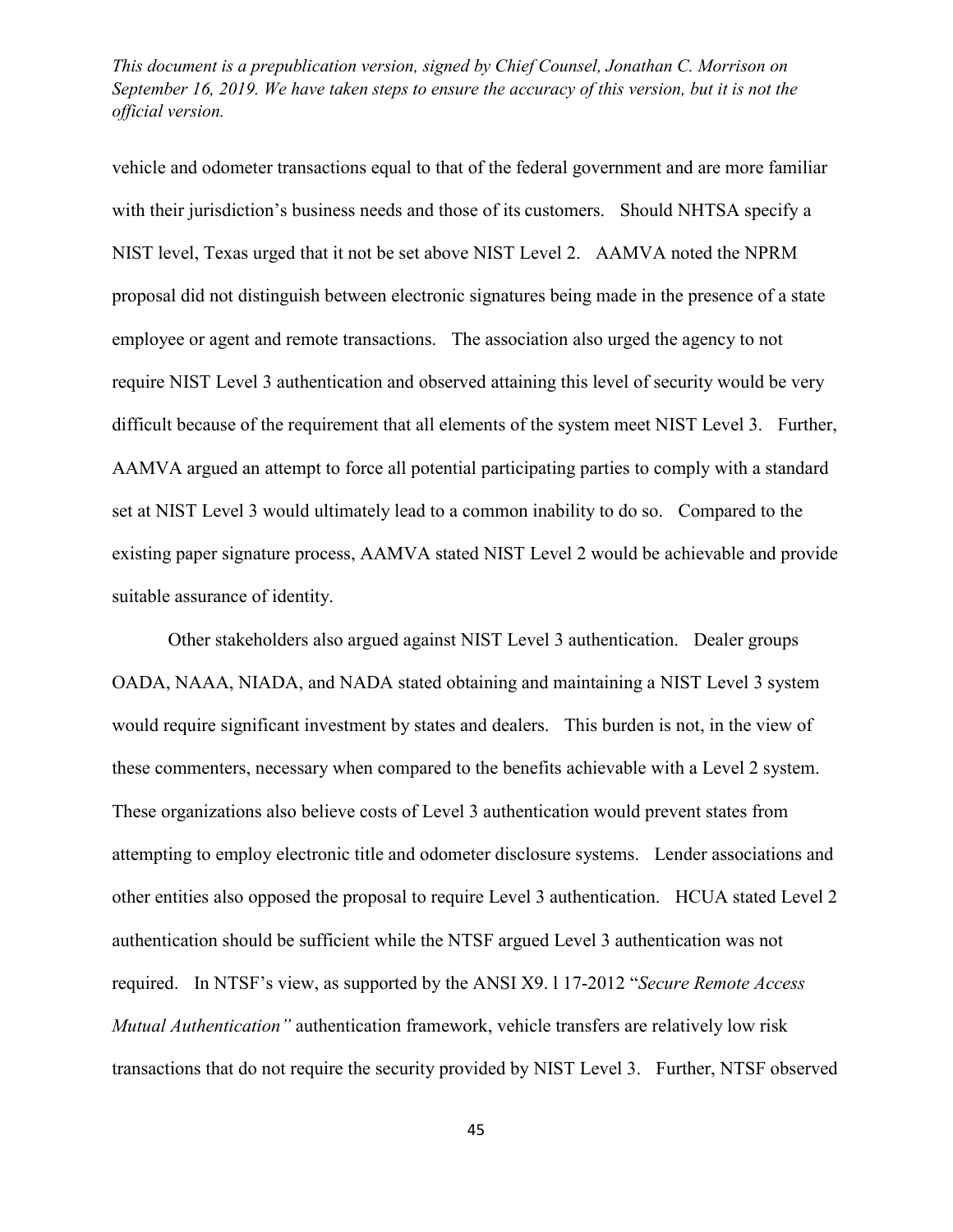vehicle and odometer transactions equal to that of the federal government and are more familiar with their jurisdiction's business needs and those of its customers. Should NHTSA specify a NIST level, Texas urged that it not be set above NIST Level 2. AAMVA noted the NPRM proposal did not distinguish between electronic signatures being made in the presence of a state employee or agent and remote transactions. The association also urged the agency to not require NIST Level 3 authentication and observed attaining this level of security would be very difficult because of the requirement that all elements of the system meet NIST Level 3. Further, AAMVA argued an attempt to force all potential participating parties to comply with a standard set at NIST Level 3 would ultimately lead to a common inability to do so. Compared to the existing paper signature process, AAMVA stated NIST Level 2 would be achievable and provide suitable assurance of identity.

Other stakeholders also argued against NIST Level 3 authentication. Dealer groups OADA, NAAA, NIADA, and NADA stated obtaining and maintaining a NIST Level 3 system would require significant investment by states and dealers. This burden is not, in the view of these commenters, necessary when compared to the benefits achievable with a Level 2 system. These organizations also believe costs of Level 3 authentication would prevent states from attempting to employ electronic title and odometer disclosure systems. Lender associations and other entities also opposed the proposal to require Level 3 authentication. HCUA stated Level 2 authentication should be sufficient while the NTSF argued Level 3 authentication was not required. In NTSF's view, as supported by the ANSI X9. l 17-2012 "*Secure Remote Access Mutual Authentication"* authentication framework, vehicle transfers are relatively low risk transactions that do not require the security provided by NIST Level 3. Further, NTSF observed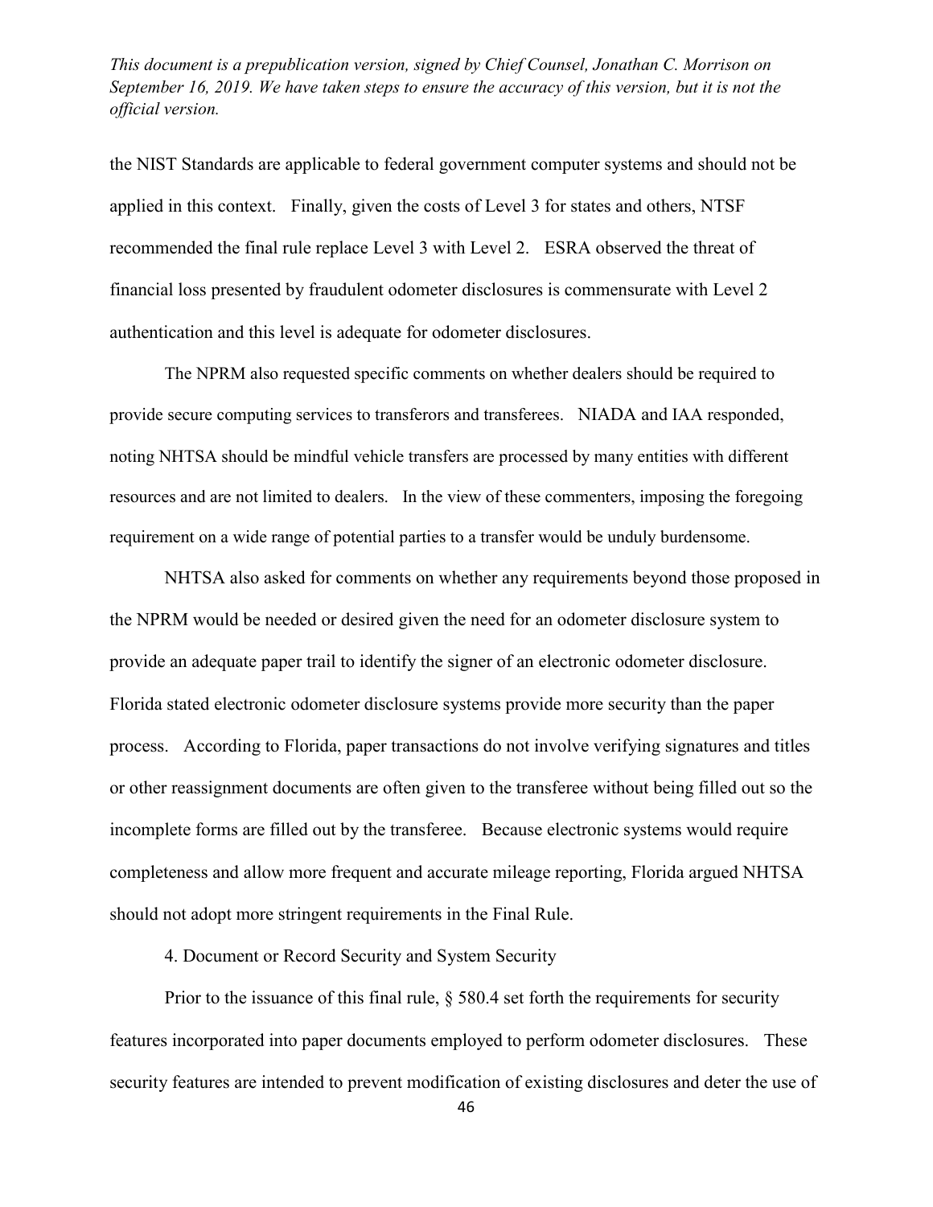the NIST Standards are applicable to federal government computer systems and should not be applied in this context. Finally, given the costs of Level 3 for states and others, NTSF recommended the final rule replace Level 3 with Level 2. ESRA observed the threat of financial loss presented by fraudulent odometer disclosures is commensurate with Level 2 authentication and this level is adequate for odometer disclosures.

The NPRM also requested specific comments on whether dealers should be required to provide secure computing services to transferors and transferees. NIADA and IAA responded, noting NHTSA should be mindful vehicle transfers are processed by many entities with different resources and are not limited to dealers. In the view of these commenters, imposing the foregoing requirement on a wide range of potential parties to a transfer would be unduly burdensome.

NHTSA also asked for comments on whether any requirements beyond those proposed in the NPRM would be needed or desired given the need for an odometer disclosure system to provide an adequate paper trail to identify the signer of an electronic odometer disclosure. Florida stated electronic odometer disclosure systems provide more security than the paper process. According to Florida, paper transactions do not involve verifying signatures and titles or other reassignment documents are often given to the transferee without being filled out so the incomplete forms are filled out by the transferee. Because electronic systems would require completeness and allow more frequent and accurate mileage reporting, Florida argued NHTSA should not adopt more stringent requirements in the Final Rule.

4. Document or Record Security and System Security

Prior to the issuance of this final rule, § 580.4 set forth the requirements for security features incorporated into paper documents employed to perform odometer disclosures. These security features are intended to prevent modification of existing disclosures and deter the use of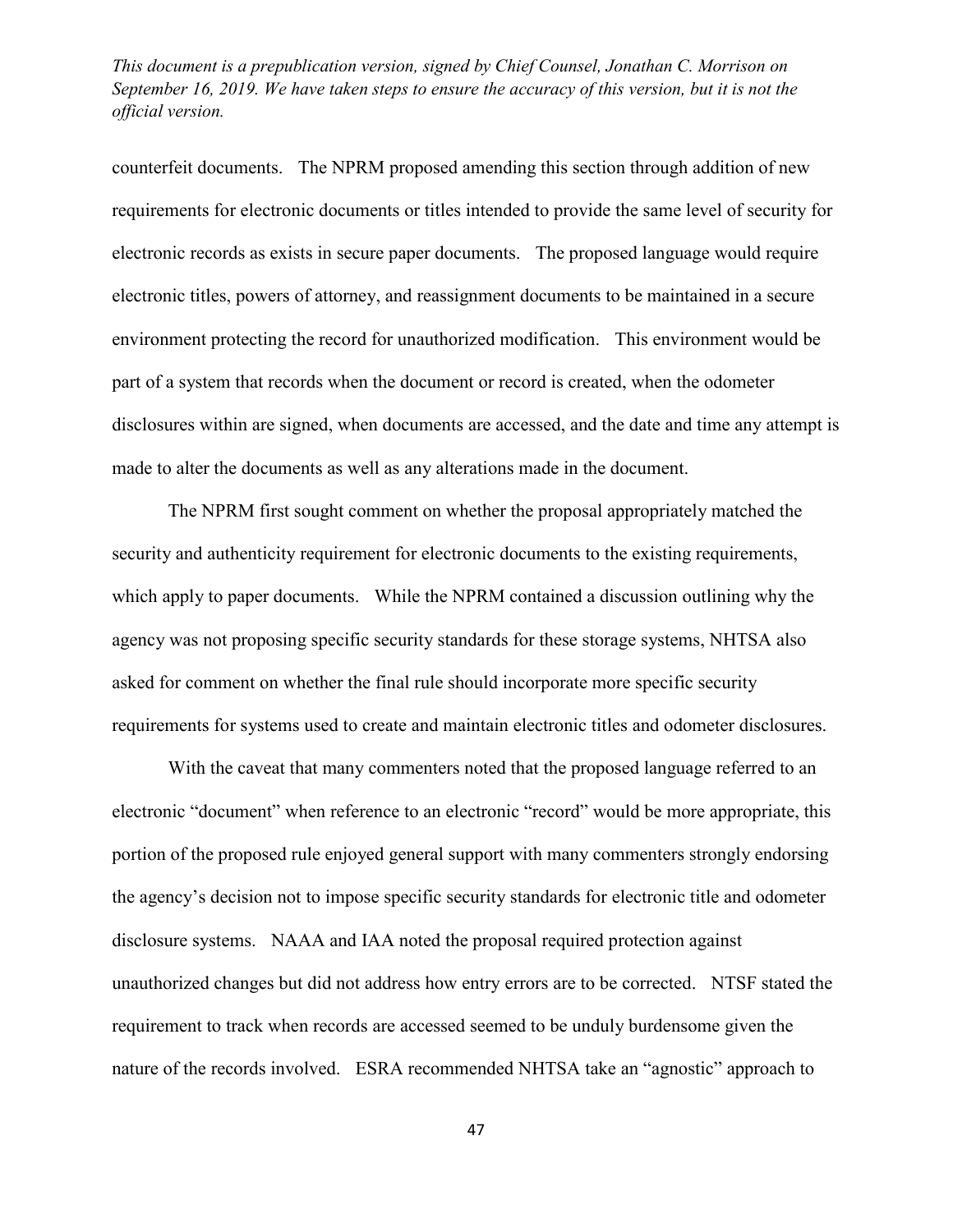counterfeit documents. The NPRM proposed amending this section through addition of new requirements for electronic documents or titles intended to provide the same level of security for electronic records as exists in secure paper documents. The proposed language would require electronic titles, powers of attorney, and reassignment documents to be maintained in a secure environment protecting the record for unauthorized modification. This environment would be part of a system that records when the document or record is created, when the odometer disclosures within are signed, when documents are accessed, and the date and time any attempt is made to alter the documents as well as any alterations made in the document.

The NPRM first sought comment on whether the proposal appropriately matched the security and authenticity requirement for electronic documents to the existing requirements, which apply to paper documents. While the NPRM contained a discussion outlining why the agency was not proposing specific security standards for these storage systems, NHTSA also asked for comment on whether the final rule should incorporate more specific security requirements for systems used to create and maintain electronic titles and odometer disclosures.

With the caveat that many commenters noted that the proposed language referred to an electronic "document" when reference to an electronic "record" would be more appropriate, this portion of the proposed rule enjoyed general support with many commenters strongly endorsing the agency's decision not to impose specific security standards for electronic title and odometer disclosure systems. NAAA and IAA noted the proposal required protection against unauthorized changes but did not address how entry errors are to be corrected. NTSF stated the requirement to track when records are accessed seemed to be unduly burdensome given the nature of the records involved. ESRA recommended NHTSA take an "agnostic" approach to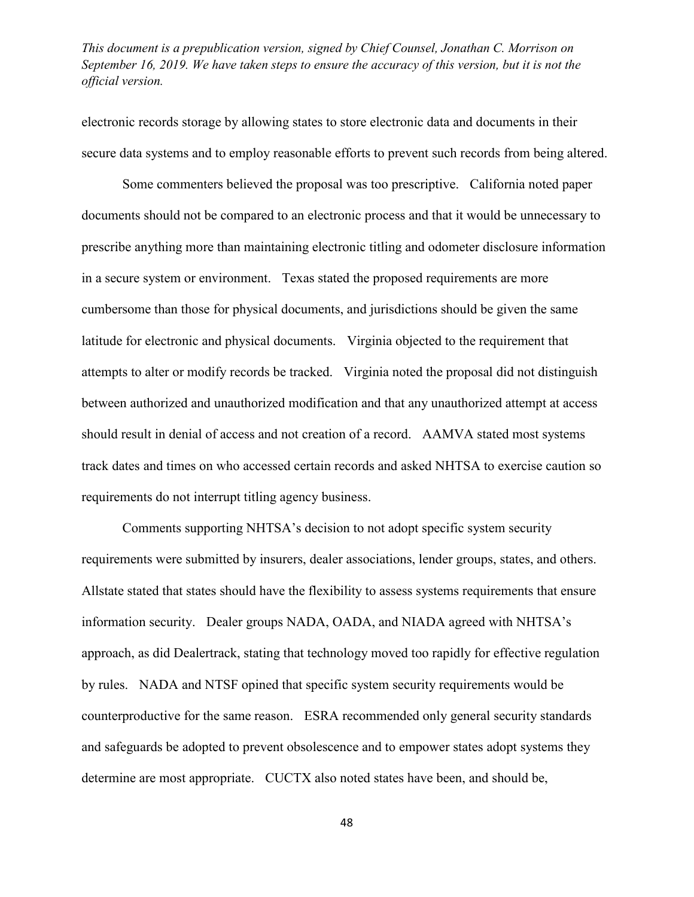electronic records storage by allowing states to store electronic data and documents in their secure data systems and to employ reasonable efforts to prevent such records from being altered.

Some commenters believed the proposal was too prescriptive. California noted paper documents should not be compared to an electronic process and that it would be unnecessary to prescribe anything more than maintaining electronic titling and odometer disclosure information in a secure system or environment. Texas stated the proposed requirements are more cumbersome than those for physical documents, and jurisdictions should be given the same latitude for electronic and physical documents. Virginia objected to the requirement that attempts to alter or modify records be tracked. Virginia noted the proposal did not distinguish between authorized and unauthorized modification and that any unauthorized attempt at access should result in denial of access and not creation of a record. AAMVA stated most systems track dates and times on who accessed certain records and asked NHTSA to exercise caution so requirements do not interrupt titling agency business.

Comments supporting NHTSA's decision to not adopt specific system security requirements were submitted by insurers, dealer associations, lender groups, states, and others. Allstate stated that states should have the flexibility to assess systems requirements that ensure information security. Dealer groups NADA, OADA, and NIADA agreed with NHTSA's approach, as did Dealertrack, stating that technology moved too rapidly for effective regulation by rules. NADA and NTSF opined that specific system security requirements would be counterproductive for the same reason. ESRA recommended only general security standards and safeguards be adopted to prevent obsolescence and to empower states adopt systems they determine are most appropriate. CUCTX also noted states have been, and should be,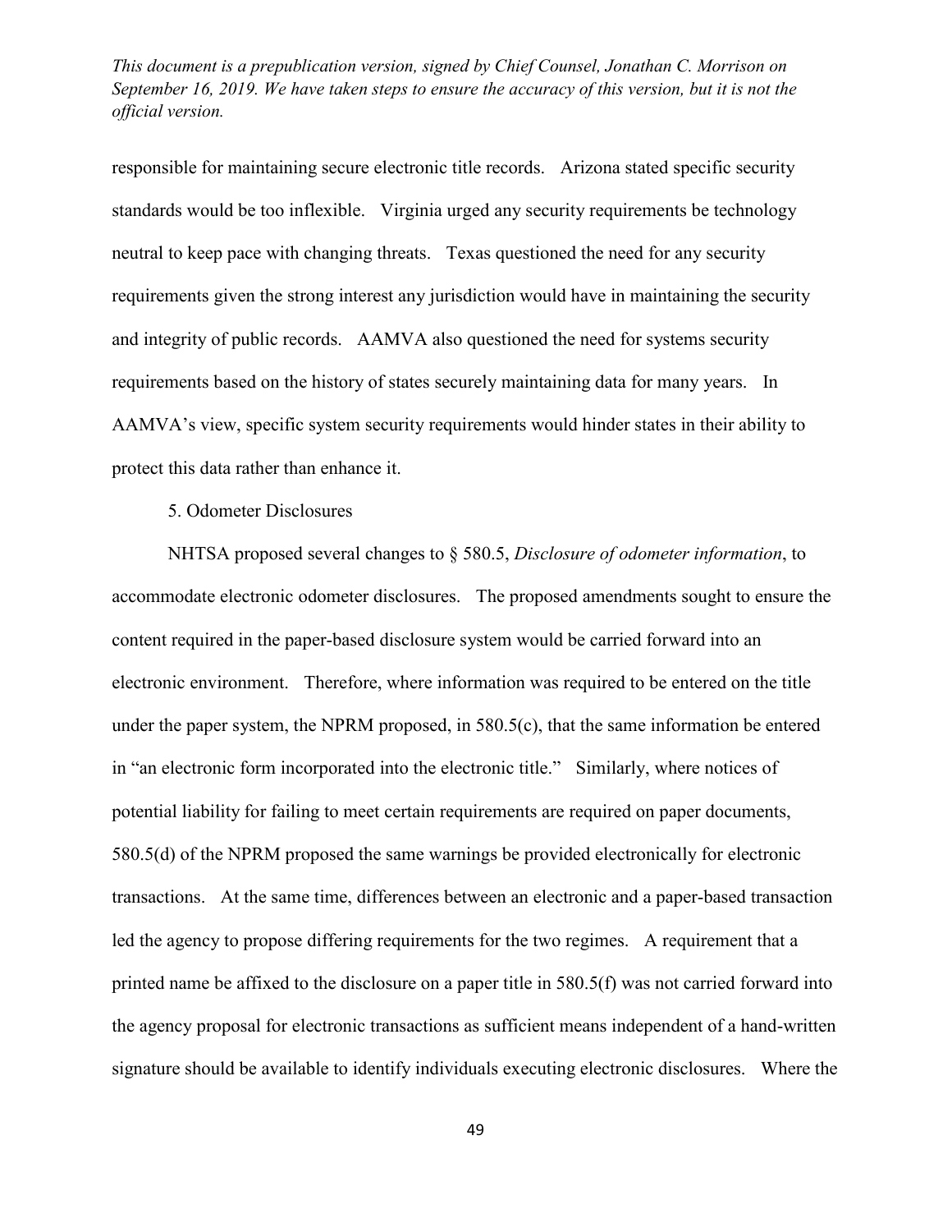responsible for maintaining secure electronic title records. Arizona stated specific security standards would be too inflexible. Virginia urged any security requirements be technology neutral to keep pace with changing threats. Texas questioned the need for any security requirements given the strong interest any jurisdiction would have in maintaining the security and integrity of public records. AAMVA also questioned the need for systems security requirements based on the history of states securely maintaining data for many years. In AAMVA's view, specific system security requirements would hinder states in their ability to protect this data rather than enhance it.

5. Odometer Disclosures

NHTSA proposed several changes to § 580.5, *Disclosure of odometer information*, to accommodate electronic odometer disclosures. The proposed amendments sought to ensure the content required in the paper-based disclosure system would be carried forward into an electronic environment. Therefore, where information was required to be entered on the title under the paper system, the NPRM proposed, in 580.5(c), that the same information be entered in "an electronic form incorporated into the electronic title." Similarly, where notices of potential liability for failing to meet certain requirements are required on paper documents, 580.5(d) of the NPRM proposed the same warnings be provided electronically for electronic transactions. At the same time, differences between an electronic and a paper-based transaction led the agency to propose differing requirements for the two regimes. A requirement that a printed name be affixed to the disclosure on a paper title in 580.5(f) was not carried forward into the agency proposal for electronic transactions as sufficient means independent of a hand-written signature should be available to identify individuals executing electronic disclosures. Where the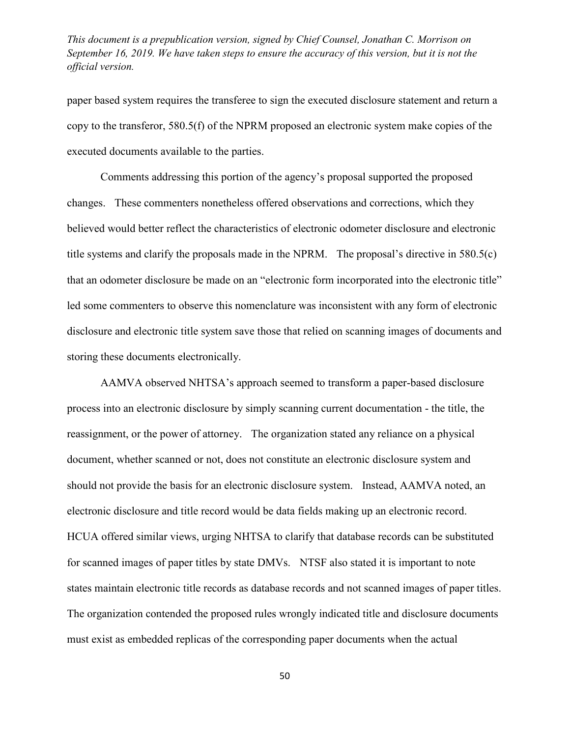paper based system requires the transferee to sign the executed disclosure statement and return a copy to the transferor, 580.5(f) of the NPRM proposed an electronic system make copies of the executed documents available to the parties.

Comments addressing this portion of the agency's proposal supported the proposed changes. These commenters nonetheless offered observations and corrections, which they believed would better reflect the characteristics of electronic odometer disclosure and electronic title systems and clarify the proposals made in the NPRM. The proposal's directive in 580.5(c) that an odometer disclosure be made on an "electronic form incorporated into the electronic title" led some commenters to observe this nomenclature was inconsistent with any form of electronic disclosure and electronic title system save those that relied on scanning images of documents and storing these documents electronically.

AAMVA observed NHTSA's approach seemed to transform a paper-based disclosure process into an electronic disclosure by simply scanning current documentation - the title, the reassignment, or the power of attorney. The organization stated any reliance on a physical document, whether scanned or not, does not constitute an electronic disclosure system and should not provide the basis for an electronic disclosure system. Instead, AAMVA noted, an electronic disclosure and title record would be data fields making up an electronic record. HCUA offered similar views, urging NHTSA to clarify that database records can be substituted for scanned images of paper titles by state DMVs. NTSF also stated it is important to note states maintain electronic title records as database records and not scanned images of paper titles. The organization contended the proposed rules wrongly indicated title and disclosure documents must exist as embedded replicas of the corresponding paper documents when the actual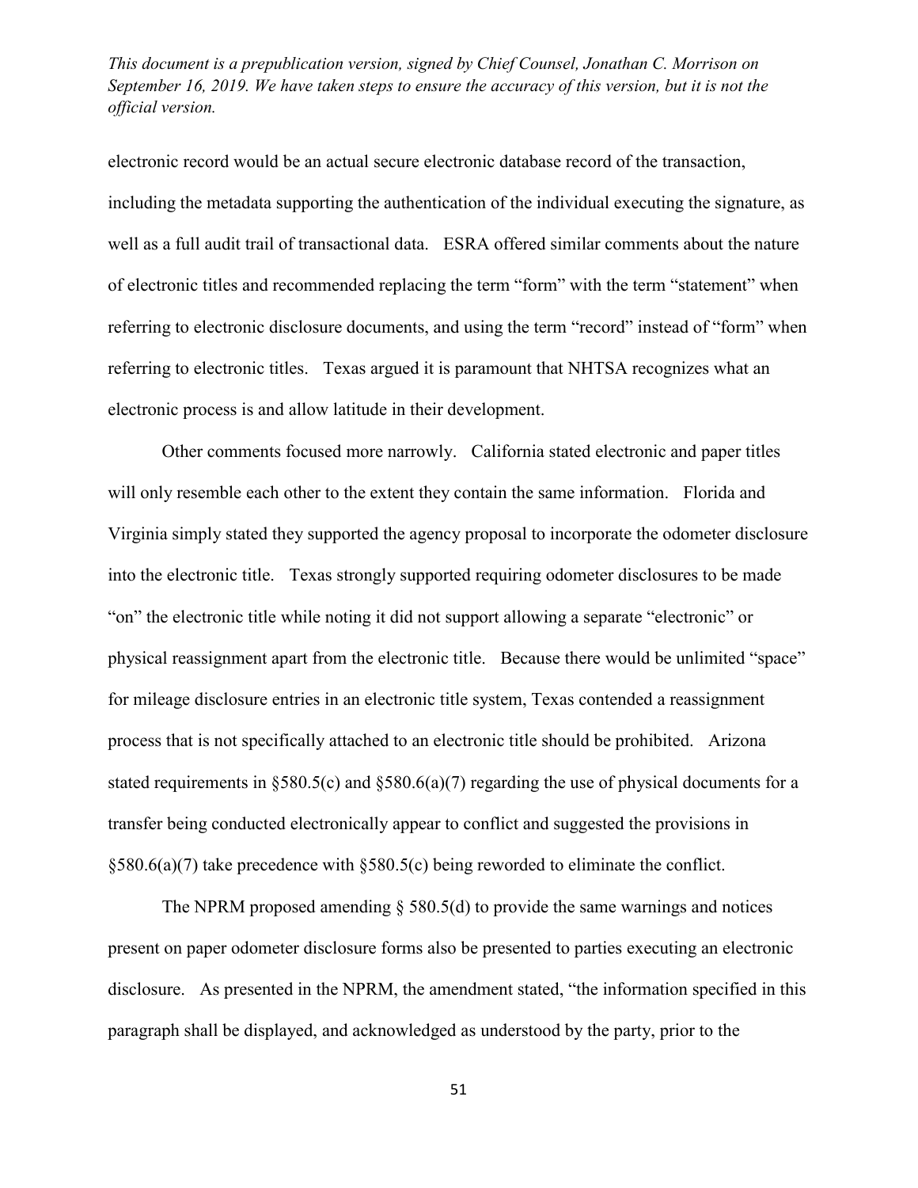electronic record would be an actual secure electronic database record of the transaction, including the metadata supporting the authentication of the individual executing the signature, as well as a full audit trail of transactional data. ESRA offered similar comments about the nature of electronic titles and recommended replacing the term "form" with the term "statement" when referring to electronic disclosure documents, and using the term "record" instead of "form" when referring to electronic titles. Texas argued it is paramount that NHTSA recognizes what an electronic process is and allow latitude in their development.

Other comments focused more narrowly. California stated electronic and paper titles will only resemble each other to the extent they contain the same information. Florida and Virginia simply stated they supported the agency proposal to incorporate the odometer disclosure into the electronic title. Texas strongly supported requiring odometer disclosures to be made "on" the electronic title while noting it did not support allowing a separate "electronic" or physical reassignment apart from the electronic title. Because there would be unlimited "space" for mileage disclosure entries in an electronic title system, Texas contended a reassignment process that is not specifically attached to an electronic title should be prohibited. Arizona stated requirements in §580.5(c) and §580.6(a)(7) regarding the use of physical documents for a transfer being conducted electronically appear to conflict and suggested the provisions in §580.6(a)(7) take precedence with §580.5(c) being reworded to eliminate the conflict.

The NPRM proposed amending § 580.5(d) to provide the same warnings and notices present on paper odometer disclosure forms also be presented to parties executing an electronic disclosure. As presented in the NPRM, the amendment stated, "the information specified in this paragraph shall be displayed, and acknowledged as understood by the party, prior to the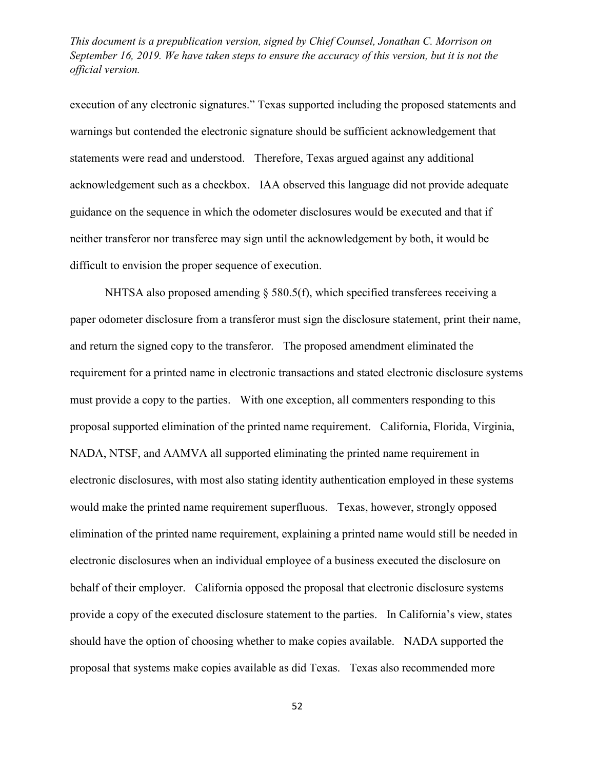execution of any electronic signatures." Texas supported including the proposed statements and warnings but contended the electronic signature should be sufficient acknowledgement that statements were read and understood. Therefore, Texas argued against any additional acknowledgement such as a checkbox. IAA observed this language did not provide adequate guidance on the sequence in which the odometer disclosures would be executed and that if neither transferor nor transferee may sign until the acknowledgement by both, it would be difficult to envision the proper sequence of execution.

NHTSA also proposed amending § 580.5(f), which specified transferees receiving a paper odometer disclosure from a transferor must sign the disclosure statement, print their name, and return the signed copy to the transferor. The proposed amendment eliminated the requirement for a printed name in electronic transactions and stated electronic disclosure systems must provide a copy to the parties. With one exception, all commenters responding to this proposal supported elimination of the printed name requirement. California, Florida, Virginia, NADA, NTSF, and AAMVA all supported eliminating the printed name requirement in electronic disclosures, with most also stating identity authentication employed in these systems would make the printed name requirement superfluous. Texas, however, strongly opposed elimination of the printed name requirement, explaining a printed name would still be needed in electronic disclosures when an individual employee of a business executed the disclosure on behalf of their employer. California opposed the proposal that electronic disclosure systems provide a copy of the executed disclosure statement to the parties. In California's view, states should have the option of choosing whether to make copies available. NADA supported the proposal that systems make copies available as did Texas. Texas also recommended more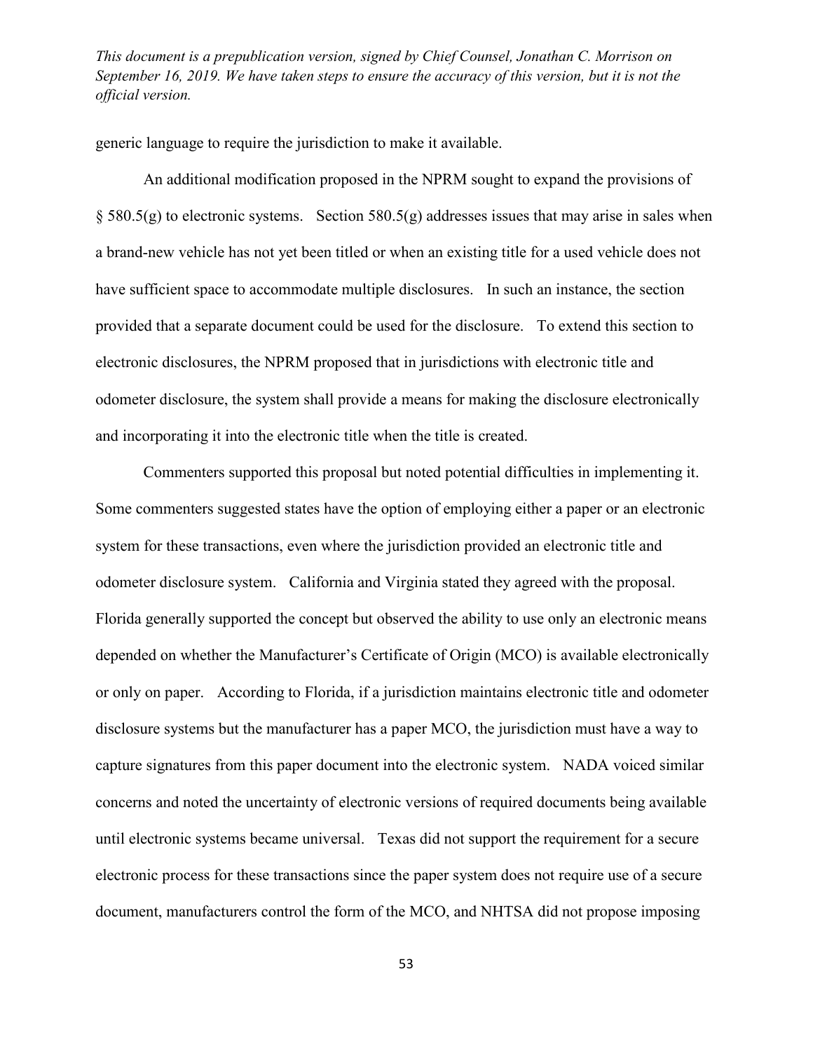generic language to require the jurisdiction to make it available.

An additional modification proposed in the NPRM sought to expand the provisions of § 580.5(g) to electronic systems. Section 580.5(g) addresses issues that may arise in sales when a brand-new vehicle has not yet been titled or when an existing title for a used vehicle does not have sufficient space to accommodate multiple disclosures. In such an instance, the section provided that a separate document could be used for the disclosure. To extend this section to electronic disclosures, the NPRM proposed that in jurisdictions with electronic title and odometer disclosure, the system shall provide a means for making the disclosure electronically and incorporating it into the electronic title when the title is created.

Commenters supported this proposal but noted potential difficulties in implementing it. Some commenters suggested states have the option of employing either a paper or an electronic system for these transactions, even where the jurisdiction provided an electronic title and odometer disclosure system. California and Virginia stated they agreed with the proposal. Florida generally supported the concept but observed the ability to use only an electronic means depended on whether the Manufacturer's Certificate of Origin (MCO) is available electronically or only on paper. According to Florida, if a jurisdiction maintains electronic title and odometer disclosure systems but the manufacturer has a paper MCO, the jurisdiction must have a way to capture signatures from this paper document into the electronic system. NADA voiced similar concerns and noted the uncertainty of electronic versions of required documents being available until electronic systems became universal. Texas did not support the requirement for a secure electronic process for these transactions since the paper system does not require use of a secure document, manufacturers control the form of the MCO, and NHTSA did not propose imposing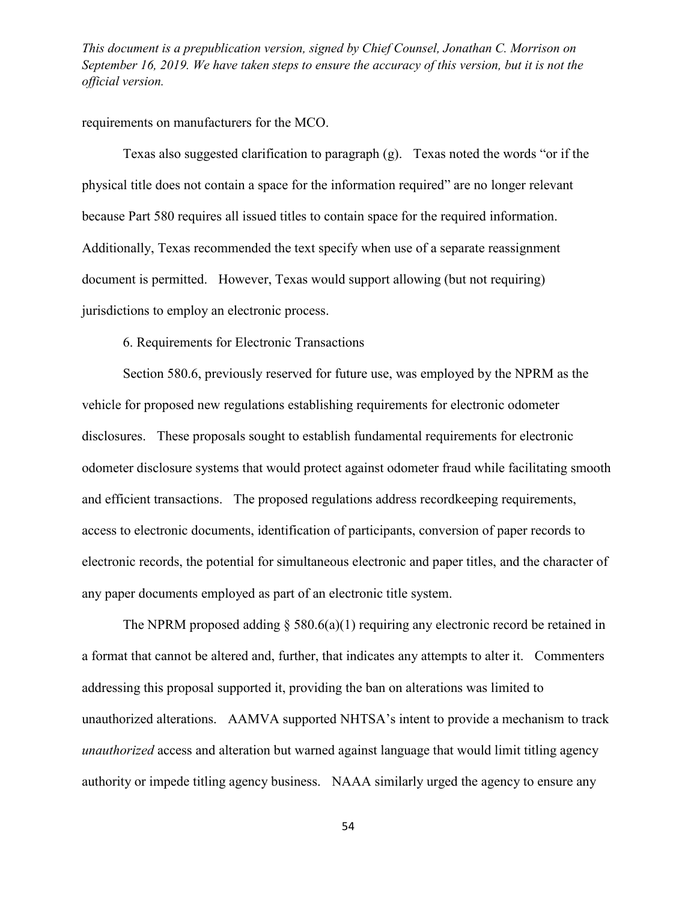requirements on manufacturers for the MCO.

Texas also suggested clarification to paragraph (g). Texas noted the words "or if the physical title does not contain a space for the information required" are no longer relevant because Part 580 requires all issued titles to contain space for the required information. Additionally, Texas recommended the text specify when use of a separate reassignment document is permitted. However, Texas would support allowing (but not requiring) jurisdictions to employ an electronic process.

6. Requirements for Electronic Transactions

Section 580.6, previously reserved for future use, was employed by the NPRM as the vehicle for proposed new regulations establishing requirements for electronic odometer disclosures. These proposals sought to establish fundamental requirements for electronic odometer disclosure systems that would protect against odometer fraud while facilitating smooth and efficient transactions. The proposed regulations address recordkeeping requirements, access to electronic documents, identification of participants, conversion of paper records to electronic records, the potential for simultaneous electronic and paper titles, and the character of any paper documents employed as part of an electronic title system.

The NPRM proposed adding § 580.6(a)(1) requiring any electronic record be retained in a format that cannot be altered and, further, that indicates any attempts to alter it. Commenters addressing this proposal supported it, providing the ban on alterations was limited to unauthorized alterations. AAMVA supported NHTSA's intent to provide a mechanism to track *unauthorized* access and alteration but warned against language that would limit titling agency authority or impede titling agency business. NAAA similarly urged the agency to ensure any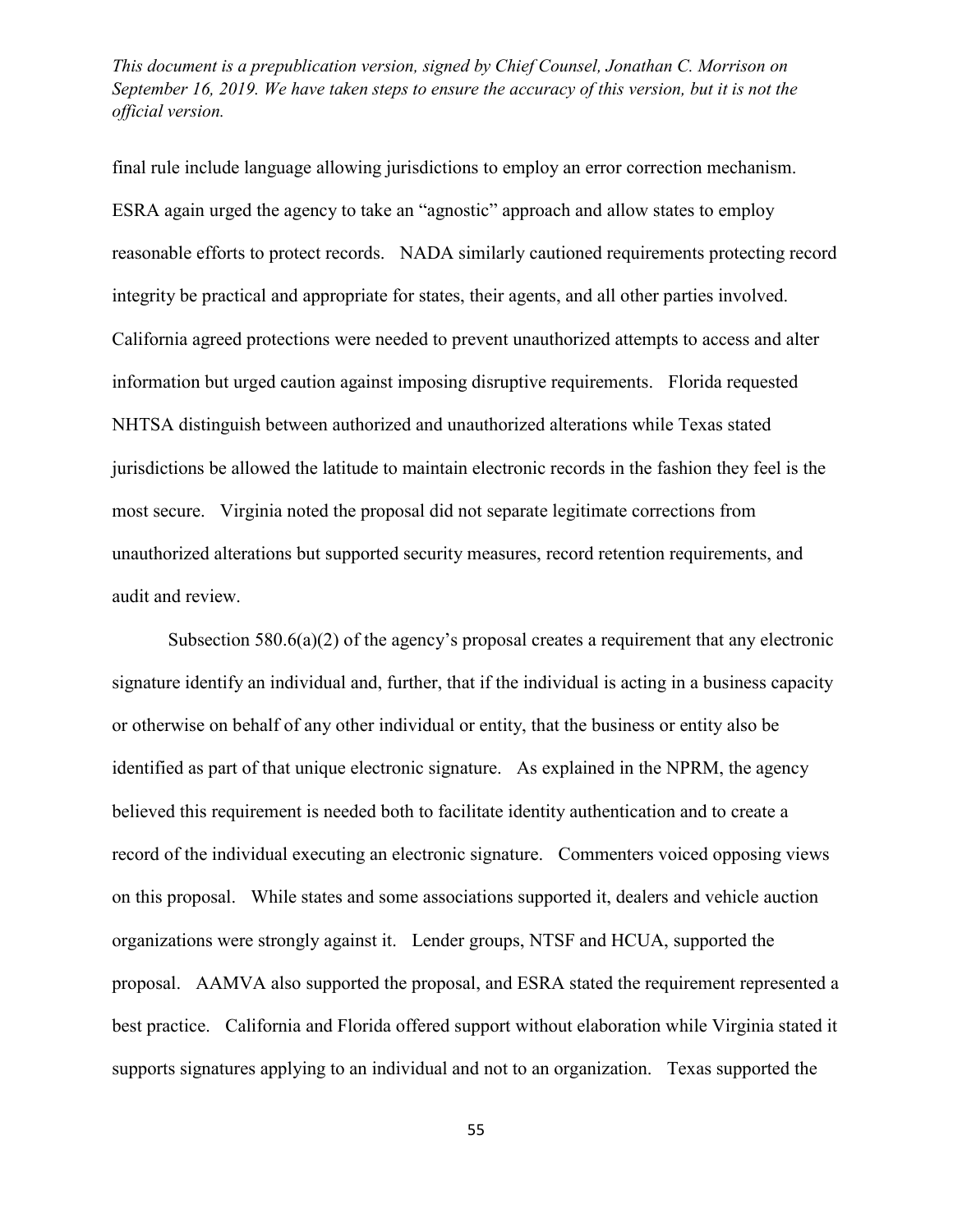final rule include language allowing jurisdictions to employ an error correction mechanism. ESRA again urged the agency to take an "agnostic" approach and allow states to employ reasonable efforts to protect records. NADA similarly cautioned requirements protecting record integrity be practical and appropriate for states, their agents, and all other parties involved. California agreed protections were needed to prevent unauthorized attempts to access and alter information but urged caution against imposing disruptive requirements. Florida requested NHTSA distinguish between authorized and unauthorized alterations while Texas stated jurisdictions be allowed the latitude to maintain electronic records in the fashion they feel is the most secure. Virginia noted the proposal did not separate legitimate corrections from unauthorized alterations but supported security measures, record retention requirements, and audit and review.

Subsection 580.6(a)(2) of the agency's proposal creates a requirement that any electronic signature identify an individual and, further, that if the individual is acting in a business capacity or otherwise on behalf of any other individual or entity, that the business or entity also be identified as part of that unique electronic signature. As explained in the NPRM, the agency believed this requirement is needed both to facilitate identity authentication and to create a record of the individual executing an electronic signature. Commenters voiced opposing views on this proposal. While states and some associations supported it, dealers and vehicle auction organizations were strongly against it. Lender groups, NTSF and HCUA, supported the proposal. AAMVA also supported the proposal, and ESRA stated the requirement represented a best practice. California and Florida offered support without elaboration while Virginia stated it supports signatures applying to an individual and not to an organization. Texas supported the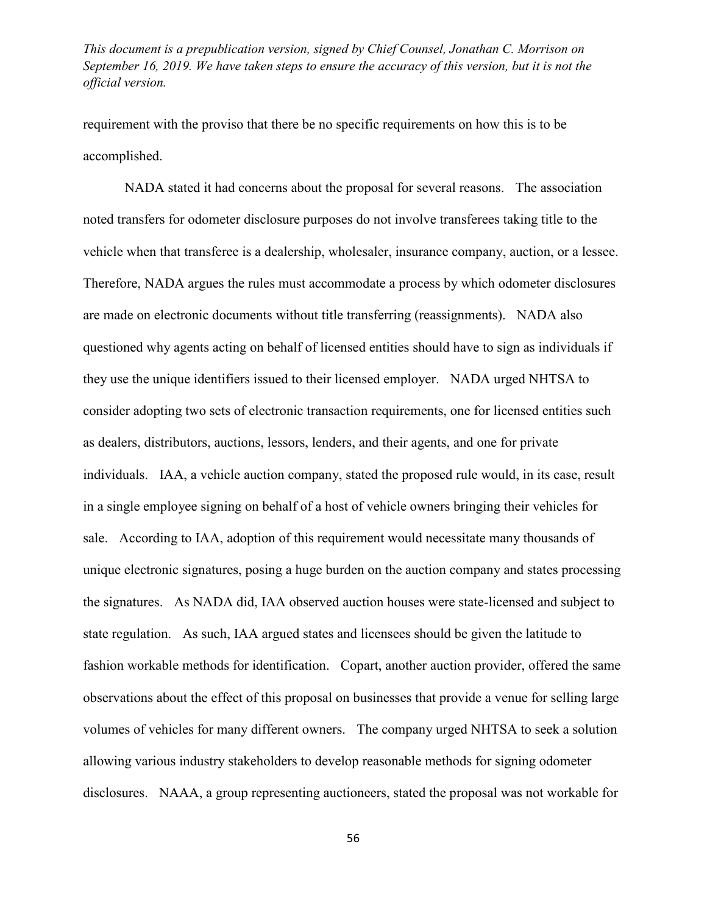requirement with the proviso that there be no specific requirements on how this is to be accomplished.

NADA stated it had concerns about the proposal for several reasons. The association noted transfers for odometer disclosure purposes do not involve transferees taking title to the vehicle when that transferee is a dealership, wholesaler, insurance company, auction, or a lessee. Therefore, NADA argues the rules must accommodate a process by which odometer disclosures are made on electronic documents without title transferring (reassignments). NADA also questioned why agents acting on behalf of licensed entities should have to sign as individuals if they use the unique identifiers issued to their licensed employer. NADA urged NHTSA to consider adopting two sets of electronic transaction requirements, one for licensed entities such as dealers, distributors, auctions, lessors, lenders, and their agents, and one for private individuals. IAA, a vehicle auction company, stated the proposed rule would, in its case, result in a single employee signing on behalf of a host of vehicle owners bringing their vehicles for sale. According to IAA, adoption of this requirement would necessitate many thousands of unique electronic signatures, posing a huge burden on the auction company and states processing the signatures. As NADA did, IAA observed auction houses were state-licensed and subject to state regulation. As such, IAA argued states and licensees should be given the latitude to fashion workable methods for identification. Copart, another auction provider, offered the same observations about the effect of this proposal on businesses that provide a venue for selling large volumes of vehicles for many different owners. The company urged NHTSA to seek a solution allowing various industry stakeholders to develop reasonable methods for signing odometer disclosures. NAAA, a group representing auctioneers, stated the proposal was not workable for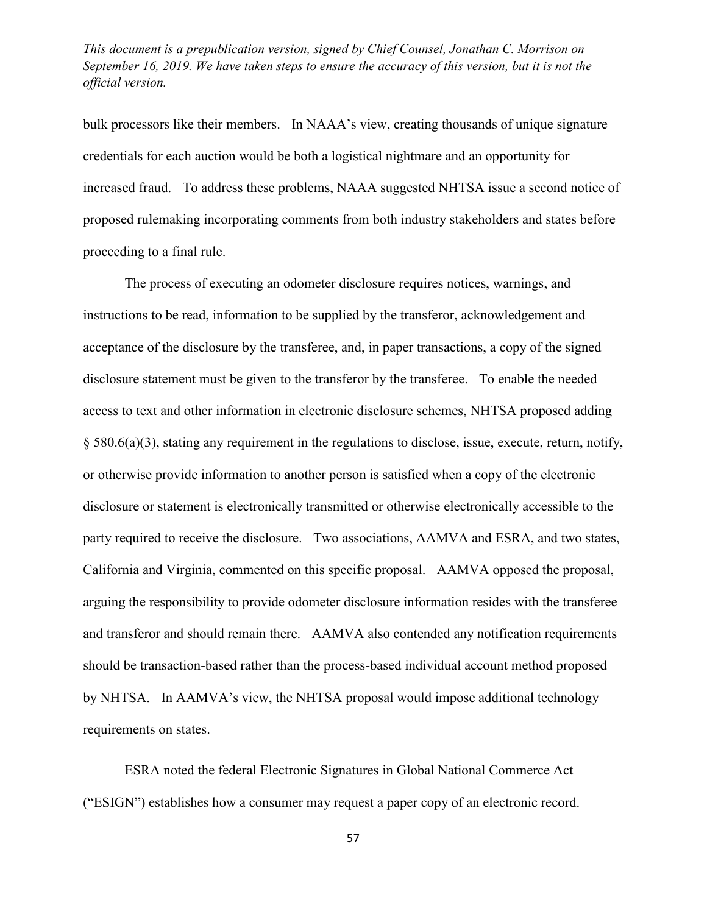bulk processors like their members. In NAAA's view, creating thousands of unique signature credentials for each auction would be both a logistical nightmare and an opportunity for increased fraud. To address these problems, NAAA suggested NHTSA issue a second notice of proposed rulemaking incorporating comments from both industry stakeholders and states before proceeding to a final rule.

The process of executing an odometer disclosure requires notices, warnings, and instructions to be read, information to be supplied by the transferor, acknowledgement and acceptance of the disclosure by the transferee, and, in paper transactions, a copy of the signed disclosure statement must be given to the transferor by the transferee. To enable the needed access to text and other information in electronic disclosure schemes, NHTSA proposed adding § 580.6(a)(3), stating any requirement in the regulations to disclose, issue, execute, return, notify, or otherwise provide information to another person is satisfied when a copy of the electronic disclosure or statement is electronically transmitted or otherwise electronically accessible to the party required to receive the disclosure. Two associations, AAMVA and ESRA, and two states, California and Virginia, commented on this specific proposal. AAMVA opposed the proposal, arguing the responsibility to provide odometer disclosure information resides with the transferee and transferor and should remain there. AAMVA also contended any notification requirements should be transaction-based rather than the process-based individual account method proposed by NHTSA. In AAMVA's view, the NHTSA proposal would impose additional technology requirements on states.

ESRA noted the federal Electronic Signatures in Global National Commerce Act ("ESIGN") establishes how a consumer may request a paper copy of an electronic record.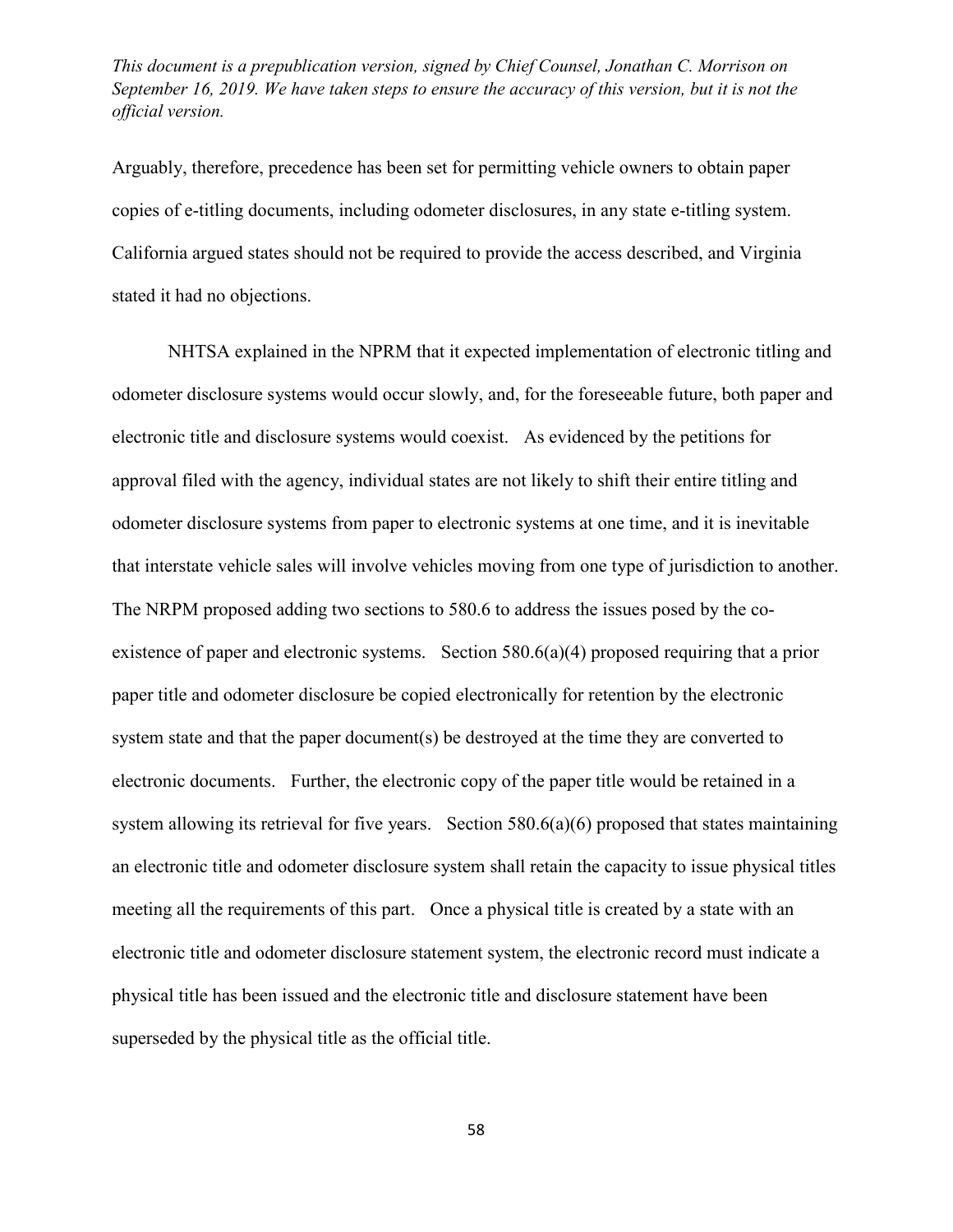*This document is a prepublication version, signed by Chief Counsel, Jonathan C. Morrison on September 16, 2019. We have taken steps to ensure the accuracy of this version, but it is not the official version.*

Arguably, therefore, precedence has been set for permitting vehicle owners to obtain paper copies of e-titling documents, including odometer disclosures, in any state e-titling system. California argued states should not be required to provide the access described, and Virginia stated it had no objections.

NHTSA explained in the NPRM that it expected implementation of electronic titling and odometer disclosure systems would occur slowly, and, for the foreseeable future, both paper and electronic title and disclosure systems would coexist. As evidenced by the petitions for approval filed with the agency, individual states are not likely to shift their entire titling and odometer disclosure systems from paper to electronic systems at one time, and it is inevitable that interstate vehicle sales will involve vehicles moving from one type of jurisdiction to another. The NRPM proposed adding two sections to 580.6 to address the issues posed by the co-existence of paper and electronic systems. Section 580.6(a)(4) proposed requiring that a prior paper title and odometer disclosure be copied electronically for retention by the electronic system state and that the paper document(s) be destroyed at the time they are converted to electronic documents. Further, the electronic copy of the paper title would be retained in a system allowing its retrieval for five years. Section 580.6(a)(6) proposed that states maintaining an electronic title and odometer disclosure system shall retain the capacity to issue physical titles meeting all the requirements of this part. Once a physical title is created by a state with an electronic title and odometer disclosure statement system, the electronic record must indicate a physical title has been issued and the electronic title and disclosure statement have been superseded by the physical title as the official title.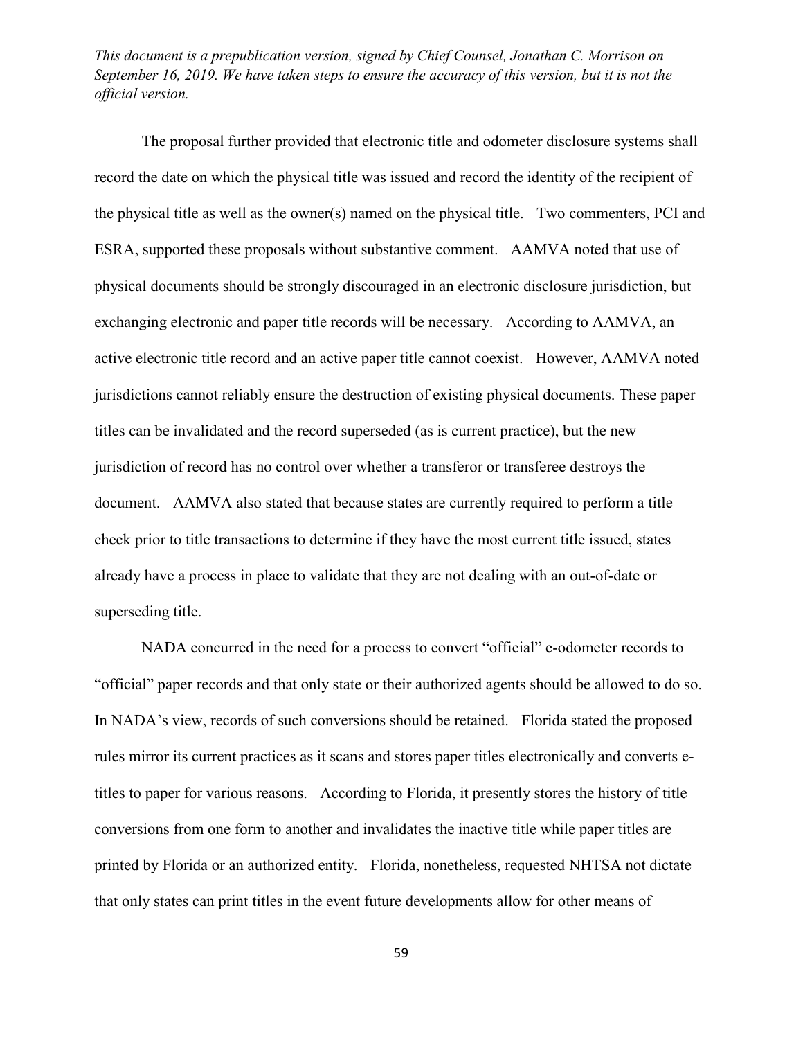*This document is a prepublication version, signed by Chief Counsel, Jonathan C. Morrison on September 16, 2019. We have taken steps to ensure the accuracy of this version, but it is not the official version.*

The proposal further provided that electronic title and odometer disclosure systems shall record the date on which the physical title was issued and record the identity of the recipient of the physical title as well as the owner(s) named on the physical title. Two commenters, PCI and ESRA, supported these proposals without substantive comment. AAMVA noted that use of physical documents should be strongly discouraged in an electronic disclosure jurisdiction, but exchanging electronic and paper title records will be necessary. According to AAMVA, an active electronic title record and an active paper title cannot coexist. However, AAMVA noted jurisdictions cannot reliably ensure the destruction of existing physical documents. These paper titles can be invalidated and the record superseded (as is current practice), but the new jurisdiction of record has no control over whether a transferor or transferee destroys the document. AAMVA also stated that because states are currently required to perform a title check prior to title transactions to determine if they have the most current title issued, states already have a process in place to validate that they are not dealing with an out-of-date or superseding title.

NADA concurred in the need for a process to convert "official" e-odometer records to "official" paper records and that only state or their authorized agents should be allowed to do so. In NADA's view, records of such conversions should be retained. Florida stated the proposed rules mirror its current practices as it scans and stores paper titles electronically and converts e-titles to paper for various reasons. According to Florida, it presently stores the history of title conversions from one form to another and invalidates the inactive title while paper titles are printed by Florida or an authorized entity. Florida, nonetheless, requested NHTSA not dictate that only states can print titles in the event future developments allow for other means of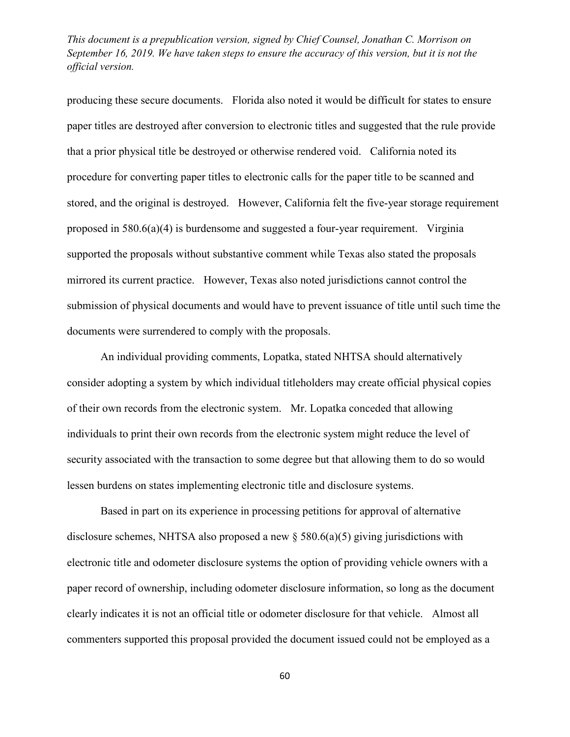producing these secure documents. Florida also noted it would be difficult for states to ensure paper titles are destroyed after conversion to electronic titles and suggested that the rule provide that a prior physical title be destroyed or otherwise rendered void. California noted its procedure for converting paper titles to electronic calls for the paper title to be scanned and stored, and the original is destroyed. However, California felt the five-year storage requirement proposed in 580.6(a)(4) is burdensome and suggested a four-year requirement. Virginia supported the proposals without substantive comment while Texas also stated the proposals mirrored its current practice. However, Texas also noted jurisdictions cannot control the submission of physical documents and would have to prevent issuance of title until such time the documents were surrendered to comply with the proposals.

An individual providing comments, Lopatka, stated NHTSA should alternatively consider adopting a system by which individual titleholders may create official physical copies of their own records from the electronic system. Mr. Lopatka conceded that allowing individuals to print their own records from the electronic system might reduce the level of security associated with the transaction to some degree but that allowing them to do so would lessen burdens on states implementing electronic title and disclosure systems.

Based in part on its experience in processing petitions for approval of alternative disclosure schemes, NHTSA also proposed a new § 580.6(a)(5) giving jurisdictions with electronic title and odometer disclosure systems the option of providing vehicle owners with a paper record of ownership, including odometer disclosure information, so long as the document clearly indicates it is not an official title or odometer disclosure for that vehicle. Almost all commenters supported this proposal provided the document issued could not be employed as a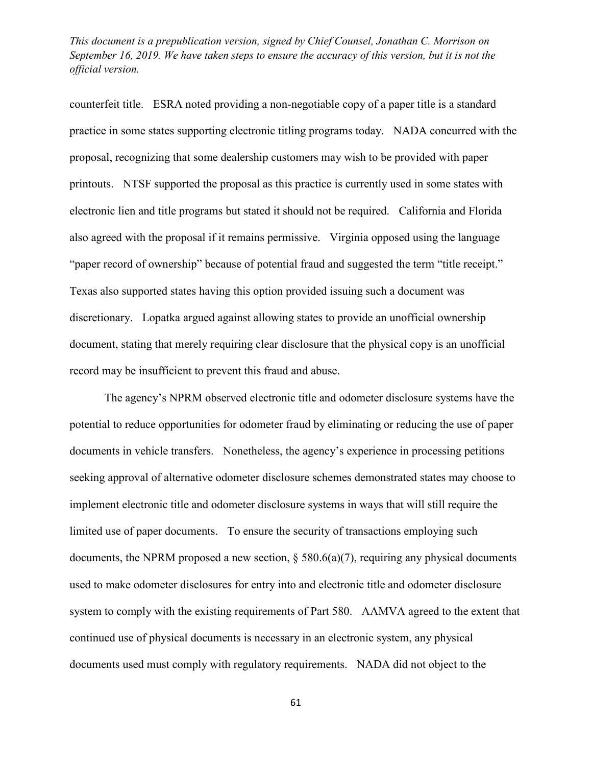counterfeit title. ESRA noted providing a non-negotiable copy of a paper title is a standard practice in some states supporting electronic titling programs today. NADA concurred with the proposal, recognizing that some dealership customers may wish to be provided with paper printouts. NTSF supported the proposal as this practice is currently used in some states with electronic lien and title programs but stated it should not be required. California and Florida also agreed with the proposal if it remains permissive. Virginia opposed using the language "paper record of ownership" because of potential fraud and suggested the term "title receipt." Texas also supported states having this option provided issuing such a document was discretionary. Lopatka argued against allowing states to provide an unofficial ownership document, stating that merely requiring clear disclosure that the physical copy is an unofficial record may be insufficient to prevent this fraud and abuse.

The agency's NPRM observed electronic title and odometer disclosure systems have the potential to reduce opportunities for odometer fraud by eliminating or reducing the use of paper documents in vehicle transfers. Nonetheless, the agency's experience in processing petitions seeking approval of alternative odometer disclosure schemes demonstrated states may choose to implement electronic title and odometer disclosure systems in ways that will still require the limited use of paper documents. To ensure the security of transactions employing such documents, the NPRM proposed a new section, § 580.6(a)(7), requiring any physical documents used to make odometer disclosures for entry into and electronic title and odometer disclosure system to comply with the existing requirements of Part 580. AAMVA agreed to the extent that continued use of physical documents is necessary in an electronic system, any physical documents used must comply with regulatory requirements. NADA did not object to the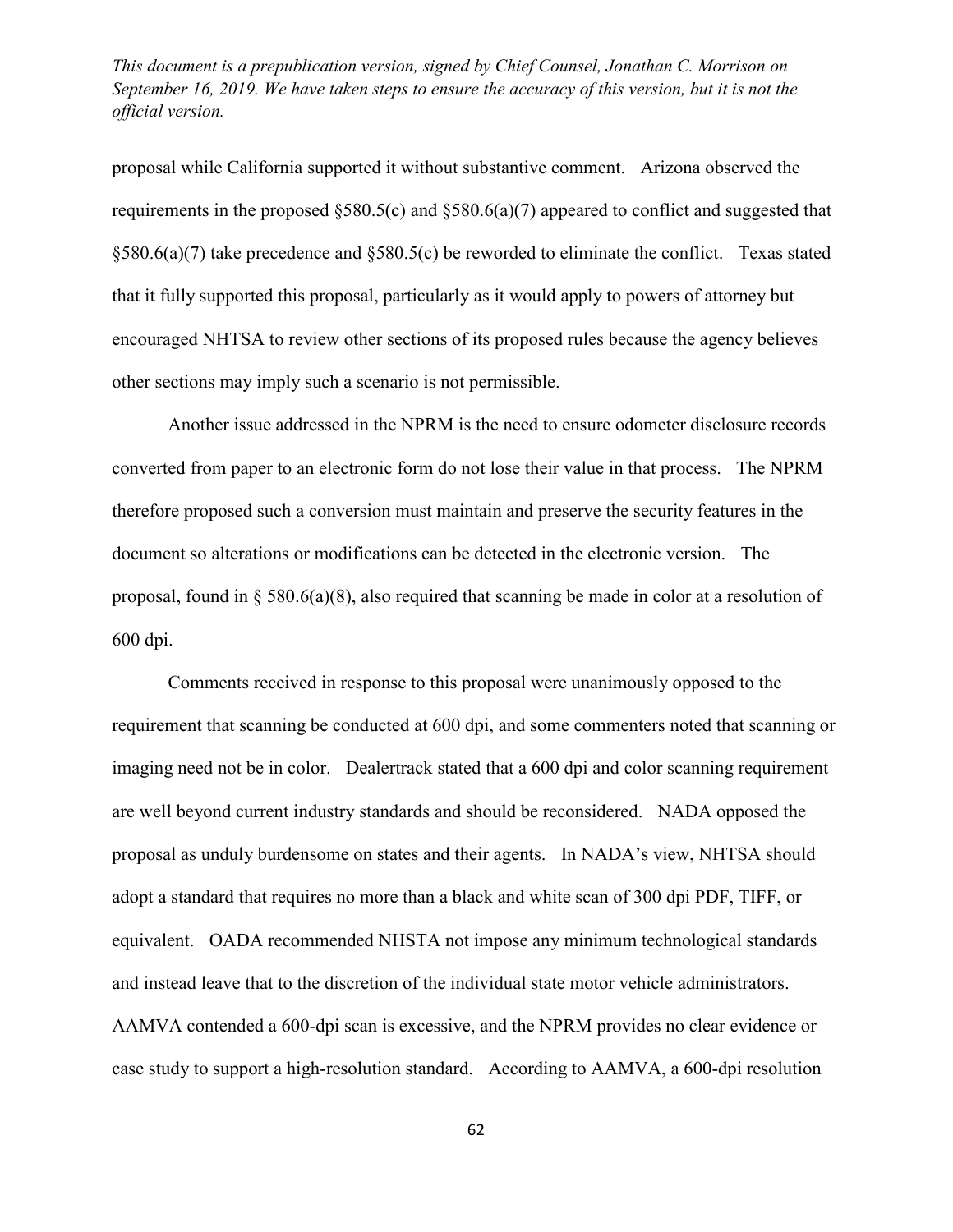proposal while California supported it without substantive comment. Arizona observed the requirements in the proposed §580.5(c) and §580.6(a)(7) appeared to conflict and suggested that §580.6(a)(7) take precedence and §580.5(c) be reworded to eliminate the conflict. Texas stated that it fully supported this proposal, particularly as it would apply to powers of attorney but encouraged NHTSA to review other sections of its proposed rules because the agency believes other sections may imply such a scenario is not permissible.

Another issue addressed in the NPRM is the need to ensure odometer disclosure records converted from paper to an electronic form do not lose their value in that process. The NPRM therefore proposed such a conversion must maintain and preserve the security features in the document so alterations or modifications can be detected in the electronic version. The proposal, found in § 580.6(a)(8), also required that scanning be made in color at a resolution of 600 dpi.

Comments received in response to this proposal were unanimously opposed to the requirement that scanning be conducted at 600 dpi, and some commenters noted that scanning or imaging need not be in color. Dealertrack stated that a 600 dpi and color scanning requirement are well beyond current industry standards and should be reconsidered. NADA opposed the proposal as unduly burdensome on states and their agents. In NADA's view, NHTSA should adopt a standard that requires no more than a black and white scan of 300 dpi PDF, TIFF, or equivalent. OADA recommended NHSTA not impose any minimum technological standards and instead leave that to the discretion of the individual state motor vehicle administrators. AAMVA contended a 600-dpi scan is excessive, and the NPRM provides no clear evidence or case study to support a high-resolution standard. According to AAMVA, a 600-dpi resolution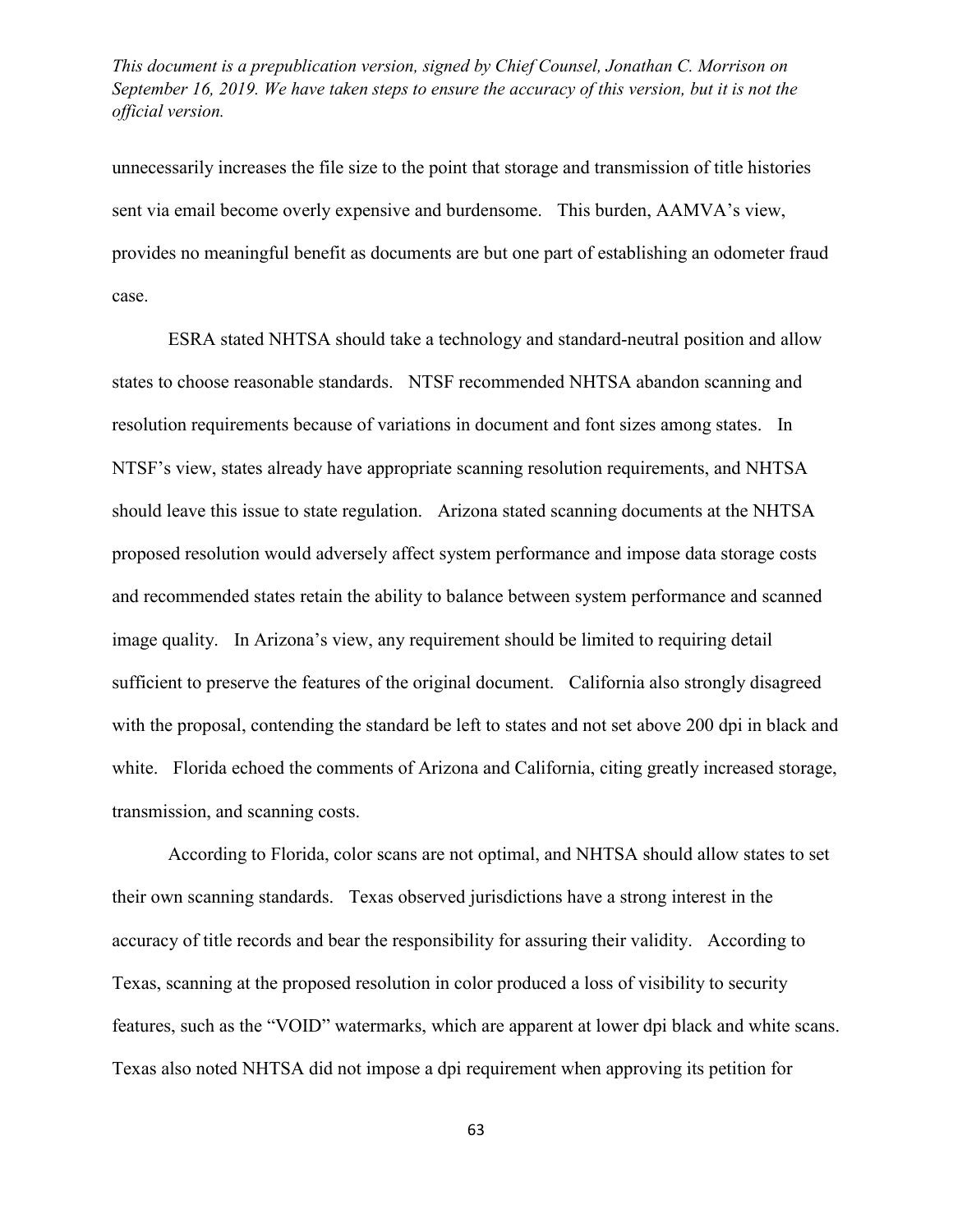unnecessarily increases the file size to the point that storage and transmission of title histories sent via email become overly expensive and burdensome. This burden, AAMVA's view, provides no meaningful benefit as documents are but one part of establishing an odometer fraud case.

ESRA stated NHTSA should take a technology and standard-neutral position and allow states to choose reasonable standards. NTSF recommended NHTSA abandon scanning and resolution requirements because of variations in document and font sizes among states. In NTSF's view, states already have appropriate scanning resolution requirements, and NHTSA should leave this issue to state regulation. Arizona stated scanning documents at the NHTSA proposed resolution would adversely affect system performance and impose data storage costs and recommended states retain the ability to balance between system performance and scanned image quality. In Arizona's view, any requirement should be limited to requiring detail sufficient to preserve the features of the original document. California also strongly disagreed with the proposal, contending the standard be left to states and not set above 200 dpi in black and white. Florida echoed the comments of Arizona and California, citing greatly increased storage, transmission, and scanning costs.

According to Florida, color scans are not optimal, and NHTSA should allow states to set their own scanning standards. Texas observed jurisdictions have a strong interest in the accuracy of title records and bear the responsibility for assuring their validity. According to Texas, scanning at the proposed resolution in color produced a loss of visibility to security features, such as the "VOID" watermarks, which are apparent at lower dpi black and white scans. Texas also noted NHTSA did not impose a dpi requirement when approving its petition for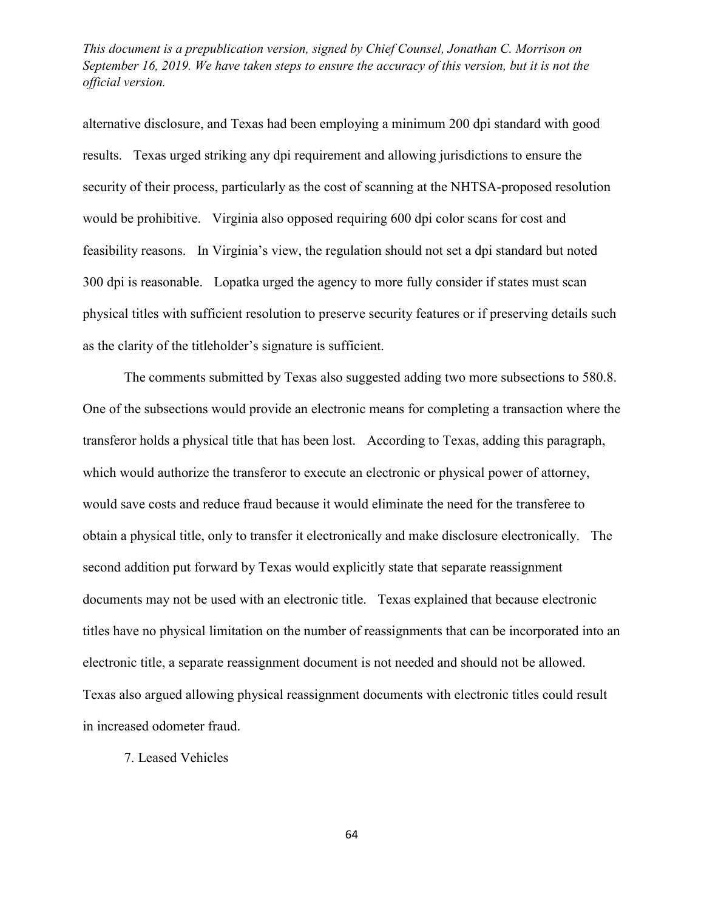alternative disclosure, and Texas had been employing a minimum 200 dpi standard with good results. Texas urged striking any dpi requirement and allowing jurisdictions to ensure the security of their process, particularly as the cost of scanning at the NHTSA-proposed resolution would be prohibitive. Virginia also opposed requiring 600 dpi color scans for cost and feasibility reasons. In Virginia's view, the regulation should not set a dpi standard but noted 300 dpi is reasonable. Lopatka urged the agency to more fully consider if states must scan physical titles with sufficient resolution to preserve security features or if preserving details such as the clarity of the titleholder's signature is sufficient.

The comments submitted by Texas also suggested adding two more subsections to 580.8. One of the subsections would provide an electronic means for completing a transaction where the transferor holds a physical title that has been lost. According to Texas, adding this paragraph, which would authorize the transferor to execute an electronic or physical power of attorney, would save costs and reduce fraud because it would eliminate the need for the transferee to obtain a physical title, only to transfer it electronically and make disclosure electronically. The second addition put forward by Texas would explicitly state that separate reassignment documents may not be used with an electronic title. Texas explained that because electronic titles have no physical limitation on the number of reassignments that can be incorporated into an electronic title, a separate reassignment document is not needed and should not be allowed. Texas also argued allowing physical reassignment documents with electronic titles could result in increased odometer fraud.

7. Leased Vehicles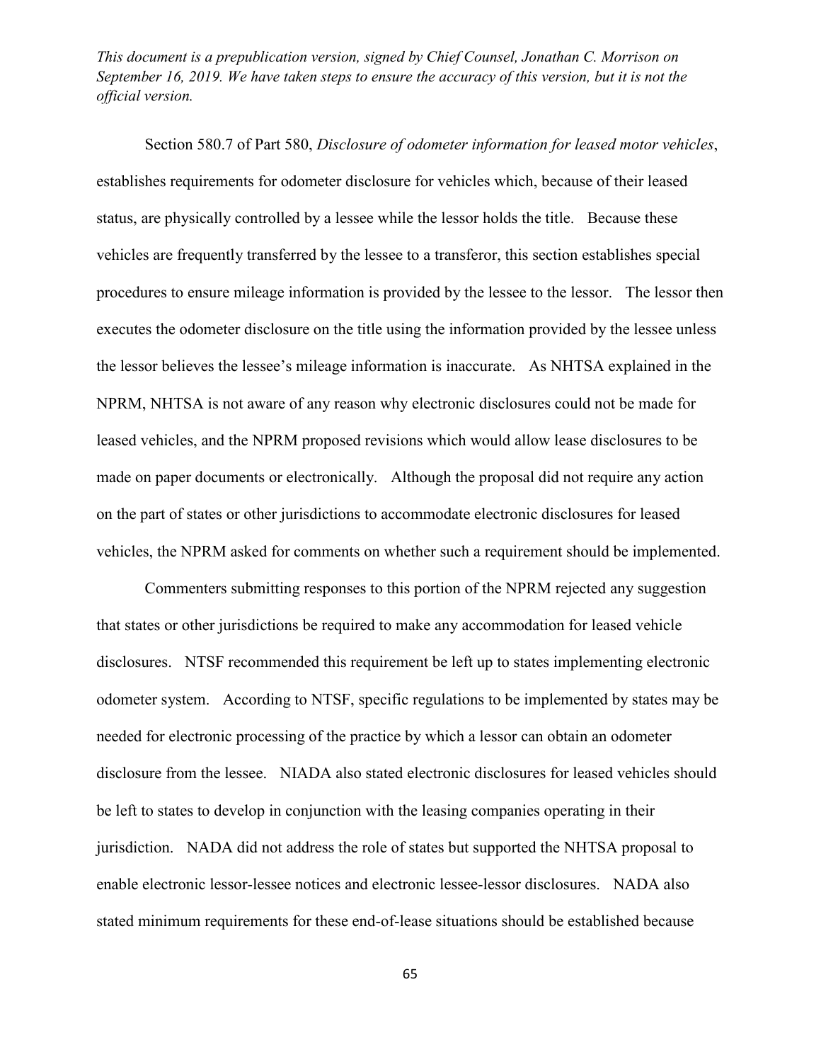*This document is a prepublication version, signed by Chief Counsel, Jonathan C. Morrison on September 16, 2019. We have taken steps to ensure the accuracy of this version, but it is not the official version.*

Section 580.7 of Part 580, *Disclosure of odometer information for leased motor vehicles*, establishes requirements for odometer disclosure for vehicles which, because of their leased status, are physically controlled by a lessee while the lessor holds the title. Because these vehicles are frequently transferred by the lessee to a transferor, this section establishes special procedures to ensure mileage information is provided by the lessee to the lessor. The lessor then executes the odometer disclosure on the title using the information provided by the lessee unless the lessor believes the lessee's mileage information is inaccurate. As NHTSA explained in the NPRM, NHTSA is not aware of any reason why electronic disclosures could not be made for leased vehicles, and the NPRM proposed revisions which would allow lease disclosures to be made on paper documents or electronically. Although the proposal did not require any action on the part of states or other jurisdictions to accommodate electronic disclosures for leased vehicles, the NPRM asked for comments on whether such a requirement should be implemented.

Commenters submitting responses to this portion of the NPRM rejected any suggestion that states or other jurisdictions be required to make any accommodation for leased vehicle disclosures. NTSF recommended this requirement be left up to states implementing electronic odometer system. According to NTSF, specific regulations to be implemented by states may be needed for electronic processing of the practice by which a lessor can obtain an odometer disclosure from the lessee. NIADA also stated electronic disclosures for leased vehicles should be left to states to develop in conjunction with the leasing companies operating in their jurisdiction. NADA did not address the role of states but supported the NHTSA proposal to enable electronic lessor-lessee notices and electronic lessee-lessor disclosures. NADA also stated minimum requirements for these end-of-lease situations should be established because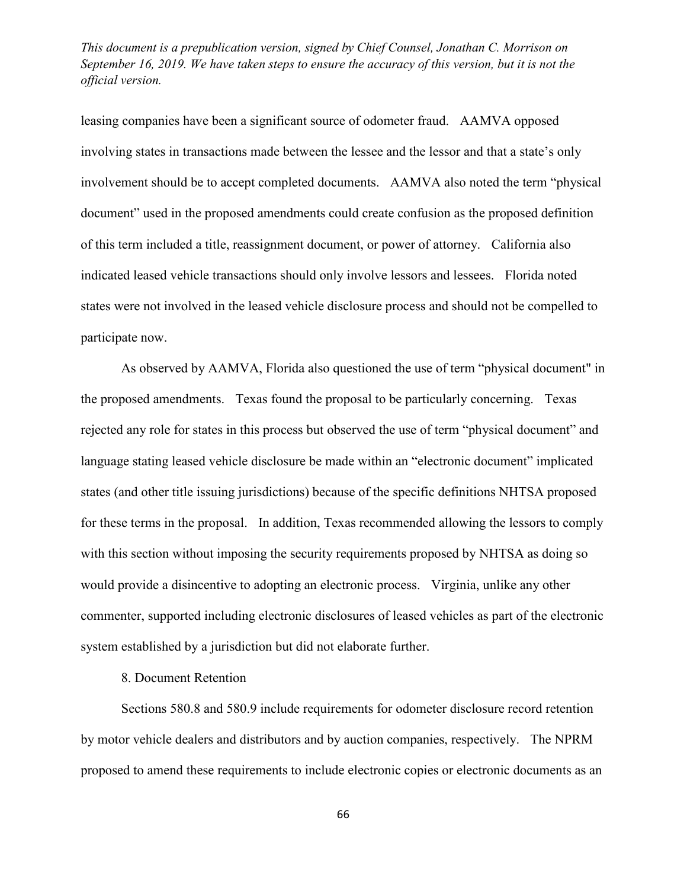leasing companies have been a significant source of odometer fraud. AAMVA opposed involving states in transactions made between the lessee and the lessor and that a state's only involvement should be to accept completed documents. AAMVA also noted the term "physical document" used in the proposed amendments could create confusion as the proposed definition of this term included a title, reassignment document, or power of attorney. California also indicated leased vehicle transactions should only involve lessors and lessees. Florida noted states were not involved in the leased vehicle disclosure process and should not be compelled to participate now.

As observed by AAMVA, Florida also questioned the use of term "physical document" in the proposed amendments. Texas found the proposal to be particularly concerning. Texas rejected any role for states in this process but observed the use of term "physical document" and language stating leased vehicle disclosure be made within an "electronic document" implicated states (and other title issuing jurisdictions) because of the specific definitions NHTSA proposed for these terms in the proposal. In addition, Texas recommended allowing the lessors to comply with this section without imposing the security requirements proposed by NHTSA as doing so would provide a disincentive to adopting an electronic process. Virginia, unlike any other commenter, supported including electronic disclosures of leased vehicles as part of the electronic system established by a jurisdiction but did not elaborate further.

8. Document Retention

Sections 580.8 and 580.9 include requirements for odometer disclosure record retention by motor vehicle dealers and distributors and by auction companies, respectively. The NPRM proposed to amend these requirements to include electronic copies or electronic documents as an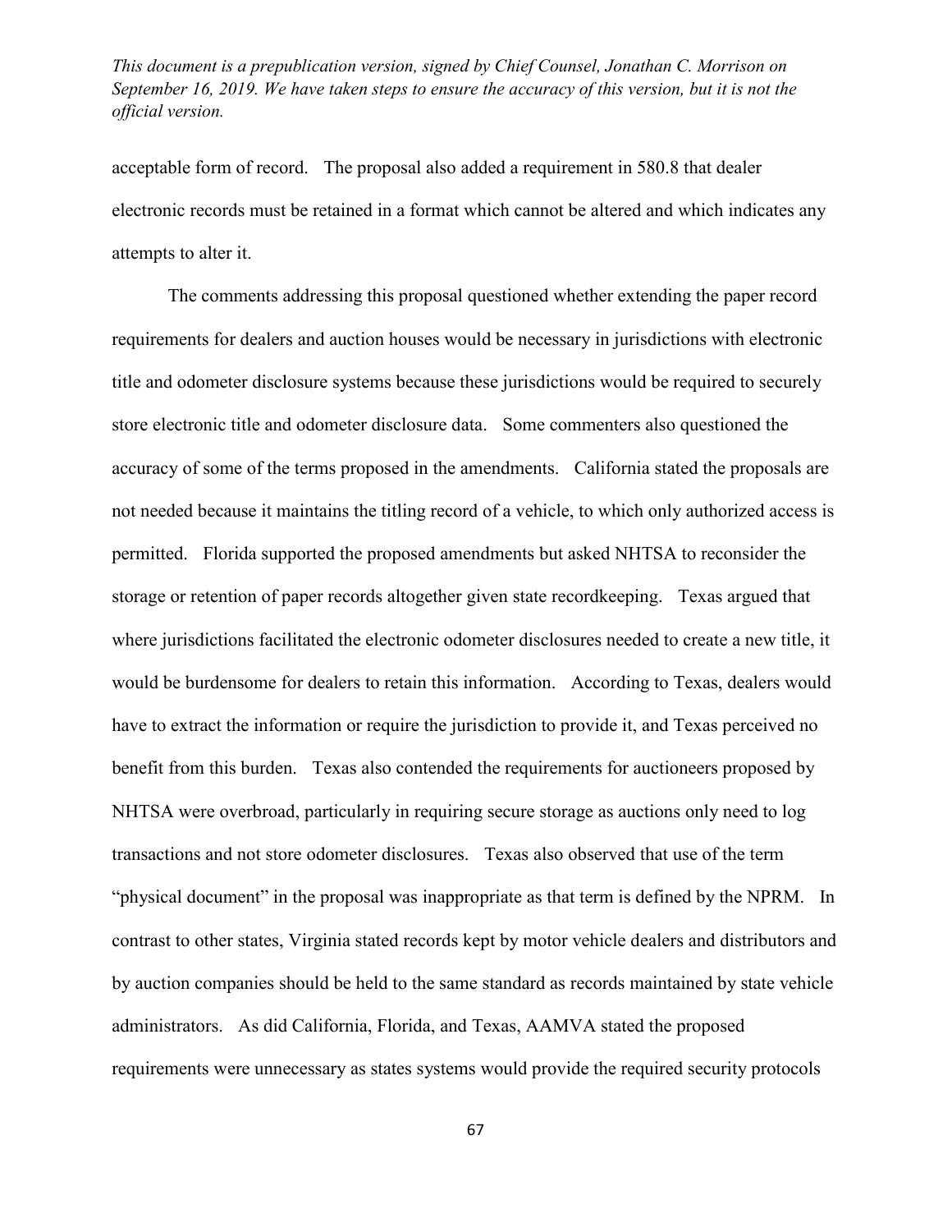acceptable form of record. The proposal also added a requirement in 580.8 that dealer electronic records must be retained in a format which cannot be altered and which indicates any attempts to alter it.

The comments addressing this proposal questioned whether extending the paper record requirements for dealers and auction houses would be necessary in jurisdictions with electronic title and odometer disclosure systems because these jurisdictions would be required to securely store electronic title and odometer disclosure data. Some commenters also questioned the accuracy of some of the terms proposed in the amendments. California stated the proposals are not needed because it maintains the titling record of a vehicle, to which only authorized access is permitted. Florida supported the proposed amendments but asked NHTSA to reconsider the storage or retention of paper records altogether given state recordkeeping. Texas argued that where jurisdictions facilitated the electronic odometer disclosures needed to create a new title, it would be burdensome for dealers to retain this information. According to Texas, dealers would have to extract the information or require the jurisdiction to provide it, and Texas perceived no benefit from this burden. Texas also contended the requirements for auctioneers proposed by NHTSA were overbroad, particularly in requiring secure storage as auctions only need to log transactions and not store odometer disclosures. Texas also observed that use of the term "physical document" in the proposal was inappropriate as that term is defined by the NPRM. In contrast to other states, Virginia stated records kept by motor vehicle dealers and distributors and by auction companies should be held to the same standard as records maintained by state vehicle administrators. As did California, Florida, and Texas, AAMVA stated the proposed requirements were unnecessary as states systems would provide the required security protocols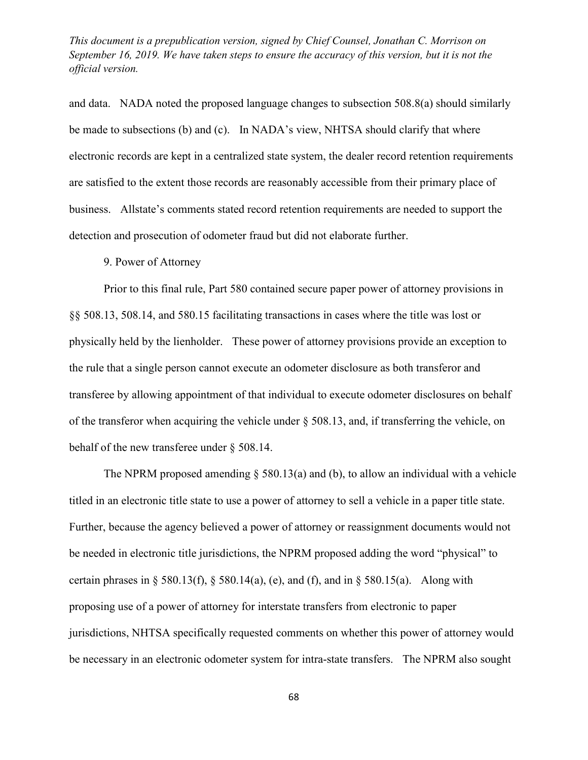and data. NADA noted the proposed language changes to subsection 508.8(a) should similarly be made to subsections (b) and (c). In NADA's view, NHTSA should clarify that where electronic records are kept in a centralized state system, the dealer record retention requirements are satisfied to the extent those records are reasonably accessible from their primary place of business. Allstate's comments stated record retention requirements are needed to support the detection and prosecution of odometer fraud but did not elaborate further.

9. Power of Attorney

Prior to this final rule, Part 580 contained secure paper power of attorney provisions in §§ 508.13, 508.14, and 580.15 facilitating transactions in cases where the title was lost or physically held by the lienholder. These power of attorney provisions provide an exception to the rule that a single person cannot execute an odometer disclosure as both transferor and transferee by allowing appointment of that individual to execute odometer disclosures on behalf of the transferor when acquiring the vehicle under § 508.13, and, if transferring the vehicle, on behalf of the new transferee under § 508.14.

The NPRM proposed amending § 580.13(a) and (b), to allow an individual with a vehicle titled in an electronic title state to use a power of attorney to sell a vehicle in a paper title state. Further, because the agency believed a power of attorney or reassignment documents would not be needed in electronic title jurisdictions, the NPRM proposed adding the word "physical" to certain phrases in § 580.13(f), § 580.14(a), (e), and (f), and in § 580.15(a). Along with proposing use of a power of attorney for interstate transfers from electronic to paper jurisdictions, NHTSA specifically requested comments on whether this power of attorney would be necessary in an electronic odometer system for intra-state transfers. The NPRM also sought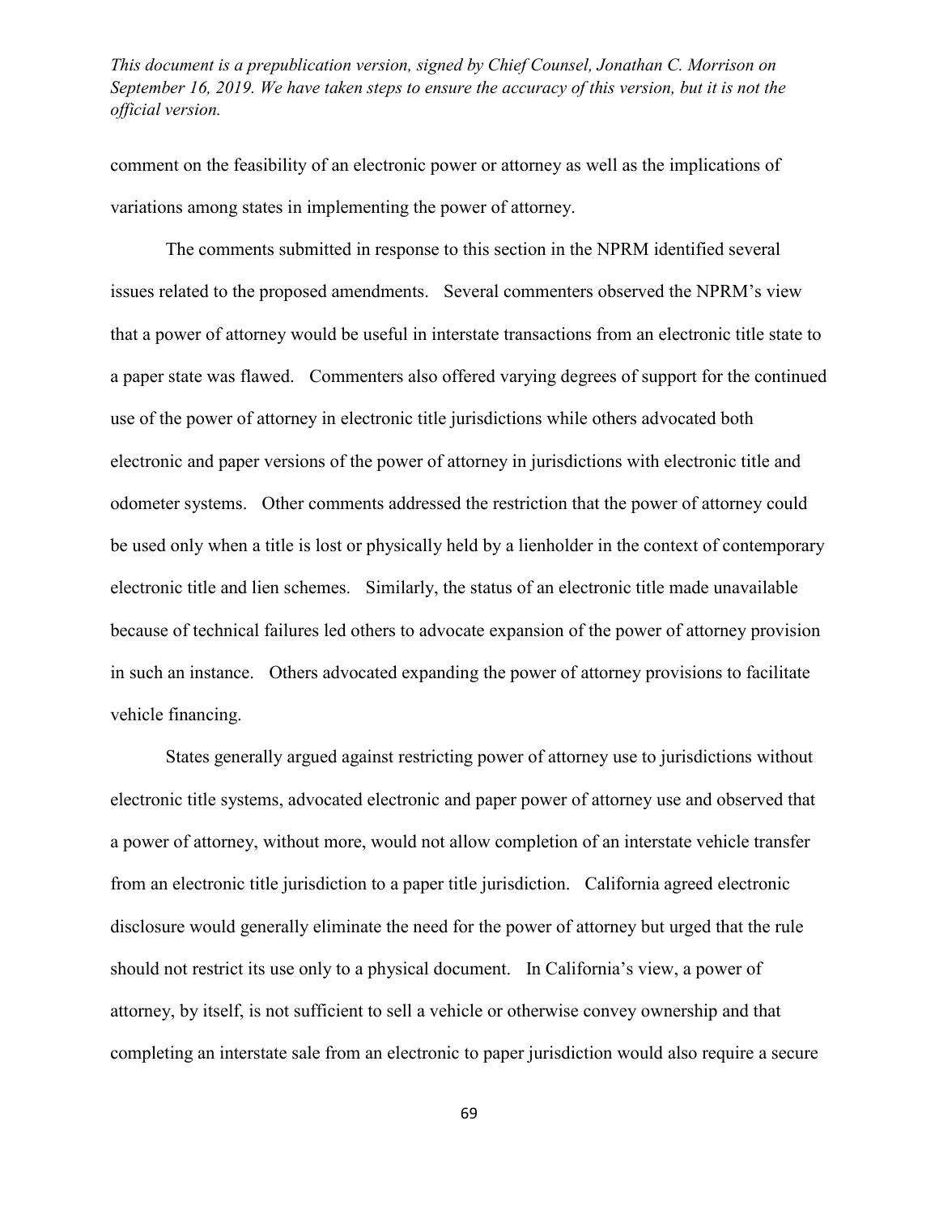comment on the feasibility of an electronic power or attorney as well as the implications of variations among states in implementing the power of attorney.

The comments submitted in response to this section in the NPRM identified several issues related to the proposed amendments. Several commenters observed the NPRM's view that a power of attorney would be useful in interstate transactions from an electronic title state to a paper state was flawed. Commenters also offered varying degrees of support for the continued use of the power of attorney in electronic title jurisdictions while others advocated both electronic and paper versions of the power of attorney in jurisdictions with electronic title and odometer systems. Other comments addressed the restriction that the power of attorney could be used only when a title is lost or physically held by a lienholder in the context of contemporary electronic title and lien schemes. Similarly, the status of an electronic title made unavailable because of technical failures led others to advocate expansion of the power of attorney provision in such an instance. Others advocated expanding the power of attorney provisions to facilitate vehicle financing.

States generally argued against restricting power of attorney use to jurisdictions without electronic title systems, advocated electronic and paper power of attorney use and observed that a power of attorney, without more, would not allow completion of an interstate vehicle transfer from an electronic title jurisdiction to a paper title jurisdiction. California agreed electronic disclosure would generally eliminate the need for the power of attorney but urged that the rule should not restrict its use only to a physical document. In California's view, a power of attorney, by itself, is not sufficient to sell a vehicle or otherwise convey ownership and that completing an interstate sale from an electronic to paper jurisdiction would also require a secure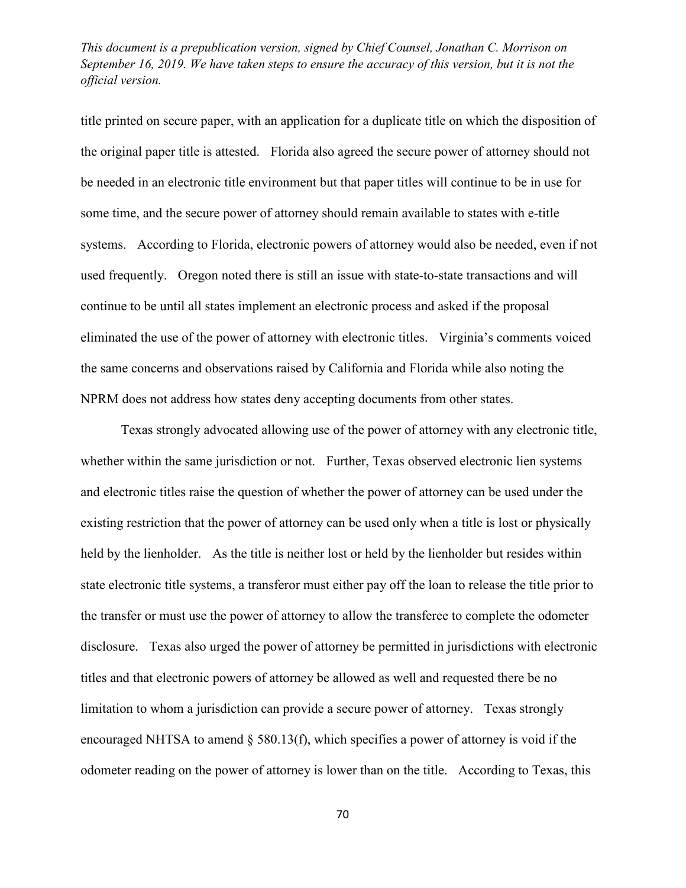title printed on secure paper, with an application for a duplicate title on which the disposition of the original paper title is attested. Florida also agreed the secure power of attorney should not be needed in an electronic title environment but that paper titles will continue to be in use for some time, and the secure power of attorney should remain available to states with e-title systems. According to Florida, electronic powers of attorney would also be needed, even if not used frequently. Oregon noted there is still an issue with state-to-state transactions and will continue to be until all states implement an electronic process and asked if the proposal eliminated the use of the power of attorney with electronic titles. Virginia's comments voiced the same concerns and observations raised by California and Florida while also noting the NPRM does not address how states deny accepting documents from other states.

Texas strongly advocated allowing use of the power of attorney with any electronic title, whether within the same jurisdiction or not. Further, Texas observed electronic lien systems and electronic titles raise the question of whether the power of attorney can be used under the existing restriction that the power of attorney can be used only when a title is lost or physically held by the lienholder. As the title is neither lost or held by the lienholder but resides within state electronic title systems, a transferor must either pay off the loan to release the title prior to the transfer or must use the power of attorney to allow the transferee to complete the odometer disclosure. Texas also urged the power of attorney be permitted in jurisdictions with electronic titles and that electronic powers of attorney be allowed as well and requested there be no limitation to whom a jurisdiction can provide a secure power of attorney. Texas strongly encouraged NHTSA to amend § 580.13(f), which specifies a power of attorney is void if the odometer reading on the power of attorney is lower than on the title. According to Texas, this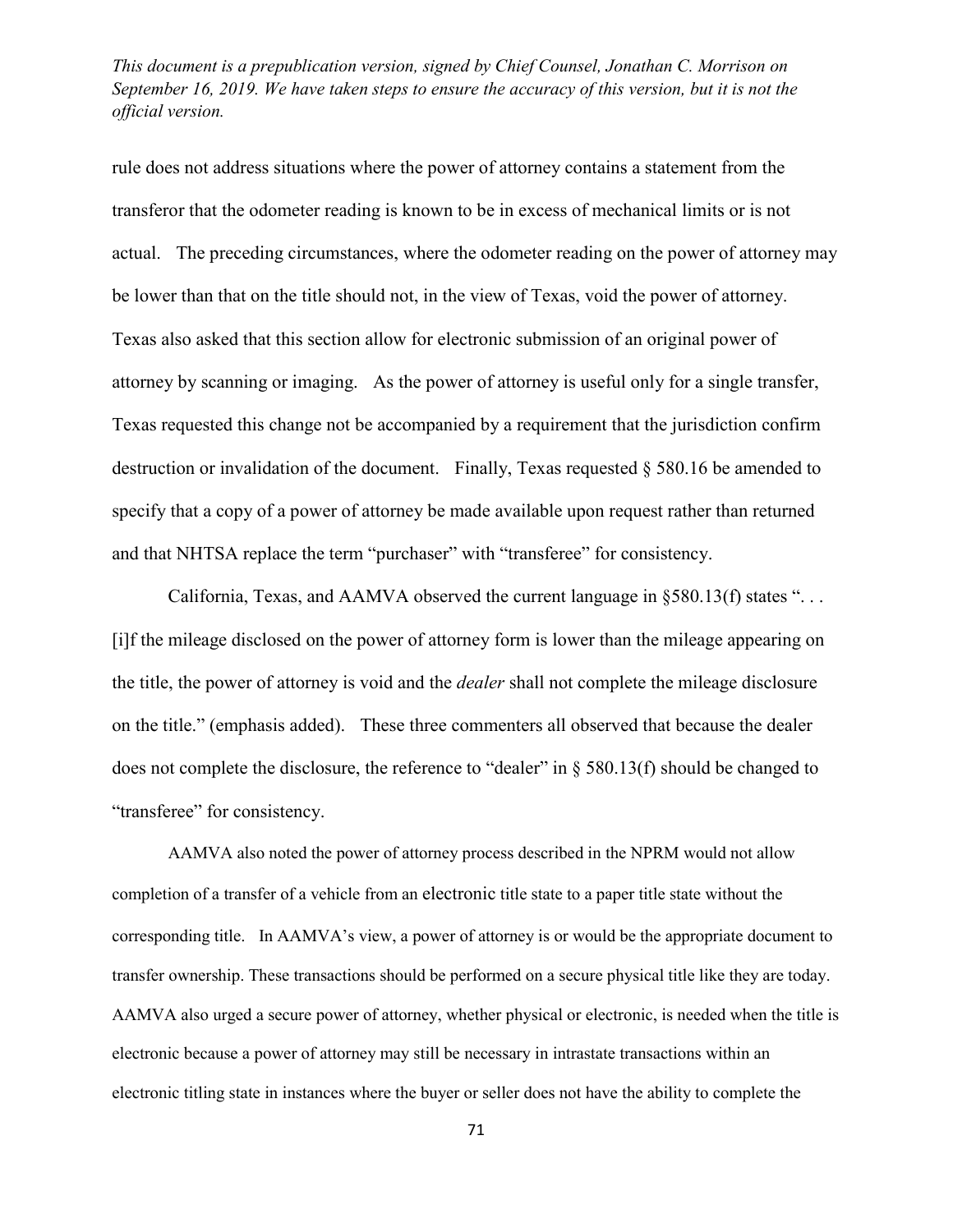rule does not address situations where the power of attorney contains a statement from the transferor that the odometer reading is known to be in excess of mechanical limits or is not actual. The preceding circumstances, where the odometer reading on the power of attorney may be lower than that on the title should not, in the view of Texas, void the power of attorney. Texas also asked that this section allow for electronic submission of an original power of attorney by scanning or imaging. As the power of attorney is useful only for a single transfer, Texas requested this change not be accompanied by a requirement that the jurisdiction confirm destruction or invalidation of the document. Finally, Texas requested § 580.16 be amended to specify that a copy of a power of attorney be made available upon request rather than returned and that NHTSA replace the term "purchaser" with "transferee" for consistency.

California, Texas, and AAMVA observed the current language in §580.13(f) states ". . . [i]f the mileage disclosed on the power of attorney form is lower than the mileage appearing on the title, the power of attorney is void and the *dealer* shall not complete the mileage disclosure on the title." (emphasis added). These three commenters all observed that because the dealer does not complete the disclosure, the reference to "dealer" in § 580.13(f) should be changed to "transferee" for consistency.

AAMVA also noted the power of attorney process described in the NPRM would not allow completion of a transfer of a vehicle from an electronic title state to a paper title state without the corresponding title. In AAMVA's view, a power of attorney is or would be the appropriate document to transfer ownership. These transactions should be performed on a secure physical title like they are today. AAMVA also urged a secure power of attorney, whether physical or electronic, is needed when the title is electronic because a power of attorney may still be necessary in intrastate transactions within an electronic titling state in instances where the buyer or seller does not have the ability to complete the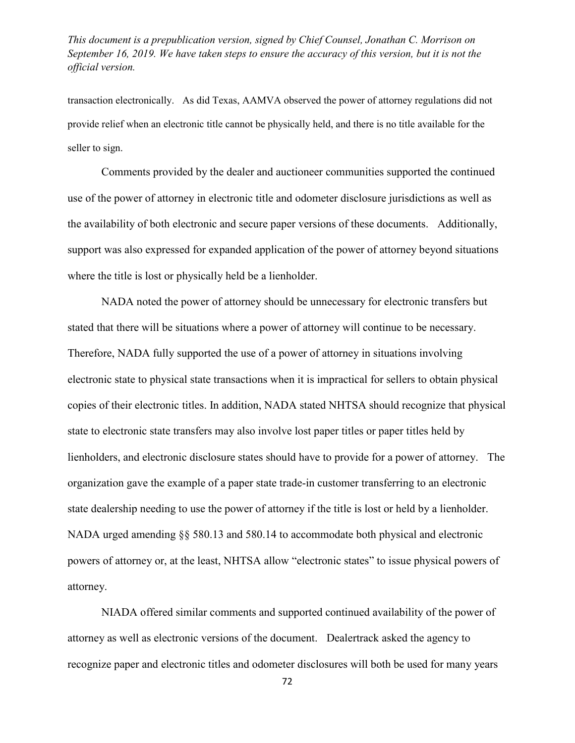transaction electronically. As did Texas, AAMVA observed the power of attorney regulations did not provide relief when an electronic title cannot be physically held, and there is no title available for the seller to sign.

Comments provided by the dealer and auctioneer communities supported the continued use of the power of attorney in electronic title and odometer disclosure jurisdictions as well as the availability of both electronic and secure paper versions of these documents. Additionally, support was also expressed for expanded application of the power of attorney beyond situations where the title is lost or physically held be a lienholder.

NADA noted the power of attorney should be unnecessary for electronic transfers but stated that there will be situations where a power of attorney will continue to be necessary. Therefore, NADA fully supported the use of a power of attorney in situations involving electronic state to physical state transactions when it is impractical for sellers to obtain physical copies of their electronic titles. In addition, NADA stated NHTSA should recognize that physical state to electronic state transfers may also involve lost paper titles or paper titles held by lienholders, and electronic disclosure states should have to provide for a power of attorney. The organization gave the example of a paper state trade-in customer transferring to an electronic state dealership needing to use the power of attorney if the title is lost or held by a lienholder. NADA urged amending §§ 580.13 and 580.14 to accommodate both physical and electronic powers of attorney or, at the least, NHTSA allow "electronic states" to issue physical powers of attorney.

NIADA offered similar comments and supported continued availability of the power of attorney as well as electronic versions of the document. Dealertrack asked the agency to recognize paper and electronic titles and odometer disclosures will both be used for many years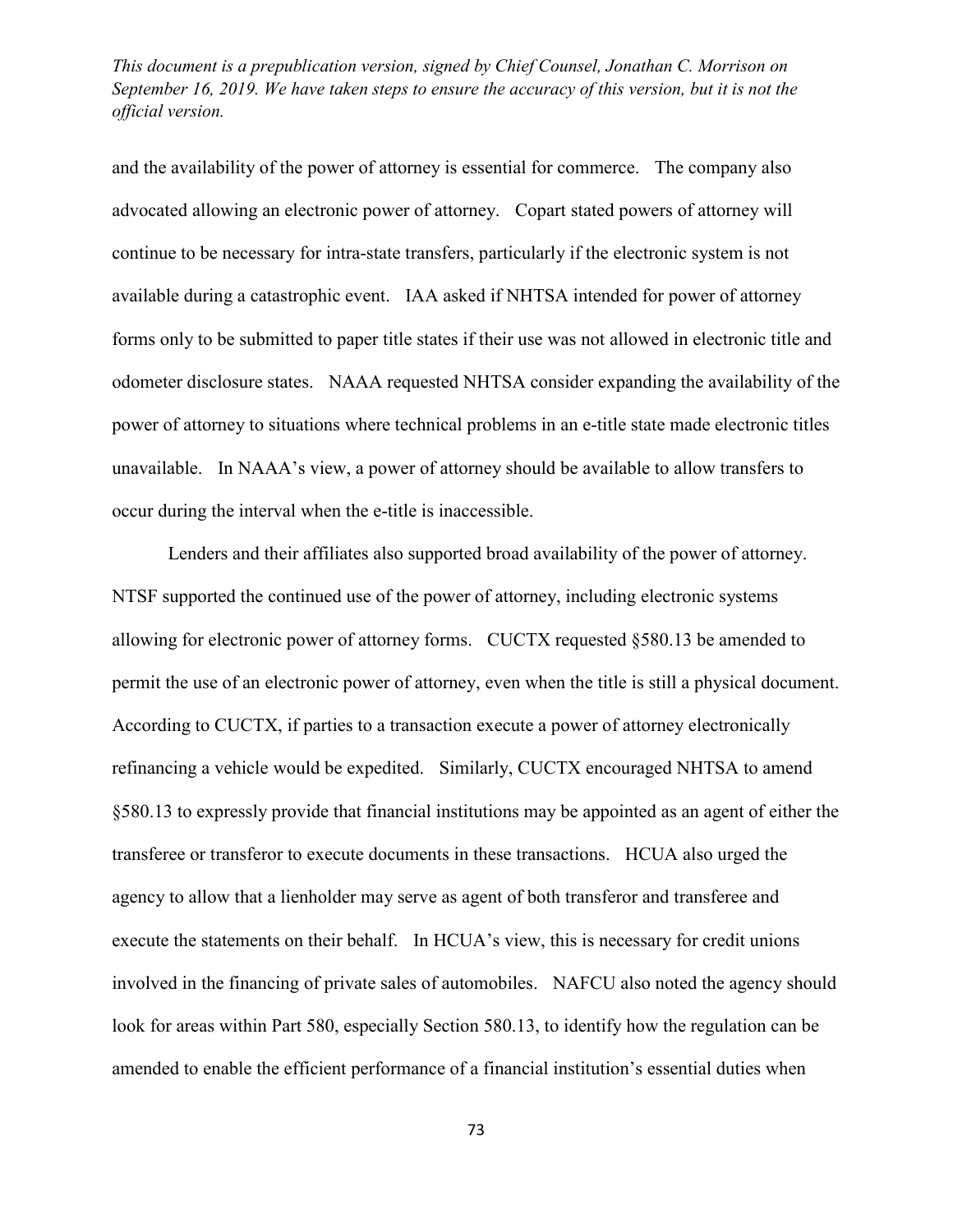and the availability of the power of attorney is essential for commerce. The company also advocated allowing an electronic power of attorney. Copart stated powers of attorney will continue to be necessary for intra-state transfers, particularly if the electronic system is not available during a catastrophic event. IAA asked if NHTSA intended for power of attorney forms only to be submitted to paper title states if their use was not allowed in electronic title and odometer disclosure states. NAAA requested NHTSA consider expanding the availability of the power of attorney to situations where technical problems in an e-title state made electronic titles unavailable. In NAAA's view, a power of attorney should be available to allow transfers to occur during the interval when the e-title is inaccessible.

Lenders and their affiliates also supported broad availability of the power of attorney. NTSF supported the continued use of the power of attorney, including electronic systems allowing for electronic power of attorney forms. CUCTX requested §580.13 be amended to permit the use of an electronic power of attorney, even when the title is still a physical document. According to CUCTX, if parties to a transaction execute a power of attorney electronically refinancing a vehicle would be expedited. Similarly, CUCTX encouraged NHTSA to amend §580.13 to expressly provide that financial institutions may be appointed as an agent of either the transferee or transferor to execute documents in these transactions. HCUA also urged the agency to allow that a lienholder may serve as agent of both transferor and transferee and execute the statements on their behalf. In HCUA's view, this is necessary for credit unions involved in the financing of private sales of automobiles. NAFCU also noted the agency should look for areas within Part 580, especially Section 580.13, to identify how the regulation can be amended to enable the efficient performance of a financial institution's essential duties when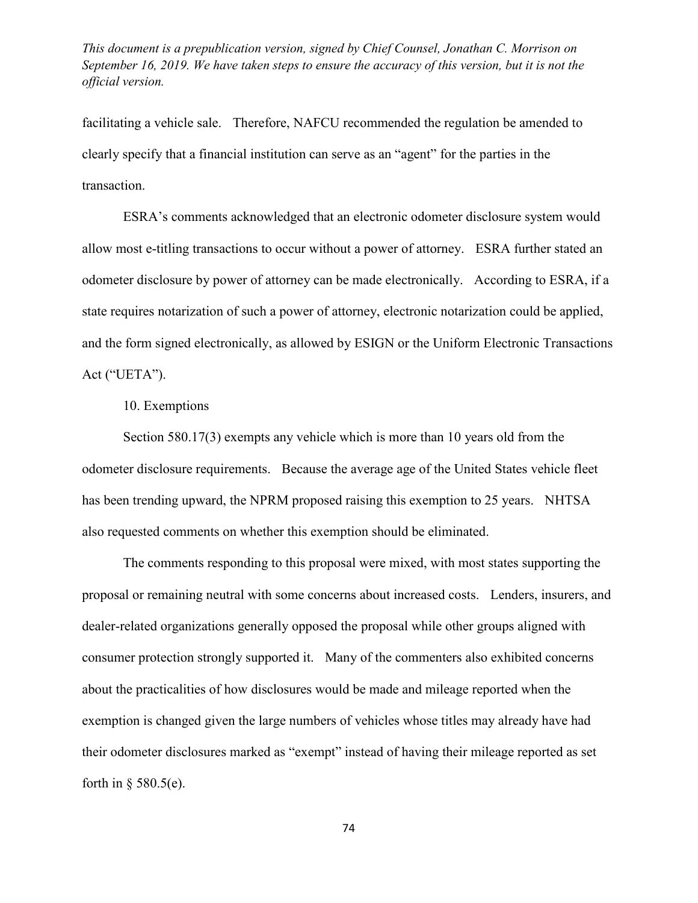facilitating a vehicle sale. Therefore, NAFCU recommended the regulation be amended to clearly specify that a financial institution can serve as an "agent" for the parties in the transaction.

ESRA's comments acknowledged that an electronic odometer disclosure system would allow most e-titling transactions to occur without a power of attorney. ESRA further stated an odometer disclosure by power of attorney can be made electronically. According to ESRA, if a state requires notarization of such a power of attorney, electronic notarization could be applied, and the form signed electronically, as allowed by ESIGN or the Uniform Electronic Transactions Act ("UETA").

10. Exemptions

Section 580.17(3) exempts any vehicle which is more than 10 years old from the odometer disclosure requirements. Because the average age of the United States vehicle fleet has been trending upward, the NPRM proposed raising this exemption to 25 years. NHTSA also requested comments on whether this exemption should be eliminated.

The comments responding to this proposal were mixed, with most states supporting the proposal or remaining neutral with some concerns about increased costs. Lenders, insurers, and dealer-related organizations generally opposed the proposal while other groups aligned with consumer protection strongly supported it. Many of the commenters also exhibited concerns about the practicalities of how disclosures would be made and mileage reported when the exemption is changed given the large numbers of vehicles whose titles may already have had their odometer disclosures marked as "exempt" instead of having their mileage reported as set forth in § 580.5(e).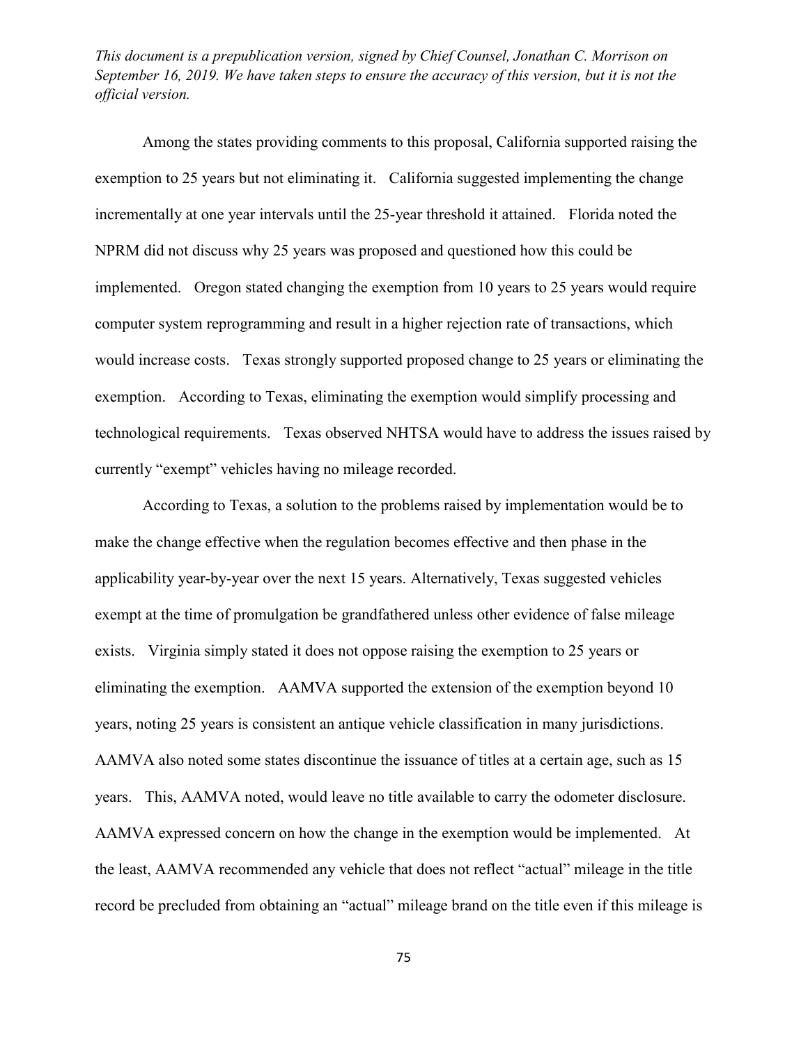*This document is a prepublication version, signed by Chief Counsel, Jonathan C. Morrison on September 16, 2019. We have taken steps to ensure the accuracy of this version, but it is not the official version.*

Among the states providing comments to this proposal, California supported raising the exemption to 25 years but not eliminating it. California suggested implementing the change incrementally at one year intervals until the 25-year threshold it attained. Florida noted the NPRM did not discuss why 25 years was proposed and questioned how this could be implemented. Oregon stated changing the exemption from 10 years to 25 years would require computer system reprogramming and result in a higher rejection rate of transactions, which would increase costs. Texas strongly supported proposed change to 25 years or eliminating the exemption. According to Texas, eliminating the exemption would simplify processing and technological requirements. Texas observed NHTSA would have to address the issues raised by currently "exempt" vehicles having no mileage recorded.

According to Texas, a solution to the problems raised by implementation would be to make the change effective when the regulation becomes effective and then phase in the applicability year-by-year over the next 15 years. Alternatively, Texas suggested vehicles exempt at the time of promulgation be grandfathered unless other evidence of false mileage exists. Virginia simply stated it does not oppose raising the exemption to 25 years or eliminating the exemption. AAMVA supported the extension of the exemption beyond 10 years, noting 25 years is consistent an antique vehicle classification in many jurisdictions. AAMVA also noted some states discontinue the issuance of titles at a certain age, such as 15 years. This, AAMVA noted, would leave no title available to carry the odometer disclosure. AAMVA expressed concern on how the change in the exemption would be implemented. At the least, AAMVA recommended any vehicle that does not reflect "actual" mileage in the title record be precluded from obtaining an "actual" mileage brand on the title even if this mileage is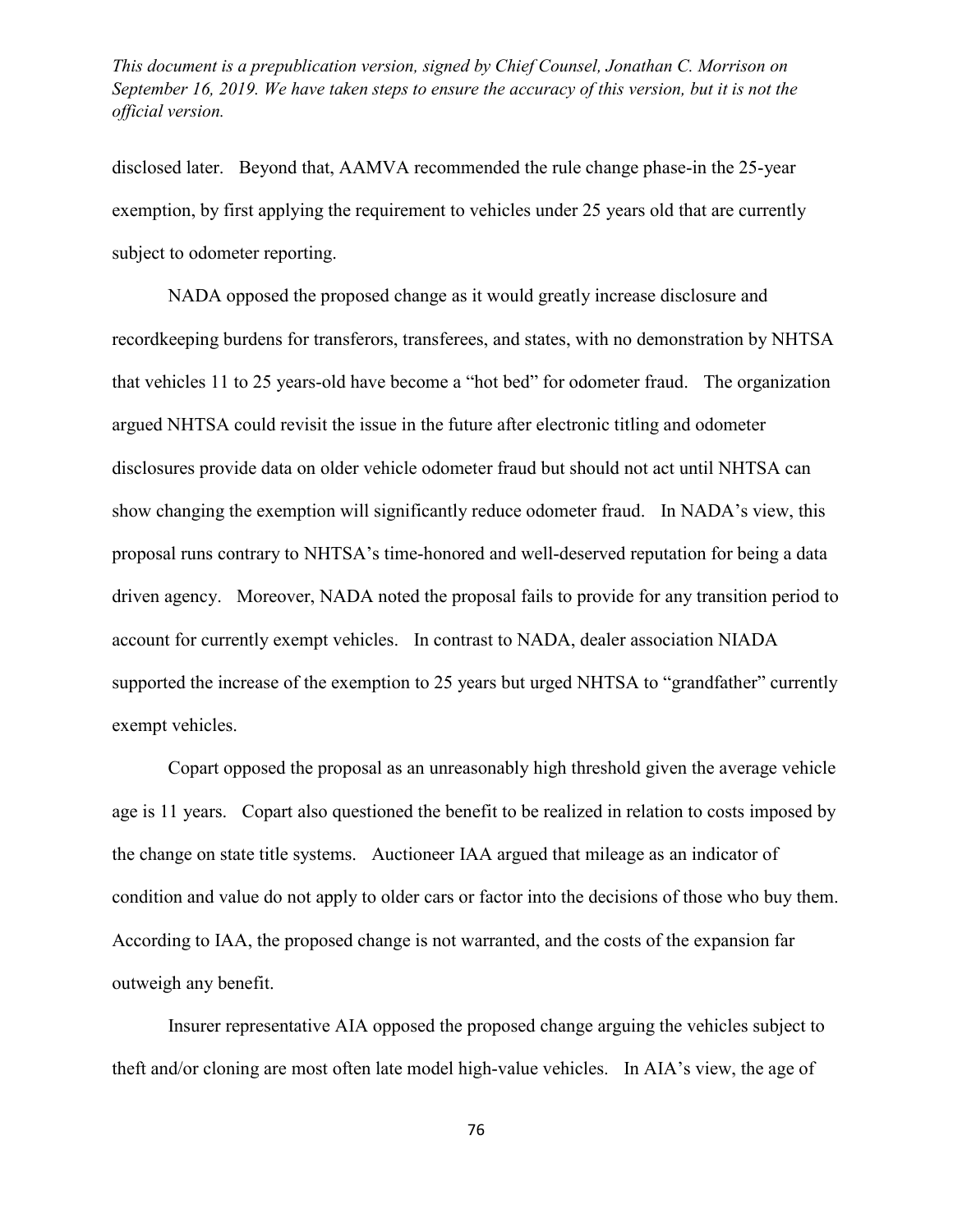disclosed later. Beyond that, AAMVA recommended the rule change phase-in the 25-year exemption, by first applying the requirement to vehicles under 25 years old that are currently subject to odometer reporting.

NADA opposed the proposed change as it would greatly increase disclosure and recordkeeping burdens for transferors, transferees, and states, with no demonstration by NHTSA that vehicles 11 to 25 years-old have become a "hot bed" for odometer fraud. The organization argued NHTSA could revisit the issue in the future after electronic titling and odometer disclosures provide data on older vehicle odometer fraud but should not act until NHTSA can show changing the exemption will significantly reduce odometer fraud. In NADA's view, this proposal runs contrary to NHTSA's time-honored and well-deserved reputation for being a data driven agency. Moreover, NADA noted the proposal fails to provide for any transition period to account for currently exempt vehicles. In contrast to NADA, dealer association NIADA supported the increase of the exemption to 25 years but urged NHTSA to "grandfather" currently exempt vehicles.

Copart opposed the proposal as an unreasonably high threshold given the average vehicle age is 11 years. Copart also questioned the benefit to be realized in relation to costs imposed by the change on state title systems. Auctioneer IAA argued that mileage as an indicator of condition and value do not apply to older cars or factor into the decisions of those who buy them. According to IAA, the proposed change is not warranted, and the costs of the expansion far outweigh any benefit.

Insurer representative AIA opposed the proposed change arguing the vehicles subject to theft and/or cloning are most often late model high-value vehicles. In AIA's view, the age of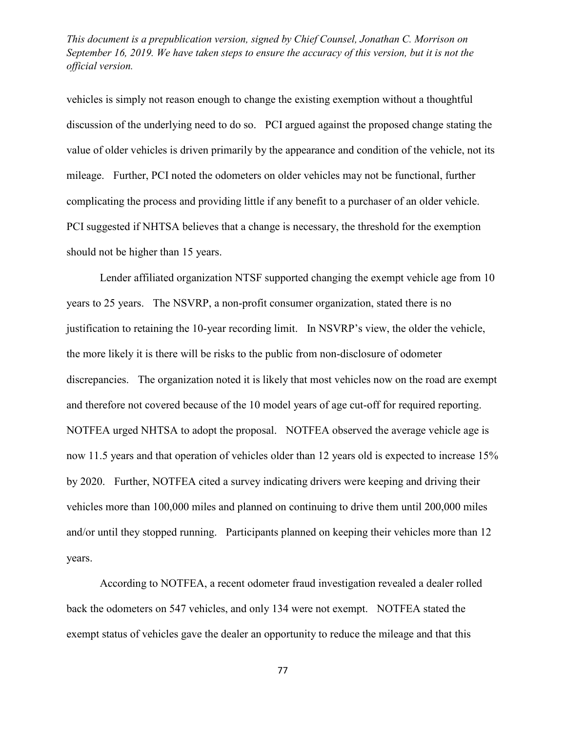vehicles is simply not reason enough to change the existing exemption without a thoughtful discussion of the underlying need to do so. PCI argued against the proposed change stating the value of older vehicles is driven primarily by the appearance and condition of the vehicle, not its mileage. Further, PCI noted the odometers on older vehicles may not be functional, further complicating the process and providing little if any benefit to a purchaser of an older vehicle. PCI suggested if NHTSA believes that a change is necessary, the threshold for the exemption should not be higher than 15 years.

Lender affiliated organization NTSF supported changing the exempt vehicle age from 10 years to 25 years. The NSVRP, a non-profit consumer organization, stated there is no justification to retaining the 10-year recording limit. In NSVRP's view, the older the vehicle, the more likely it is there will be risks to the public from non-disclosure of odometer discrepancies. The organization noted it is likely that most vehicles now on the road are exempt and therefore not covered because of the 10 model years of age cut-off for required reporting. NOTFEA urged NHTSA to adopt the proposal. NOTFEA observed the average vehicle age is now 11.5 years and that operation of vehicles older than 12 years old is expected to increase 15% by 2020. Further, NOTFEA cited a survey indicating drivers were keeping and driving their vehicles more than 100,000 miles and planned on continuing to drive them until 200,000 miles and/or until they stopped running. Participants planned on keeping their vehicles more than 12 years.

According to NOTFEA, a recent odometer fraud investigation revealed a dealer rolled back the odometers on 547 vehicles, and only 134 were not exempt. NOTFEA stated the exempt status of vehicles gave the dealer an opportunity to reduce the mileage and that this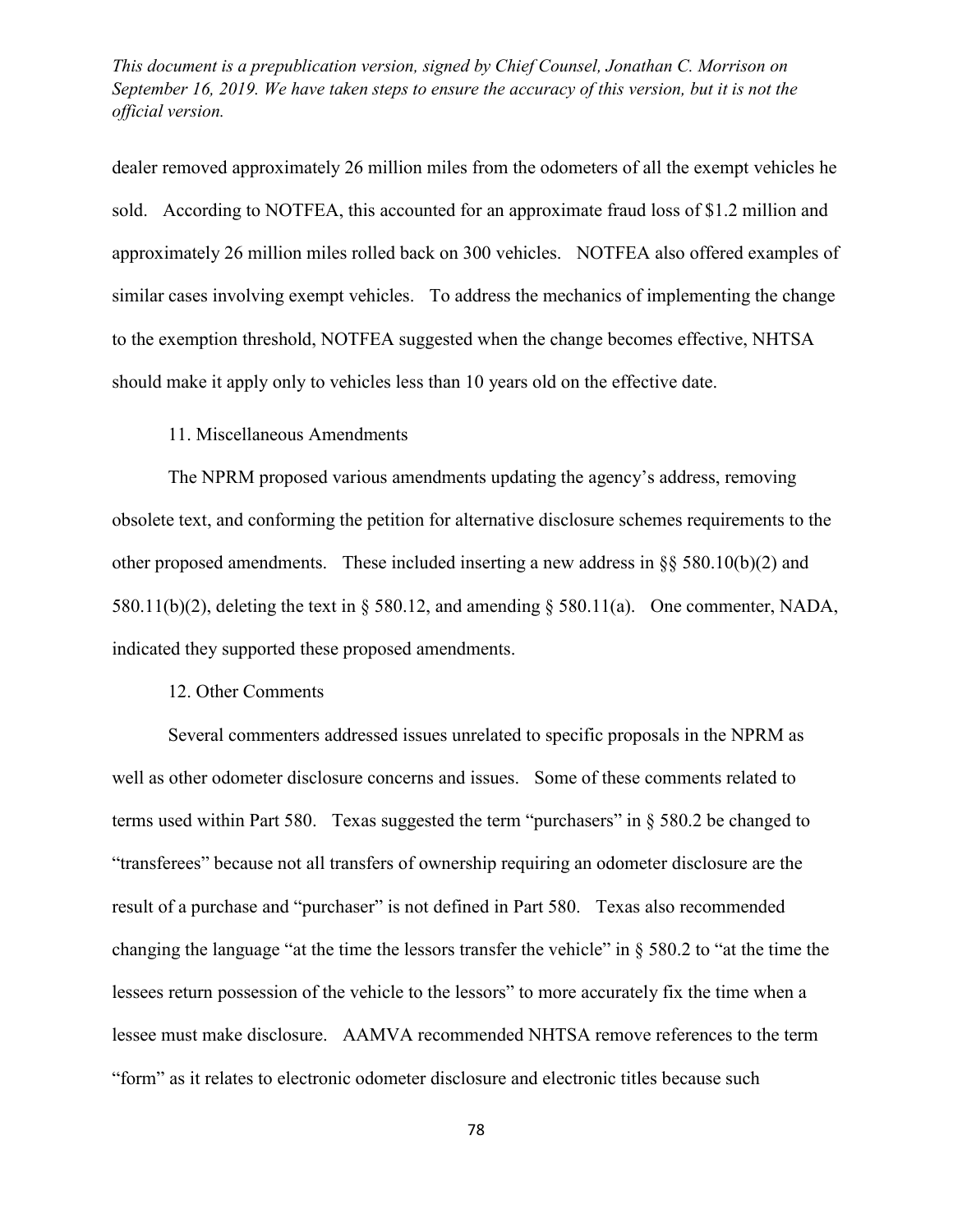dealer removed approximately 26 million miles from the odometers of all the exempt vehicles he sold. According to NOTFEA, this accounted for an approximate fraud loss of $1.2 million and approximately 26 million miles rolled back on 300 vehicles. NOTFEA also offered examples of similar cases involving exempt vehicles. To address the mechanics of implementing the change to the exemption threshold, NOTFEA suggested when the change becomes effective, NHTSA should make it apply only to vehicles less than 10 years old on the effective date.

### 11. Miscellaneous Amendments

The NPRM proposed various amendments updating the agency's address, removing obsolete text, and conforming the petition for alternative disclosure schemes requirements to the other proposed amendments. These included inserting a new address in §§ 580.10(b)(2) and 580.11(b)(2), deleting the text in § 580.12, and amending § 580.11(a). One commenter, NADA, indicated they supported these proposed amendments.

### 12. Other Comments

Several commenters addressed issues unrelated to specific proposals in the NPRM as well as other odometer disclosure concerns and issues. Some of these comments related to terms used within Part 580. Texas suggested the term "purchasers" in § 580.2 be changed to "transferees" because not all transfers of ownership requiring an odometer disclosure are the result of a purchase and "purchaser" is not defined in Part 580. Texas also recommended changing the language "at the time the lessors transfer the vehicle" in § 580.2 to "at the time the lessees return possession of the vehicle to the lessors" to more accurately fix the time when a lessee must make disclosure. AAMVA recommended NHTSA remove references to the term "form" as it relates to electronic odometer disclosure and electronic titles because such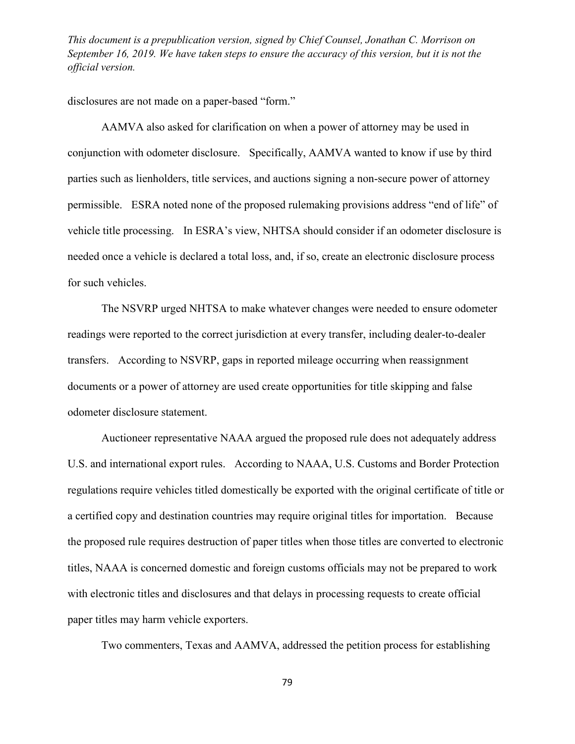disclosures are not made on a paper-based "form."

AAMVA also asked for clarification on when a power of attorney may be used in conjunction with odometer disclosure. Specifically, AAMVA wanted to know if use by third parties such as lienholders, title services, and auctions signing a non-secure power of attorney permissible. ESRA noted none of the proposed rulemaking provisions address "end of life" of vehicle title processing. In ESRA's view, NHTSA should consider if an odometer disclosure is needed once a vehicle is declared a total loss, and, if so, create an electronic disclosure process for such vehicles.

The NSVRP urged NHTSA to make whatever changes were needed to ensure odometer readings were reported to the correct jurisdiction at every transfer, including dealer-to-dealer transfers. According to NSVRP, gaps in reported mileage occurring when reassignment documents or a power of attorney are used create opportunities for title skipping and false odometer disclosure statement.

Auctioneer representative NAAA argued the proposed rule does not adequately address U.S. and international export rules. According to NAAA, U.S. Customs and Border Protection regulations require vehicles titled domestically be exported with the original certificate of title or a certified copy and destination countries may require original titles for importation. Because the proposed rule requires destruction of paper titles when those titles are converted to electronic titles, NAAA is concerned domestic and foreign customs officials may not be prepared to work with electronic titles and disclosures and that delays in processing requests to create official paper titles may harm vehicle exporters.

Two commenters, Texas and AAMVA, addressed the petition process for establishing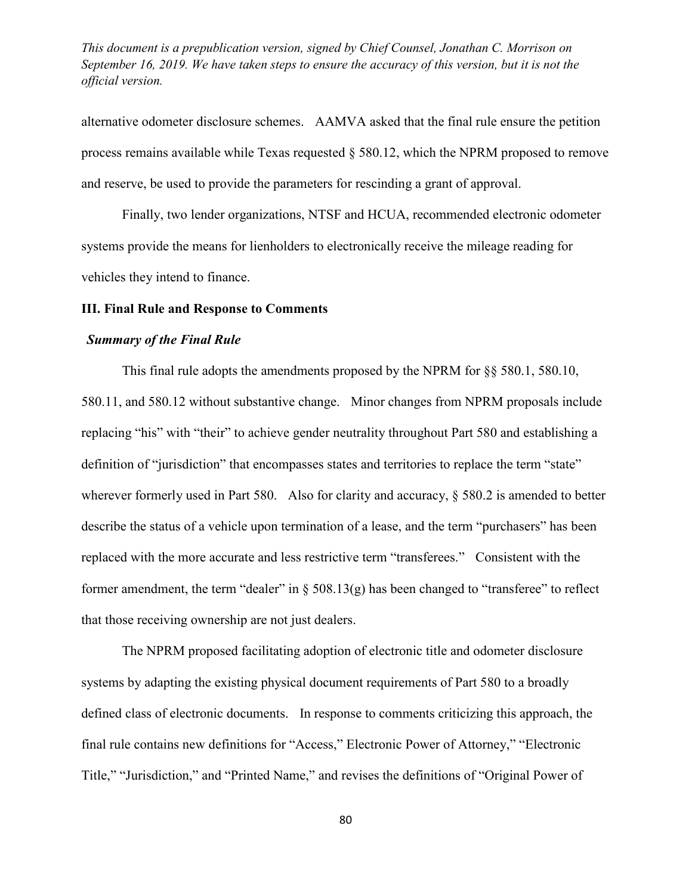alternative odometer disclosure schemes. AAMVA asked that the final rule ensure the petition process remains available while Texas requested § 580.12, which the NPRM proposed to remove and reserve, be used to provide the parameters for rescinding a grant of approval.

Finally, two lender organizations, NTSF and HCUA, recommended electronic odometer systems provide the means for lienholders to electronically receive the mileage reading for vehicles they intend to finance.

## III. Final Rule and Response to Comments

### *Summary of the Final Rule*

This final rule adopts the amendments proposed by the NPRM for §§ 580.1, 580.10, 580.11, and 580.12 without substantive change. Minor changes from NPRM proposals include replacing "his" with "their" to achieve gender neutrality throughout Part 580 and establishing a definition of "jurisdiction" that encompasses states and territories to replace the term "state" wherever formerly used in Part 580. Also for clarity and accuracy, § 580.2 is amended to better describe the status of a vehicle upon termination of a lease, and the term "purchasers" has been replaced with the more accurate and less restrictive term "transferees." Consistent with the former amendment, the term "dealer" in § 508.13(g) has been changed to "transferee" to reflect that those receiving ownership are not just dealers.

The NPRM proposed facilitating adoption of electronic title and odometer disclosure systems by adapting the existing physical document requirements of Part 580 to a broadly defined class of electronic documents. In response to comments criticizing this approach, the final rule contains new definitions for "Access," Electronic Power of Attorney," "Electronic Title," "Jurisdiction," and "Printed Name," and revises the definitions of "Original Power of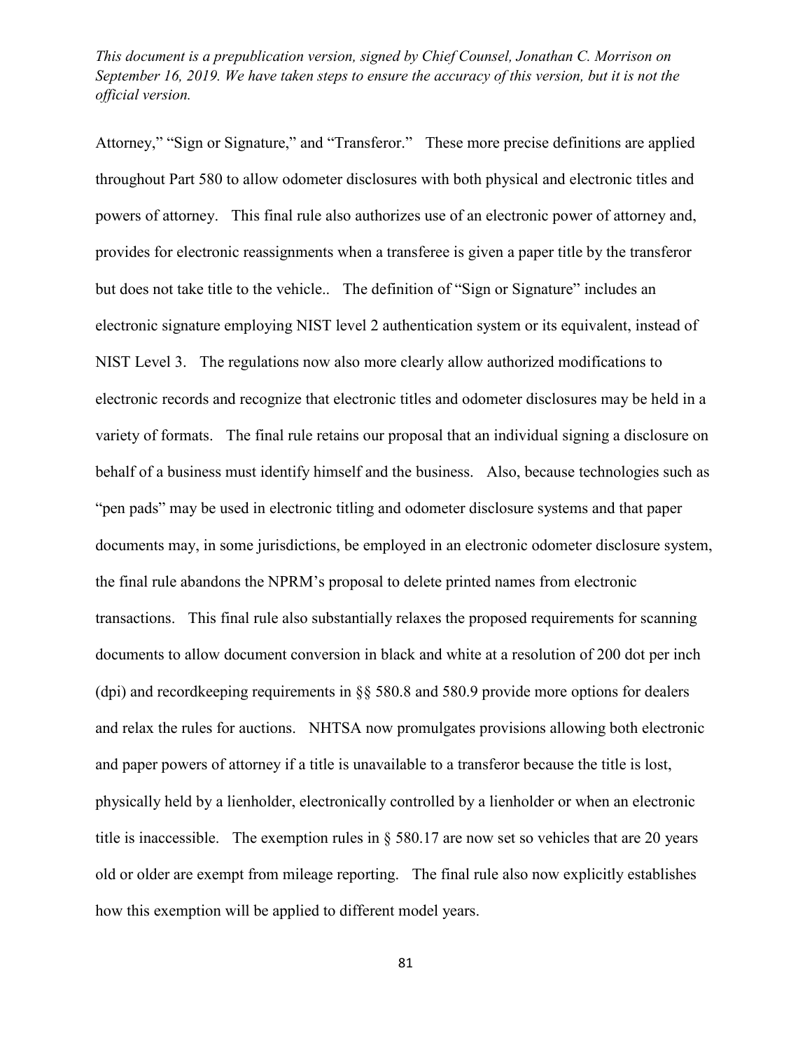*This document is a prepublication version, signed by Chief Counsel, Jonathan C. Morrison on September 16, 2019. We have taken steps to ensure the accuracy of this version, but it is not the official version.*

Attorney," "Sign or Signature," and "Transferor." These more precise definitions are applied throughout Part 580 to allow odometer disclosures with both physical and electronic titles and powers of attorney. This final rule also authorizes use of an electronic power of attorney and, provides for electronic reassignments when a transferee is given a paper title by the transferor but does not take title to the vehicle.. The definition of "Sign or Signature" includes an electronic signature employing NIST level 2 authentication system or its equivalent, instead of NIST Level 3. The regulations now also more clearly allow authorized modifications to electronic records and recognize that electronic titles and odometer disclosures may be held in a variety of formats. The final rule retains our proposal that an individual signing a disclosure on behalf of a business must identify himself and the business. Also, because technologies such as "pen pads" may be used in electronic titling and odometer disclosure systems and that paper documents may, in some jurisdictions, be employed in an electronic odometer disclosure system, the final rule abandons the NPRM's proposal to delete printed names from electronic transactions. This final rule also substantially relaxes the proposed requirements for scanning documents to allow document conversion in black and white at a resolution of 200 dot per inch (dpi) and recordkeeping requirements in §§ 580.8 and 580.9 provide more options for dealers and relax the rules for auctions. NHTSA now promulgates provisions allowing both electronic and paper powers of attorney if a title is unavailable to a transferor because the title is lost, physically held by a lienholder, electronically controlled by a lienholder or when an electronic title is inaccessible. The exemption rules in § 580.17 are now set so vehicles that are 20 years old or older are exempt from mileage reporting. The final rule also now explicitly establishes how this exemption will be applied to different model years.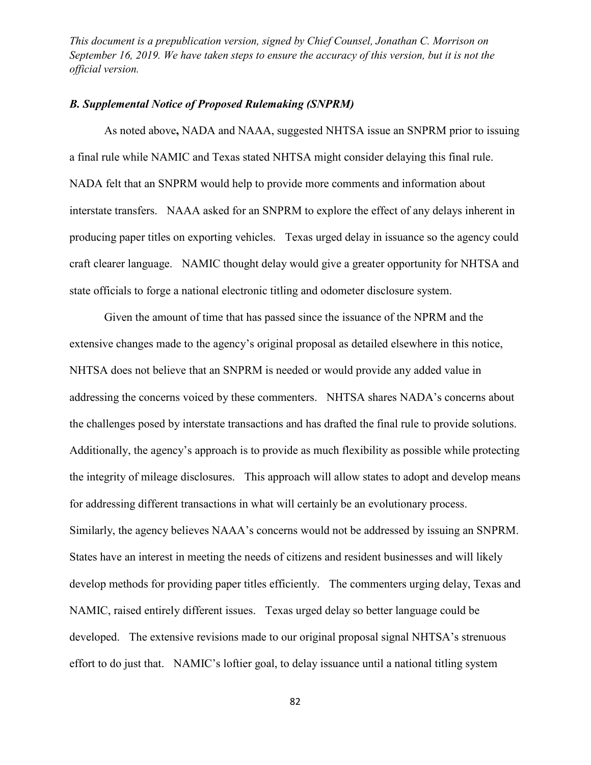### *B. Supplemental Notice of Proposed Rulemaking (SNPRM)*

As noted above**,** NADA and NAAA, suggested NHTSA issue an SNPRM prior to issuing a final rule while NAMIC and Texas stated NHTSA might consider delaying this final rule. NADA felt that an SNPRM would help to provide more comments and information about interstate transfers. NAAA asked for an SNPRM to explore the effect of any delays inherent in producing paper titles on exporting vehicles. Texas urged delay in issuance so the agency could craft clearer language. NAMIC thought delay would give a greater opportunity for NHTSA and state officials to forge a national electronic titling and odometer disclosure system.

Given the amount of time that has passed since the issuance of the NPRM and the extensive changes made to the agency's original proposal as detailed elsewhere in this notice, NHTSA does not believe that an SNPRM is needed or would provide any added value in addressing the concerns voiced by these commenters. NHTSA shares NADA's concerns about the challenges posed by interstate transactions and has drafted the final rule to provide solutions. Additionally, the agency's approach is to provide as much flexibility as possible while protecting the integrity of mileage disclosures. This approach will allow states to adopt and develop means for addressing different transactions in what will certainly be an evolutionary process. Similarly, the agency believes NAAA's concerns would not be addressed by issuing an SNPRM. States have an interest in meeting the needs of citizens and resident businesses and will likely develop methods for providing paper titles efficiently. The commenters urging delay, Texas and NAMIC, raised entirely different issues. Texas urged delay so better language could be developed. The extensive revisions made to our original proposal signal NHTSA's strenuous effort to do just that. NAMIC's loftier goal, to delay issuance until a national titling system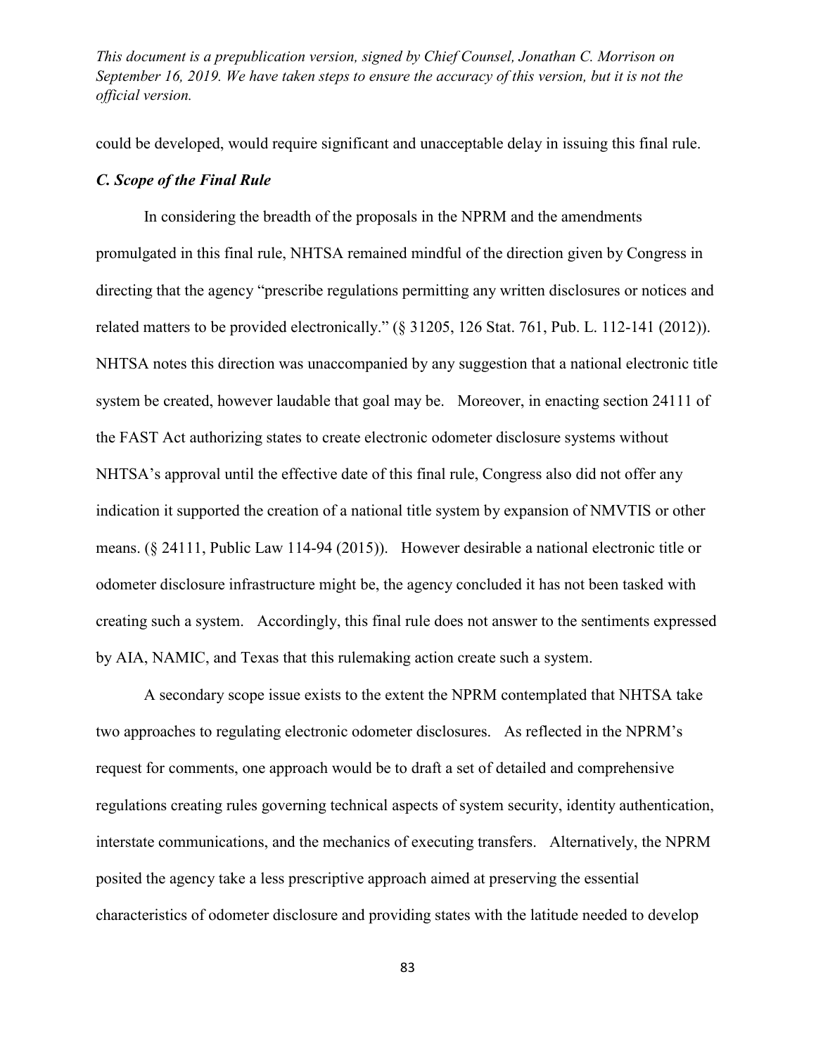could be developed, would require significant and unacceptable delay in issuing this final rule.

### *C. Scope of the Final Rule*

In considering the breadth of the proposals in the NPRM and the amendments promulgated in this final rule, NHTSA remained mindful of the direction given by Congress in directing that the agency "prescribe regulations permitting any written disclosures or notices and related matters to be provided electronically." (§ 31205, 126 Stat. 761, Pub. L. 112-141 (2012)). NHTSA notes this direction was unaccompanied by any suggestion that a national electronic title system be created, however laudable that goal may be. Moreover, in enacting section 24111 of the FAST Act authorizing states to create electronic odometer disclosure systems without NHTSA's approval until the effective date of this final rule, Congress also did not offer any indication it supported the creation of a national title system by expansion of NMVTIS or other means. (§ 24111, Public Law 114-94 (2015)). However desirable a national electronic title or odometer disclosure infrastructure might be, the agency concluded it has not been tasked with creating such a system. Accordingly, this final rule does not answer to the sentiments expressed by AIA, NAMIC, and Texas that this rulemaking action create such a system.

A secondary scope issue exists to the extent the NPRM contemplated that NHTSA take two approaches to regulating electronic odometer disclosures. As reflected in the NPRM's request for comments, one approach would be to draft a set of detailed and comprehensive regulations creating rules governing technical aspects of system security, identity authentication, interstate communications, and the mechanics of executing transfers. Alternatively, the NPRM posited the agency take a less prescriptive approach aimed at preserving the essential characteristics of odometer disclosure and providing states with the latitude needed to develop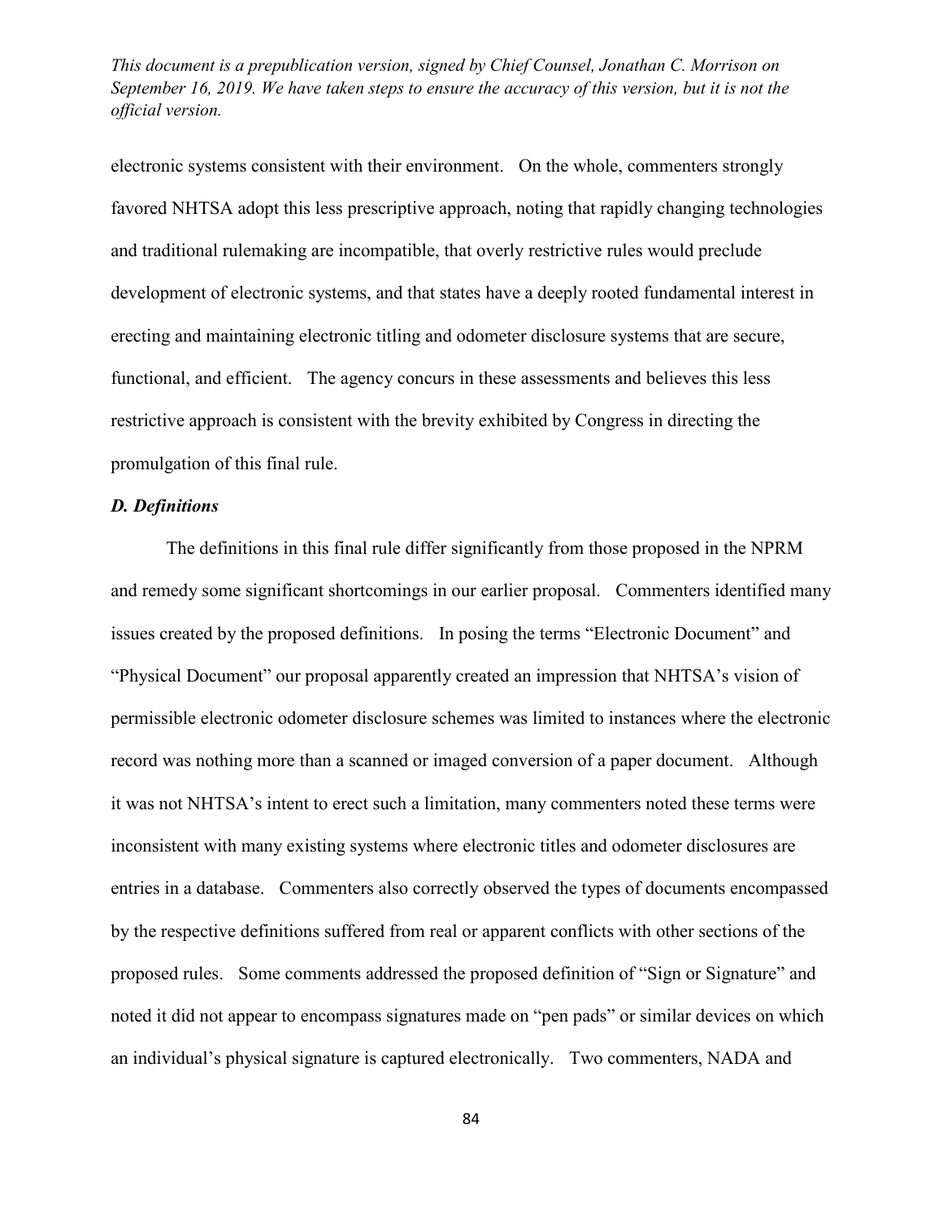electronic systems consistent with their environment. On the whole, commenters strongly favored NHTSA adopt this less prescriptive approach, noting that rapidly changing technologies and traditional rulemaking are incompatible, that overly restrictive rules would preclude development of electronic systems, and that states have a deeply rooted fundamental interest in erecting and maintaining electronic titling and odometer disclosure systems that are secure, functional, and efficient. The agency concurs in these assessments and believes this less restrictive approach is consistent with the brevity exhibited by Congress in directing the promulgation of this final rule.

### *D. Definitions*

The definitions in this final rule differ significantly from those proposed in the NPRM and remedy some significant shortcomings in our earlier proposal. Commenters identified many issues created by the proposed definitions. In posing the terms "Electronic Document" and "Physical Document" our proposal apparently created an impression that NHTSA's vision of permissible electronic odometer disclosure schemes was limited to instances where the electronic record was nothing more than a scanned or imaged conversion of a paper document. Although it was not NHTSA's intent to erect such a limitation, many commenters noted these terms were inconsistent with many existing systems where electronic titles and odometer disclosures are entries in a database. Commenters also correctly observed the types of documents encompassed by the respective definitions suffered from real or apparent conflicts with other sections of the proposed rules. Some comments addressed the proposed definition of "Sign or Signature" and noted it did not appear to encompass signatures made on "pen pads" or similar devices on which an individual's physical signature is captured electronically. Two commenters, NADA and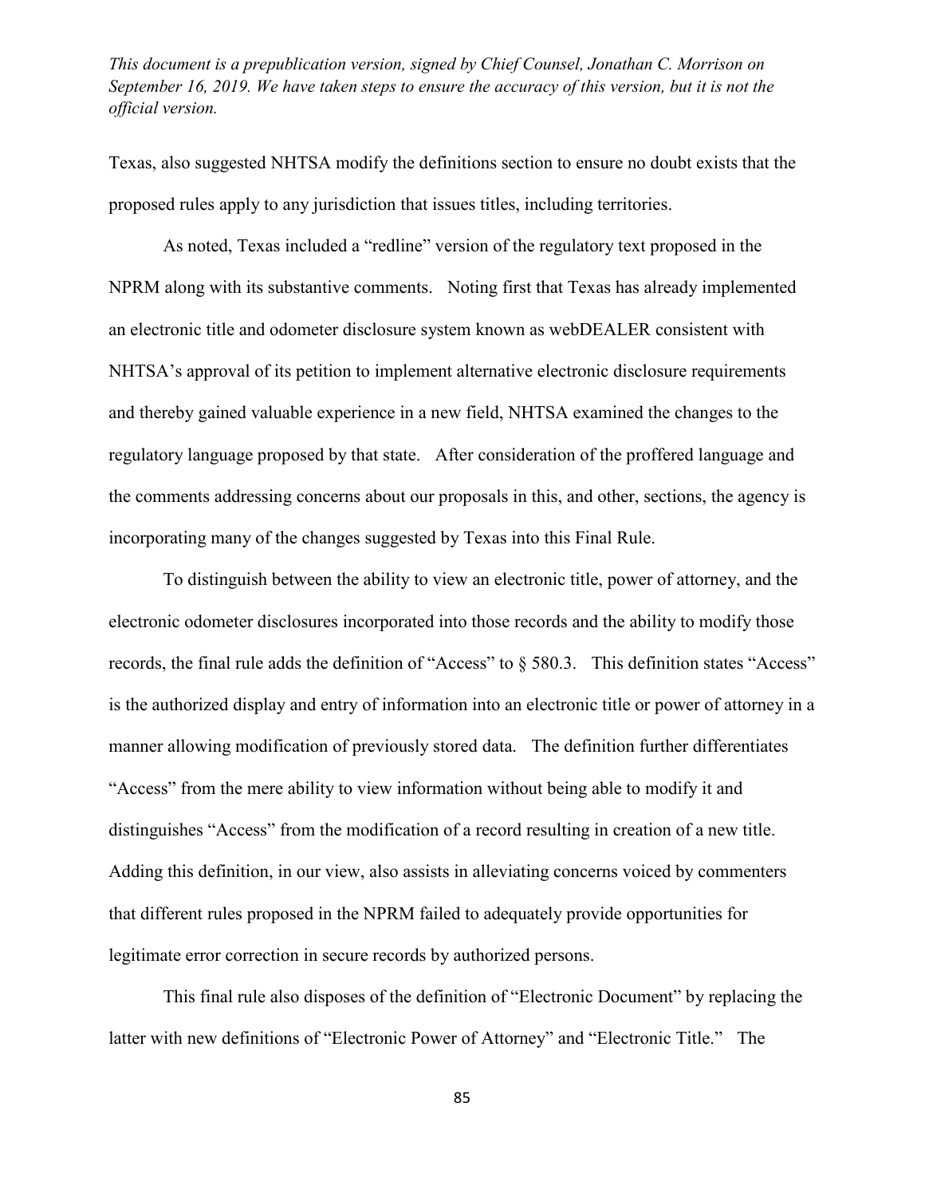Texas, also suggested NHTSA modify the definitions section to ensure no doubt exists that the proposed rules apply to any jurisdiction that issues titles, including territories.

As noted, Texas included a "redline" version of the regulatory text proposed in the NPRM along with its substantive comments. Noting first that Texas has already implemented an electronic title and odometer disclosure system known as webDEALER consistent with NHTSA's approval of its petition to implement alternative electronic disclosure requirements and thereby gained valuable experience in a new field, NHTSA examined the changes to the regulatory language proposed by that state. After consideration of the proffered language and the comments addressing concerns about our proposals in this, and other, sections, the agency is incorporating many of the changes suggested by Texas into this Final Rule.

To distinguish between the ability to view an electronic title, power of attorney, and the electronic odometer disclosures incorporated into those records and the ability to modify those records, the final rule adds the definition of "Access" to § 580.3. This definition states "Access" is the authorized display and entry of information into an electronic title or power of attorney in a manner allowing modification of previously stored data. The definition further differentiates "Access" from the mere ability to view information without being able to modify it and distinguishes "Access" from the modification of a record resulting in creation of a new title. Adding this definition, in our view, also assists in alleviating concerns voiced by commenters that different rules proposed in the NPRM failed to adequately provide opportunities for legitimate error correction in secure records by authorized persons.

This final rule also disposes of the definition of "Electronic Document" by replacing the latter with new definitions of "Electronic Power of Attorney" and "Electronic Title." The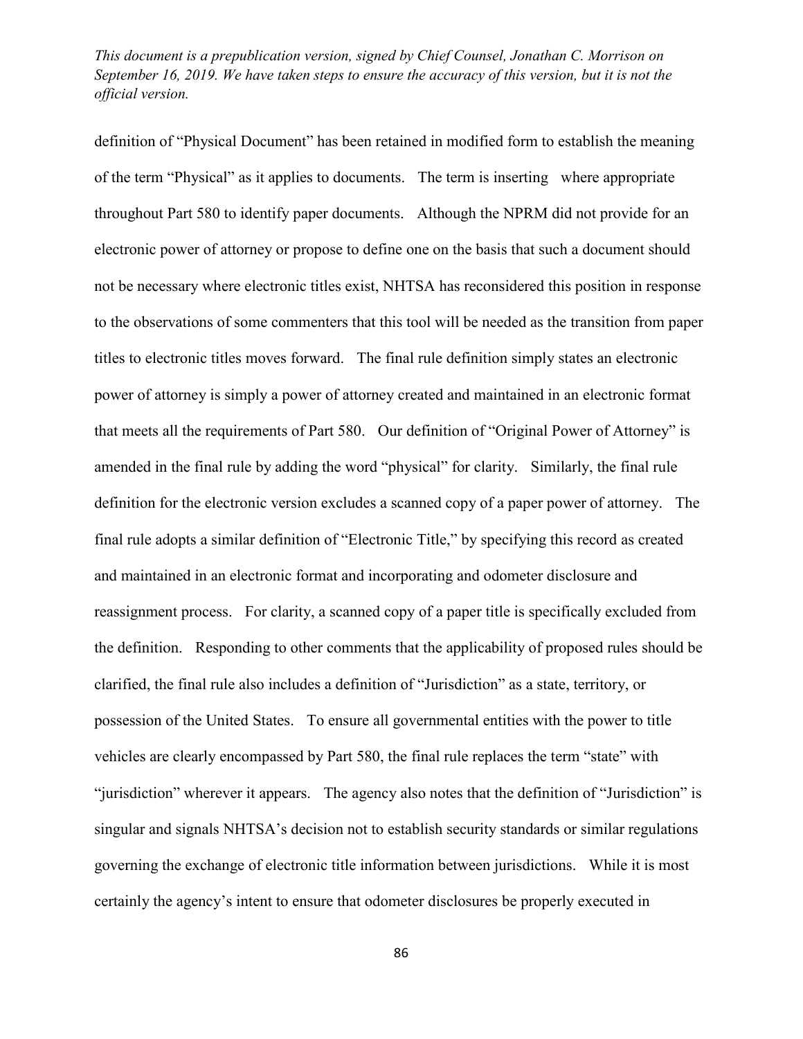definition of "Physical Document" has been retained in modified form to establish the meaning of the term "Physical" as it applies to documents. The term is inserting where appropriate throughout Part 580 to identify paper documents. Although the NPRM did not provide for an electronic power of attorney or propose to define one on the basis that such a document should not be necessary where electronic titles exist, NHTSA has reconsidered this position in response to the observations of some commenters that this tool will be needed as the transition from paper titles to electronic titles moves forward. The final rule definition simply states an electronic power of attorney is simply a power of attorney created and maintained in an electronic format that meets all the requirements of Part 580. Our definition of "Original Power of Attorney" is amended in the final rule by adding the word "physical" for clarity. Similarly, the final rule definition for the electronic version excludes a scanned copy of a paper power of attorney. The final rule adopts a similar definition of "Electronic Title," by specifying this record as created and maintained in an electronic format and incorporating and odometer disclosure and reassignment process. For clarity, a scanned copy of a paper title is specifically excluded from the definition. Responding to other comments that the applicability of proposed rules should be clarified, the final rule also includes a definition of "Jurisdiction" as a state, territory, or possession of the United States. To ensure all governmental entities with the power to title vehicles are clearly encompassed by Part 580, the final rule replaces the term "state" with "jurisdiction" wherever it appears. The agency also notes that the definition of "Jurisdiction" is singular and signals NHTSA's decision not to establish security standards or similar regulations governing the exchange of electronic title information between jurisdictions. While it is most certainly the agency's intent to ensure that odometer disclosures be properly executed in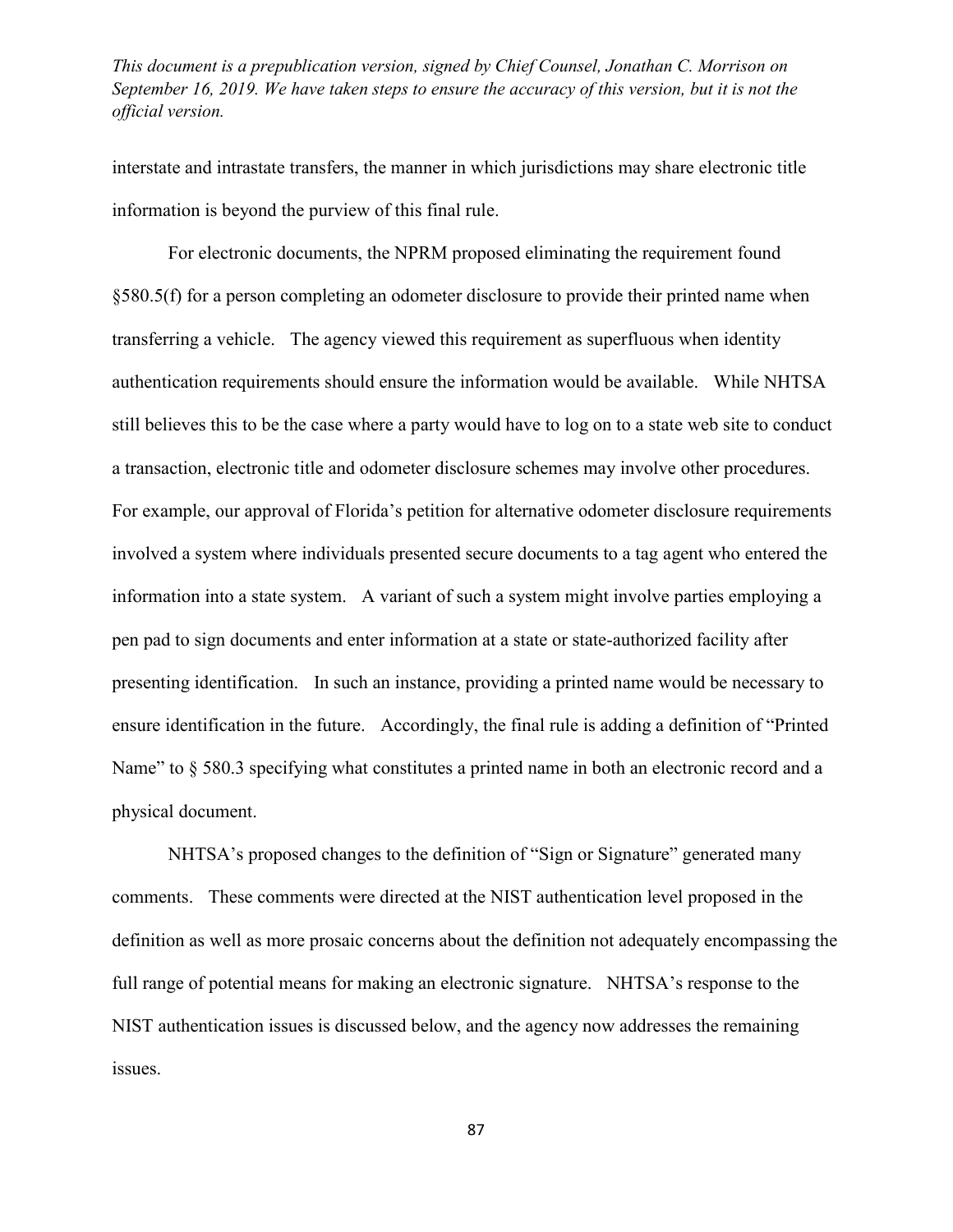interstate and intrastate transfers, the manner in which jurisdictions may share electronic title information is beyond the purview of this final rule.

For electronic documents, the NPRM proposed eliminating the requirement found §580.5(f) for a person completing an odometer disclosure to provide their printed name when transferring a vehicle. The agency viewed this requirement as superfluous when identity authentication requirements should ensure the information would be available. While NHTSA still believes this to be the case where a party would have to log on to a state web site to conduct a transaction, electronic title and odometer disclosure schemes may involve other procedures. For example, our approval of Florida's petition for alternative odometer disclosure requirements involved a system where individuals presented secure documents to a tag agent who entered the information into a state system. A variant of such a system might involve parties employing a pen pad to sign documents and enter information at a state or state-authorized facility after presenting identification. In such an instance, providing a printed name would be necessary to ensure identification in the future. Accordingly, the final rule is adding a definition of "Printed Name" to § 580.3 specifying what constitutes a printed name in both an electronic record and a physical document.

NHTSA's proposed changes to the definition of "Sign or Signature" generated many comments. These comments were directed at the NIST authentication level proposed in the definition as well as more prosaic concerns about the definition not adequately encompassing the full range of potential means for making an electronic signature. NHTSA's response to the NIST authentication issues is discussed below, and the agency now addresses the remaining issues.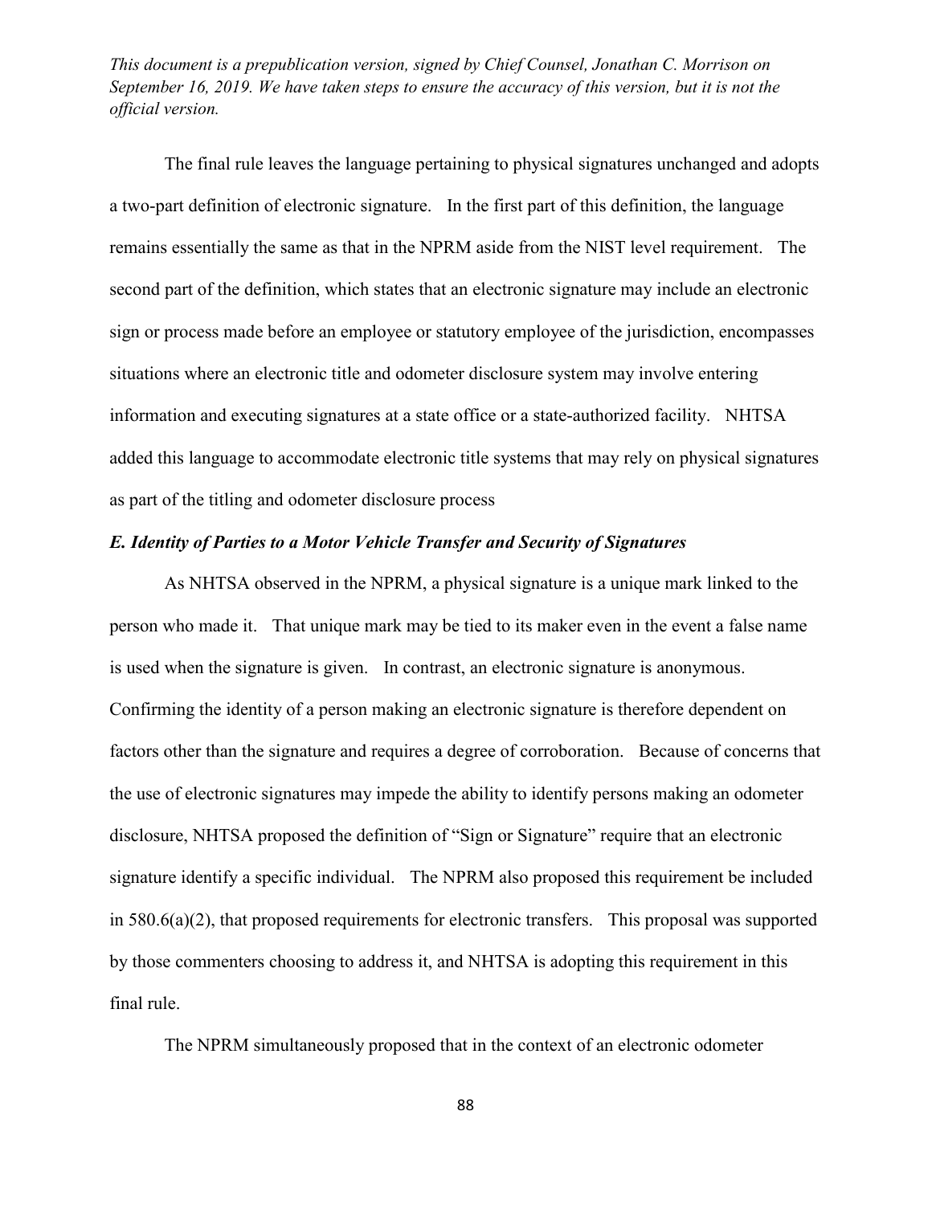The final rule leaves the language pertaining to physical signatures unchanged and adopts a two-part definition of electronic signature. In the first part of this definition, the language remains essentially the same as that in the NPRM aside from the NIST level requirement. The second part of the definition, which states that an electronic signature may include an electronic sign or process made before an employee or statutory employee of the jurisdiction, encompasses situations where an electronic title and odometer disclosure system may involve entering information and executing signatures at a state office or a state-authorized facility. NHTSA added this language to accommodate electronic title systems that may rely on physical signatures as part of the titling and odometer disclosure process

### *E. Identity of Parties to a Motor Vehicle Transfer and Security of Signatures*

As NHTSA observed in the NPRM, a physical signature is a unique mark linked to the person who made it. That unique mark may be tied to its maker even in the event a false name is used when the signature is given. In contrast, an electronic signature is anonymous. Confirming the identity of a person making an electronic signature is therefore dependent on factors other than the signature and requires a degree of corroboration. Because of concerns that the use of electronic signatures may impede the ability to identify persons making an odometer disclosure, NHTSA proposed the definition of "Sign or Signature" require that an electronic signature identify a specific individual. The NPRM also proposed this requirement be included in 580.6(a)(2), that proposed requirements for electronic transfers. This proposal was supported by those commenters choosing to address it, and NHTSA is adopting this requirement in this final rule.

The NPRM simultaneously proposed that in the context of an electronic odometer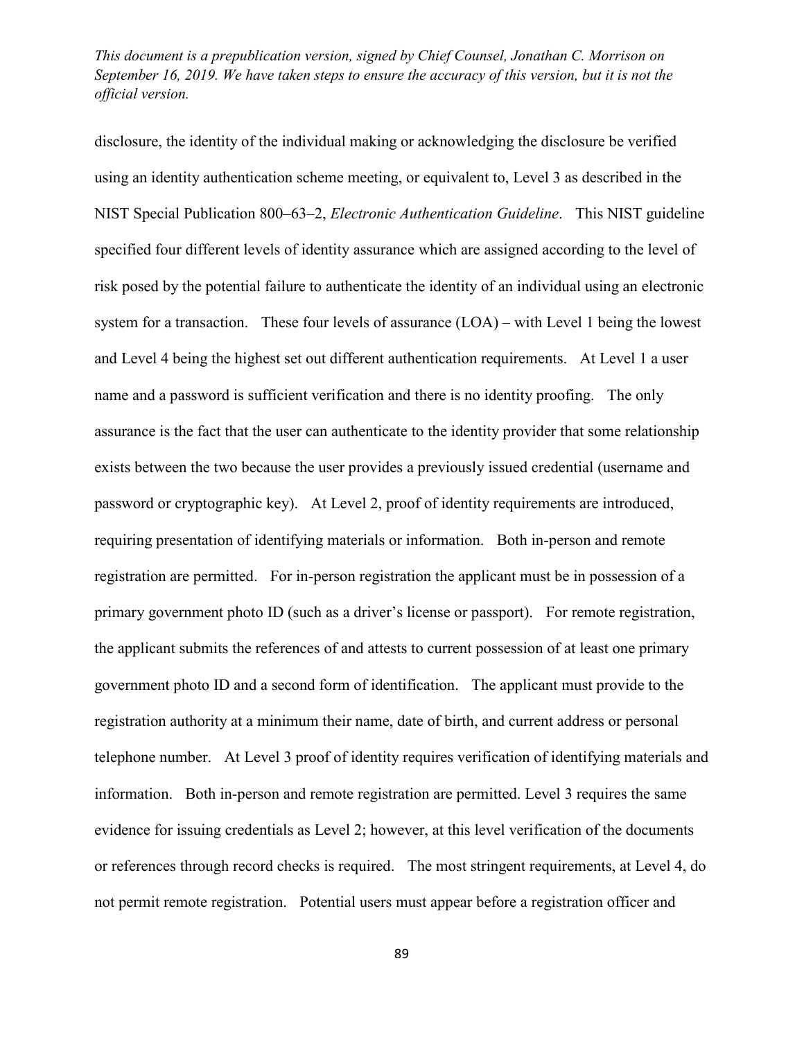disclosure, the identity of the individual making or acknowledging the disclosure be verified using an identity authentication scheme meeting, or equivalent to, Level 3 as described in the NIST Special Publication 800–63–2, *Electronic Authentication Guideline*. This NIST guideline specified four different levels of identity assurance which are assigned according to the level of risk posed by the potential failure to authenticate the identity of an individual using an electronic system for a transaction. These four levels of assurance (LOA) – with Level 1 being the lowest and Level 4 being the highest set out different authentication requirements. At Level 1 a user name and a password is sufficient verification and there is no identity proofing. The only assurance is the fact that the user can authenticate to the identity provider that some relationship exists between the two because the user provides a previously issued credential (username and password or cryptographic key). At Level 2, proof of identity requirements are introduced, requiring presentation of identifying materials or information. Both in-person and remote registration are permitted. For in-person registration the applicant must be in possession of a primary government photo ID (such as a driver's license or passport). For remote registration, the applicant submits the references of and attests to current possession of at least one primary government photo ID and a second form of identification. The applicant must provide to the registration authority at a minimum their name, date of birth, and current address or personal telephone number. At Level 3 proof of identity requires verification of identifying materials and information. Both in-person and remote registration are permitted. Level 3 requires the same evidence for issuing credentials as Level 2; however, at this level verification of the documents or references through record checks is required. The most stringent requirements, at Level 4, do not permit remote registration. Potential users must appear before a registration officer and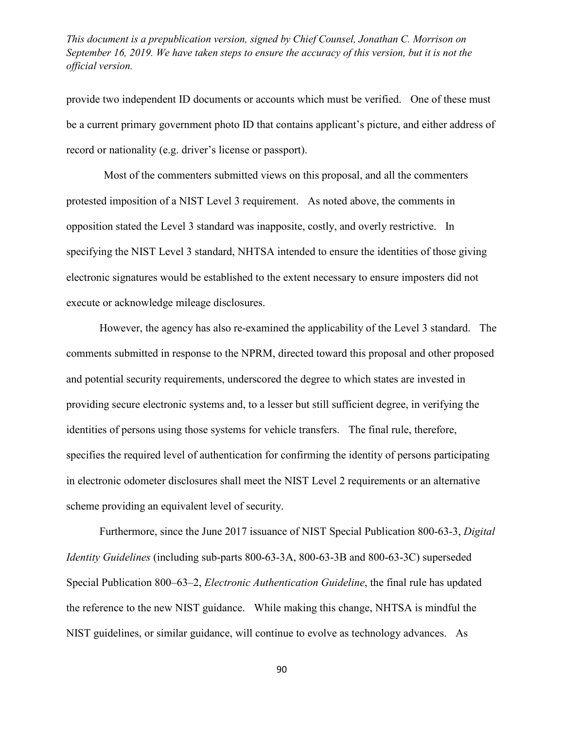provide two independent ID documents or accounts which must be verified. One of these must be a current primary government photo ID that contains applicant's picture, and either address of record or nationality (e.g. driver's license or passport).

Most of the commenters submitted views on this proposal, and all the commenters protested imposition of a NIST Level 3 requirement. As noted above, the comments in opposition stated the Level 3 standard was inapposite, costly, and overly restrictive. In specifying the NIST Level 3 standard, NHTSA intended to ensure the identities of those giving electronic signatures would be established to the extent necessary to ensure imposters did not execute or acknowledge mileage disclosures.

However, the agency has also re-examined the applicability of the Level 3 standard. The comments submitted in response to the NPRM, directed toward this proposal and other proposed and potential security requirements, underscored the degree to which states are invested in providing secure electronic systems and, to a lesser but still sufficient degree, in verifying the identities of persons using those systems for vehicle transfers. The final rule, therefore, specifies the required level of authentication for confirming the identity of persons participating in electronic odometer disclosures shall meet the NIST Level 2 requirements or an alternative scheme providing an equivalent level of security.

Furthermore, since the June 2017 issuance of NIST Special Publication 800-63-3, *Digital Identity Guidelines* (including sub-parts 800-63-3A, 800-63-3B and 800-63-3C) superseded Special Publication 800–63–2, *Electronic Authentication Guideline*, the final rule has updated the reference to the new NIST guidance. While making this change, NHTSA is mindful the NIST guidelines, or similar guidance, will continue to evolve as technology advances. As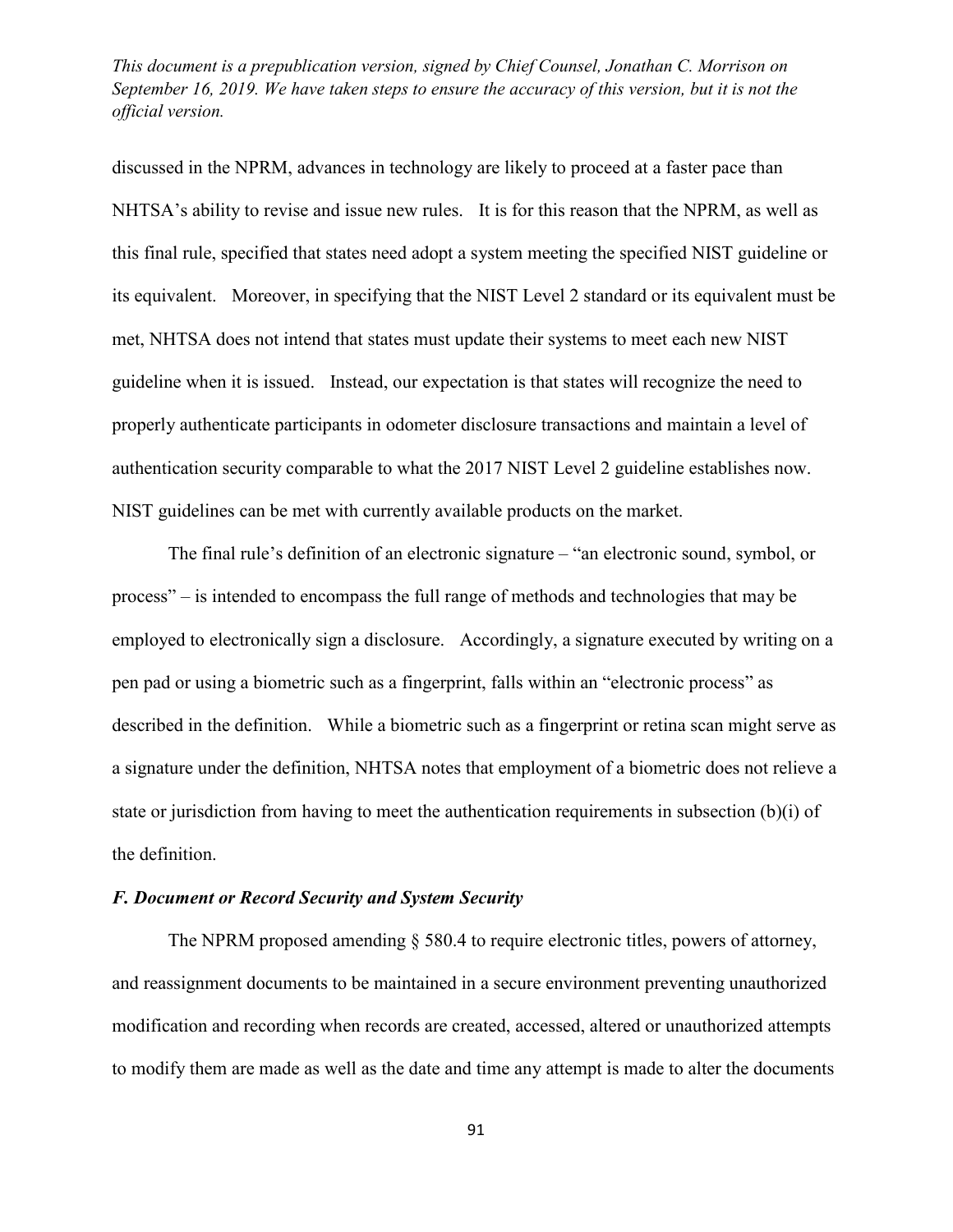discussed in the NPRM, advances in technology are likely to proceed at a faster pace than NHTSA's ability to revise and issue new rules. It is for this reason that the NPRM, as well as this final rule, specified that states need adopt a system meeting the specified NIST guideline or its equivalent. Moreover, in specifying that the NIST Level 2 standard or its equivalent must be met, NHTSA does not intend that states must update their systems to meet each new NIST guideline when it is issued. Instead, our expectation is that states will recognize the need to properly authenticate participants in odometer disclosure transactions and maintain a level of authentication security comparable to what the 2017 NIST Level 2 guideline establishes now. NIST guidelines can be met with currently available products on the market.

The final rule's definition of an electronic signature – "an electronic sound, symbol, or process" – is intended to encompass the full range of methods and technologies that may be employed to electronically sign a disclosure. Accordingly, a signature executed by writing on a pen pad or using a biometric such as a fingerprint, falls within an "electronic process" as described in the definition. While a biometric such as a fingerprint or retina scan might serve as a signature under the definition, NHTSA notes that employment of a biometric does not relieve a state or jurisdiction from having to meet the authentication requirements in subsection (b)(i) of the definition.

### *F. Document or Record Security and System Security*

The NPRM proposed amending § 580.4 to require electronic titles, powers of attorney, and reassignment documents to be maintained in a secure environment preventing unauthorized modification and recording when records are created, accessed, altered or unauthorized attempts to modify them are made as well as the date and time any attempt is made to alter the documents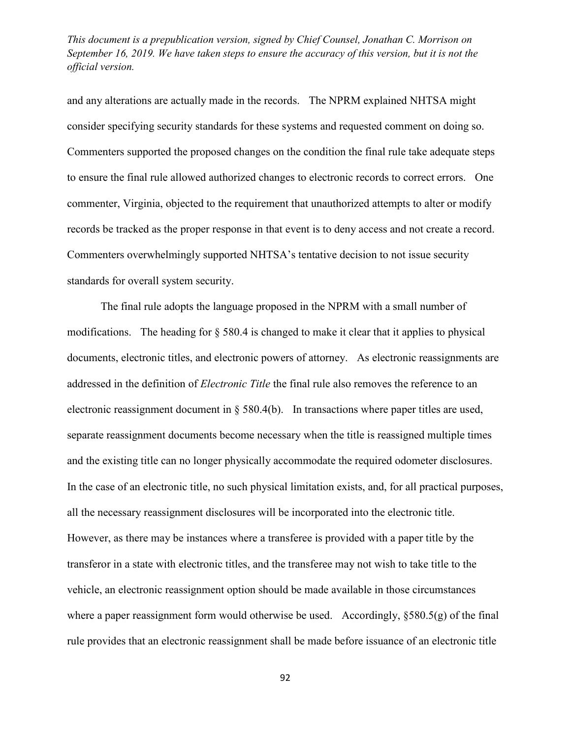and any alterations are actually made in the records. The NPRM explained NHTSA might consider specifying security standards for these systems and requested comment on doing so. Commenters supported the proposed changes on the condition the final rule take adequate steps to ensure the final rule allowed authorized changes to electronic records to correct errors. One commenter, Virginia, objected to the requirement that unauthorized attempts to alter or modify records be tracked as the proper response in that event is to deny access and not create a record. Commenters overwhelmingly supported NHTSA's tentative decision to not issue security standards for overall system security.

The final rule adopts the language proposed in the NPRM with a small number of modifications. The heading for § 580.4 is changed to make it clear that it applies to physical documents, electronic titles, and electronic powers of attorney. As electronic reassignments are addressed in the definition of *Electronic Title* the final rule also removes the reference to an electronic reassignment document in § 580.4(b). In transactions where paper titles are used, separate reassignment documents become necessary when the title is reassigned multiple times and the existing title can no longer physically accommodate the required odometer disclosures. In the case of an electronic title, no such physical limitation exists, and, for all practical purposes, all the necessary reassignment disclosures will be incorporated into the electronic title. However, as there may be instances where a transferee is provided with a paper title by the transferor in a state with electronic titles, and the transferee may not wish to take title to the vehicle, an electronic reassignment option should be made available in those circumstances where a paper reassignment form would otherwise be used. Accordingly, §580.5(g) of the final rule provides that an electronic reassignment shall be made before issuance of an electronic title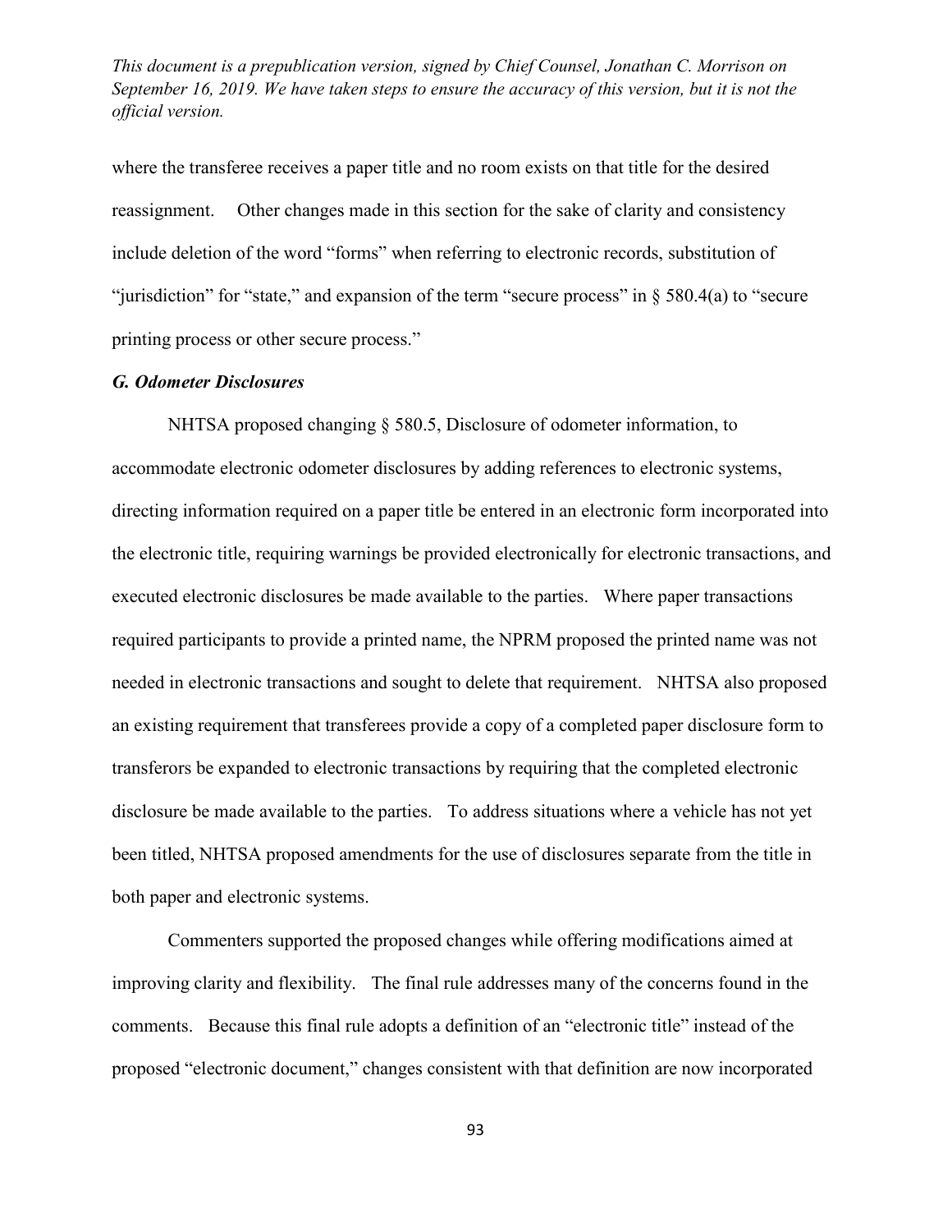where the transferee receives a paper title and no room exists on that title for the desired reassignment. Other changes made in this section for the sake of clarity and consistency include deletion of the word "forms" when referring to electronic records, substitution of "jurisdiction" for "state," and expansion of the term "secure process" in § 580.4(a) to "secure printing process or other secure process."

### *G. Odometer Disclosures*

NHTSA proposed changing § 580.5, Disclosure of odometer information, to accommodate electronic odometer disclosures by adding references to electronic systems, directing information required on a paper title be entered in an electronic form incorporated into the electronic title, requiring warnings be provided electronically for electronic transactions, and executed electronic disclosures be made available to the parties. Where paper transactions required participants to provide a printed name, the NPRM proposed the printed name was not needed in electronic transactions and sought to delete that requirement. NHTSA also proposed an existing requirement that transferees provide a copy of a completed paper disclosure form to transferors be expanded to electronic transactions by requiring that the completed electronic disclosure be made available to the parties. To address situations where a vehicle has not yet been titled, NHTSA proposed amendments for the use of disclosures separate from the title in both paper and electronic systems.

Commenters supported the proposed changes while offering modifications aimed at improving clarity and flexibility. The final rule addresses many of the concerns found in the comments. Because this final rule adopts a definition of an "electronic title" instead of the proposed "electronic document," changes consistent with that definition are now incorporated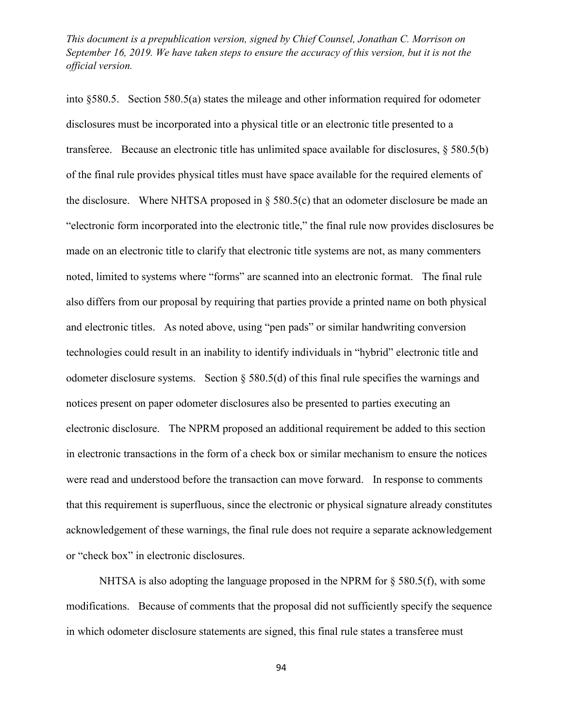into §580.5. Section 580.5(a) states the mileage and other information required for odometer disclosures must be incorporated into a physical title or an electronic title presented to a transferee. Because an electronic title has unlimited space available for disclosures, § 580.5(b) of the final rule provides physical titles must have space available for the required elements of the disclosure. Where NHTSA proposed in § 580.5(c) that an odometer disclosure be made an "electronic form incorporated into the electronic title," the final rule now provides disclosures be made on an electronic title to clarify that electronic title systems are not, as many commenters noted, limited to systems where "forms" are scanned into an electronic format. The final rule also differs from our proposal by requiring that parties provide a printed name on both physical and electronic titles. As noted above, using "pen pads" or similar handwriting conversion technologies could result in an inability to identify individuals in "hybrid" electronic title and odometer disclosure systems. Section § 580.5(d) of this final rule specifies the warnings and notices present on paper odometer disclosures also be presented to parties executing an electronic disclosure. The NPRM proposed an additional requirement be added to this section in electronic transactions in the form of a check box or similar mechanism to ensure the notices were read and understood before the transaction can move forward. In response to comments that this requirement is superfluous, since the electronic or physical signature already constitutes acknowledgement of these warnings, the final rule does not require a separate acknowledgement or "check box" in electronic disclosures.

NHTSA is also adopting the language proposed in the NPRM for § 580.5(f), with some modifications. Because of comments that the proposal did not sufficiently specify the sequence in which odometer disclosure statements are signed, this final rule states a transferee must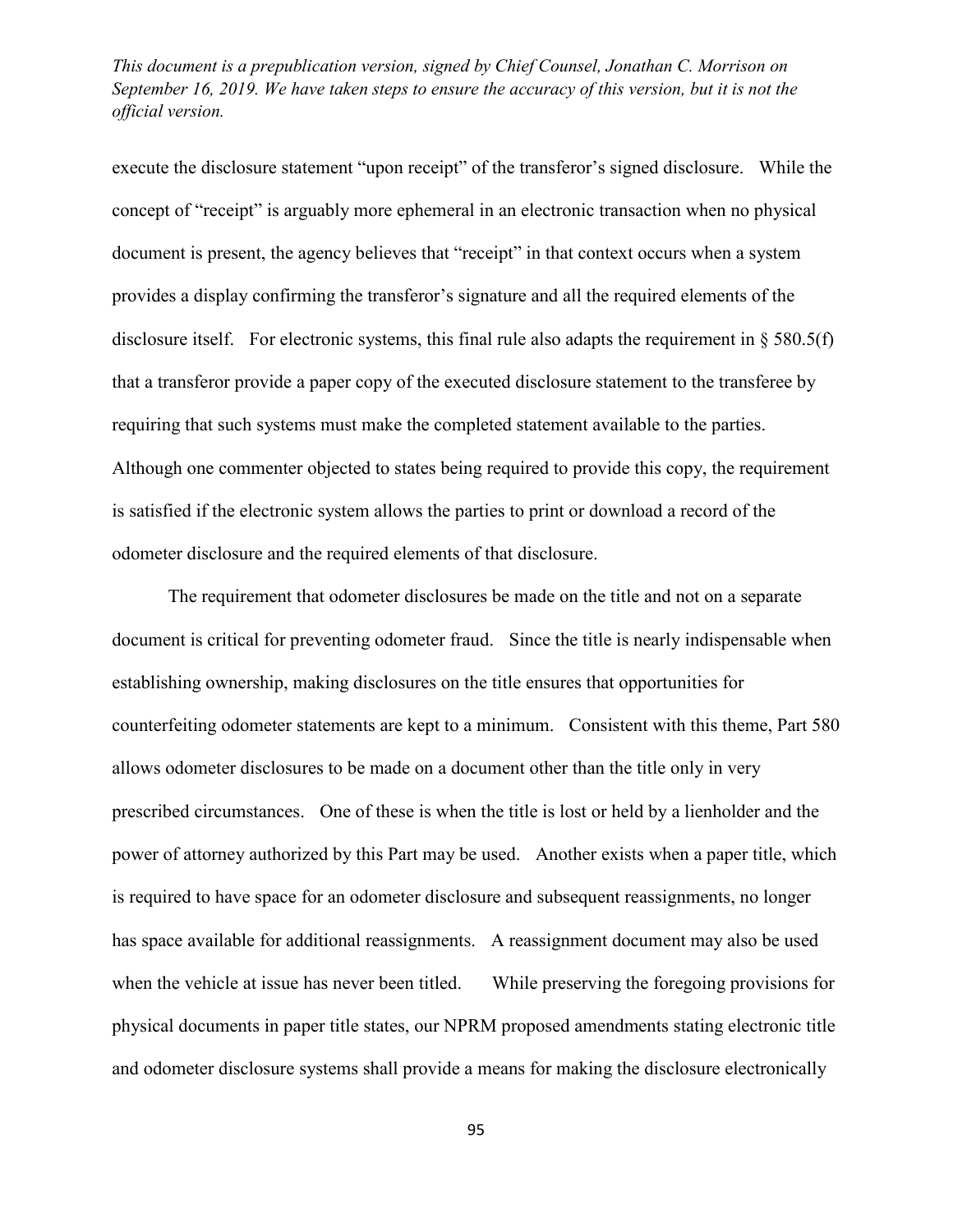execute the disclosure statement "upon receipt" of the transferor's signed disclosure. While the concept of "receipt" is arguably more ephemeral in an electronic transaction when no physical document is present, the agency believes that "receipt" in that context occurs when a system provides a display confirming the transferor's signature and all the required elements of the disclosure itself. For electronic systems, this final rule also adapts the requirement in § 580.5(f) that a transferor provide a paper copy of the executed disclosure statement to the transferee by requiring that such systems must make the completed statement available to the parties. Although one commenter objected to states being required to provide this copy, the requirement is satisfied if the electronic system allows the parties to print or download a record of the odometer disclosure and the required elements of that disclosure.

The requirement that odometer disclosures be made on the title and not on a separate document is critical for preventing odometer fraud. Since the title is nearly indispensable when establishing ownership, making disclosures on the title ensures that opportunities for counterfeiting odometer statements are kept to a minimum. Consistent with this theme, Part 580 allows odometer disclosures to be made on a document other than the title only in very prescribed circumstances. One of these is when the title is lost or held by a lienholder and the power of attorney authorized by this Part may be used. Another exists when a paper title, which is required to have space for an odometer disclosure and subsequent reassignments, no longer has space available for additional reassignments. A reassignment document may also be used when the vehicle at issue has never been titled. While preserving the foregoing provisions for physical documents in paper title states, our NPRM proposed amendments stating electronic title and odometer disclosure systems shall provide a means for making the disclosure electronically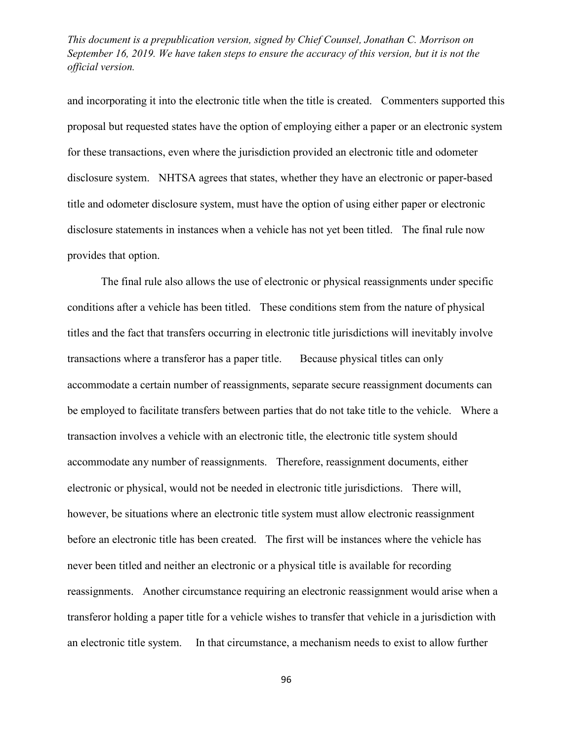and incorporating it into the electronic title when the title is created. Commenters supported this proposal but requested states have the option of employing either a paper or an electronic system for these transactions, even where the jurisdiction provided an electronic title and odometer disclosure system. NHTSA agrees that states, whether they have an electronic or paper-based title and odometer disclosure system, must have the option of using either paper or electronic disclosure statements in instances when a vehicle has not yet been titled. The final rule now provides that option.

The final rule also allows the use of electronic or physical reassignments under specific conditions after a vehicle has been titled. These conditions stem from the nature of physical titles and the fact that transfers occurring in electronic title jurisdictions will inevitably involve transactions where a transferor has a paper title. Because physical titles can only accommodate a certain number of reassignments, separate secure reassignment documents can be employed to facilitate transfers between parties that do not take title to the vehicle. Where a transaction involves a vehicle with an electronic title, the electronic title system should accommodate any number of reassignments. Therefore, reassignment documents, either electronic or physical, would not be needed in electronic title jurisdictions. There will, however, be situations where an electronic title system must allow electronic reassignment before an electronic title has been created. The first will be instances where the vehicle has never been titled and neither an electronic or a physical title is available for recording reassignments. Another circumstance requiring an electronic reassignment would arise when a transferor holding a paper title for a vehicle wishes to transfer that vehicle in a jurisdiction with an electronic title system. In that circumstance, a mechanism needs to exist to allow further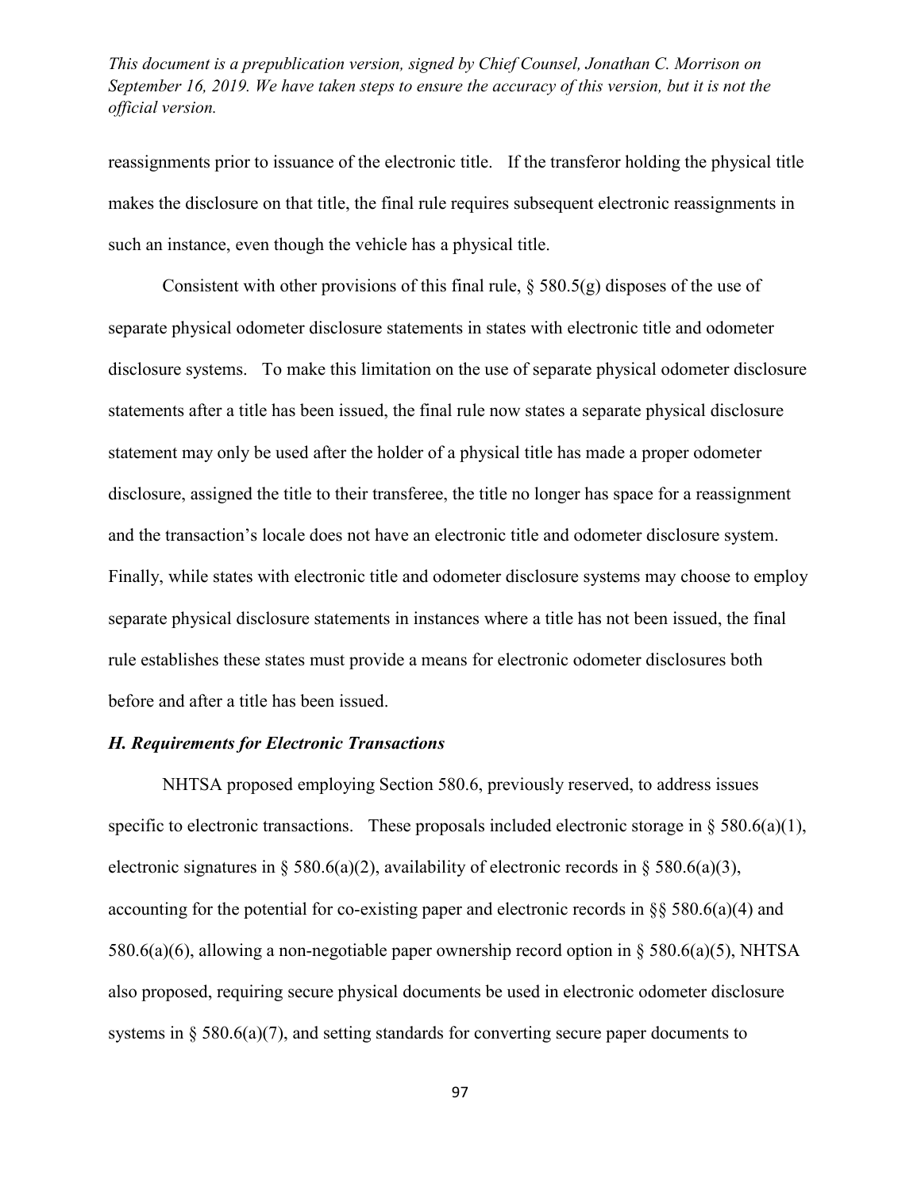reassignments prior to issuance of the electronic title. If the transferor holding the physical title makes the disclosure on that title, the final rule requires subsequent electronic reassignments in such an instance, even though the vehicle has a physical title.

Consistent with other provisions of this final rule, § 580.5(g) disposes of the use of separate physical odometer disclosure statements in states with electronic title and odometer disclosure systems. To make this limitation on the use of separate physical odometer disclosure statements after a title has been issued, the final rule now states a separate physical disclosure statement may only be used after the holder of a physical title has made a proper odometer disclosure, assigned the title to their transferee, the title no longer has space for a reassignment and the transaction's locale does not have an electronic title and odometer disclosure system. Finally, while states with electronic title and odometer disclosure systems may choose to employ separate physical disclosure statements in instances where a title has not been issued, the final rule establishes these states must provide a means for electronic odometer disclosures both before and after a title has been issued.

### *H. Requirements for Electronic Transactions*

NHTSA proposed employing Section 580.6, previously reserved, to address issues specific to electronic transactions. These proposals included electronic storage in § 580.6(a)(1), electronic signatures in § 580.6(a)(2), availability of electronic records in § 580.6(a)(3), accounting for the potential for co-existing paper and electronic records in §§ 580.6(a)(4) and 580.6(a)(6), allowing a non-negotiable paper ownership record option in § 580.6(a)(5), NHTSA also proposed, requiring secure physical documents be used in electronic odometer disclosure systems in § 580.6(a)(7), and setting standards for converting secure paper documents to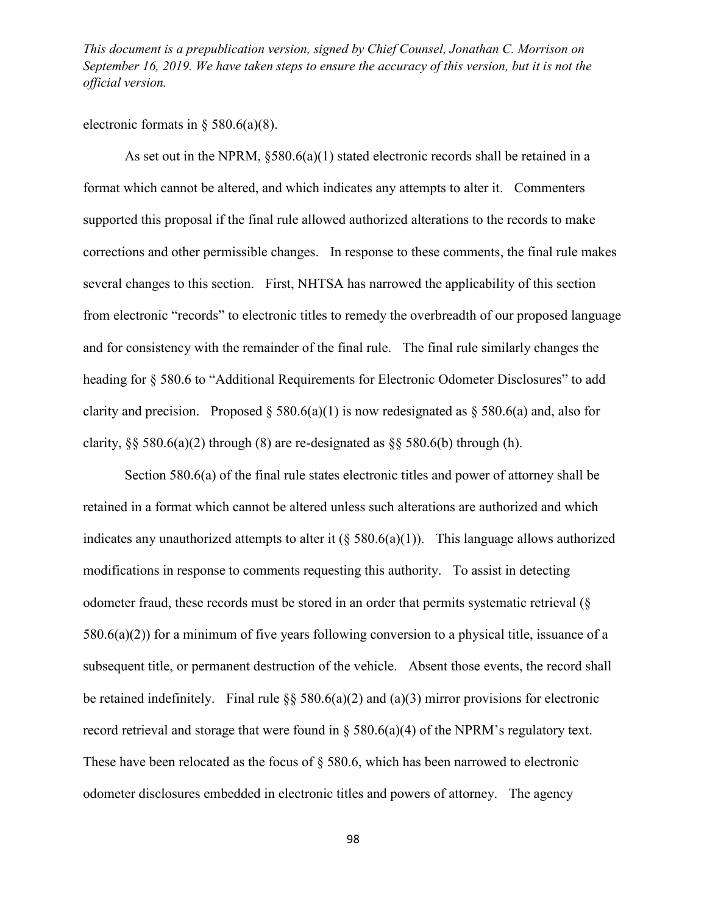electronic formats in § 580.6(a)(8).

As set out in the NPRM, §580.6(a)(1) stated electronic records shall be retained in a format which cannot be altered, and which indicates any attempts to alter it. Commenters supported this proposal if the final rule allowed authorized alterations to the records to make corrections and other permissible changes. In response to these comments, the final rule makes several changes to this section. First, NHTSA has narrowed the applicability of this section from electronic "records" to electronic titles to remedy the overbreadth of our proposed language and for consistency with the remainder of the final rule. The final rule similarly changes the heading for § 580.6 to "Additional Requirements for Electronic Odometer Disclosures" to add clarity and precision. Proposed § 580.6(a)(1) is now redesignated as § 580.6(a) and, also for clarity, §§ 580.6(a)(2) through (8) are re-designated as §§ 580.6(b) through (h).

Section 580.6(a) of the final rule states electronic titles and power of attorney shall be retained in a format which cannot be altered unless such alterations are authorized and which indicates any unauthorized attempts to alter it (§ 580.6(a)(1)). This language allows authorized modifications in response to comments requesting this authority. To assist in detecting odometer fraud, these records must be stored in an order that permits systematic retrieval (§ 580.6(a)(2)) for a minimum of five years following conversion to a physical title, issuance of a subsequent title, or permanent destruction of the vehicle. Absent those events, the record shall be retained indefinitely. Final rule §§ 580.6(a)(2) and (a)(3) mirror provisions for electronic record retrieval and storage that were found in § 580.6(a)(4) of the NPRM's regulatory text. These have been relocated as the focus of § 580.6, which has been narrowed to electronic odometer disclosures embedded in electronic titles and powers of attorney. The agency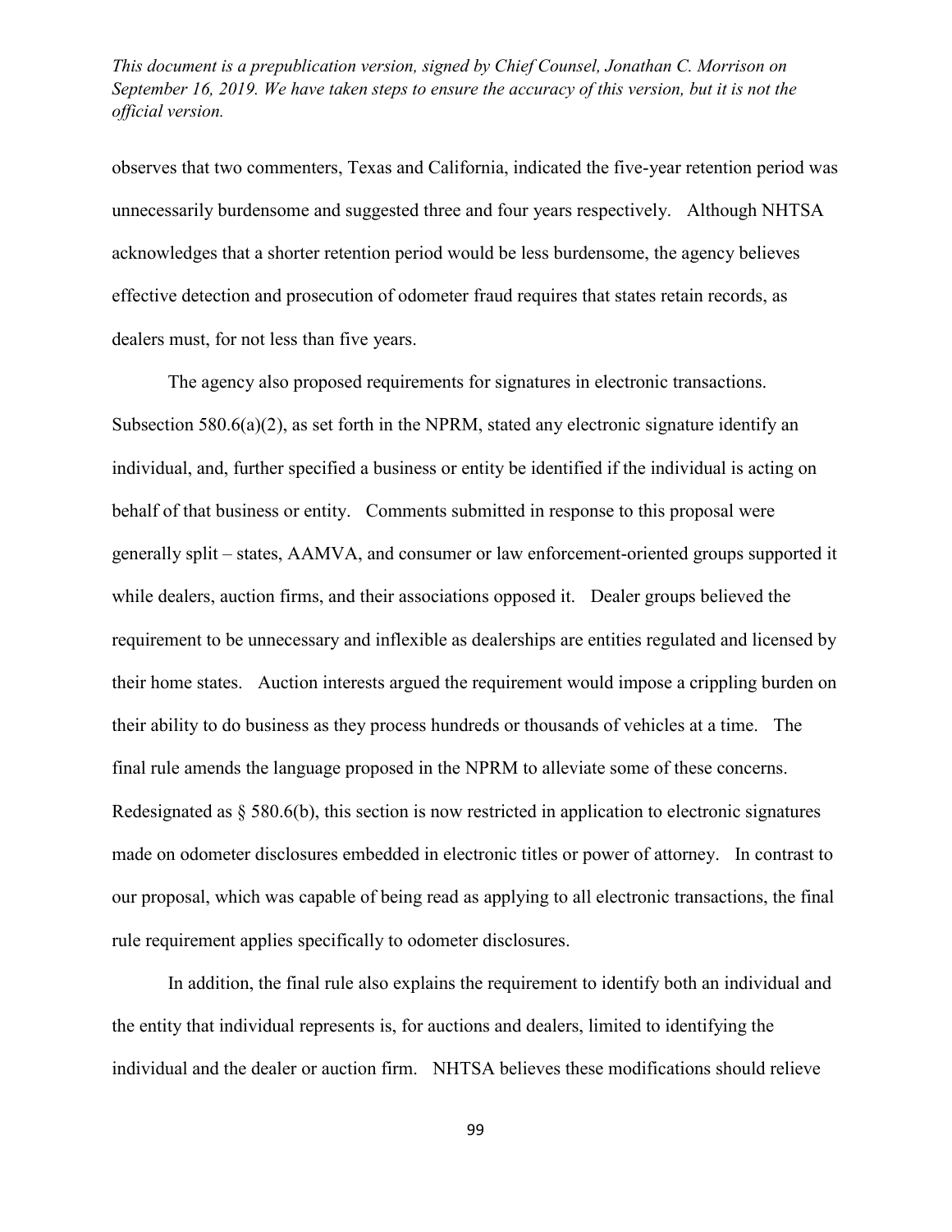observes that two commenters, Texas and California, indicated the five-year retention period was unnecessarily burdensome and suggested three and four years respectively. Although NHTSA acknowledges that a shorter retention period would be less burdensome, the agency believes effective detection and prosecution of odometer fraud requires that states retain records, as dealers must, for not less than five years.

The agency also proposed requirements for signatures in electronic transactions. Subsection 580.6(a)(2), as set forth in the NPRM, stated any electronic signature identify an individual, and, further specified a business or entity be identified if the individual is acting on behalf of that business or entity. Comments submitted in response to this proposal were generally split – states, AAMVA, and consumer or law enforcement-oriented groups supported it while dealers, auction firms, and their associations opposed it. Dealer groups believed the requirement to be unnecessary and inflexible as dealerships are entities regulated and licensed by their home states. Auction interests argued the requirement would impose a crippling burden on their ability to do business as they process hundreds or thousands of vehicles at a time. The final rule amends the language proposed in the NPRM to alleviate some of these concerns. Redesignated as § 580.6(b), this section is now restricted in application to electronic signatures made on odometer disclosures embedded in electronic titles or power of attorney. In contrast to our proposal, which was capable of being read as applying to all electronic transactions, the final rule requirement applies specifically to odometer disclosures.

In addition, the final rule also explains the requirement to identify both an individual and the entity that individual represents is, for auctions and dealers, limited to identifying the individual and the dealer or auction firm. NHTSA believes these modifications should relieve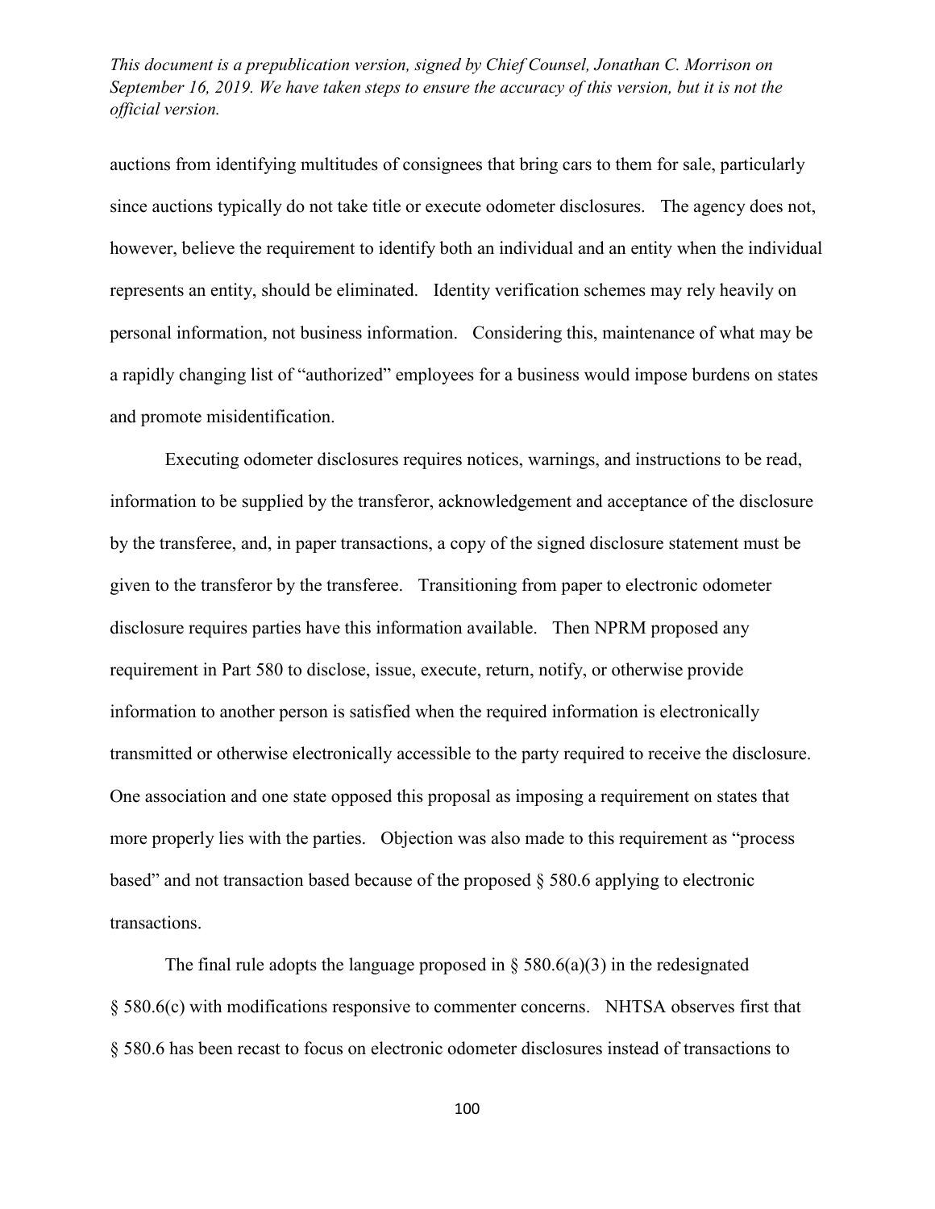auctions from identifying multitudes of consignees that bring cars to them for sale, particularly since auctions typically do not take title or execute odometer disclosures. The agency does not, however, believe the requirement to identify both an individual and an entity when the individual represents an entity, should be eliminated. Identity verification schemes may rely heavily on personal information, not business information. Considering this, maintenance of what may be a rapidly changing list of "authorized" employees for a business would impose burdens on states and promote misidentification.

Executing odometer disclosures requires notices, warnings, and instructions to be read, information to be supplied by the transferor, acknowledgement and acceptance of the disclosure by the transferee, and, in paper transactions, a copy of the signed disclosure statement must be given to the transferor by the transferee. Transitioning from paper to electronic odometer disclosure requires parties have this information available. Then NPRM proposed any requirement in Part 580 to disclose, issue, execute, return, notify, or otherwise provide information to another person is satisfied when the required information is electronically transmitted or otherwise electronically accessible to the party required to receive the disclosure. One association and one state opposed this proposal as imposing a requirement on states that more properly lies with the parties. Objection was also made to this requirement as "process based" and not transaction based because of the proposed § 580.6 applying to electronic transactions.

The final rule adopts the language proposed in § 580.6(a)(3) in the redesignated § 580.6(c) with modifications responsive to commenter concerns. NHTSA observes first that § 580.6 has been recast to focus on electronic odometer disclosures instead of transactions to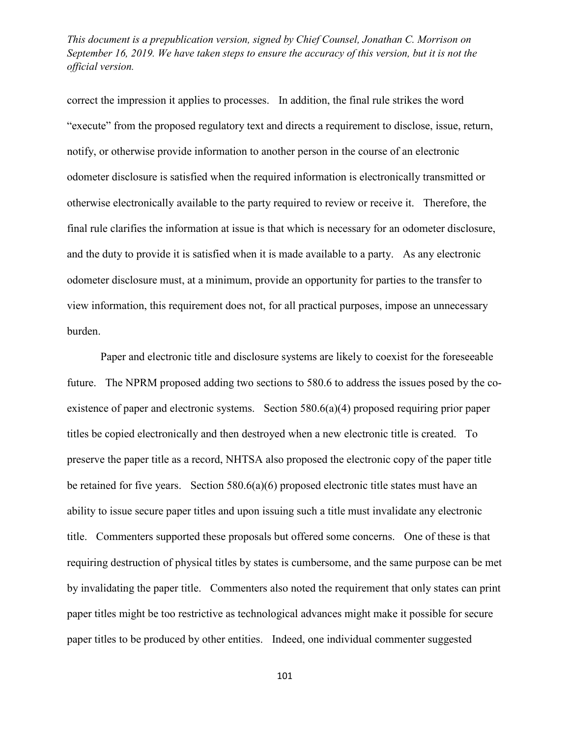correct the impression it applies to processes. In addition, the final rule strikes the word "execute" from the proposed regulatory text and directs a requirement to disclose, issue, return, notify, or otherwise provide information to another person in the course of an electronic odometer disclosure is satisfied when the required information is electronically transmitted or otherwise electronically available to the party required to review or receive it. Therefore, the final rule clarifies the information at issue is that which is necessary for an odometer disclosure, and the duty to provide it is satisfied when it is made available to a party. As any electronic odometer disclosure must, at a minimum, provide an opportunity for parties to the transfer to view information, this requirement does not, for all practical purposes, impose an unnecessary burden.

Paper and electronic title and disclosure systems are likely to coexist for the foreseeable future. The NPRM proposed adding two sections to 580.6 to address the issues posed by the co-existence of paper and electronic systems. Section 580.6(a)(4) proposed requiring prior paper titles be copied electronically and then destroyed when a new electronic title is created. To preserve the paper title as a record, NHTSA also proposed the electronic copy of the paper title be retained for five years. Section 580.6(a)(6) proposed electronic title states must have an ability to issue secure paper titles and upon issuing such a title must invalidate any electronic title. Commenters supported these proposals but offered some concerns. One of these is that requiring destruction of physical titles by states is cumbersome, and the same purpose can be met by invalidating the paper title. Commenters also noted the requirement that only states can print paper titles might be too restrictive as technological advances might make it possible for secure paper titles to be produced by other entities. Indeed, one individual commenter suggested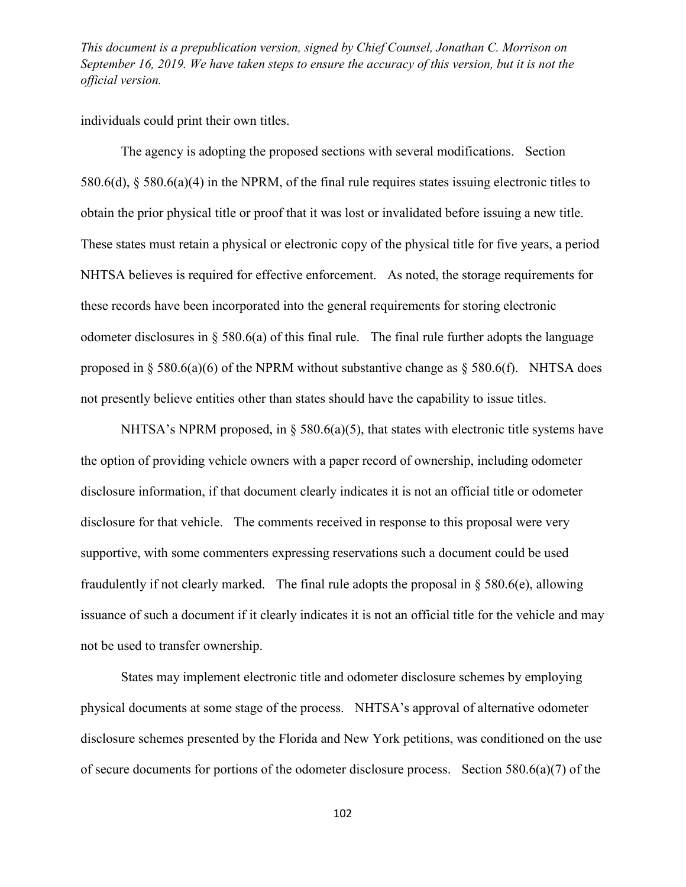individuals could print their own titles.

The agency is adopting the proposed sections with several modifications. Section 580.6(d), § 580.6(a)(4) in the NPRM, of the final rule requires states issuing electronic titles to obtain the prior physical title or proof that it was lost or invalidated before issuing a new title. These states must retain a physical or electronic copy of the physical title for five years, a period NHTSA believes is required for effective enforcement. As noted, the storage requirements for these records have been incorporated into the general requirements for storing electronic odometer disclosures in § 580.6(a) of this final rule. The final rule further adopts the language proposed in § 580.6(a)(6) of the NPRM without substantive change as § 580.6(f). NHTSA does not presently believe entities other than states should have the capability to issue titles.

NHTSA's NPRM proposed, in § 580.6(a)(5), that states with electronic title systems have the option of providing vehicle owners with a paper record of ownership, including odometer disclosure information, if that document clearly indicates it is not an official title or odometer disclosure for that vehicle. The comments received in response to this proposal were very supportive, with some commenters expressing reservations such a document could be used fraudulently if not clearly marked. The final rule adopts the proposal in § 580.6(e), allowing issuance of such a document if it clearly indicates it is not an official title for the vehicle and may not be used to transfer ownership.

States may implement electronic title and odometer disclosure schemes by employing physical documents at some stage of the process. NHTSA's approval of alternative odometer disclosure schemes presented by the Florida and New York petitions, was conditioned on the use of secure documents for portions of the odometer disclosure process. Section 580.6(a)(7) of the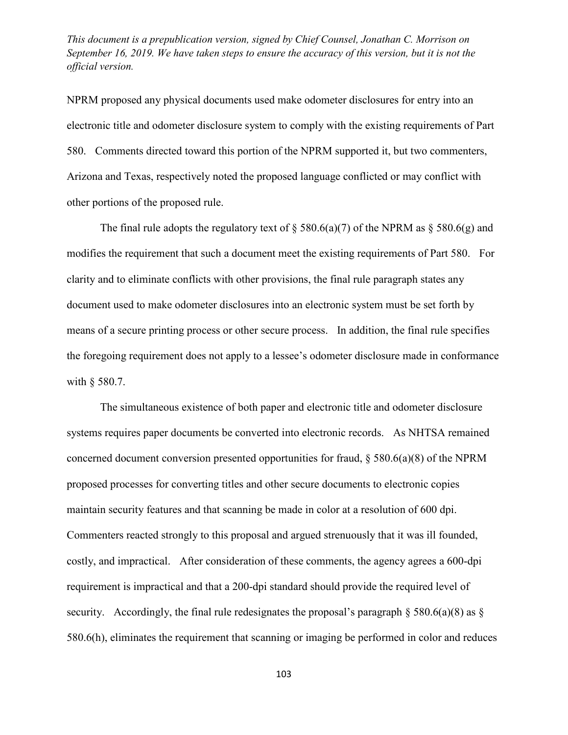NPRM proposed any physical documents used make odometer disclosures for entry into an electronic title and odometer disclosure system to comply with the existing requirements of Part 580. Comments directed toward this portion of the NPRM supported it, but two commenters, Arizona and Texas, respectively noted the proposed language conflicted or may conflict with other portions of the proposed rule.

The final rule adopts the regulatory text of § 580.6(a)(7) of the NPRM as § 580.6(g) and modifies the requirement that such a document meet the existing requirements of Part 580. For clarity and to eliminate conflicts with other provisions, the final rule paragraph states any document used to make odometer disclosures into an electronic system must be set forth by means of a secure printing process or other secure process. In addition, the final rule specifies the foregoing requirement does not apply to a lessee's odometer disclosure made in conformance with § 580.7.

The simultaneous existence of both paper and electronic title and odometer disclosure systems requires paper documents be converted into electronic records. As NHTSA remained concerned document conversion presented opportunities for fraud, § 580.6(a)(8) of the NPRM proposed processes for converting titles and other secure documents to electronic copies maintain security features and that scanning be made in color at a resolution of 600 dpi. Commenters reacted strongly to this proposal and argued strenuously that it was ill founded, costly, and impractical. After consideration of these comments, the agency agrees a 600-dpi requirement is impractical and that a 200-dpi standard should provide the required level of security. Accordingly, the final rule redesignates the proposal's paragraph § 580.6(a)(8) as § 580.6(h), eliminates the requirement that scanning or imaging be performed in color and reduces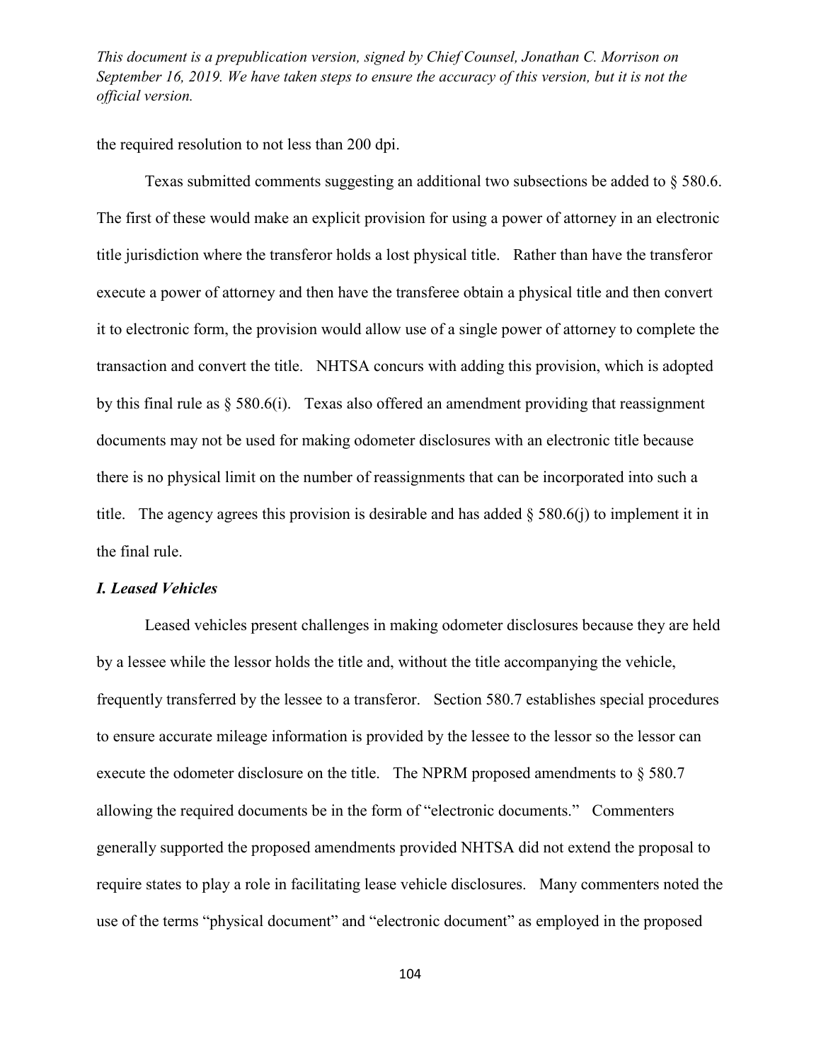the required resolution to not less than 200 dpi.

Texas submitted comments suggesting an additional two subsections be added to § 580.6. The first of these would make an explicit provision for using a power of attorney in an electronic title jurisdiction where the transferor holds a lost physical title. Rather than have the transferor execute a power of attorney and then have the transferee obtain a physical title and then convert it to electronic form, the provision would allow use of a single power of attorney to complete the transaction and convert the title. NHTSA concurs with adding this provision, which is adopted by this final rule as § 580.6(i). Texas also offered an amendment providing that reassignment documents may not be used for making odometer disclosures with an electronic title because there is no physical limit on the number of reassignments that can be incorporated into such a title. The agency agrees this provision is desirable and has added § 580.6(j) to implement it in the final rule.

### *I. Leased Vehicles*

Leased vehicles present challenges in making odometer disclosures because they are held by a lessee while the lessor holds the title and, without the title accompanying the vehicle, frequently transferred by the lessee to a transferor. Section 580.7 establishes special procedures to ensure accurate mileage information is provided by the lessee to the lessor so the lessor can execute the odometer disclosure on the title. The NPRM proposed amendments to § 580.7 allowing the required documents be in the form of "electronic documents." Commenters generally supported the proposed amendments provided NHTSA did not extend the proposal to require states to play a role in facilitating lease vehicle disclosures. Many commenters noted the use of the terms "physical document" and "electronic document" as employed in the proposed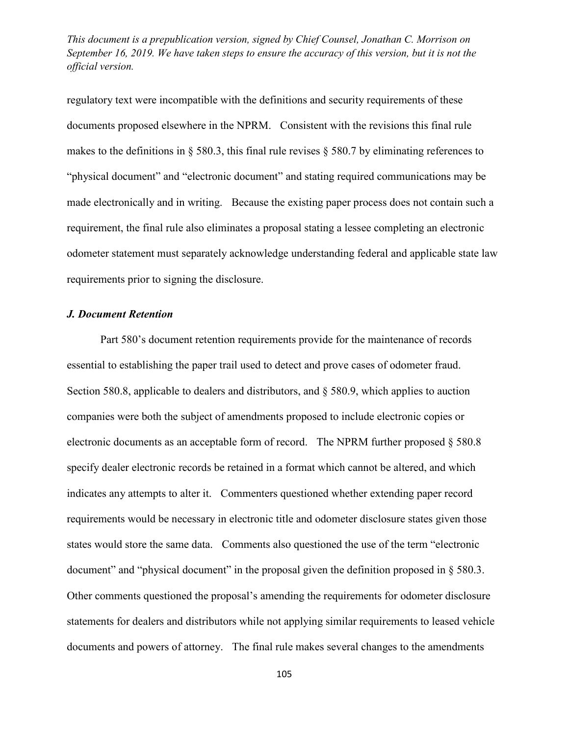regulatory text were incompatible with the definitions and security requirements of these documents proposed elsewhere in the NPRM. Consistent with the revisions this final rule makes to the definitions in § 580.3, this final rule revises § 580.7 by eliminating references to "physical document" and "electronic document" and stating required communications may be made electronically and in writing. Because the existing paper process does not contain such a requirement, the final rule also eliminates a proposal stating a lessee completing an electronic odometer statement must separately acknowledge understanding federal and applicable state law requirements prior to signing the disclosure.

### *J. Document Retention*

Part 580's document retention requirements provide for the maintenance of records essential to establishing the paper trail used to detect and prove cases of odometer fraud. Section 580.8, applicable to dealers and distributors, and § 580.9, which applies to auction companies were both the subject of amendments proposed to include electronic copies or electronic documents as an acceptable form of record. The NPRM further proposed § 580.8 specify dealer electronic records be retained in a format which cannot be altered, and which indicates any attempts to alter it. Commenters questioned whether extending paper record requirements would be necessary in electronic title and odometer disclosure states given those states would store the same data. Comments also questioned the use of the term "electronic document" and "physical document" in the proposal given the definition proposed in § 580.3. Other comments questioned the proposal's amending the requirements for odometer disclosure statements for dealers and distributors while not applying similar requirements to leased vehicle documents and powers of attorney. The final rule makes several changes to the amendments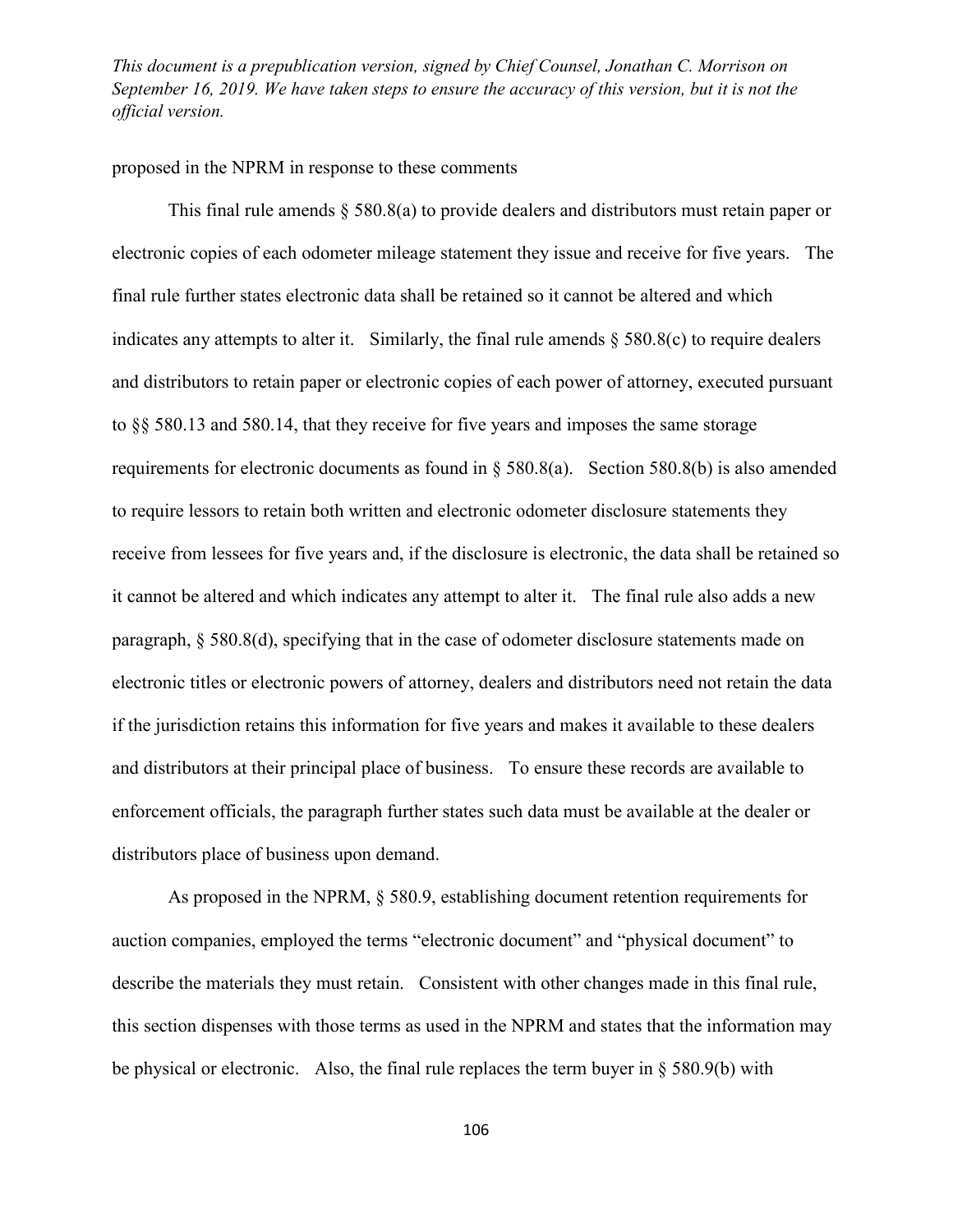proposed in the NPRM in response to these comments

This final rule amends § 580.8(a) to provide dealers and distributors must retain paper or electronic copies of each odometer mileage statement they issue and receive for five years. The final rule further states electronic data shall be retained so it cannot be altered and which indicates any attempts to alter it. Similarly, the final rule amends § 580.8(c) to require dealers and distributors to retain paper or electronic copies of each power of attorney, executed pursuant to §§ 580.13 and 580.14, that they receive for five years and imposes the same storage requirements for electronic documents as found in § 580.8(a). Section 580.8(b) is also amended to require lessors to retain both written and electronic odometer disclosure statements they receive from lessees for five years and, if the disclosure is electronic, the data shall be retained so it cannot be altered and which indicates any attempt to alter it. The final rule also adds a new paragraph, § 580.8(d), specifying that in the case of odometer disclosure statements made on electronic titles or electronic powers of attorney, dealers and distributors need not retain the data if the jurisdiction retains this information for five years and makes it available to these dealers and distributors at their principal place of business. To ensure these records are available to enforcement officials, the paragraph further states such data must be available at the dealer or distributors place of business upon demand.

As proposed in the NPRM, § 580.9, establishing document retention requirements for auction companies, employed the terms "electronic document" and "physical document" to describe the materials they must retain. Consistent with other changes made in this final rule, this section dispenses with those terms as used in the NPRM and states that the information may be physical or electronic. Also, the final rule replaces the term buyer in § 580.9(b) with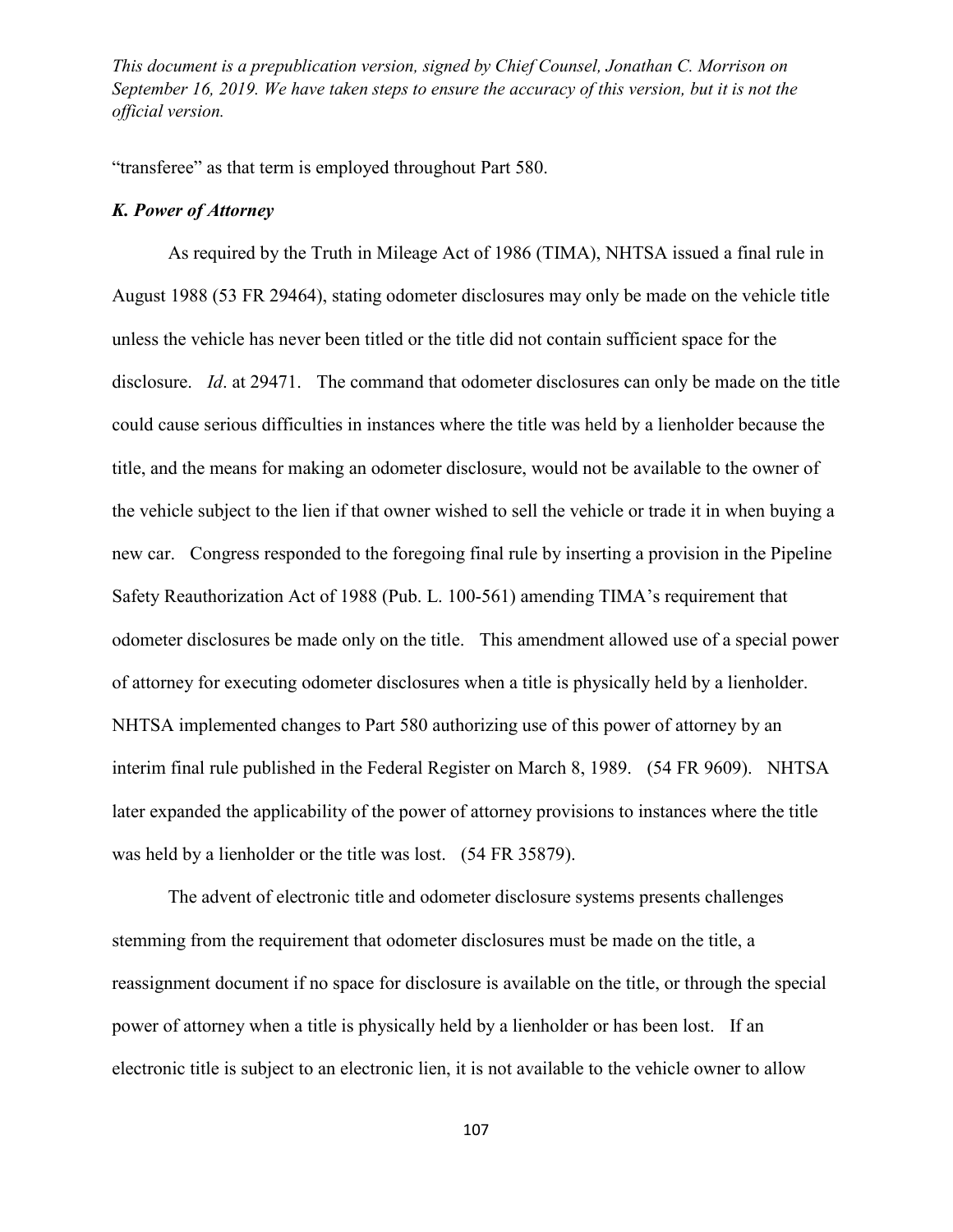"transferee" as that term is employed throughout Part 580.

### *K. Power of Attorney*

As required by the Truth in Mileage Act of 1986 (TIMA), NHTSA issued a final rule in August 1988 (53 FR 29464), stating odometer disclosures may only be made on the vehicle title unless the vehicle has never been titled or the title did not contain sufficient space for the disclosure. *Id*. at 29471. The command that odometer disclosures can only be made on the title could cause serious difficulties in instances where the title was held by a lienholder because the title, and the means for making an odometer disclosure, would not be available to the owner of the vehicle subject to the lien if that owner wished to sell the vehicle or trade it in when buying a new car. Congress responded to the foregoing final rule by inserting a provision in the Pipeline Safety Reauthorization Act of 1988 (Pub. L. 100-561) amending TIMA's requirement that odometer disclosures be made only on the title. This amendment allowed use of a special power of attorney for executing odometer disclosures when a title is physically held by a lienholder. NHTSA implemented changes to Part 580 authorizing use of this power of attorney by an interim final rule published in the Federal Register on March 8, 1989. (54 FR 9609). NHTSA later expanded the applicability of the power of attorney provisions to instances where the title was held by a lienholder or the title was lost. (54 FR 35879).

The advent of electronic title and odometer disclosure systems presents challenges stemming from the requirement that odometer disclosures must be made on the title, a reassignment document if no space for disclosure is available on the title, or through the special power of attorney when a title is physically held by a lienholder or has been lost. If an electronic title is subject to an electronic lien, it is not available to the vehicle owner to allow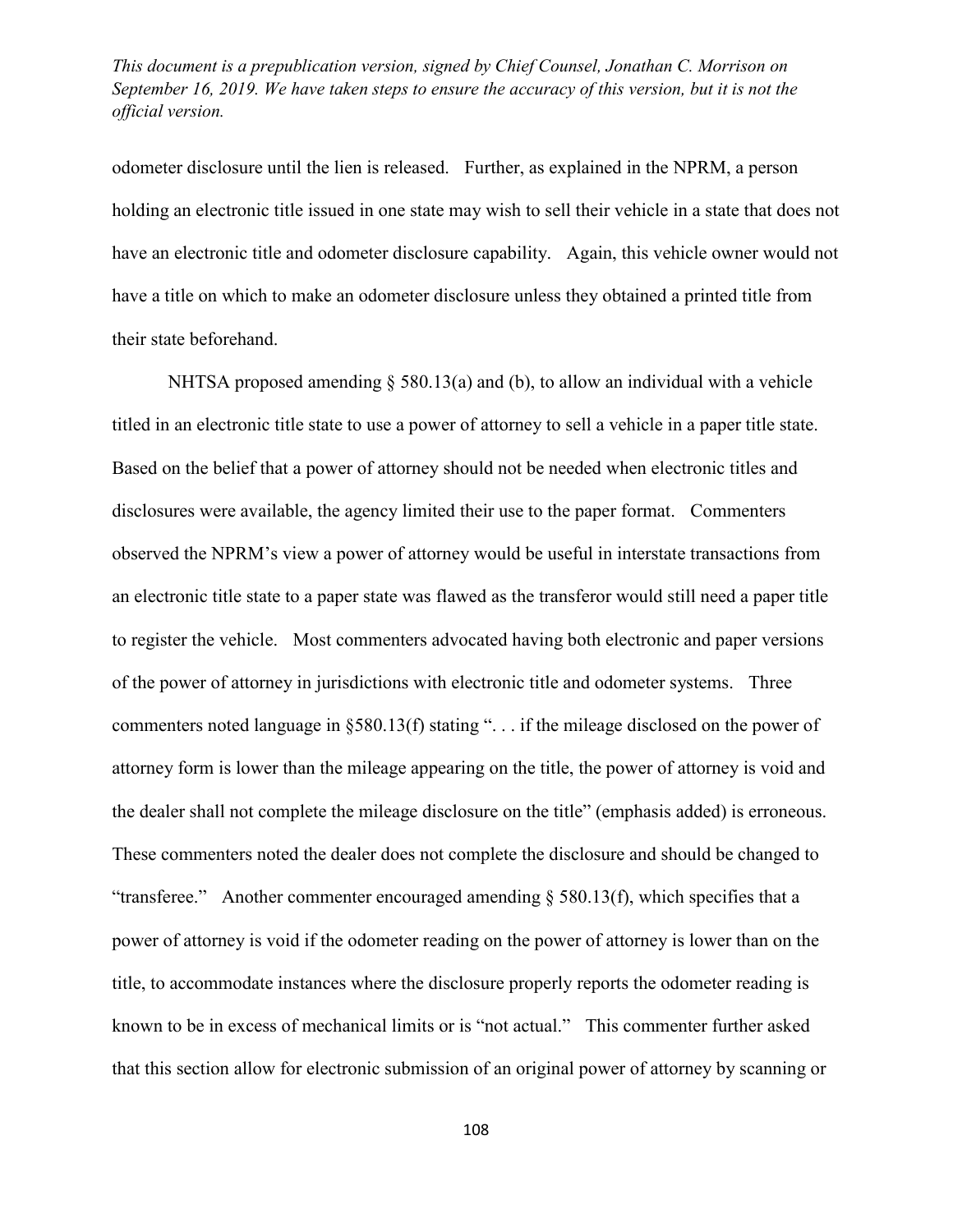odometer disclosure until the lien is released. Further, as explained in the NPRM, a person holding an electronic title issued in one state may wish to sell their vehicle in a state that does not have an electronic title and odometer disclosure capability. Again, this vehicle owner would not have a title on which to make an odometer disclosure unless they obtained a printed title from their state beforehand.

NHTSA proposed amending § 580.13(a) and (b), to allow an individual with a vehicle titled in an electronic title state to use a power of attorney to sell a vehicle in a paper title state. Based on the belief that a power of attorney should not be needed when electronic titles and disclosures were available, the agency limited their use to the paper format. Commenters observed the NPRM's view a power of attorney would be useful in interstate transactions from an electronic title state to a paper state was flawed as the transferor would still need a paper title to register the vehicle. Most commenters advocated having both electronic and paper versions of the power of attorney in jurisdictions with electronic title and odometer systems. Three commenters noted language in §580.13(f) stating ". . . if the mileage disclosed on the power of attorney form is lower than the mileage appearing on the title, the power of attorney is void and the dealer shall not complete the mileage disclosure on the title" (emphasis added) is erroneous. These commenters noted the dealer does not complete the disclosure and should be changed to "transferee." Another commenter encouraged amending § 580.13(f), which specifies that a power of attorney is void if the odometer reading on the power of attorney is lower than on the title, to accommodate instances where the disclosure properly reports the odometer reading is known to be in excess of mechanical limits or is "not actual." This commenter further asked that this section allow for electronic submission of an original power of attorney by scanning or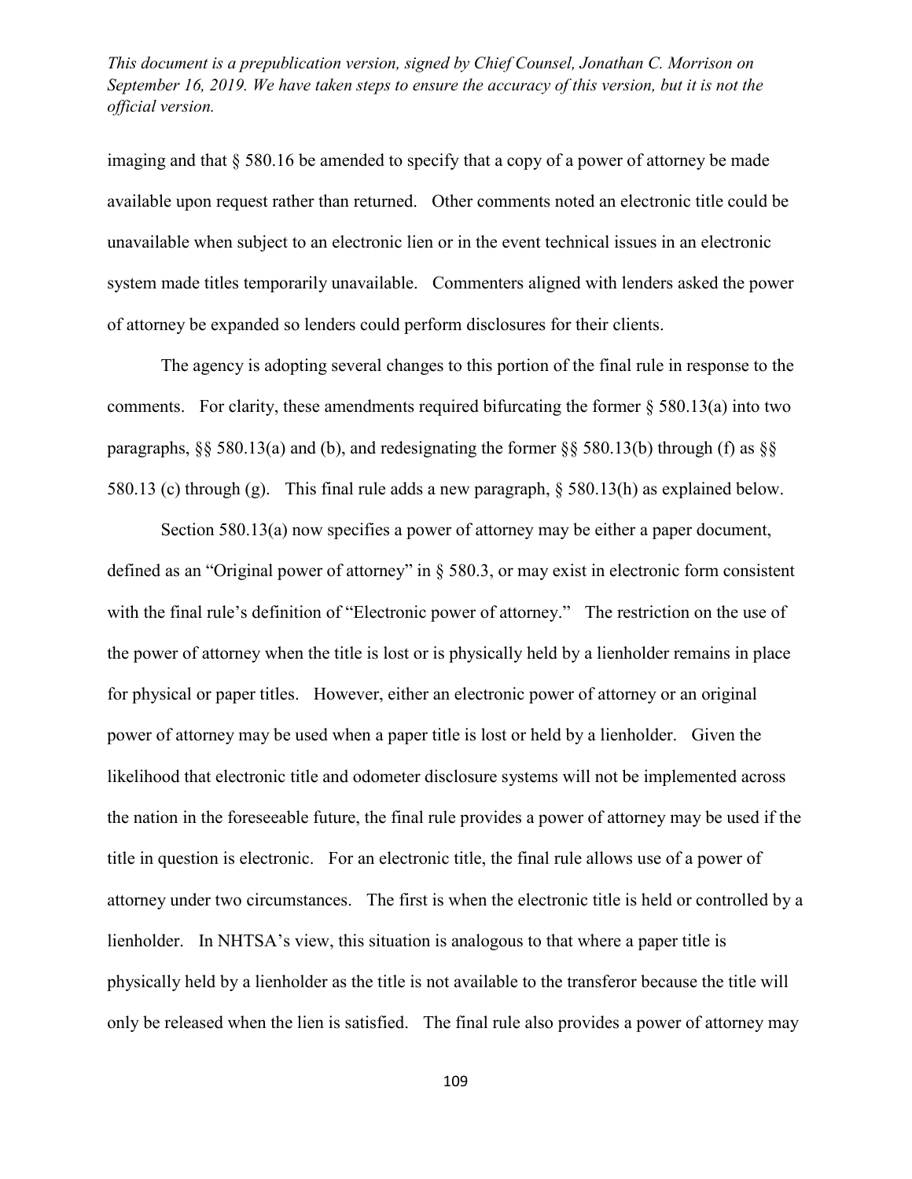imaging and that § 580.16 be amended to specify that a copy of a power of attorney be made available upon request rather than returned. Other comments noted an electronic title could be unavailable when subject to an electronic lien or in the event technical issues in an electronic system made titles temporarily unavailable. Commenters aligned with lenders asked the power of attorney be expanded so lenders could perform disclosures for their clients.

The agency is adopting several changes to this portion of the final rule in response to the comments. For clarity, these amendments required bifurcating the former § 580.13(a) into two paragraphs, §§ 580.13(a) and (b), and redesignating the former §§ 580.13(b) through (f) as §§ 580.13 (c) through (g). This final rule adds a new paragraph, § 580.13(h) as explained below.

Section 580.13(a) now specifies a power of attorney may be either a paper document, defined as an "Original power of attorney" in § 580.3, or may exist in electronic form consistent with the final rule's definition of "Electronic power of attorney." The restriction on the use of the power of attorney when the title is lost or is physically held by a lienholder remains in place for physical or paper titles. However, either an electronic power of attorney or an original power of attorney may be used when a paper title is lost or held by a lienholder. Given the likelihood that electronic title and odometer disclosure systems will not be implemented across the nation in the foreseeable future, the final rule provides a power of attorney may be used if the title in question is electronic. For an electronic title, the final rule allows use of a power of attorney under two circumstances. The first is when the electronic title is held or controlled by a lienholder. In NHTSA's view, this situation is analogous to that where a paper title is physically held by a lienholder as the title is not available to the transferor because the title will only be released when the lien is satisfied. The final rule also provides a power of attorney may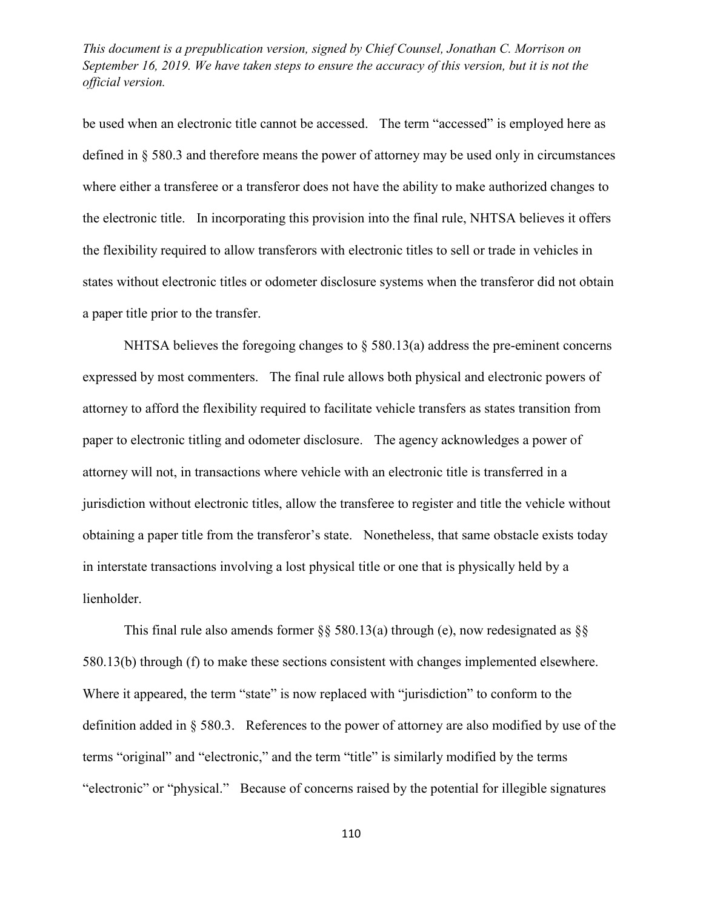be used when an electronic title cannot be accessed. The term "accessed" is employed here as defined in § 580.3 and therefore means the power of attorney may be used only in circumstances where either a transferee or a transferor does not have the ability to make authorized changes to the electronic title. In incorporating this provision into the final rule, NHTSA believes it offers the flexibility required to allow transferors with electronic titles to sell or trade in vehicles in states without electronic titles or odometer disclosure systems when the transferor did not obtain a paper title prior to the transfer.

NHTSA believes the foregoing changes to § 580.13(a) address the pre-eminent concerns expressed by most commenters. The final rule allows both physical and electronic powers of attorney to afford the flexibility required to facilitate vehicle transfers as states transition from paper to electronic titling and odometer disclosure. The agency acknowledges a power of attorney will not, in transactions where vehicle with an electronic title is transferred in a jurisdiction without electronic titles, allow the transferee to register and title the vehicle without obtaining a paper title from the transferor's state. Nonetheless, that same obstacle exists today in interstate transactions involving a lost physical title or one that is physically held by a lienholder.

This final rule also amends former §§ 580.13(a) through (e), now redesignated as §§ 580.13(b) through (f) to make these sections consistent with changes implemented elsewhere. Where it appeared, the term "state" is now replaced with "jurisdiction" to conform to the definition added in § 580.3. References to the power of attorney are also modified by use of the terms "original" and "electronic," and the term "title" is similarly modified by the terms "electronic" or "physical." Because of concerns raised by the potential for illegible signatures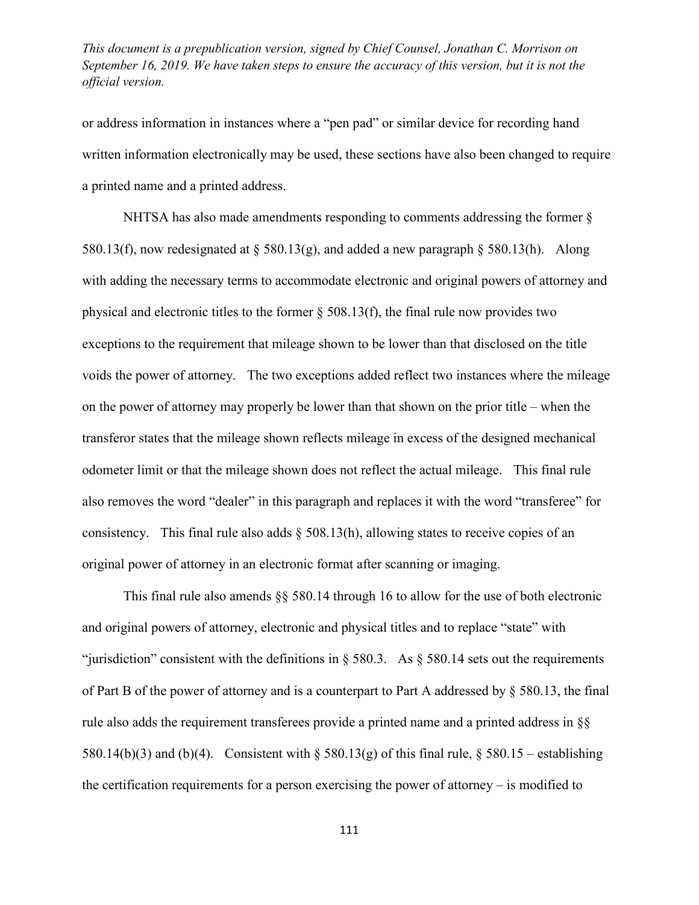or address information in instances where a "pen pad" or similar device for recording hand written information electronically may be used, these sections have also been changed to require a printed name and a printed address.

NHTSA has also made amendments responding to comments addressing the former § 580.13(f), now redesignated at § 580.13(g), and added a new paragraph § 580.13(h). Along with adding the necessary terms to accommodate electronic and original powers of attorney and physical and electronic titles to the former § 508.13(f), the final rule now provides two exceptions to the requirement that mileage shown to be lower than that disclosed on the title voids the power of attorney. The two exceptions added reflect two instances where the mileage on the power of attorney may properly be lower than that shown on the prior title – when the transferor states that the mileage shown reflects mileage in excess of the designed mechanical odometer limit or that the mileage shown does not reflect the actual mileage. This final rule also removes the word "dealer" in this paragraph and replaces it with the word "transferee" for consistency. This final rule also adds § 508.13(h), allowing states to receive copies of an original power of attorney in an electronic format after scanning or imaging.

This final rule also amends §§ 580.14 through 16 to allow for the use of both electronic and original powers of attorney, electronic and physical titles and to replace "state" with "jurisdiction" consistent with the definitions in § 580.3. As § 580.14 sets out the requirements of Part B of the power of attorney and is a counterpart to Part A addressed by § 580.13, the final rule also adds the requirement transferees provide a printed name and a printed address in §§ 580.14(b)(3) and (b)(4). Consistent with § 580.13(g) of this final rule, § 580.15 – establishing the certification requirements for a person exercising the power of attorney – is modified to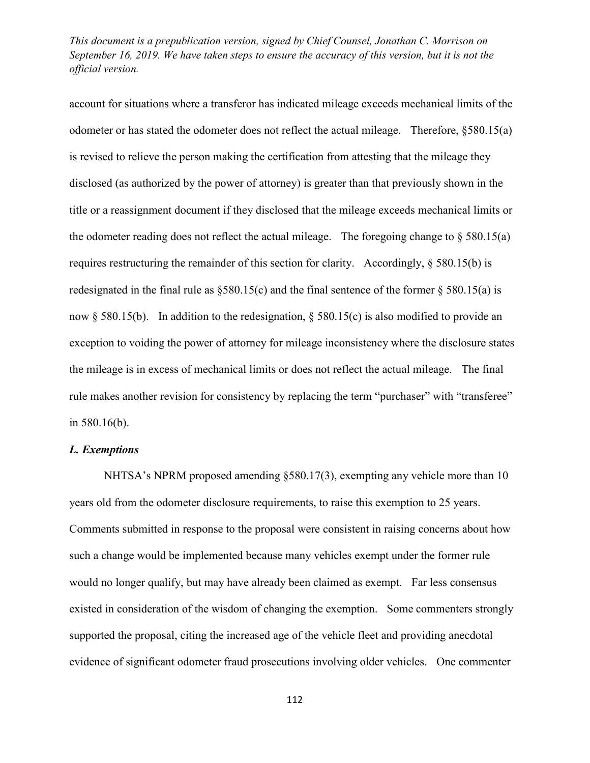account for situations where a transferor has indicated mileage exceeds mechanical limits of the odometer or has stated the odometer does not reflect the actual mileage. Therefore, §580.15(a) is revised to relieve the person making the certification from attesting that the mileage they disclosed (as authorized by the power of attorney) is greater than that previously shown in the title or a reassignment document if they disclosed that the mileage exceeds mechanical limits or the odometer reading does not reflect the actual mileage. The foregoing change to § 580.15(a) requires restructuring the remainder of this section for clarity. Accordingly, § 580.15(b) is redesignated in the final rule as §580.15(c) and the final sentence of the former § 580.15(a) is now § 580.15(b). In addition to the redesignation, § 580.15(c) is also modified to provide an exception to voiding the power of attorney for mileage inconsistency where the disclosure states the mileage is in excess of mechanical limits or does not reflect the actual mileage. The final rule makes another revision for consistency by replacing the term "purchaser" with "transferee" in 580.16(b).

### *L. Exemptions*

NHTSA's NPRM proposed amending §580.17(3), exempting any vehicle more than 10 years old from the odometer disclosure requirements, to raise this exemption to 25 years. Comments submitted in response to the proposal were consistent in raising concerns about how such a change would be implemented because many vehicles exempt under the former rule would no longer qualify, but may have already been claimed as exempt. Far less consensus existed in consideration of the wisdom of changing the exemption. Some commenters strongly supported the proposal, citing the increased age of the vehicle fleet and providing anecdotal evidence of significant odometer fraud prosecutions involving older vehicles. One commenter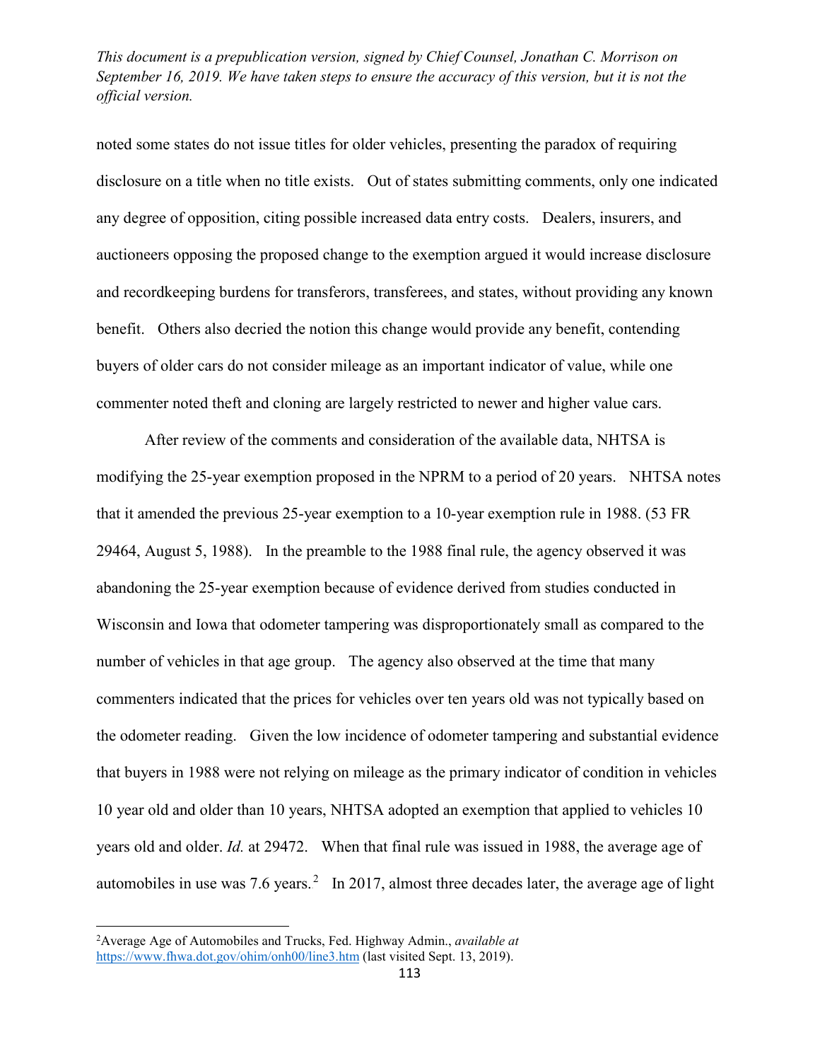*This document is a prepublication version, signed by Chief Counsel, Jonathan C. Morrison on September 16, 2019. We have taken steps to ensure the accuracy of this version, but it is not the official version.*

noted some states do not issue titles for older vehicles, presenting the paradox of requiring disclosure on a title when no title exists. Out of states submitting comments, only one indicated any degree of opposition, citing possible increased data entry costs. Dealers, insurers, and auctioneers opposing the proposed change to the exemption argued it would increase disclosure and recordkeeping burdens for transferors, transferees, and states, without providing any known benefit. Others also decried the notion this change would provide any benefit, contending buyers of older cars do not consider mileage as an important indicator of value, while one commenter noted theft and cloning are largely restricted to newer and higher value cars.

After review of the comments and consideration of the available data, NHTSA is modifying the 25-year exemption proposed in the NPRM to a period of 20 years. NHTSA notes that it amended the previous 25-year exemption to a 10-year exemption rule in 1988. (53 FR 29464, August 5, 1988). In the preamble to the 1988 final rule, the agency observed it was abandoning the 25-year exemption because of evidence derived from studies conducted in Wisconsin and Iowa that odometer tampering was disproportionately small as compared to the number of vehicles in that age group. The agency also observed at the time that many commenters indicated that the prices for vehicles over ten years old was not typically based on the odometer reading. Given the low incidence of odometer tampering and substantial evidence that buyers in 1988 were not relying on mileage as the primary indicator of condition in vehicles 10 year old and older than 10 years, NHTSA adopted an exemption that applied to vehicles 10 years old and older. *Id.* at 29472. When that final rule was issued in 1988, the average age of automobiles in use was 7.6 years.[2] In 2017, almost three decades later, the average age of light

[2] Average Age of Automobiles and Trucks, Fed. Highway Admin., *available at* https://www.fhwa.dot.gov/ohim/onh00/line3.htm (last visited Sept. 13, 2019).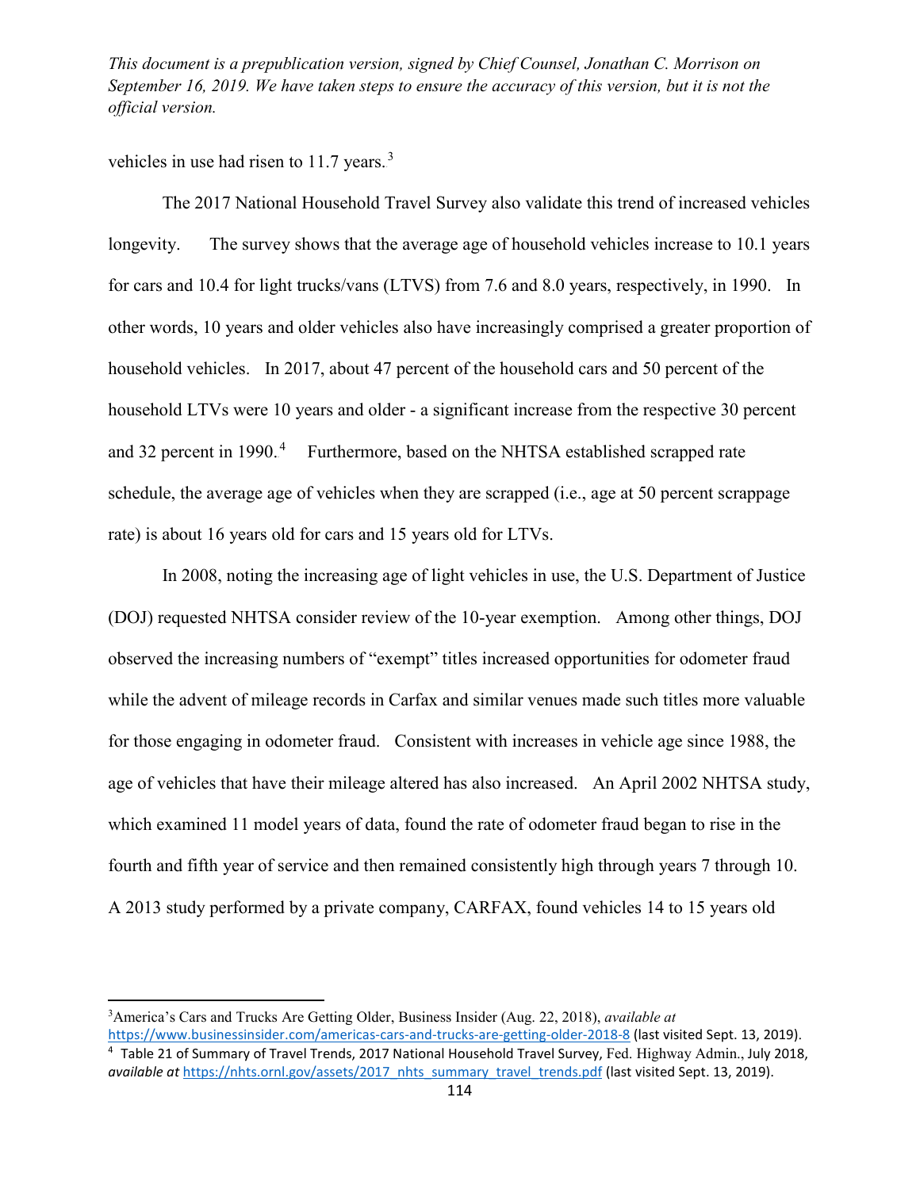vehicles in use had risen to 11.7 years.[3]

The 2017 National Household Travel Survey also validate this trend of increased vehicles longevity. The survey shows that the average age of household vehicles increase to 10.1 years for cars and 10.4 for light trucks/vans (LTVS) from 7.6 and 8.0 years, respectively, in 1990. In other words, 10 years and older vehicles also have increasingly comprised a greater proportion of household vehicles. In 2017, about 47 percent of the household cars and 50 percent of the household LTVs were 10 years and older - a significant increase from the respective 30 percent and 32 percent in 1990.[4] Furthermore, based on the NHTSA established scrapped rate schedule, the average age of vehicles when they are scrapped (i.e., age at 50 percent scrappage rate) is about 16 years old for cars and 15 years old for LTVs.

In 2008, noting the increasing age of light vehicles in use, the U.S. Department of Justice (DOJ) requested NHTSA consider review of the 10-year exemption. Among other things, DOJ observed the increasing numbers of "exempt" titles increased opportunities for odometer fraud while the advent of mileage records in Carfax and similar venues made such titles more valuable for those engaging in odometer fraud. Consistent with increases in vehicle age since 1988, the age of vehicles that have their mileage altered has also increased. An April 2002 NHTSA study, which examined 11 model years of data, found the rate of odometer fraud began to rise in the fourth and fifth year of service and then remained consistently high through years 7 through 10. A 2013 study performed by a private company, CARFAX, found vehicles 14 to 15 years old

---

[3] America's Cars and Trucks Are Getting Older, Business Insider (Aug. 22, 2018), *available at* https://www.businessinsider.com/americas-cars-and-trucks-are-getting-older-2018-8 (last visited Sept. 13, 2019).

[4] Table 21 of Summary of Travel Trends, 2017 National Household Travel Survey, Fed. Highway Admin., July 2018, *available at* https://nhts.ornl.gov/assets/2017_nhts_summary_travel_trends.pdf (last visited Sept. 13, 2019).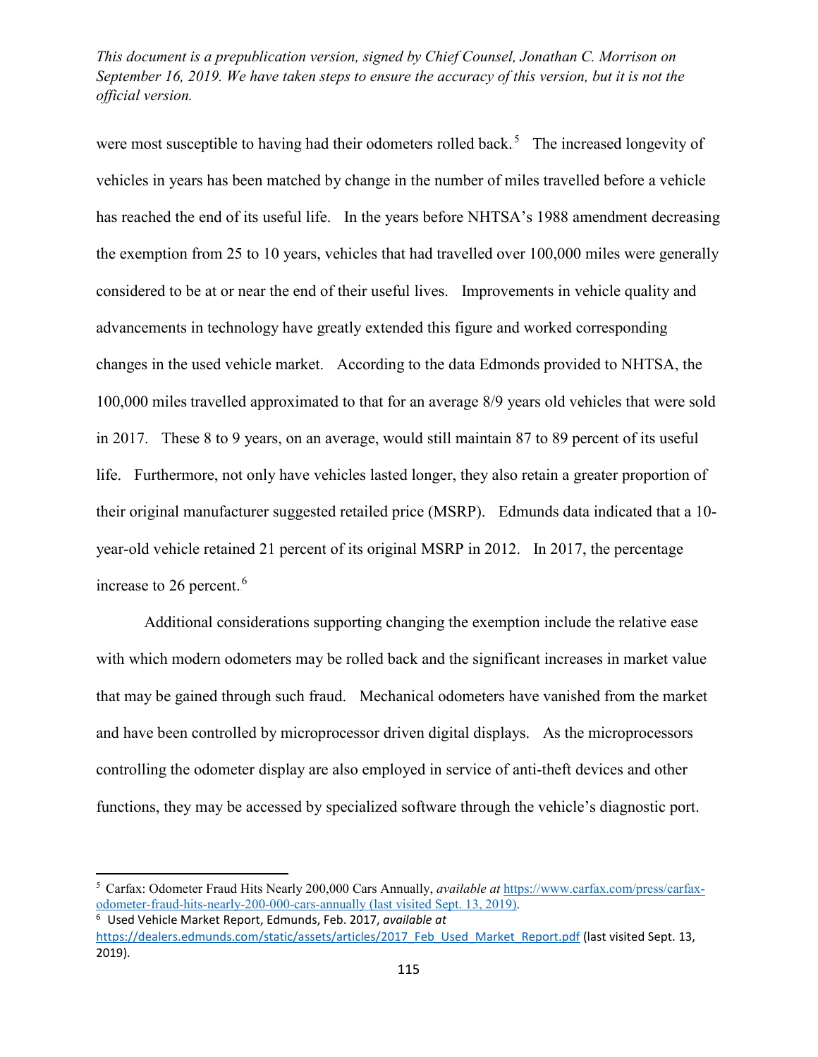*This document is a prepublication version, signed by Chief Counsel, Jonathan C. Morrison on September 16, 2019. We have taken steps to ensure the accuracy of this version, but it is not the official version.*

were most susceptible to having had their odometers rolled back.[5] The increased longevity of vehicles in years has been matched by change in the number of miles travelled before a vehicle has reached the end of its useful life. In the years before NHTSA's 1988 amendment decreasing the exemption from 25 to 10 years, vehicles that had travelled over 100,000 miles were generally considered to be at or near the end of their useful lives. Improvements in vehicle quality and advancements in technology have greatly extended this figure and worked corresponding changes in the used vehicle market. According to the data Edmonds provided to NHTSA, the 100,000 miles travelled approximated to that for an average 8/9 years old vehicles that were sold in 2017. These 8 to 9 years, on an average, would still maintain 87 to 89 percent of its useful life. Furthermore, not only have vehicles lasted longer, they also retain a greater proportion of their original manufacturer suggested retailed price (MSRP). Edmunds data indicated that a 10-year-old vehicle retained 21 percent of its original MSRP in 2012. In 2017, the percentage increase to 26 percent.[6]

Additional considerations supporting changing the exemption include the relative ease with which modern odometers may be rolled back and the significant increases in market value that may be gained through such fraud. Mechanical odometers have vanished from the market and have been controlled by microprocessor driven digital displays. As the microprocessors controlling the odometer display are also employed in service of anti-theft devices and other functions, they may be accessed by specialized software through the vehicle's diagnostic port.

---

[5] Carfax: Odometer Fraud Hits Nearly 200,000 Cars Annually, *available at* https://www.carfax.com/press/carfax-odometer-fraud-hits-nearly-200-000-cars-annually (last visited Sept. 13, 2019).

[6] Used Vehicle Market Report, Edmunds, Feb. 2017, *available at* https://dealers.edmunds.com/static/assets/articles/2017_Feb_Used_Market_Report.pdf (last visited Sept. 13, 2019).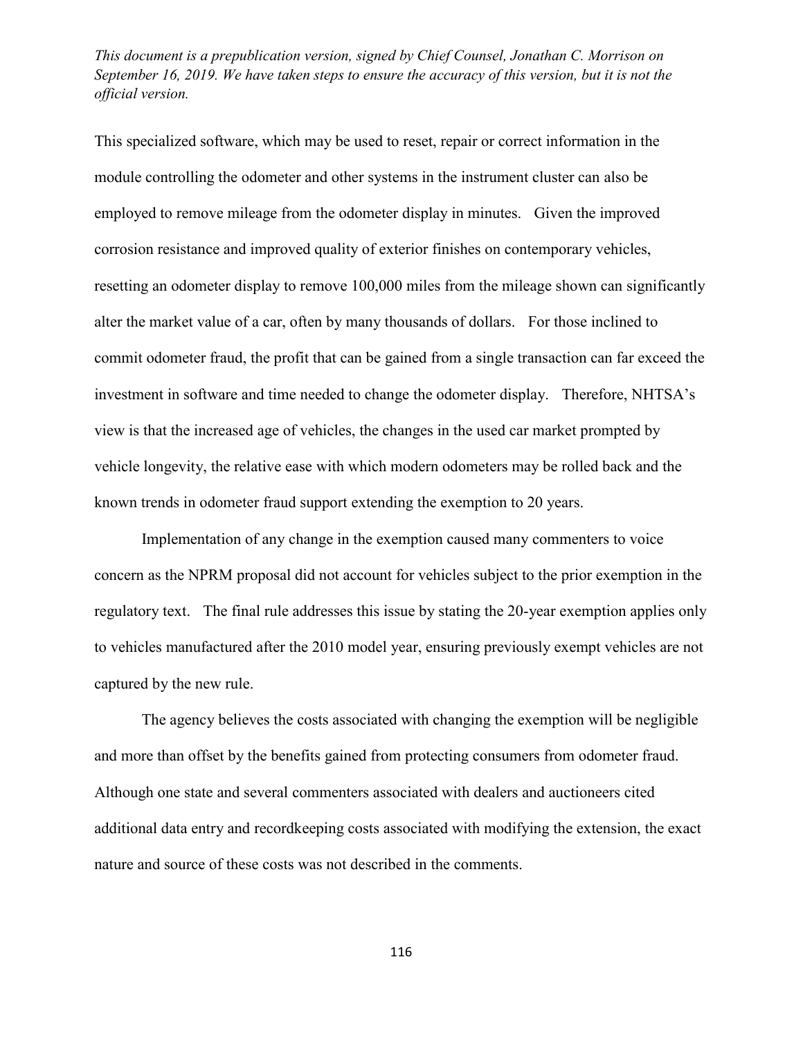*This document is a prepublication version, signed by Chief Counsel, Jonathan C. Morrison on September 16, 2019. We have taken steps to ensure the accuracy of this version, but it is not the official version.*

This specialized software, which may be used to reset, repair or correct information in the module controlling the odometer and other systems in the instrument cluster can also be employed to remove mileage from the odometer display in minutes. Given the improved corrosion resistance and improved quality of exterior finishes on contemporary vehicles, resetting an odometer display to remove 100,000 miles from the mileage shown can significantly alter the market value of a car, often by many thousands of dollars. For those inclined to commit odometer fraud, the profit that can be gained from a single transaction can far exceed the investment in software and time needed to change the odometer display. Therefore, NHTSA's view is that the increased age of vehicles, the changes in the used car market prompted by vehicle longevity, the relative ease with which modern odometers may be rolled back and the known trends in odometer fraud support extending the exemption to 20 years.

Implementation of any change in the exemption caused many commenters to voice concern as the NPRM proposal did not account for vehicles subject to the prior exemption in the regulatory text. The final rule addresses this issue by stating the 20-year exemption applies only to vehicles manufactured after the 2010 model year, ensuring previously exempt vehicles are not captured by the new rule.

The agency believes the costs associated with changing the exemption will be negligible and more than offset by the benefits gained from protecting consumers from odometer fraud. Although one state and several commenters associated with dealers and auctioneers cited additional data entry and recordkeeping costs associated with modifying the extension, the exact nature and source of these costs was not described in the comments.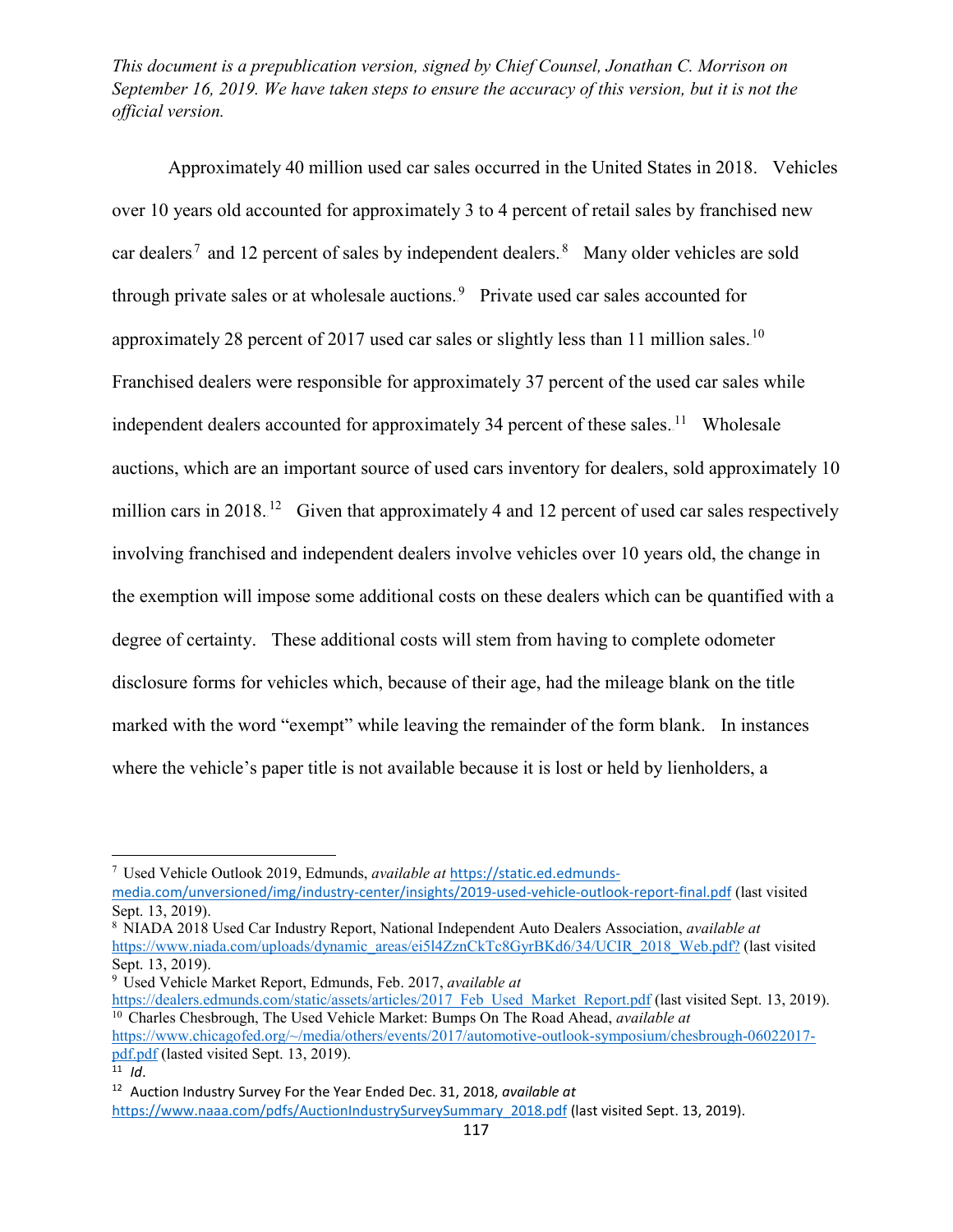*This document is a prepublication version, signed by Chief Counsel, Jonathan C. Morrison on September 16, 2019. We have taken steps to ensure the accuracy of this version, but it is not the official version.*

Approximately 40 million used car sales occurred in the United States in 2018. Vehicles over 10 years old accounted for approximately 3 to 4 percent of retail sales by franchised new car dealers[7] and 12 percent of sales by independent dealers.[8] Many older vehicles are sold through private sales or at wholesale auctions.[9] Private used car sales accounted for approximately 28 percent of 2017 used car sales or slightly less than 11 million sales.[10] Franchised dealers were responsible for approximately 37 percent of the used car sales while independent dealers accounted for approximately 34 percent of these sales.[11] Wholesale auctions, which are an important source of used cars inventory for dealers, sold approximately 10 million cars in 2018.[12] Given that approximately 4 and 12 percent of used car sales respectively involving franchised and independent dealers involve vehicles over 10 years old, the change in the exemption will impose some additional costs on these dealers which can be quantified with a degree of certainty. These additional costs will stem from having to complete odometer disclosure forms for vehicles which, because of their age, had the mileage blank on the title marked with the word "exempt" while leaving the remainder of the form blank. In instances where the vehicle's paper title is not available because it is lost or held by lienholders, a

---

[7] Used Vehicle Outlook 2019, Edmunds, *available at* https://static.ed.edmunds-media.com/unversioned/img/industry-center/insights/2019-used-vehicle-outlook-report-final.pdf (last visited Sept. 13, 2019).

[8] NIADA 2018 Used Car Industry Report, National Independent Auto Dealers Association, *available at* https://www.niada.com/uploads/dynamic_areas/ei5l4ZznCkTc8GyrBKd6/34/UCIR_2018_Web.pdf? (last visited Sept. 13, 2019).

[9] Used Vehicle Market Report, Edmunds, Feb. 2017, *available at* https://dealers.edmunds.com/static/assets/articles/2017_Feb_Used_Market_Report.pdf (last visited Sept. 13, 2019).

[10] Charles Chesbrough, The Used Vehicle Market: Bumps On The Road Ahead, *available at* https://www.chicagofed.org/~/media/others/events/2017/automotive-outlook-symposium/chesbrough-06022017-pdf.pdf (lasted visited Sept. 13, 2019).

[11] *Id*.

[12] Auction Industry Survey For the Year Ended Dec. 31, 2018, *available at* https://www.naaa.com/pdfs/AuctionIndustrySurveySummary_2018.pdf (last visited Sept. 13, 2019).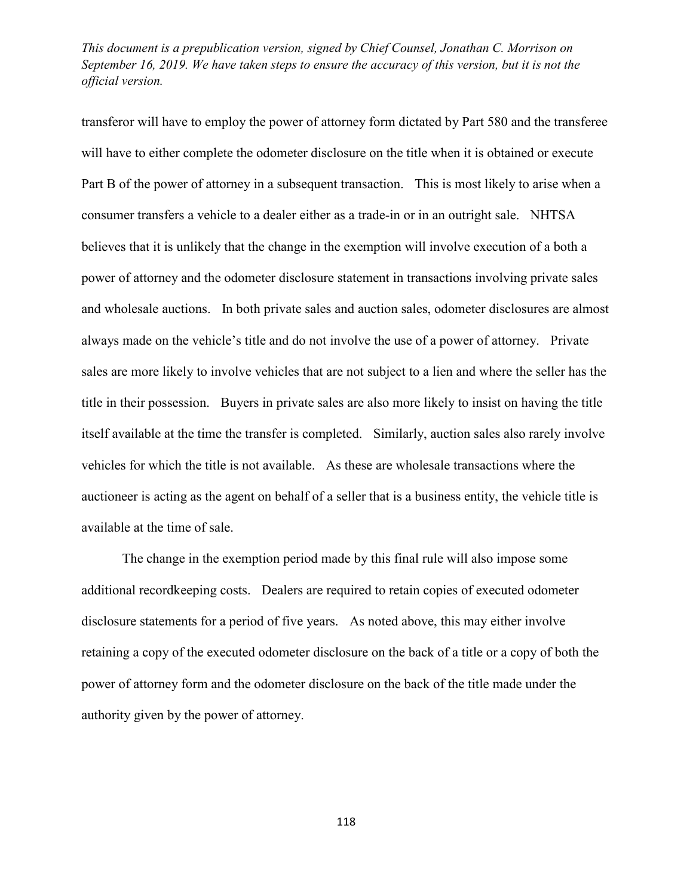transferor will have to employ the power of attorney form dictated by Part 580 and the transferee will have to either complete the odometer disclosure on the title when it is obtained or execute Part B of the power of attorney in a subsequent transaction. This is most likely to arise when a consumer transfers a vehicle to a dealer either as a trade-in or in an outright sale. NHTSA believes that it is unlikely that the change in the exemption will involve execution of a both a power of attorney and the odometer disclosure statement in transactions involving private sales and wholesale auctions. In both private sales and auction sales, odometer disclosures are almost always made on the vehicle's title and do not involve the use of a power of attorney. Private sales are more likely to involve vehicles that are not subject to a lien and where the seller has the title in their possession. Buyers in private sales are also more likely to insist on having the title itself available at the time the transfer is completed. Similarly, auction sales also rarely involve vehicles for which the title is not available. As these are wholesale transactions where the auctioneer is acting as the agent on behalf of a seller that is a business entity, the vehicle title is available at the time of sale.

The change in the exemption period made by this final rule will also impose some additional recordkeeping costs. Dealers are required to retain copies of executed odometer disclosure statements for a period of five years. As noted above, this may either involve retaining a copy of the executed odometer disclosure on the back of a title or a copy of both the power of attorney form and the odometer disclosure on the back of the title made under the authority given by the power of attorney.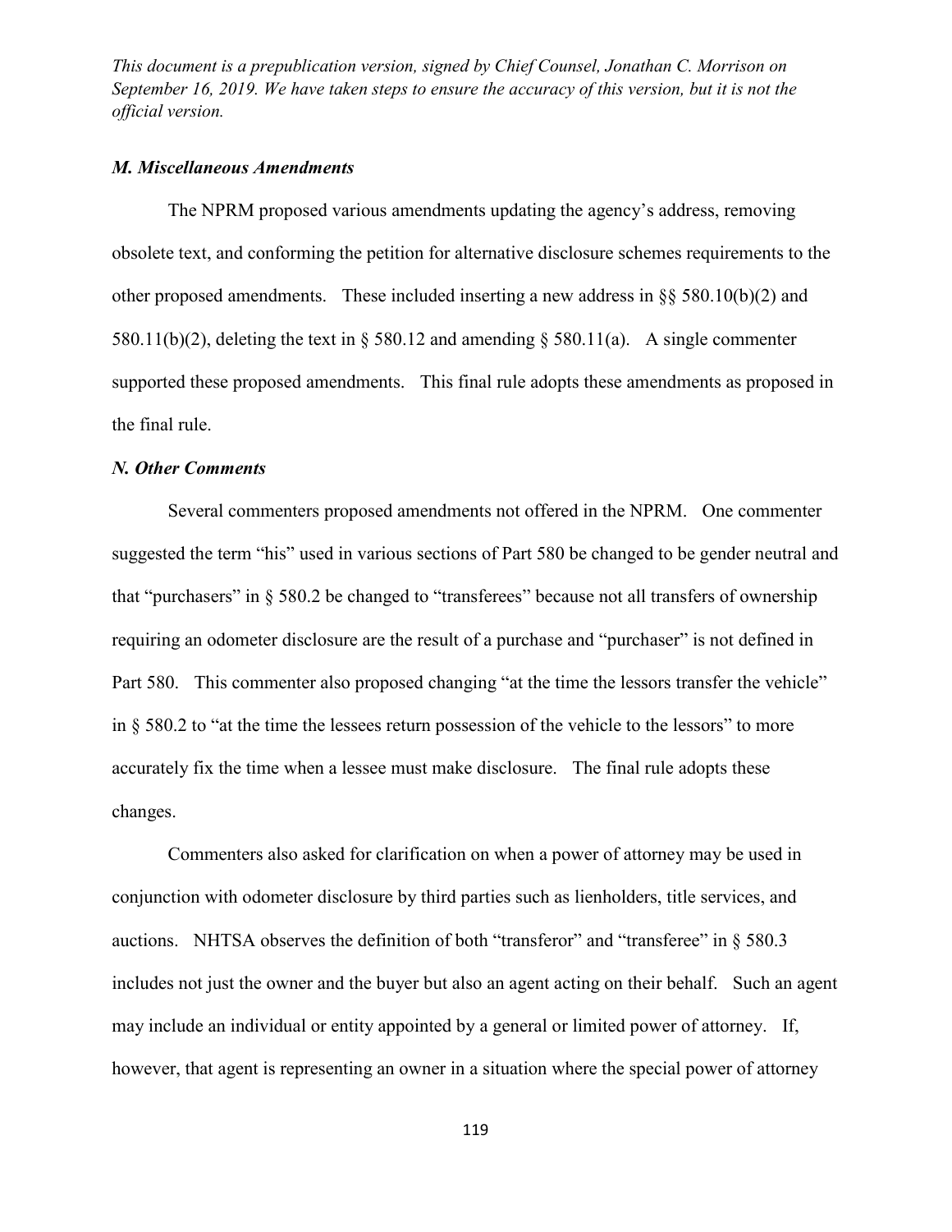### *M. Miscellaneous Amendments*

The NPRM proposed various amendments updating the agency's address, removing obsolete text, and conforming the petition for alternative disclosure schemes requirements to the other proposed amendments. These included inserting a new address in §§ 580.10(b)(2) and 580.11(b)(2), deleting the text in § 580.12 and amending § 580.11(a). A single commenter supported these proposed amendments. This final rule adopts these amendments as proposed in the final rule.

### *N. Other Comments*

Several commenters proposed amendments not offered in the NPRM. One commenter suggested the term "his" used in various sections of Part 580 be changed to be gender neutral and that "purchasers" in § 580.2 be changed to "transferees" because not all transfers of ownership requiring an odometer disclosure are the result of a purchase and "purchaser" is not defined in Part 580. This commenter also proposed changing "at the time the lessors transfer the vehicle" in § 580.2 to "at the time the lessees return possession of the vehicle to the lessors" to more accurately fix the time when a lessee must make disclosure. The final rule adopts these changes.

Commenters also asked for clarification on when a power of attorney may be used in conjunction with odometer disclosure by third parties such as lienholders, title services, and auctions. NHTSA observes the definition of both "transferor" and "transferee" in § 580.3 includes not just the owner and the buyer but also an agent acting on their behalf. Such an agent may include an individual or entity appointed by a general or limited power of attorney. If, however, that agent is representing an owner in a situation where the special power of attorney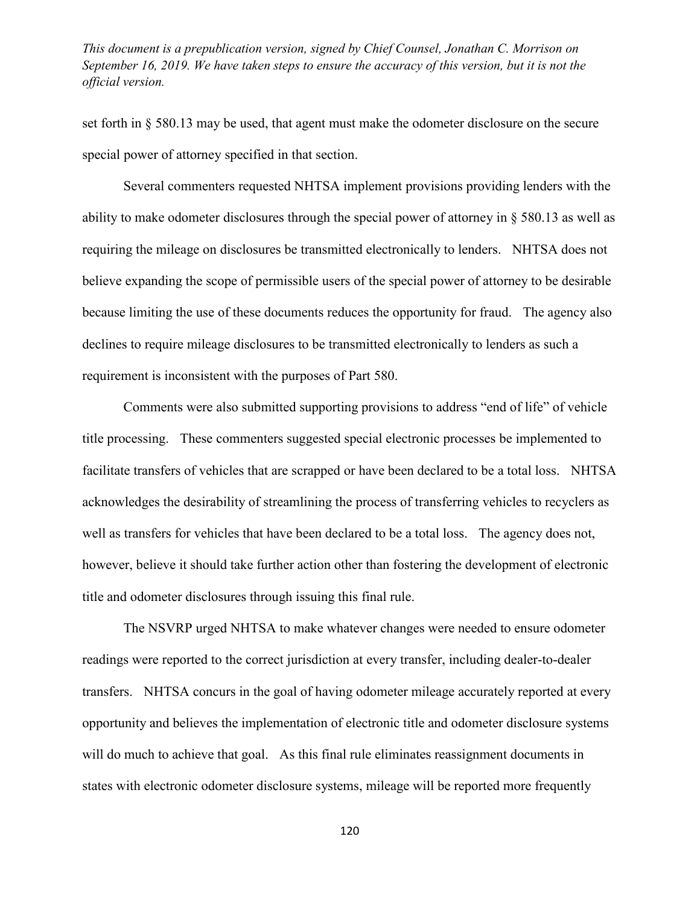set forth in § 580.13 may be used, that agent must make the odometer disclosure on the secure special power of attorney specified in that section.

Several commenters requested NHTSA implement provisions providing lenders with the ability to make odometer disclosures through the special power of attorney in § 580.13 as well as requiring the mileage on disclosures be transmitted electronically to lenders. NHTSA does not believe expanding the scope of permissible users of the special power of attorney to be desirable because limiting the use of these documents reduces the opportunity for fraud. The agency also declines to require mileage disclosures to be transmitted electronically to lenders as such a requirement is inconsistent with the purposes of Part 580.

Comments were also submitted supporting provisions to address "end of life" of vehicle title processing. These commenters suggested special electronic processes be implemented to facilitate transfers of vehicles that are scrapped or have been declared to be a total loss. NHTSA acknowledges the desirability of streamlining the process of transferring vehicles to recyclers as well as transfers for vehicles that have been declared to be a total loss. The agency does not, however, believe it should take further action other than fostering the development of electronic title and odometer disclosures through issuing this final rule.

The NSVRP urged NHTSA to make whatever changes were needed to ensure odometer readings were reported to the correct jurisdiction at every transfer, including dealer-to-dealer transfers. NHTSA concurs in the goal of having odometer mileage accurately reported at every opportunity and believes the implementation of electronic title and odometer disclosure systems will do much to achieve that goal. As this final rule eliminates reassignment documents in states with electronic odometer disclosure systems, mileage will be reported more frequently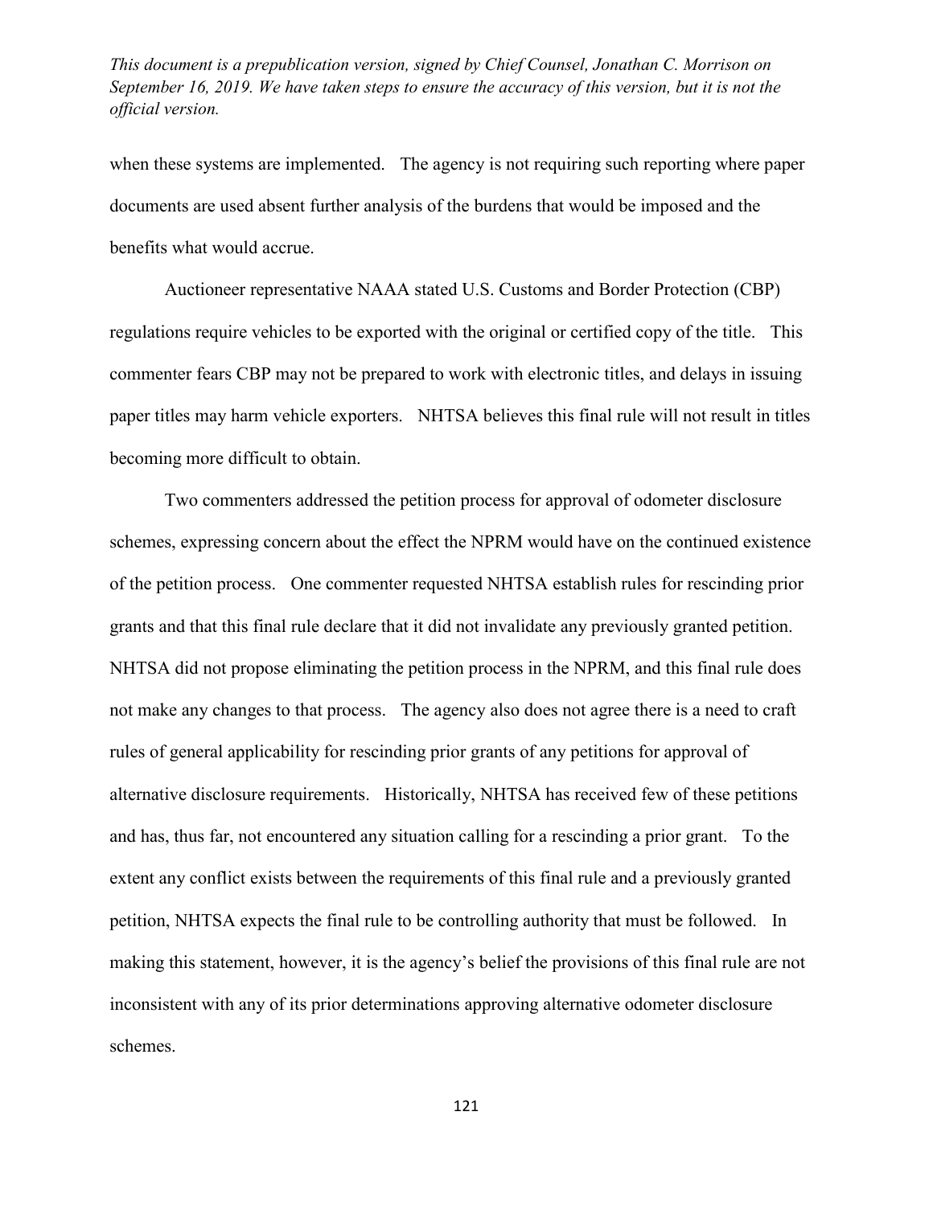when these systems are implemented. The agency is not requiring such reporting where paper documents are used absent further analysis of the burdens that would be imposed and the benefits what would accrue.

Auctioneer representative NAAA stated U.S. Customs and Border Protection (CBP) regulations require vehicles to be exported with the original or certified copy of the title. This commenter fears CBP may not be prepared to work with electronic titles, and delays in issuing paper titles may harm vehicle exporters. NHTSA believes this final rule will not result in titles becoming more difficult to obtain.

Two commenters addressed the petition process for approval of odometer disclosure schemes, expressing concern about the effect the NPRM would have on the continued existence of the petition process. One commenter requested NHTSA establish rules for rescinding prior grants and that this final rule declare that it did not invalidate any previously granted petition. NHTSA did not propose eliminating the petition process in the NPRM, and this final rule does not make any changes to that process. The agency also does not agree there is a need to craft rules of general applicability for rescinding prior grants of any petitions for approval of alternative disclosure requirements. Historically, NHTSA has received few of these petitions and has, thus far, not encountered any situation calling for a rescinding a prior grant. To the extent any conflict exists between the requirements of this final rule and a previously granted petition, NHTSA expects the final rule to be controlling authority that must be followed. In making this statement, however, it is the agency's belief the provisions of this final rule are not inconsistent with any of its prior determinations approving alternative odometer disclosure schemes.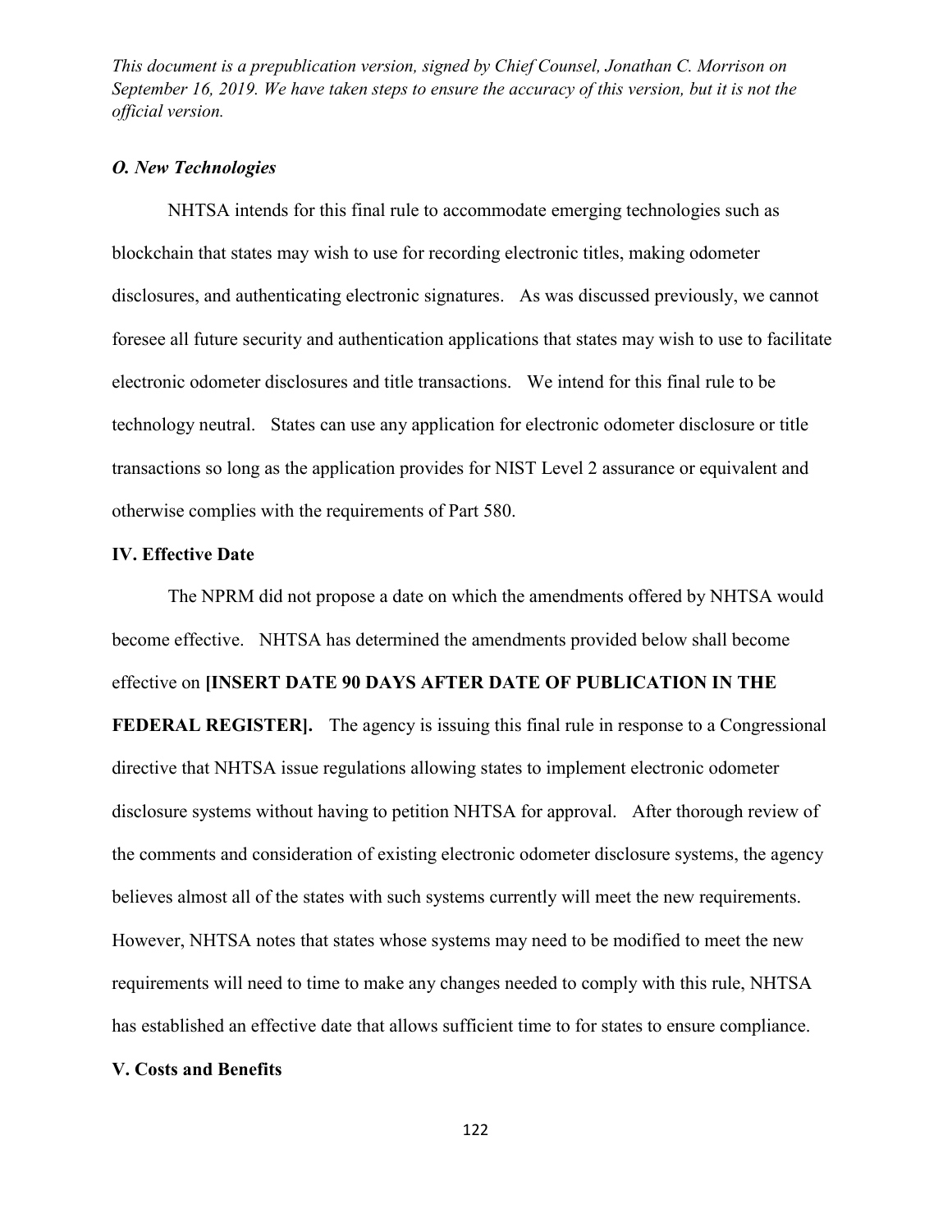### *O. New Technologies*

NHTSA intends for this final rule to accommodate emerging technologies such as blockchain that states may wish to use for recording electronic titles, making odometer disclosures, and authenticating electronic signatures. As was discussed previously, we cannot foresee all future security and authentication applications that states may wish to use to facilitate electronic odometer disclosures and title transactions. We intend for this final rule to be technology neutral. States can use any application for electronic odometer disclosure or title transactions so long as the application provides for NIST Level 2 assurance or equivalent and otherwise complies with the requirements of Part 580.

## IV. Effective Date

The NPRM did not propose a date on which the amendments offered by NHTSA would become effective. NHTSA has determined the amendments provided below shall become effective on **[INSERT DATE 90 DAYS AFTER DATE OF PUBLICATION IN THE FEDERAL REGISTER].** The agency is issuing this final rule in response to a Congressional directive that NHTSA issue regulations allowing states to implement electronic odometer disclosure systems without having to petition NHTSA for approval. After thorough review of the comments and consideration of existing electronic odometer disclosure systems, the agency believes almost all of the states with such systems currently will meet the new requirements. However, NHTSA notes that states whose systems may need to be modified to meet the new requirements will need to time to make any changes needed to comply with this rule, NHTSA has established an effective date that allows sufficient time to for states to ensure compliance.

## V. Costs and Benefits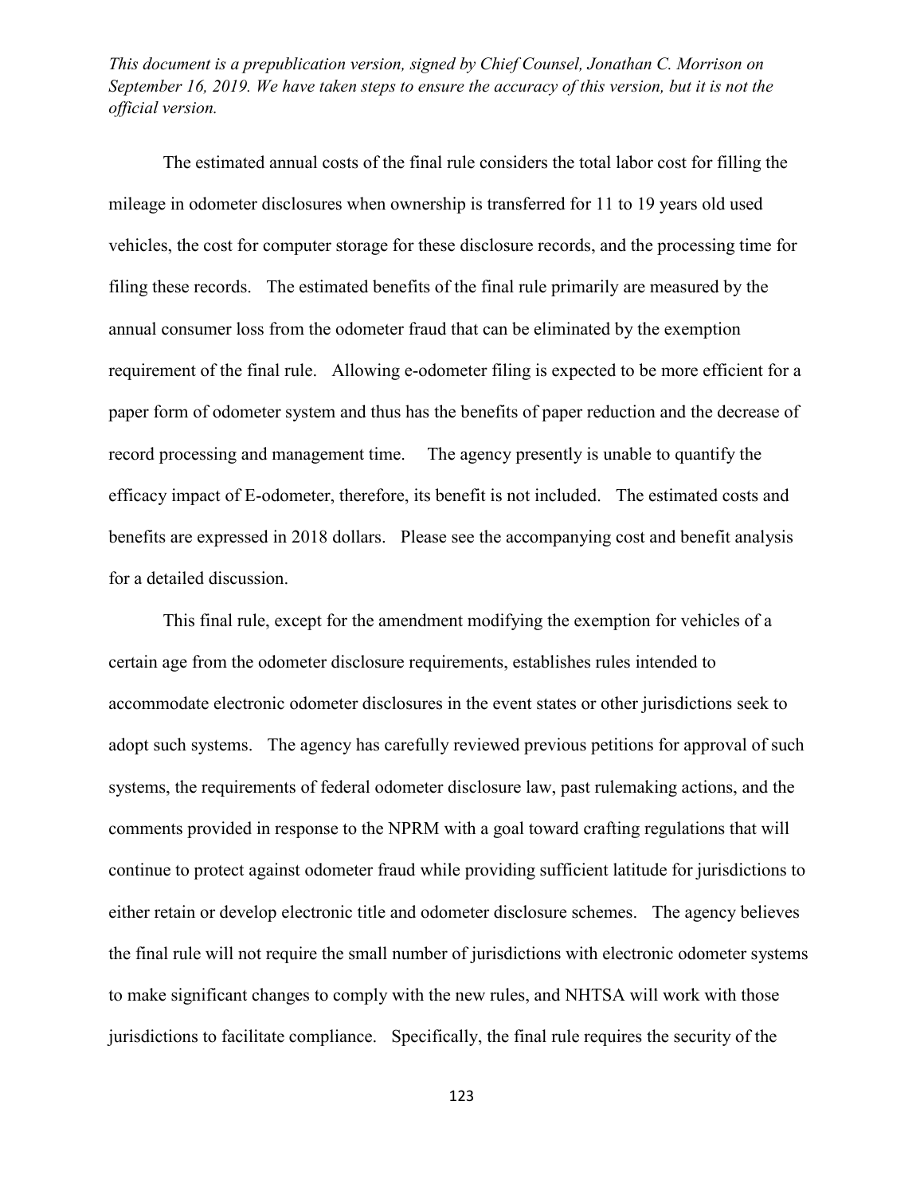The estimated annual costs of the final rule considers the total labor cost for filling the mileage in odometer disclosures when ownership is transferred for 11 to 19 years old used vehicles, the cost for computer storage for these disclosure records, and the processing time for filing these records. The estimated benefits of the final rule primarily are measured by the annual consumer loss from the odometer fraud that can be eliminated by the exemption requirement of the final rule. Allowing e-odometer filing is expected to be more efficient for a paper form of odometer system and thus has the benefits of paper reduction and the decrease of record processing and management time. The agency presently is unable to quantify the efficacy impact of E-odometer, therefore, its benefit is not included. The estimated costs and benefits are expressed in 2018 dollars. Please see the accompanying cost and benefit analysis for a detailed discussion.

This final rule, except for the amendment modifying the exemption for vehicles of a certain age from the odometer disclosure requirements, establishes rules intended to accommodate electronic odometer disclosures in the event states or other jurisdictions seek to adopt such systems. The agency has carefully reviewed previous petitions for approval of such systems, the requirements of federal odometer disclosure law, past rulemaking actions, and the comments provided in response to the NPRM with a goal toward crafting regulations that will continue to protect against odometer fraud while providing sufficient latitude for jurisdictions to either retain or develop electronic title and odometer disclosure schemes. The agency believes the final rule will not require the small number of jurisdictions with electronic odometer systems to make significant changes to comply with the new rules, and NHTSA will work with those jurisdictions to facilitate compliance. Specifically, the final rule requires the security of the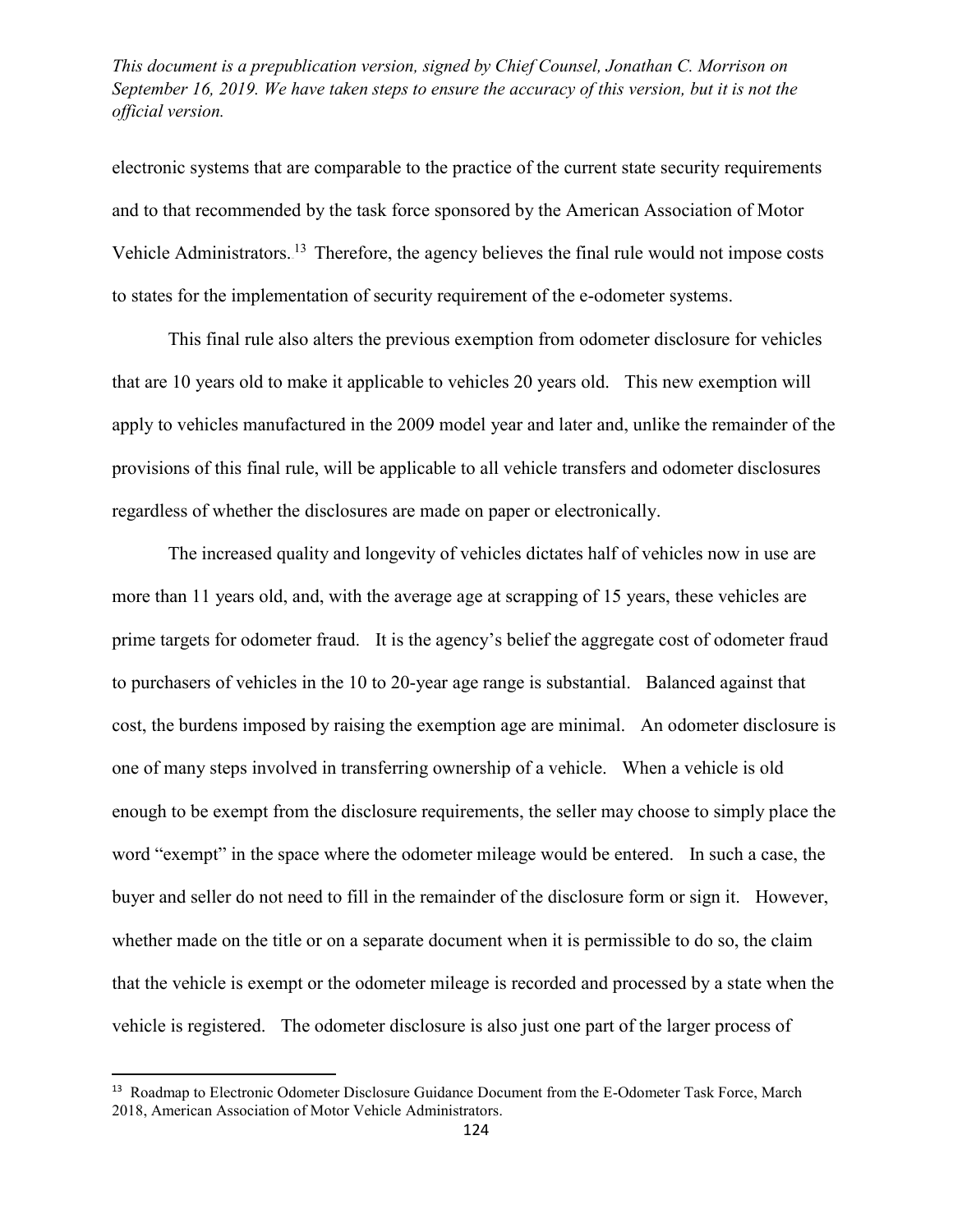electronic systems that are comparable to the practice of the current state security requirements and to that recommended by the task force sponsored by the American Association of Motor Vehicle Administrators.[13] Therefore, the agency believes the final rule would not impose costs to states for the implementation of security requirement of the e-odometer systems.

This final rule also alters the previous exemption from odometer disclosure for vehicles that are 10 years old to make it applicable to vehicles 20 years old. This new exemption will apply to vehicles manufactured in the 2009 model year and later and, unlike the remainder of the provisions of this final rule, will be applicable to all vehicle transfers and odometer disclosures regardless of whether the disclosures are made on paper or electronically.

The increased quality and longevity of vehicles dictates half of vehicles now in use are more than 11 years old, and, with the average age at scrapping of 15 years, these vehicles are prime targets for odometer fraud. It is the agency's belief the aggregate cost of odometer fraud to purchasers of vehicles in the 10 to 20-year age range is substantial. Balanced against that cost, the burdens imposed by raising the exemption age are minimal. An odometer disclosure is one of many steps involved in transferring ownership of a vehicle. When a vehicle is old enough to be exempt from the disclosure requirements, the seller may choose to simply place the word "exempt" in the space where the odometer mileage would be entered. In such a case, the buyer and seller do not need to fill in the remainder of the disclosure form or sign it. However, whether made on the title or on a separate document when it is permissible to do so, the claim that the vehicle is exempt or the odometer mileage is recorded and processed by a state when the vehicle is registered. The odometer disclosure is also just one part of the larger process of

[13] Roadmap to Electronic Odometer Disclosure Guidance Document from the E-Odometer Task Force, March 2018, American Association of Motor Vehicle Administrators.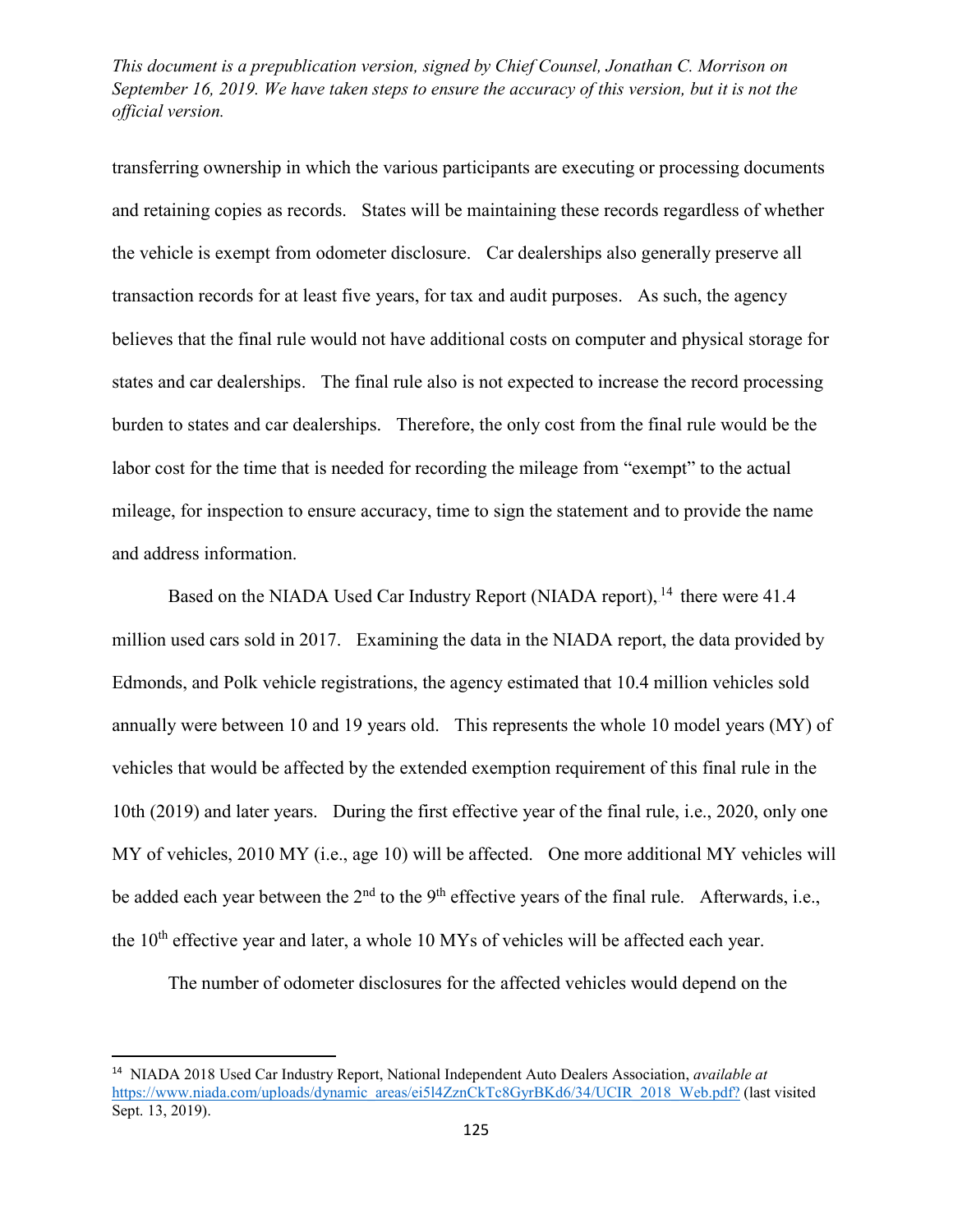*This document is a prepublication version, signed by Chief Counsel, Jonathan C. Morrison on September 16, 2019. We have taken steps to ensure the accuracy of this version, but it is not the official version.*

transferring ownership in which the various participants are executing or processing documents and retaining copies as records. States will be maintaining these records regardless of whether the vehicle is exempt from odometer disclosure. Car dealerships also generally preserve all transaction records for at least five years, for tax and audit purposes. As such, the agency believes that the final rule would not have additional costs on computer and physical storage for states and car dealerships. The final rule also is not expected to increase the record processing burden to states and car dealerships. Therefore, the only cost from the final rule would be the labor cost for the time that is needed for recording the mileage from "exempt" to the actual mileage, for inspection to ensure accuracy, time to sign the statement and to provide the name and address information.

Based on the NIADA Used Car Industry Report (NIADA report),[14] there were 41.4 million used cars sold in 2017. Examining the data in the NIADA report, the data provided by Edmonds, and Polk vehicle registrations, the agency estimated that 10.4 million vehicles sold annually were between 10 and 19 years old. This represents the whole 10 model years (MY) of vehicles that would be affected by the extended exemption requirement of this final rule in the 10th (2019) and later years. During the first effective year of the final rule, i.e., 2020, only one MY of vehicles, 2010 MY (i.e., age 10) will be affected. One more additional MY vehicles will be added each year between the 2nd to the 9th effective years of the final rule. Afterwards, i.e., the 10th effective year and later, a whole 10 MYs of vehicles will be affected each year.

The number of odometer disclosures for the affected vehicles would depend on the

---

[14] NIADA 2018 Used Car Industry Report, National Independent Auto Dealers Association, *available at* https://www.niada.com/uploads/dynamic_areas/ei5l4ZznCkTc8GyrBKd6/34/UCIR_2018_Web.pdf? (last visited Sept. 13, 2019).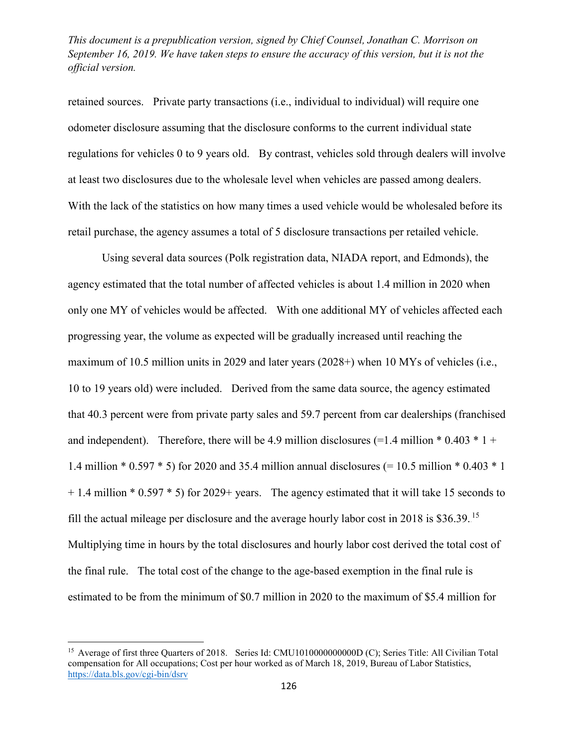*This document is a prepublication version, signed by Chief Counsel, Jonathan C. Morrison on September 16, 2019. We have taken steps to ensure the accuracy of this version, but it is not the official version.*

retained sources. Private party transactions (i.e., individual to individual) will require one odometer disclosure assuming that the disclosure conforms to the current individual state regulations for vehicles 0 to 9 years old. By contrast, vehicles sold through dealers will involve at least two disclosures due to the wholesale level when vehicles are passed among dealers. With the lack of the statistics on how many times a used vehicle would be wholesaled before its retail purchase, the agency assumes a total of 5 disclosure transactions per retailed vehicle.

Using several data sources (Polk registration data, NIADA report, and Edmonds), the agency estimated that the total number of affected vehicles is about 1.4 million in 2020 when only one MY of vehicles would be affected. With one additional MY of vehicles affected each progressing year, the volume as expected will be gradually increased until reaching the maximum of 10.5 million units in 2029 and later years (2028+) when 10 MYs of vehicles (i.e., 10 to 19 years old) were included. Derived from the same data source, the agency estimated that 40.3 percent were from private party sales and 59.7 percent from car dealerships (franchised and independent). Therefore, there will be 4.9 million disclosures (=1.4 million * 0.403 * 1 + 1.4 million * 0.597 * 5) for 2020 and 35.4 million annual disclosures (= 10.5 million * 0.403 * 1 + 1.4 million * 0.597 * 5) for 2029+ years. The agency estimated that it will take 15 seconds to fill the actual mileage per disclosure and the average hourly labor cost in 2018 is $36.39.[15] Multiplying time in hours by the total disclosures and hourly labor cost derived the total cost of the final rule. The total cost of the change to the age-based exemption in the final rule is estimated to be from the minimum of $0.7 million in 2020 to the maximum of $5.4 million for

[15] Average of first three Quarters of 2018. Series Id: CMU1010000000000D (C); Series Title: All Civilian Total compensation for All occupations; Cost per hour worked as of March 18, 2019, Bureau of Labor Statistics, https://data.bls.gov/cgi-bin/dsrv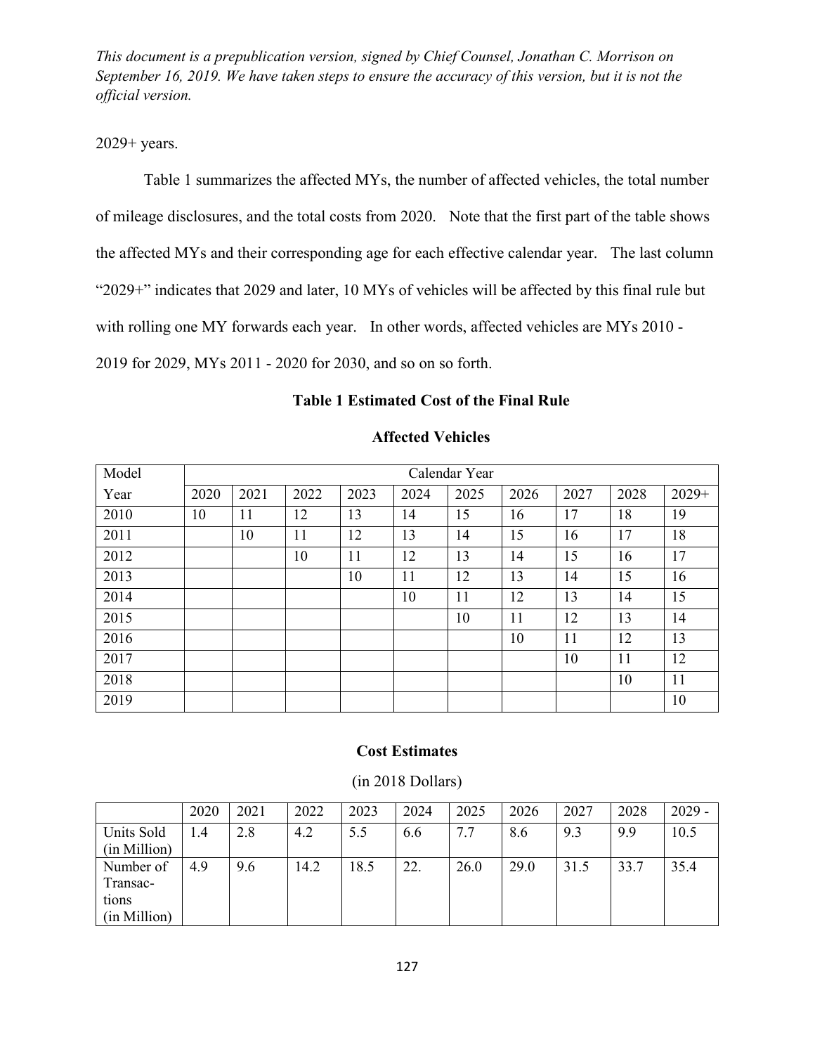*This document is a prepublication version, signed by Chief Counsel, Jonathan C. Morrison on September 16, 2019. We have taken steps to ensure the accuracy of this version, but it is not the official version.*

2029+ years.

Table 1 summarizes the affected MYs, the number of affected vehicles, the total number of mileage disclosures, and the total costs from 2020. Note that the first part of the table shows the affected MYs and their corresponding age for each effective calendar year. The last column "2029+" indicates that 2029 and later, 10 MYs of vehicles will be affected by this final rule but with rolling one MY forwards each year. In other words, affected vehicles are MYs 2010 - 2019 for 2029, MYs 2011 - 2020 for 2030, and so on so forth.

**Table 1 Estimated Cost of the Final Rule**

**Affected Vehicles**

| Model | Calendar Year | | | | | | | | | |
|---|---|---|---|---|---|---|---|---|---|---|
| Year | 2020 | 2021 | 2022 | 2023 | 2024 | 2025 | 2026 | 2027 | 2028 | 2029+ |
| 2010 | 10 | 11 | 12 | 13 | 14 | 15 | 16 | 17 | 18 | 19 |
| 2011 | | 10 | 11 | 12 | 13 | 14 | 15 | 16 | 17 | 18 |
| 2012 | | | 10 | 11 | 12 | 13 | 14 | 15 | 16 | 17 |
| 2013 | | | | 10 | 11 | 12 | 13 | 14 | 15 | 16 |
| 2014 | | | | | 10 | 11 | 12 | 13 | 14 | 15 |
| 2015 | | | | | | 10 | 11 | 12 | 13 | 14 |
| 2016 | | | | | | | 10 | 11 | 12 | 13 |
| 2017 | | | | | | | | 10 | 11 | 12 |
| 2018 | | | | | | | | | 10 | 11 |
| 2019 | | | | | | | | | | 10 |

**Cost Estimates**

(in 2018 Dollars)

| | 2020 | 2021 | 2022 | 2023 | 2024 | 2025 | 2026 | 2027 | 2028 | 2029 - |
|---|---|---|---|---|---|---|---|---|---|---|
| Units Sold (in Million) | 1.4 | 2.8 | 4.2 | 5.5 | 6.6 | 7.7 | 8.6 | 9.3 | 9.9 | 10.5 |
| Number of Transactions (in Million) | 4.9 | 9.6 | 14.2 | 18.5 | 22. | 26.0 | 29.0 | 31.5 | 33.7 | 35.4 |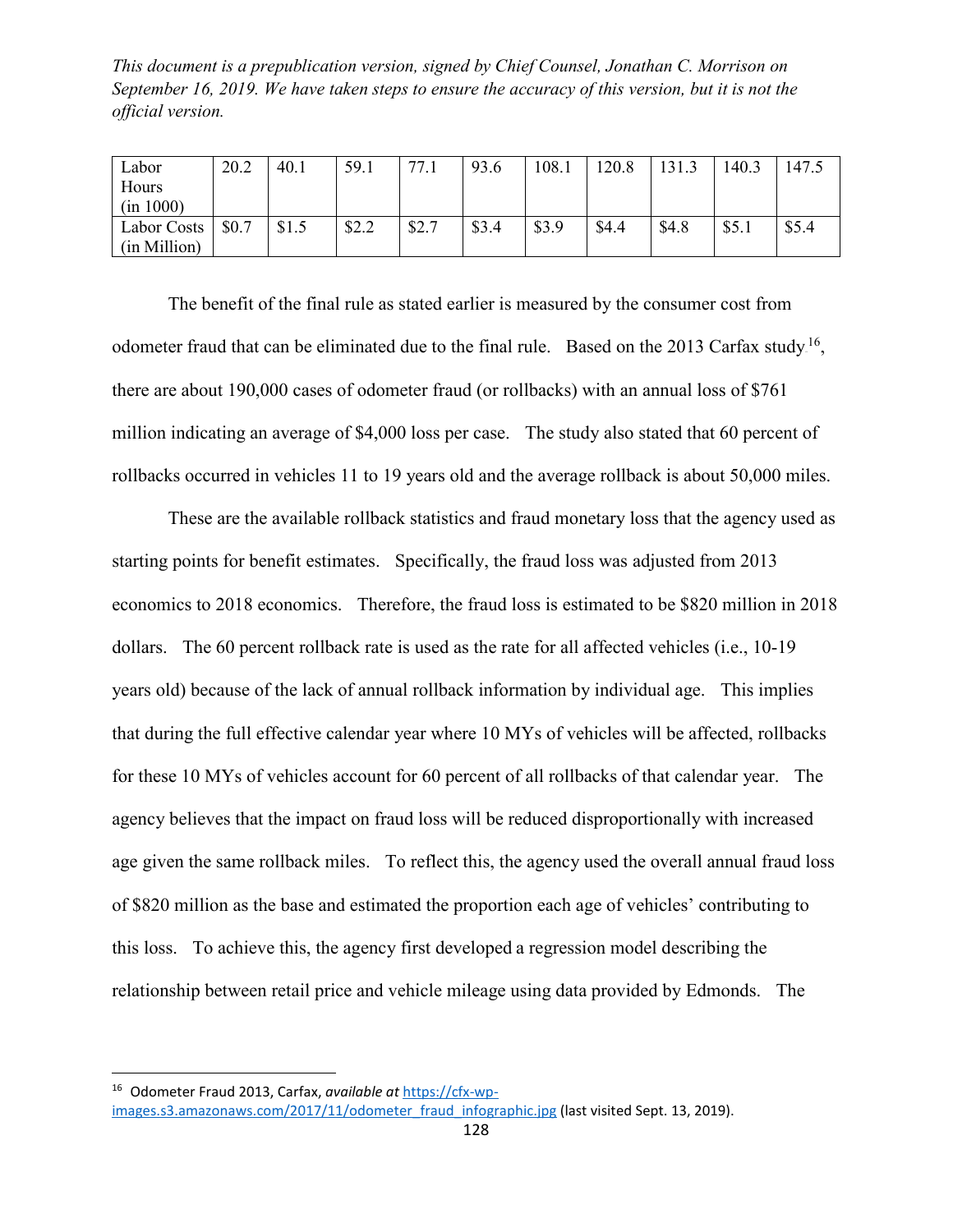*This document is a prepublication version, signed by Chief Counsel, Jonathan C. Morrison on September 16, 2019. We have taken steps to ensure the accuracy of this version, but it is not the official version.*

| Labor Hours (in 1000) | 20.2 | 40.1 | 59.1 | 77.1 | 93.6 | 108.1 | 120.8 | 131.3 | 140.3 | 147.5 |
|---|---|---|---|---|---|---|---|---|---|---|
| Labor Costs (in Million) | $0.7 | $1.5 | $2.2 | $2.7 | $3.4 | $3.9 | $4.4 | $4.8 | $5.1 | $5.4 |

The benefit of the final rule as stated earlier is measured by the consumer cost from odometer fraud that can be eliminated due to the final rule. Based on the 2013 Carfax study[16], there are about 190,000 cases of odometer fraud (or rollbacks) with an annual loss of $761 million indicating an average of $4,000 loss per case. The study also stated that 60 percent of rollbacks occurred in vehicles 11 to 19 years old and the average rollback is about 50,000 miles.

These are the available rollback statistics and fraud monetary loss that the agency used as starting points for benefit estimates. Specifically, the fraud loss was adjusted from 2013 economics to 2018 economics. Therefore, the fraud loss is estimated to be $820 million in 2018 dollars. The 60 percent rollback rate is used as the rate for all affected vehicles (i.e., 10-19 years old) because of the lack of annual rollback information by individual age. This implies that during the full effective calendar year where 10 MYs of vehicles will be affected, rollbacks for these 10 MYs of vehicles account for 60 percent of all rollbacks of that calendar year. The agency believes that the impact on fraud loss will be reduced disproportionally with increased age given the same rollback miles. To reflect this, the agency used the overall annual fraud loss of $820 million as the base and estimated the proportion each age of vehicles' contributing to this loss. To achieve this, the agency first developed a regression model describing the relationship between retail price and vehicle mileage using data provided by Edmonds. The

[16] Odometer Fraud 2013, Carfax, *available at* https://cfx-wp-images.s3.amazonaws.com/2017/11/odometer_fraud_infographic.jpg (last visited Sept. 13, 2019).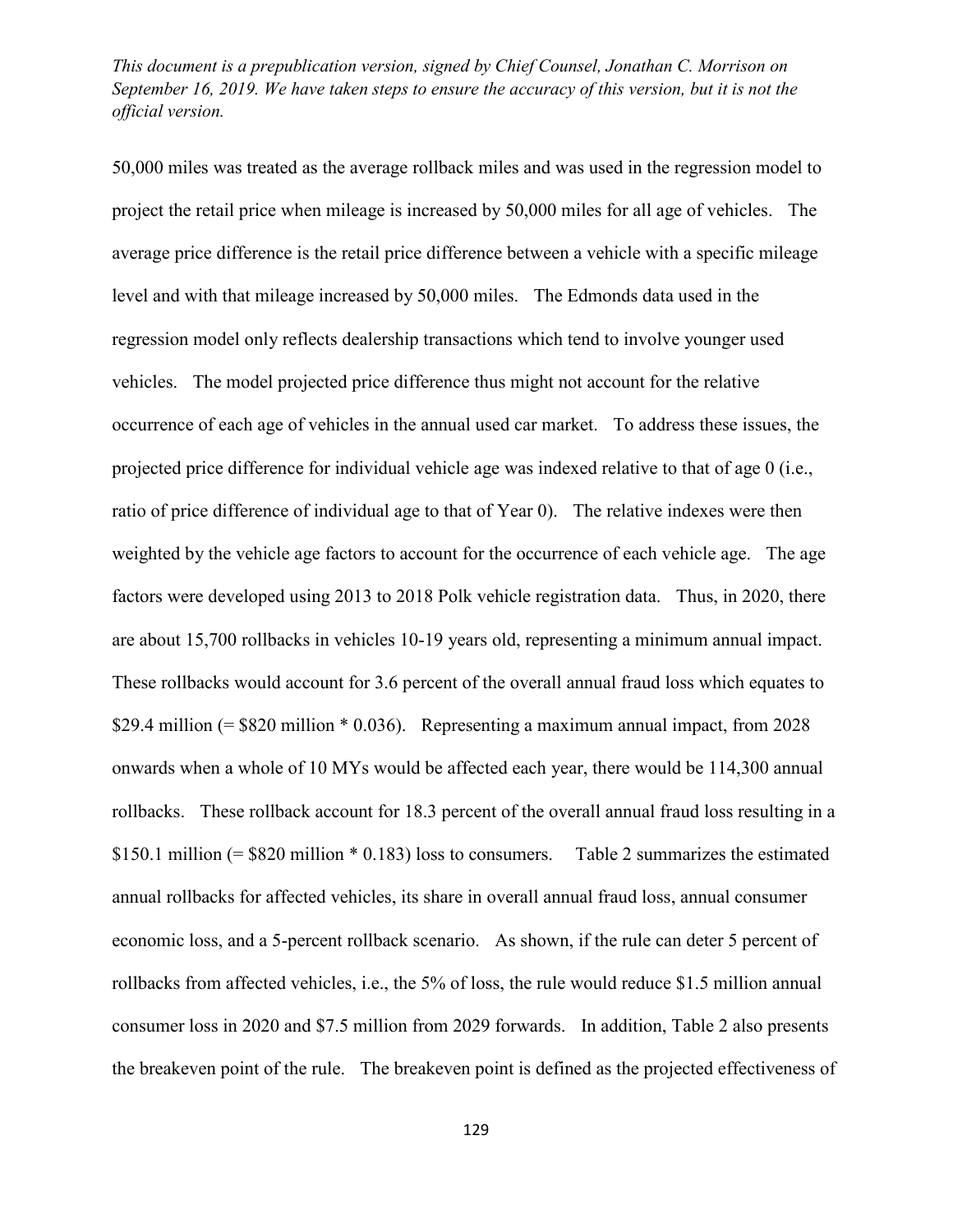50,000 miles was treated as the average rollback miles and was used in the regression model to project the retail price when mileage is increased by 50,000 miles for all age of vehicles. The average price difference is the retail price difference between a vehicle with a specific mileage level and with that mileage increased by 50,000 miles. The Edmonds data used in the regression model only reflects dealership transactions which tend to involve younger used vehicles. The model projected price difference thus might not account for the relative occurrence of each age of vehicles in the annual used car market. To address these issues, the projected price difference for individual vehicle age was indexed relative to that of age 0 (i.e., ratio of price difference of individual age to that of Year 0). The relative indexes were then weighted by the vehicle age factors to account for the occurrence of each vehicle age. The age factors were developed using 2013 to 2018 Polk vehicle registration data. Thus, in 2020, there are about 15,700 rollbacks in vehicles 10-19 years old, representing a minimum annual impact. These rollbacks would account for 3.6 percent of the overall annual fraud loss which equates to \$29.4 million (= \$820 million * 0.036). Representing a maximum annual impact, from 2028 onwards when a whole of 10 MYs would be affected each year, there would be 114,300 annual rollbacks. These rollback account for 18.3 percent of the overall annual fraud loss resulting in a \$150.1 million (= \$820 million * 0.183) loss to consumers. Table 2 summarizes the estimated annual rollbacks for affected vehicles, its share in overall annual fraud loss, annual consumer economic loss, and a 5-percent rollback scenario. As shown, if the rule can deter 5 percent of rollbacks from affected vehicles, i.e., the 5% of loss, the rule would reduce \$1.5 million annual consumer loss in 2020 and \$7.5 million from 2029 forwards. In addition, Table 2 also presents the breakeven point of the rule. The breakeven point is defined as the projected effectiveness of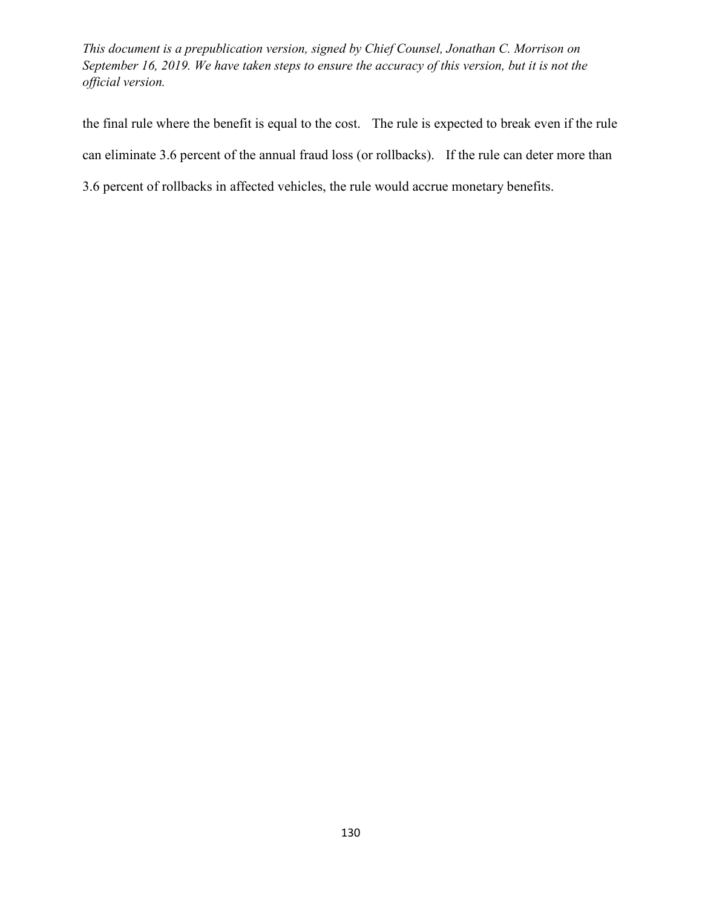the final rule where the benefit is equal to the cost. The rule is expected to break even if the rule can eliminate 3.6 percent of the annual fraud loss (or rollbacks). If the rule can deter more than 3.6 percent of rollbacks in affected vehicles, the rule would accrue monetary benefits.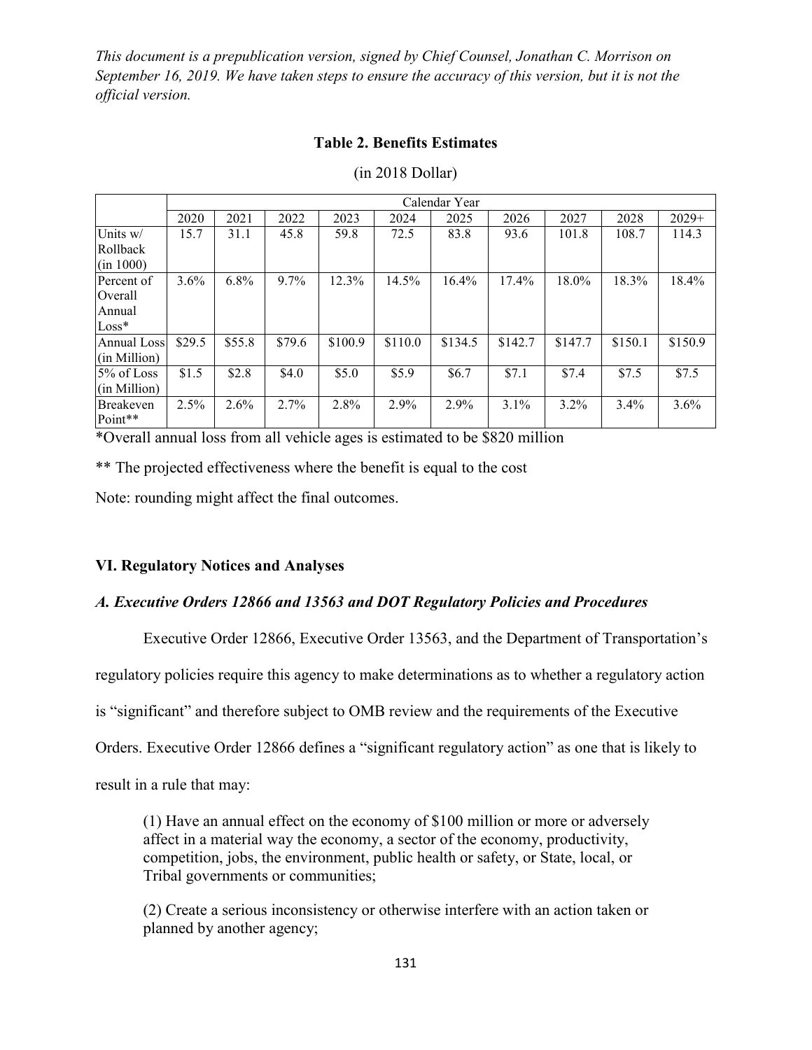*This document is a prepublication version, signed by Chief Counsel, Jonathan C. Morrison on September 16, 2019. We have taken steps to ensure the accuracy of this version, but it is not the official version.*

**Table 2. Benefits Estimates**

(in 2018 Dollar)

| | Calendar Year | | | | | | | | | |
|---|---|---|---|---|---|---|---|---|---|---|
| | 2020 | 2021 | 2022 | 2023 | 2024 | 2025 | 2026 | 2027 | 2028 | 2029+ |
| Units w/ Rollback (in 1000) | 15.7 | 31.1 | 45.8 | 59.8 | 72.5 | 83.8 | 93.6 | 101.8 | 108.7 | 114.3 |
| Percent of Overall Annual Loss* | 3.6% | 6.8% | 9.7% | 12.3% | 14.5% | 16.4% | 17.4% | 18.0% | 18.3% | 18.4% |
| Annual Loss (in Million) | $29.5 | $55.8 | $79.6 | $100.9 | $110.0 | $134.5 | $142.7 | $147.7 | $150.1 | $150.9 |
| 5% of Loss (in Million) | $1.5 | $2.8 | $4.0 | $5.0 | $5.9 | $6.7 | $7.1 | $7.4 | $7.5 | $7.5 |
| Breakeven Point** | 2.5% | 2.6% | 2.7% | 2.8% | 2.9% | 2.9% | 3.1% | 3.2% | 3.4% | 3.6% |

*Overall annual loss from all vehicle ages is estimated to be $820 million

** The projected effectiveness where the benefit is equal to the cost

Note: rounding might affect the final outcomes.

## VI. Regulatory Notices and Analyses

### *A. Executive Orders 12866 and 13563 and DOT Regulatory Policies and Procedures*

Executive Order 12866, Executive Order 13563, and the Department of Transportation's regulatory policies require this agency to make determinations as to whether a regulatory action is "significant" and therefore subject to OMB review and the requirements of the Executive Orders. Executive Order 12866 defines a "significant regulatory action" as one that is likely to result in a rule that may:

> (1) Have an annual effect on the economy of $100 million or more or adversely affect in a material way the economy, a sector of the economy, productivity, competition, jobs, the environment, public health or safety, or State, local, or Tribal governments or communities;
>
> (2) Create a serious inconsistency or otherwise interfere with an action taken or planned by another agency;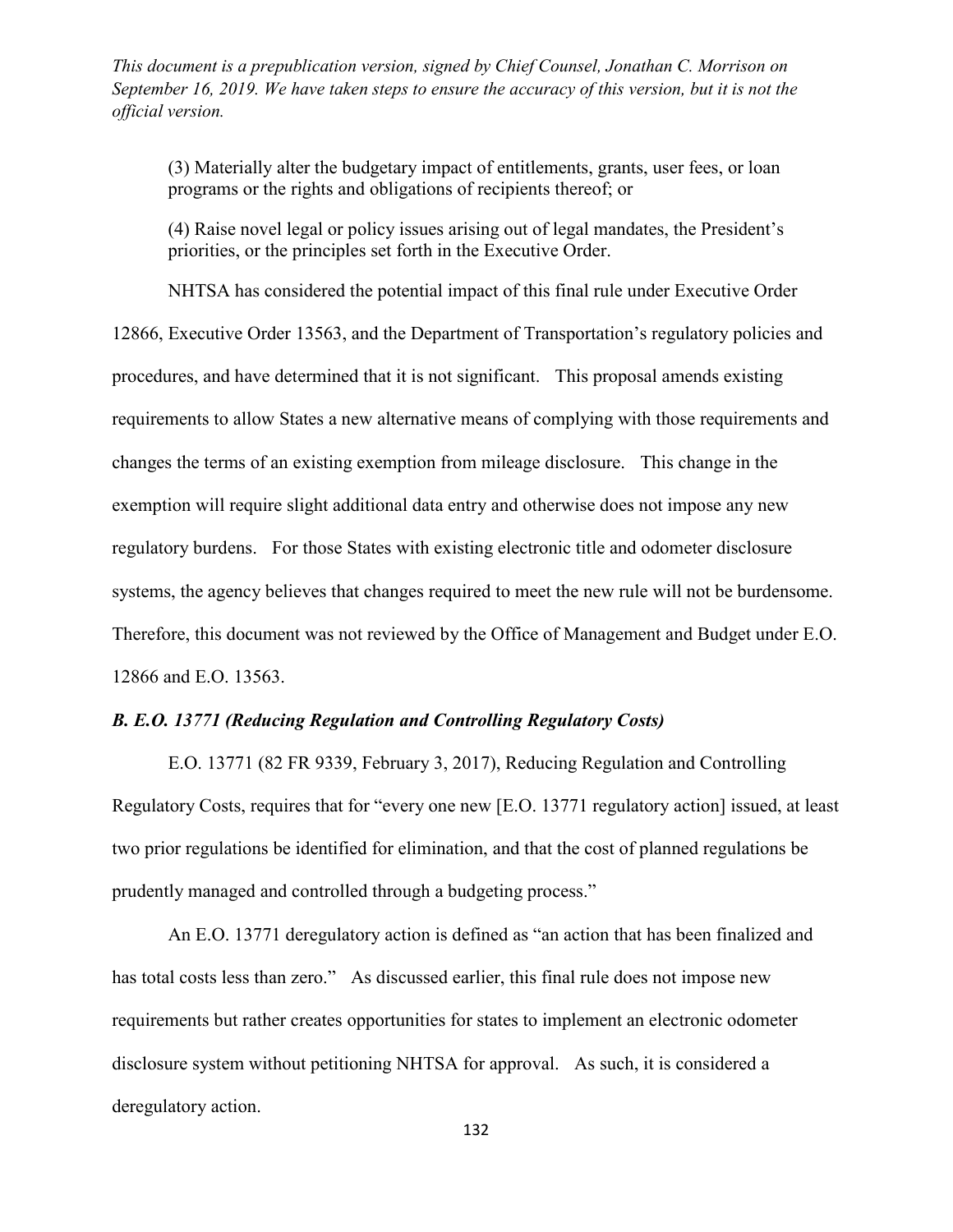(3) Materially alter the budgetary impact of entitlements, grants, user fees, or loan programs or the rights and obligations of recipients thereof; or

(4) Raise novel legal or policy issues arising out of legal mandates, the President's priorities, or the principles set forth in the Executive Order.

NHTSA has considered the potential impact of this final rule under Executive Order 12866, Executive Order 13563, and the Department of Transportation's regulatory policies and procedures, and have determined that it is not significant. This proposal amends existing requirements to allow States a new alternative means of complying with those requirements and changes the terms of an existing exemption from mileage disclosure. This change in the exemption will require slight additional data entry and otherwise does not impose any new regulatory burdens. For those States with existing electronic title and odometer disclosure systems, the agency believes that changes required to meet the new rule will not be burdensome. Therefore, this document was not reviewed by the Office of Management and Budget under E.O. 12866 and E.O. 13563.

### *B. E.O. 13771 (Reducing Regulation and Controlling Regulatory Costs)*

E.O. 13771 (82 FR 9339, February 3, 2017), Reducing Regulation and Controlling Regulatory Costs, requires that for "every one new [E.O. 13771 regulatory action] issued, at least two prior regulations be identified for elimination, and that the cost of planned regulations be prudently managed and controlled through a budgeting process."

An E.O. 13771 deregulatory action is defined as "an action that has been finalized and has total costs less than zero." As discussed earlier, this final rule does not impose new requirements but rather creates opportunities for states to implement an electronic odometer disclosure system without petitioning NHTSA for approval. As such, it is considered a deregulatory action.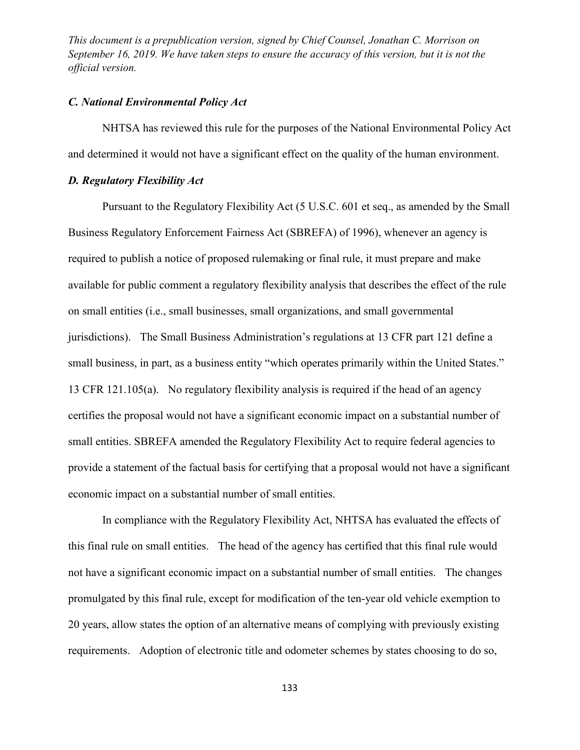### *C. National Environmental Policy Act*

NHTSA has reviewed this rule for the purposes of the National Environmental Policy Act and determined it would not have a significant effect on the quality of the human environment.

### *D. Regulatory Flexibility Act*

Pursuant to the Regulatory Flexibility Act (5 U.S.C. 601 et seq., as amended by the Small Business Regulatory Enforcement Fairness Act (SBREFA) of 1996), whenever an agency is required to publish a notice of proposed rulemaking or final rule, it must prepare and make available for public comment a regulatory flexibility analysis that describes the effect of the rule on small entities (i.e., small businesses, small organizations, and small governmental jurisdictions). The Small Business Administration's regulations at 13 CFR part 121 define a small business, in part, as a business entity "which operates primarily within the United States." 13 CFR 121.105(a). No regulatory flexibility analysis is required if the head of an agency certifies the proposal would not have a significant economic impact on a substantial number of small entities. SBREFA amended the Regulatory Flexibility Act to require federal agencies to provide a statement of the factual basis for certifying that a proposal would not have a significant economic impact on a substantial number of small entities.

In compliance with the Regulatory Flexibility Act, NHTSA has evaluated the effects of this final rule on small entities. The head of the agency has certified that this final rule would not have a significant economic impact on a substantial number of small entities. The changes promulgated by this final rule, except for modification of the ten-year old vehicle exemption to 20 years, allow states the option of an alternative means of complying with previously existing requirements. Adoption of electronic title and odometer schemes by states choosing to do so,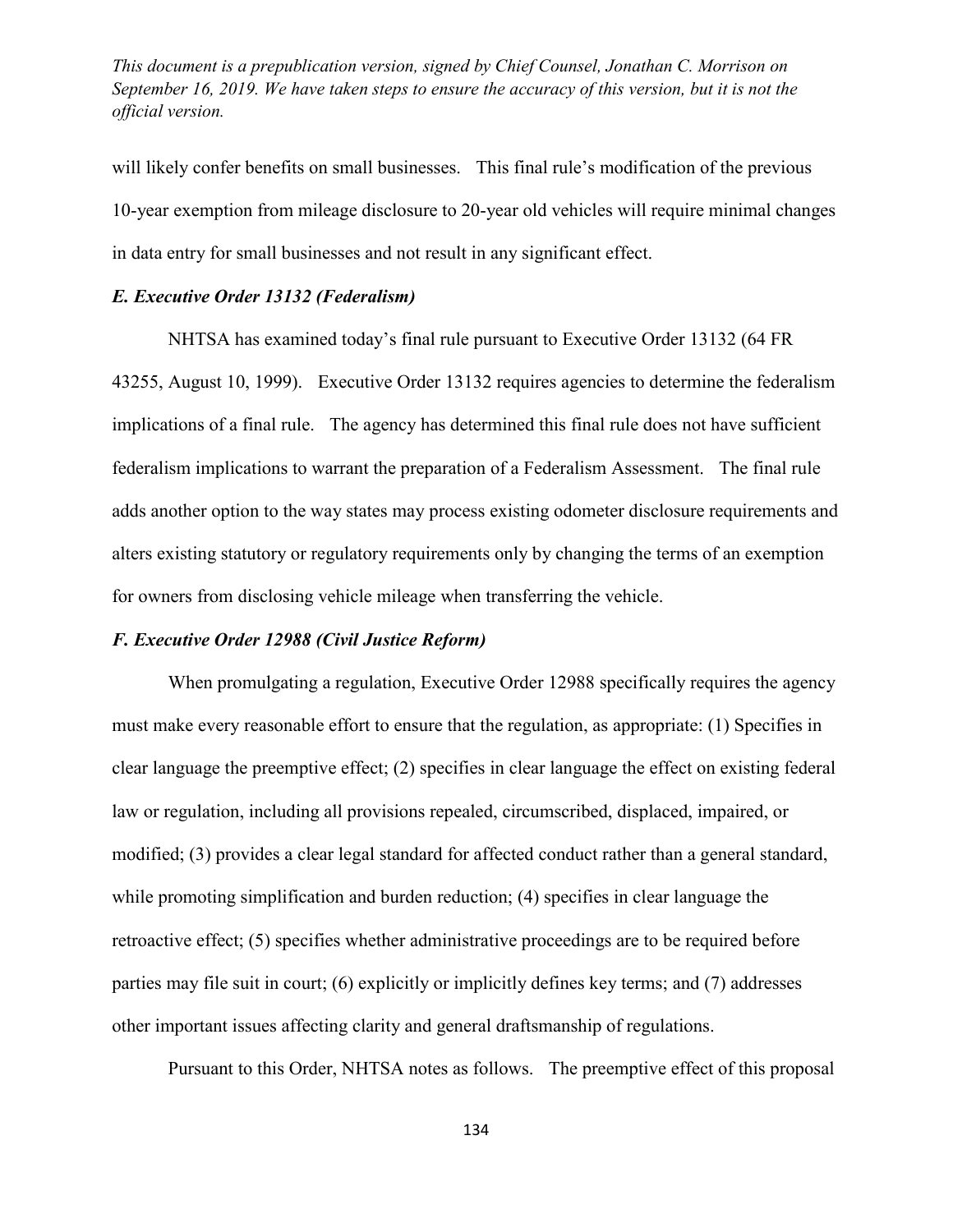will likely confer benefits on small businesses. This final rule's modification of the previous 10-year exemption from mileage disclosure to 20-year old vehicles will require minimal changes in data entry for small businesses and not result in any significant effect.

### *E. Executive Order 13132 (Federalism)*

NHTSA has examined today's final rule pursuant to Executive Order 13132 (64 FR 43255, August 10, 1999). Executive Order 13132 requires agencies to determine the federalism implications of a final rule. The agency has determined this final rule does not have sufficient federalism implications to warrant the preparation of a Federalism Assessment. The final rule adds another option to the way states may process existing odometer disclosure requirements and alters existing statutory or regulatory requirements only by changing the terms of an exemption for owners from disclosing vehicle mileage when transferring the vehicle.

### *F. Executive Order 12988 (Civil Justice Reform)*

When promulgating a regulation, Executive Order 12988 specifically requires the agency must make every reasonable effort to ensure that the regulation, as appropriate: (1) Specifies in clear language the preemptive effect; (2) specifies in clear language the effect on existing federal law or regulation, including all provisions repealed, circumscribed, displaced, impaired, or modified; (3) provides a clear legal standard for affected conduct rather than a general standard, while promoting simplification and burden reduction; (4) specifies in clear language the retroactive effect; (5) specifies whether administrative proceedings are to be required before parties may file suit in court; (6) explicitly or implicitly defines key terms; and (7) addresses other important issues affecting clarity and general draftsmanship of regulations.

Pursuant to this Order, NHTSA notes as follows. The preemptive effect of this proposal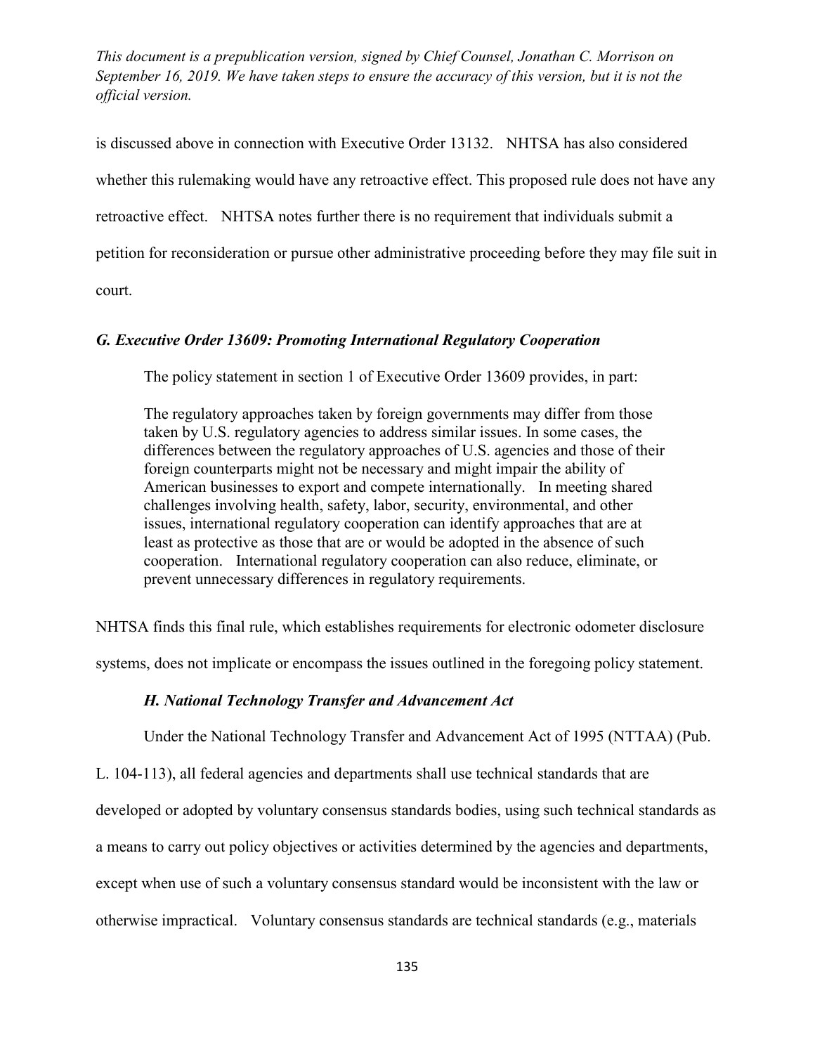is discussed above in connection with Executive Order 13132. NHTSA has also considered whether this rulemaking would have any retroactive effect. This proposed rule does not have any retroactive effect. NHTSA notes further there is no requirement that individuals submit a petition for reconsideration or pursue other administrative proceeding before they may file suit in court.

### *G. Executive Order 13609: Promoting International Regulatory Cooperation*

The policy statement in section 1 of Executive Order 13609 provides, in part:

> The regulatory approaches taken by foreign governments may differ from those taken by U.S. regulatory agencies to address similar issues. In some cases, the differences between the regulatory approaches of U.S. agencies and those of their foreign counterparts might not be necessary and might impair the ability of American businesses to export and compete internationally. In meeting shared challenges involving health, safety, labor, security, environmental, and other issues, international regulatory cooperation can identify approaches that are at least as protective as those that are or would be adopted in the absence of such cooperation. International regulatory cooperation can also reduce, eliminate, or prevent unnecessary differences in regulatory requirements.

NHTSA finds this final rule, which establishes requirements for electronic odometer disclosure systems, does not implicate or encompass the issues outlined in the foregoing policy statement.

### *H. National Technology Transfer and Advancement Act*

Under the National Technology Transfer and Advancement Act of 1995 (NTTAA) (Pub. L. 104-113), all federal agencies and departments shall use technical standards that are developed or adopted by voluntary consensus standards bodies, using such technical standards as a means to carry out policy objectives or activities determined by the agencies and departments, except when use of such a voluntary consensus standard would be inconsistent with the law or otherwise impractical. Voluntary consensus standards are technical standards (e.g., materials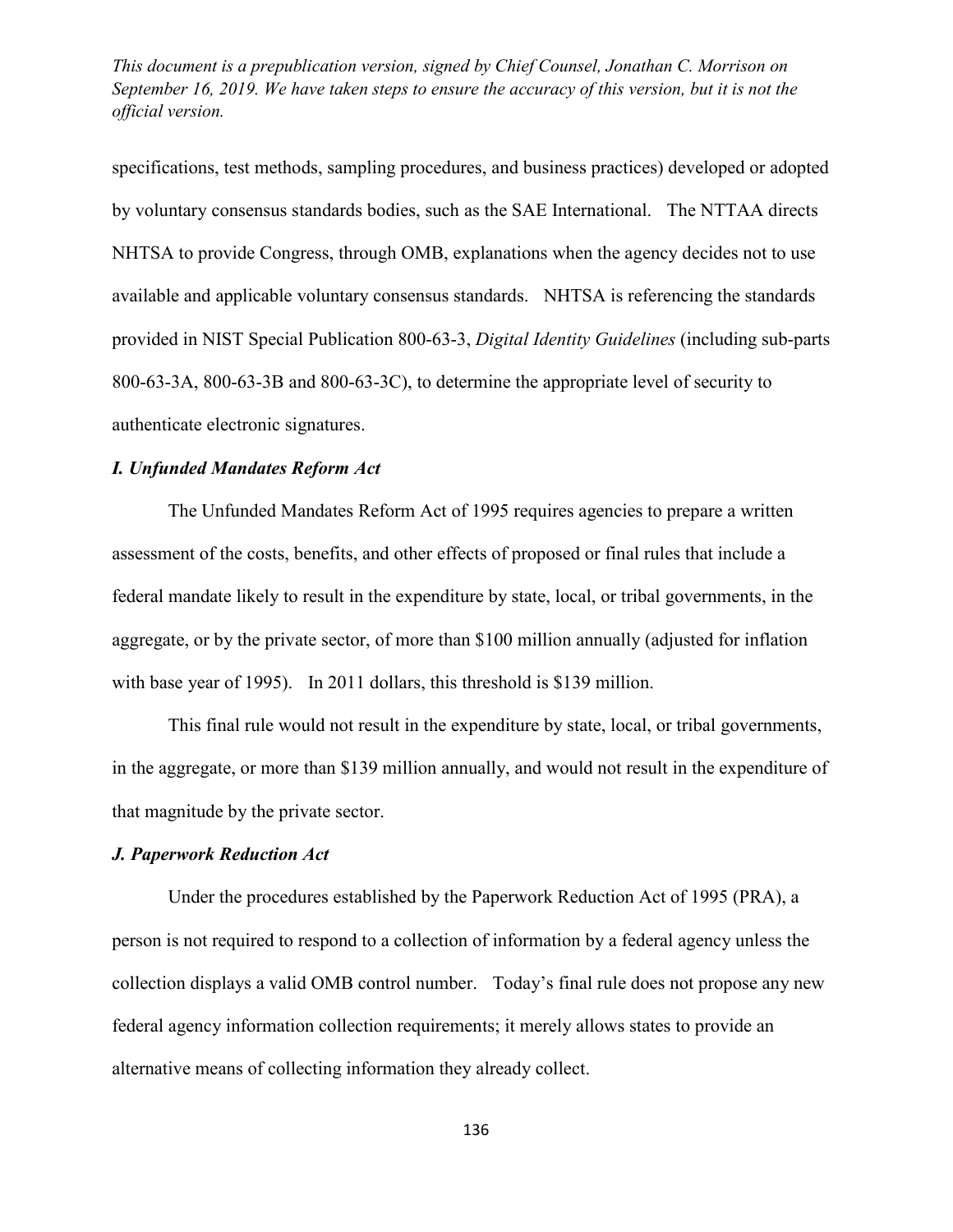specifications, test methods, sampling procedures, and business practices) developed or adopted by voluntary consensus standards bodies, such as the SAE International. The NTTAA directs NHTSA to provide Congress, through OMB, explanations when the agency decides not to use available and applicable voluntary consensus standards. NHTSA is referencing the standards provided in NIST Special Publication 800-63-3, *Digital Identity Guidelines* (including sub-parts 800-63-3A, 800-63-3B and 800-63-3C), to determine the appropriate level of security to authenticate electronic signatures.

### *I. Unfunded Mandates Reform Act*

The Unfunded Mandates Reform Act of 1995 requires agencies to prepare a written assessment of the costs, benefits, and other effects of proposed or final rules that include a federal mandate likely to result in the expenditure by state, local, or tribal governments, in the aggregate, or by the private sector, of more than $100 million annually (adjusted for inflation with base year of 1995). In 2011 dollars, this threshold is $139 million.

This final rule would not result in the expenditure by state, local, or tribal governments, in the aggregate, or more than $139 million annually, and would not result in the expenditure of that magnitude by the private sector.

### *J. Paperwork Reduction Act*

Under the procedures established by the Paperwork Reduction Act of 1995 (PRA), a person is not required to respond to a collection of information by a federal agency unless the collection displays a valid OMB control number. Today's final rule does not propose any new federal agency information collection requirements; it merely allows states to provide an alternative means of collecting information they already collect.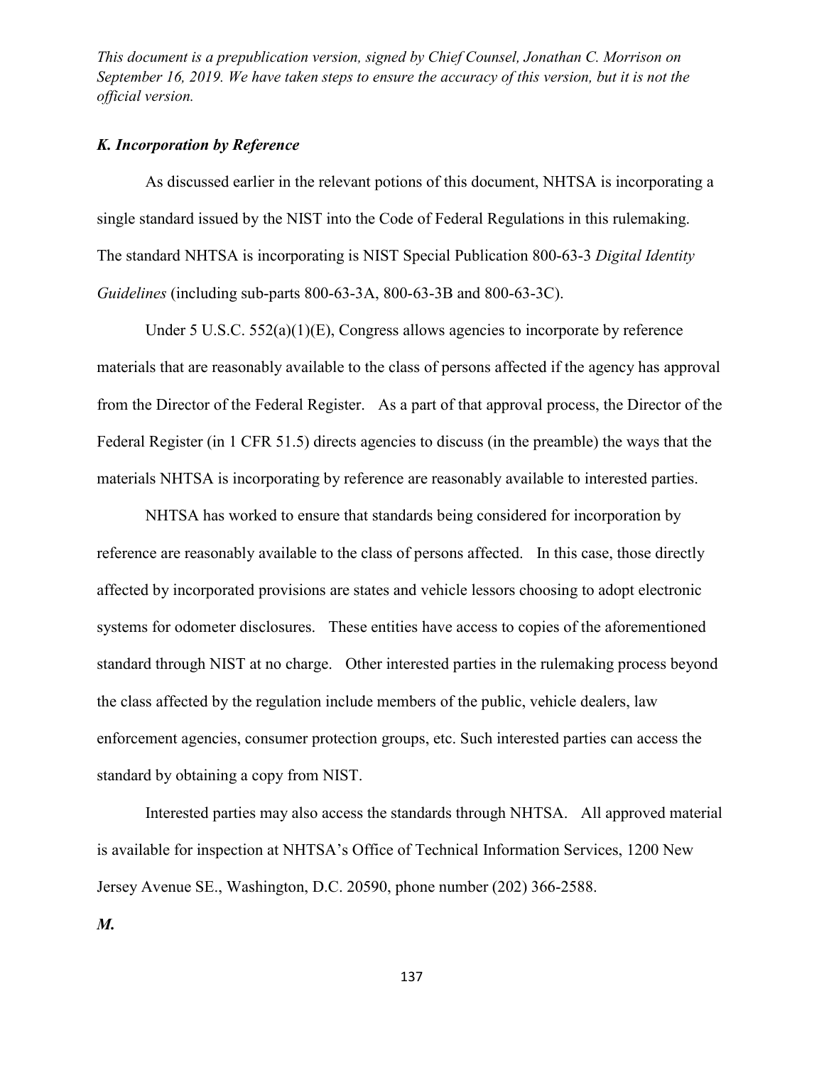### *K. Incorporation by Reference*

As discussed earlier in the relevant potions of this document, NHTSA is incorporating a single standard issued by the NIST into the Code of Federal Regulations in this rulemaking. The standard NHTSA is incorporating is NIST Special Publication 800-63-3 *Digital Identity Guidelines* (including sub-parts 800-63-3A, 800-63-3B and 800-63-3C).

Under 5 U.S.C. 552(a)(1)(E), Congress allows agencies to incorporate by reference materials that are reasonably available to the class of persons affected if the agency has approval from the Director of the Federal Register. As a part of that approval process, the Director of the Federal Register (in 1 CFR 51.5) directs agencies to discuss (in the preamble) the ways that the materials NHTSA is incorporating by reference are reasonably available to interested parties.

NHTSA has worked to ensure that standards being considered for incorporation by reference are reasonably available to the class of persons affected. In this case, those directly affected by incorporated provisions are states and vehicle lessors choosing to adopt electronic systems for odometer disclosures. These entities have access to copies of the aforementioned standard through NIST at no charge. Other interested parties in the rulemaking process beyond the class affected by the regulation include members of the public, vehicle dealers, law enforcement agencies, consumer protection groups, etc. Such interested parties can access the standard by obtaining a copy from NIST.

Interested parties may also access the standards through NHTSA. All approved material is available for inspection at NHTSA's Office of Technical Information Services, 1200 New Jersey Avenue SE., Washington, D.C. 20590, phone number (202) 366-2588.

***M.***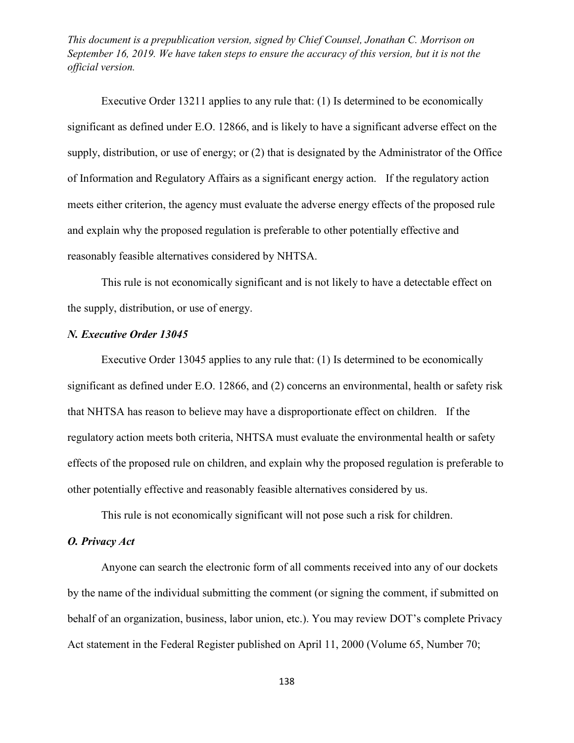Executive Order 13211 applies to any rule that: (1) Is determined to be economically significant as defined under E.O. 12866, and is likely to have a significant adverse effect on the supply, distribution, or use of energy; or (2) that is designated by the Administrator of the Office of Information and Regulatory Affairs as a significant energy action. If the regulatory action meets either criterion, the agency must evaluate the adverse energy effects of the proposed rule and explain why the proposed regulation is preferable to other potentially effective and reasonably feasible alternatives considered by NHTSA.

This rule is not economically significant and is not likely to have a detectable effect on the supply, distribution, or use of energy.

### *N. Executive Order 13045*

Executive Order 13045 applies to any rule that: (1) Is determined to be economically significant as defined under E.O. 12866, and (2) concerns an environmental, health or safety risk that NHTSA has reason to believe may have a disproportionate effect on children. If the regulatory action meets both criteria, NHTSA must evaluate the environmental health or safety effects of the proposed rule on children, and explain why the proposed regulation is preferable to other potentially effective and reasonably feasible alternatives considered by us.

This rule is not economically significant will not pose such a risk for children.

### *O. Privacy Act*

Anyone can search the electronic form of all comments received into any of our dockets by the name of the individual submitting the comment (or signing the comment, if submitted on behalf of an organization, business, labor union, etc.). You may review DOT's complete Privacy Act statement in the Federal Register published on April 11, 2000 (Volume 65, Number 70;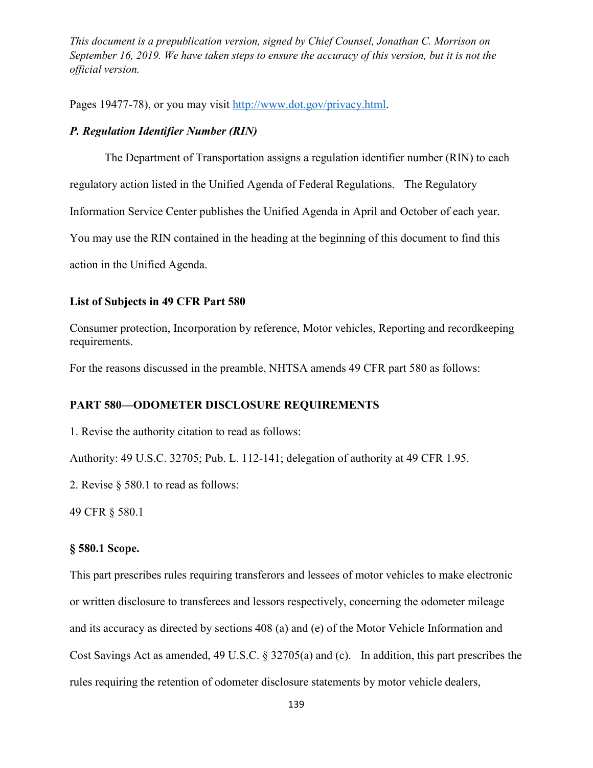*This document is a prepublication version, signed by Chief Counsel, Jonathan C. Morrison on September 16, 2019. We have taken steps to ensure the accuracy of this version, but it is not the official version.*

Pages 19477-78), or you may visit http://www.dot.gov/privacy.html.

### *P. Regulation Identifier Number (RIN)*

The Department of Transportation assigns a regulation identifier number (RIN) to each regulatory action listed in the Unified Agenda of Federal Regulations. The Regulatory Information Service Center publishes the Unified Agenda in April and October of each year. You may use the RIN contained in the heading at the beginning of this document to find this action in the Unified Agenda.

**List of Subjects in 49 CFR Part 580**

Consumer protection, Incorporation by reference, Motor vehicles, Reporting and recordkeeping requirements.

For the reasons discussed in the preamble, NHTSA amends 49 CFR part 580 as follows:

## PART 580—ODOMETER DISCLOSURE REQUIREMENTS

1. Revise the authority citation to read as follows:

Authority: 49 U.S.C. 32705; Pub. L. 112-141; delegation of authority at 49 CFR 1.95.

2. Revise § 580.1 to read as follows:

49 CFR § 580.1

### § 580.1 Scope.

This part prescribes rules requiring transferors and lessees of motor vehicles to make electronic or written disclosure to transferees and lessors respectively, concerning the odometer mileage and its accuracy as directed by sections 408 (a) and (e) of the Motor Vehicle Information and Cost Savings Act as amended, 49 U.S.C. § 32705(a) and (c). In addition, this part prescribes the rules requiring the retention of odometer disclosure statements by motor vehicle dealers,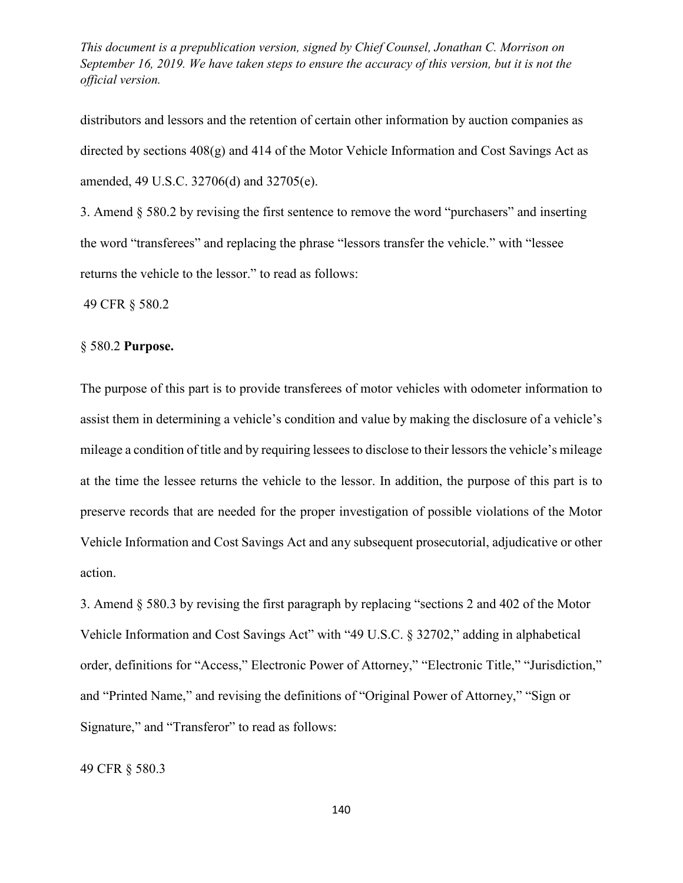*This document is a prepublication version, signed by Chief Counsel, Jonathan C. Morrison on September 16, 2019. We have taken steps to ensure the accuracy of this version, but it is not the official version.*

distributors and lessors and the retention of certain other information by auction companies as directed by sections 408(g) and 414 of the Motor Vehicle Information and Cost Savings Act as amended, 49 U.S.C. 32706(d) and 32705(e).

3. Amend § 580.2 by revising the first sentence to remove the word "purchasers" and inserting the word "transferees" and replacing the phrase "lessors transfer the vehicle." with "lessee returns the vehicle to the lessor." to read as follows:

49 CFR § 580.2

§ 580.2 **Purpose.**

The purpose of this part is to provide transferees of motor vehicles with odometer information to assist them in determining a vehicle's condition and value by making the disclosure of a vehicle's mileage a condition of title and by requiring lessees to disclose to their lessors the vehicle's mileage at the time the lessee returns the vehicle to the lessor. In addition, the purpose of this part is to preserve records that are needed for the proper investigation of possible violations of the Motor Vehicle Information and Cost Savings Act and any subsequent prosecutorial, adjudicative or other action.

3. Amend § 580.3 by revising the first paragraph by replacing "sections 2 and 402 of the Motor Vehicle Information and Cost Savings Act" with "49 U.S.C. § 32702," adding in alphabetical order, definitions for "Access," Electronic Power of Attorney," "Electronic Title," "Jurisdiction," and "Printed Name," and revising the definitions of "Original Power of Attorney," "Sign or Signature," and "Transferor" to read as follows:

49 CFR § 580.3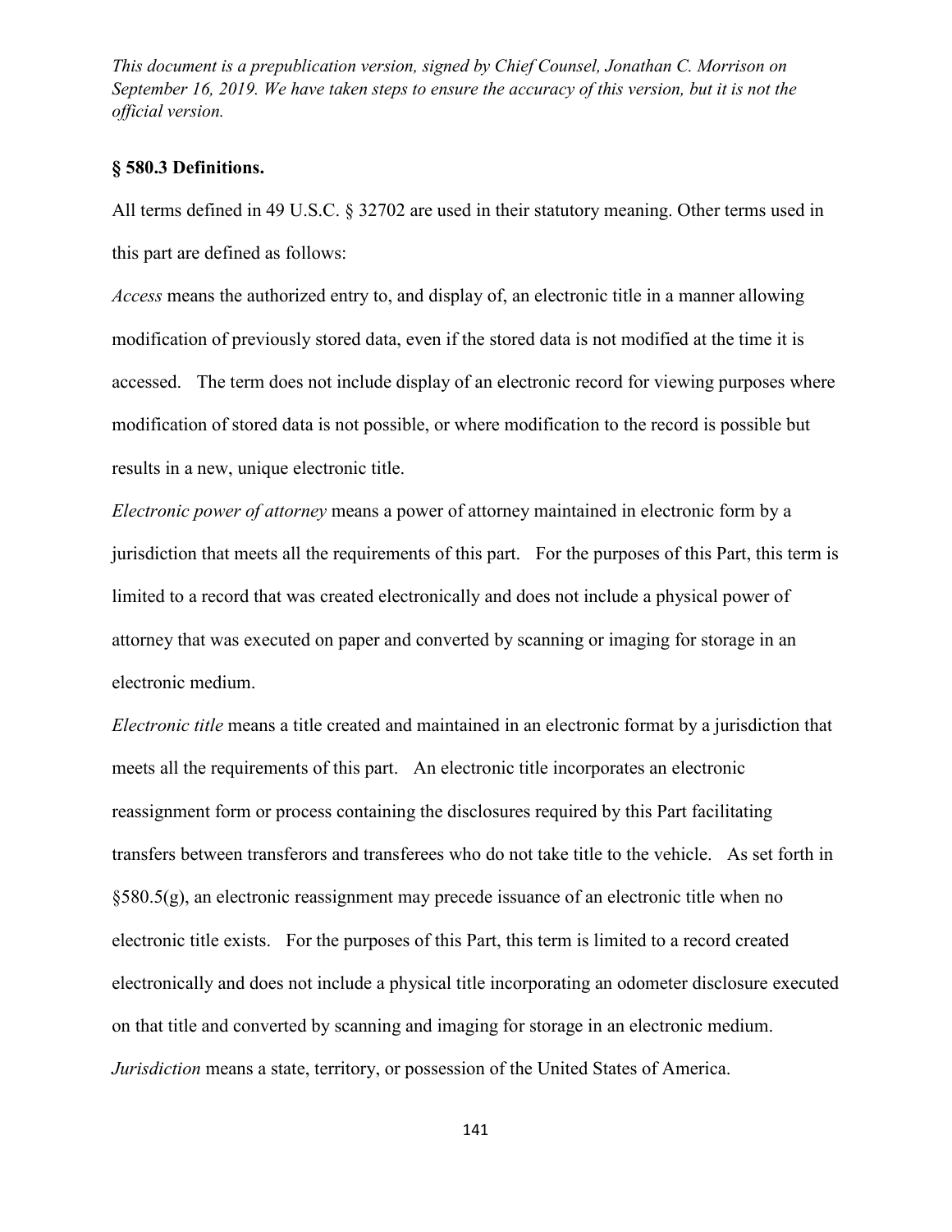### § 580.3 Definitions.

All terms defined in 49 U.S.C. § 32702 are used in their statutory meaning. Other terms used in this part are defined as follows:

*Access* means the authorized entry to, and display of, an electronic title in a manner allowing modification of previously stored data, even if the stored data is not modified at the time it is accessed. The term does not include display of an electronic record for viewing purposes where modification of stored data is not possible, or where modification to the record is possible but results in a new, unique electronic title.

*Electronic power of attorney* means a power of attorney maintained in electronic form by a jurisdiction that meets all the requirements of this part. For the purposes of this Part, this term is limited to a record that was created electronically and does not include a physical power of attorney that was executed on paper and converted by scanning or imaging for storage in an electronic medium.

*Electronic title* means a title created and maintained in an electronic format by a jurisdiction that meets all the requirements of this part. An electronic title incorporates an electronic reassignment form or process containing the disclosures required by this Part facilitating transfers between transferors and transferees who do not take title to the vehicle. As set forth in §580.5(g), an electronic reassignment may precede issuance of an electronic title when no electronic title exists. For the purposes of this Part, this term is limited to a record created electronically and does not include a physical title incorporating an odometer disclosure executed on that title and converted by scanning and imaging for storage in an electronic medium.

*Jurisdiction* means a state, territory, or possession of the United States of America.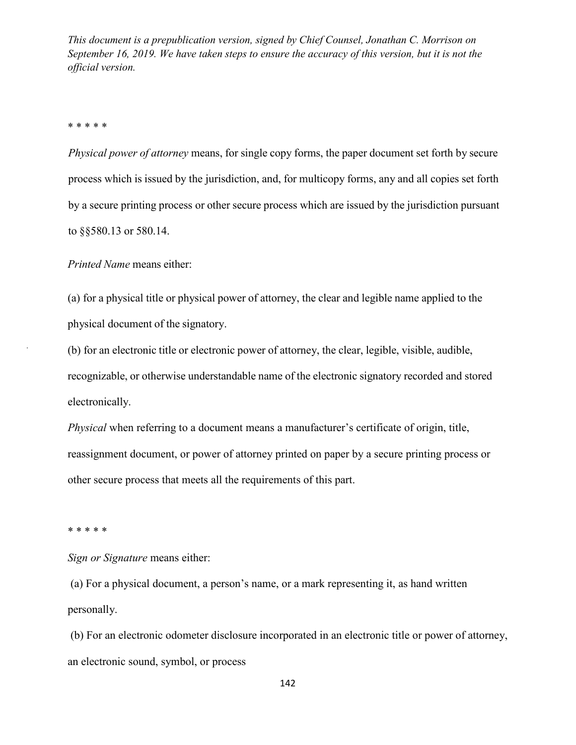*This document is a prepublication version, signed by Chief Counsel, Jonathan C. Morrison on September 16, 2019. We have taken steps to ensure the accuracy of this version, but it is not the official version.*

* * * * *

*Physical power of attorney* means, for single copy forms, the paper document set forth by secure process which is issued by the jurisdiction, and, for multicopy forms, any and all copies set forth by a secure printing process or other secure process which are issued by the jurisdiction pursuant to §§580.13 or 580.14.

*Printed Name* means either:

(a) for a physical title or physical power of attorney, the clear and legible name applied to the physical document of the signatory.

(b) for an electronic title or electronic power of attorney, the clear, legible, visible, audible, recognizable, or otherwise understandable name of the electronic signatory recorded and stored electronically.

*Physical* when referring to a document means a manufacturer's certificate of origin, title, reassignment document, or power of attorney printed on paper by a secure printing process or other secure process that meets all the requirements of this part.

* * * * *

*Sign or Signature* means either:

(a) For a physical document, a person's name, or a mark representing it, as hand written personally.

(b) For an electronic odometer disclosure incorporated in an electronic title or power of attorney, an electronic sound, symbol, or process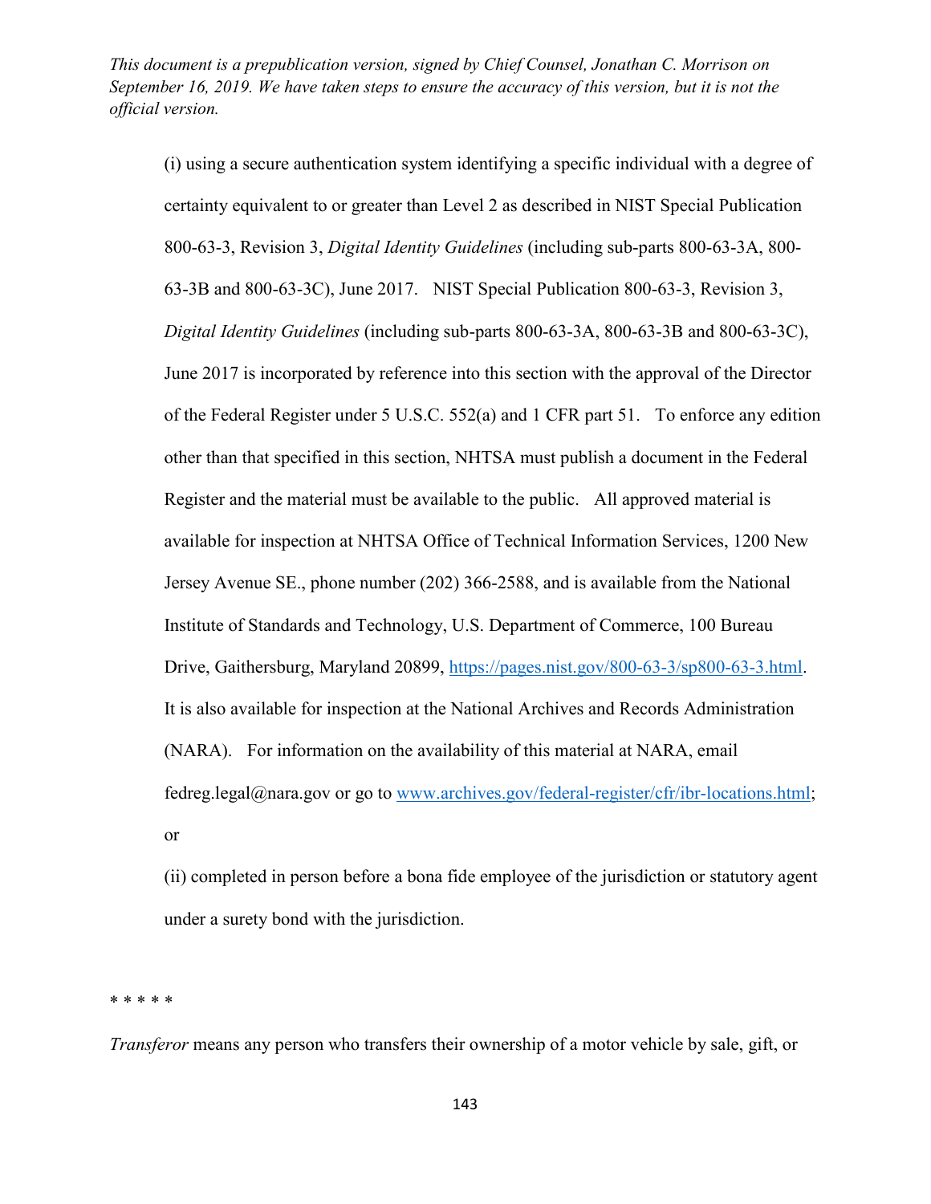*This document is a prepublication version, signed by Chief Counsel, Jonathan C. Morrison on September 16, 2019. We have taken steps to ensure the accuracy of this version, but it is not the official version.*

(i) using a secure authentication system identifying a specific individual with a degree of certainty equivalent to or greater than Level 2 as described in NIST Special Publication 800-63-3, Revision 3, *Digital Identity Guidelines* (including sub-parts 800-63-3A, 800-63-3B and 800-63-3C), June 2017. NIST Special Publication 800-63-3, Revision 3, *Digital Identity Guidelines* (including sub-parts 800-63-3A, 800-63-3B and 800-63-3C), June 2017 is incorporated by reference into this section with the approval of the Director of the Federal Register under 5 U.S.C. 552(a) and 1 CFR part 51. To enforce any edition other than that specified in this section, NHTSA must publish a document in the Federal Register and the material must be available to the public. All approved material is available for inspection at NHTSA Office of Technical Information Services, 1200 New Jersey Avenue SE., phone number (202) 366-2588, and is available from the National Institute of Standards and Technology, U.S. Department of Commerce, 100 Bureau Drive, Gaithersburg, Maryland 20899, https://pages.nist.gov/800-63-3/sp800-63-3.html. It is also available for inspection at the National Archives and Records Administration (NARA). For information on the availability of this material at NARA, email fedreg.legal@nara.gov or go to www.archives.gov/federal-register/cfr/ibr-locations.html; or

(ii) completed in person before a bona fide employee of the jurisdiction or statutory agent under a surety bond with the jurisdiction.

\* \* \* \* \*

*Transferor* means any person who transfers their ownership of a motor vehicle by sale, gift, or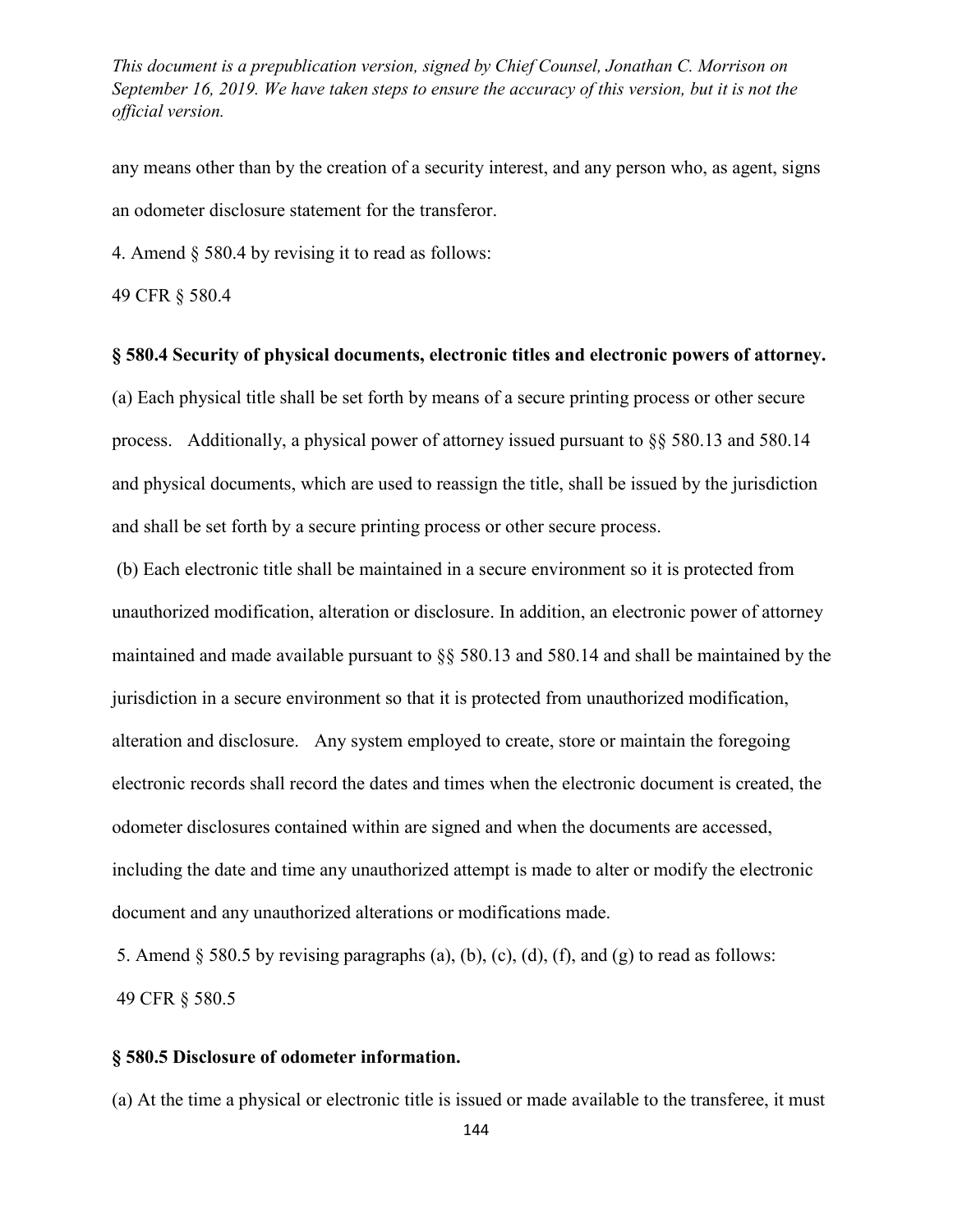any means other than by the creation of a security interest, and any person who, as agent, signs an odometer disclosure statement for the transferor.

4. Amend § 580.4 by revising it to read as follows:

49 CFR § 580.4

**§ 580.4 Security of physical documents, electronic titles and electronic powers of attorney.**

(a) Each physical title shall be set forth by means of a secure printing process or other secure process. Additionally, a physical power of attorney issued pursuant to §§ 580.13 and 580.14 and physical documents, which are used to reassign the title, shall be issued by the jurisdiction and shall be set forth by a secure printing process or other secure process.

(b) Each electronic title shall be maintained in a secure environment so it is protected from unauthorized modification, alteration or disclosure. In addition, an electronic power of attorney maintained and made available pursuant to §§ 580.13 and 580.14 and shall be maintained by the jurisdiction in a secure environment so that it is protected from unauthorized modification, alteration and disclosure. Any system employed to create, store or maintain the foregoing electronic records shall record the dates and times when the electronic document is created, the odometer disclosures contained within are signed and when the documents are accessed, including the date and time any unauthorized attempt is made to alter or modify the electronic document and any unauthorized alterations or modifications made.

5. Amend § 580.5 by revising paragraphs (a), (b), (c), (d), (f), and (g) to read as follows:

49 CFR § 580.5

**§ 580.5 Disclosure of odometer information.**

(a) At the time a physical or electronic title is issued or made available to the transferee, it must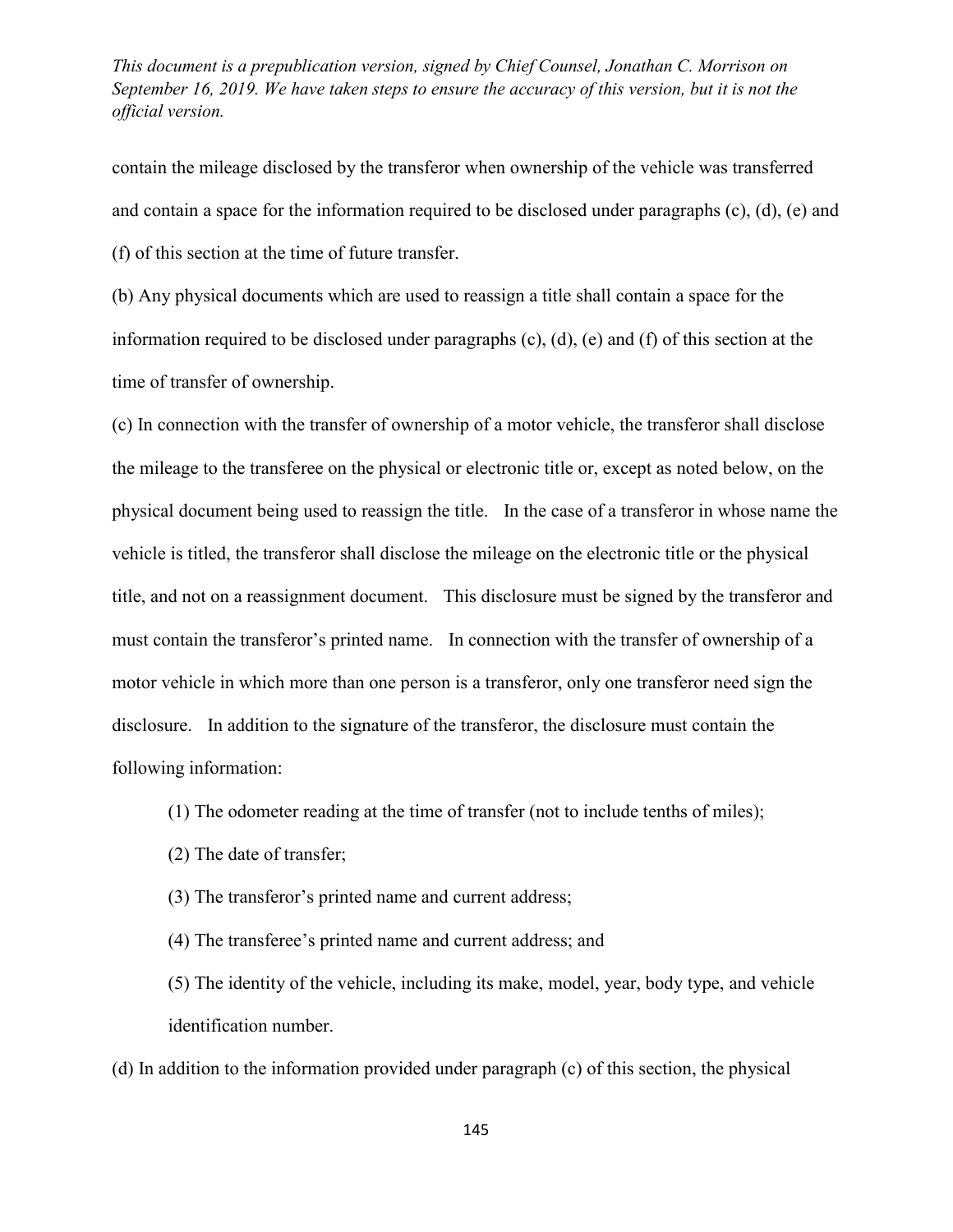contain the mileage disclosed by the transferor when ownership of the vehicle was transferred and contain a space for the information required to be disclosed under paragraphs (c), (d), (e) and (f) of this section at the time of future transfer.

(b) Any physical documents which are used to reassign a title shall contain a space for the information required to be disclosed under paragraphs (c), (d), (e) and (f) of this section at the time of transfer of ownership.

(c) In connection with the transfer of ownership of a motor vehicle, the transferor shall disclose the mileage to the transferee on the physical or electronic title or, except as noted below, on the physical document being used to reassign the title. In the case of a transferor in whose name the vehicle is titled, the transferor shall disclose the mileage on the electronic title or the physical title, and not on a reassignment document. This disclosure must be signed by the transferor and must contain the transferor's printed name. In connection with the transfer of ownership of a motor vehicle in which more than one person is a transferor, only one transferor need sign the disclosure. In addition to the signature of the transferor, the disclosure must contain the following information:

(1) The odometer reading at the time of transfer (not to include tenths of miles);

(2) The date of transfer;

(3) The transferor's printed name and current address;

(4) The transferee's printed name and current address; and

(5) The identity of the vehicle, including its make, model, year, body type, and vehicle identification number.

(d) In addition to the information provided under paragraph (c) of this section, the physical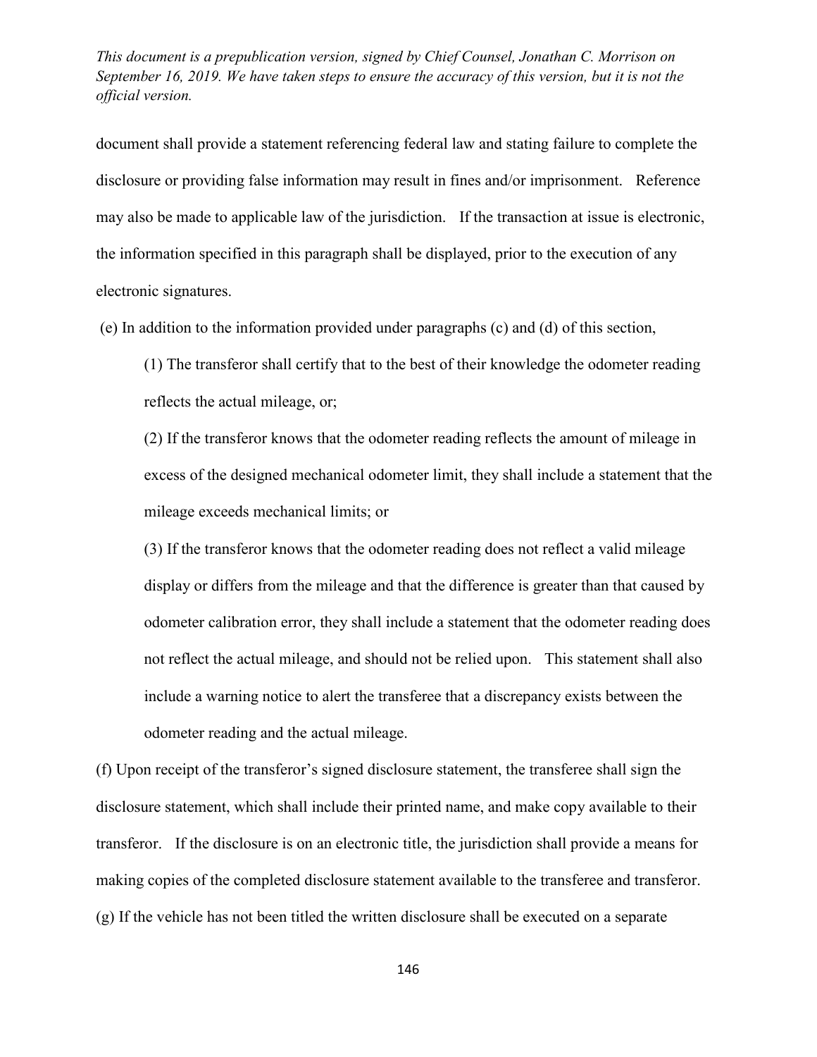document shall provide a statement referencing federal law and stating failure to complete the disclosure or providing false information may result in fines and/or imprisonment. Reference may also be made to applicable law of the jurisdiction. If the transaction at issue is electronic, the information specified in this paragraph shall be displayed, prior to the execution of any electronic signatures.

(e) In addition to the information provided under paragraphs (c) and (d) of this section,

(1) The transferor shall certify that to the best of their knowledge the odometer reading reflects the actual mileage, or;

(2) If the transferor knows that the odometer reading reflects the amount of mileage in excess of the designed mechanical odometer limit, they shall include a statement that the mileage exceeds mechanical limits; or

(3) If the transferor knows that the odometer reading does not reflect a valid mileage display or differs from the mileage and that the difference is greater than that caused by odometer calibration error, they shall include a statement that the odometer reading does not reflect the actual mileage, and should not be relied upon. This statement shall also include a warning notice to alert the transferee that a discrepancy exists between the odometer reading and the actual mileage.

(f) Upon receipt of the transferor's signed disclosure statement, the transferee shall sign the disclosure statement, which shall include their printed name, and make copy available to their transferor. If the disclosure is on an electronic title, the jurisdiction shall provide a means for making copies of the completed disclosure statement available to the transferee and transferor.

(g) If the vehicle has not been titled the written disclosure shall be executed on a separate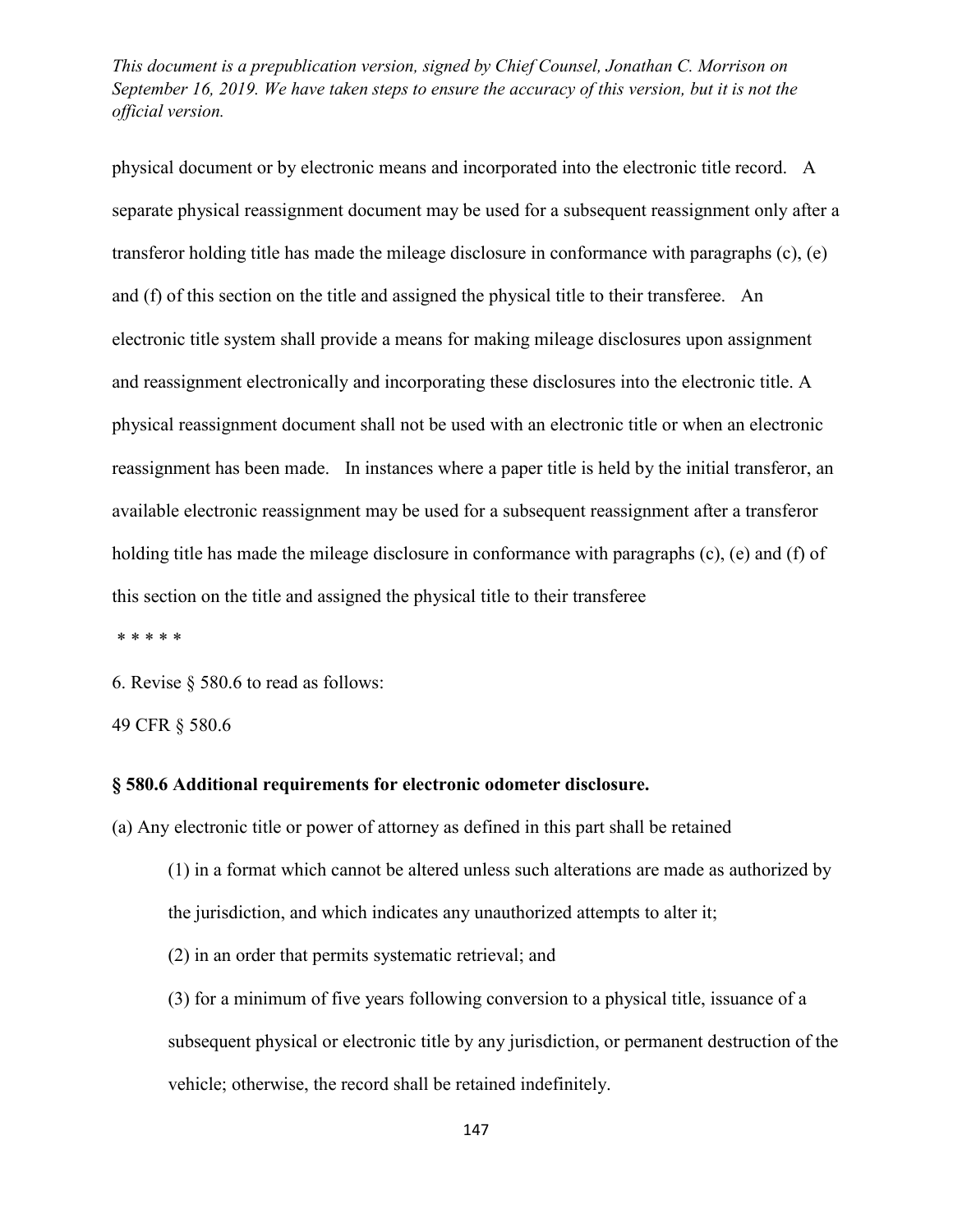physical document or by electronic means and incorporated into the electronic title record. A separate physical reassignment document may be used for a subsequent reassignment only after a transferor holding title has made the mileage disclosure in conformance with paragraphs (c), (e) and (f) of this section on the title and assigned the physical title to their transferee. An electronic title system shall provide a means for making mileage disclosures upon assignment and reassignment electronically and incorporating these disclosures into the electronic title. A physical reassignment document shall not be used with an electronic title or when an electronic reassignment has been made. In instances where a paper title is held by the initial transferor, an available electronic reassignment may be used for a subsequent reassignment after a transferor holding title has made the mileage disclosure in conformance with paragraphs (c), (e) and (f) of this section on the title and assigned the physical title to their transferee

\* \* \* \* \*

6. Revise § 580.6 to read as follows:

49 CFR § 580.6

**§ 580.6 Additional requirements for electronic odometer disclosure.**

(a) Any electronic title or power of attorney as defined in this part shall be retained

(1) in a format which cannot be altered unless such alterations are made as authorized by the jurisdiction, and which indicates any unauthorized attempts to alter it;

(2) in an order that permits systematic retrieval; and

(3) for a minimum of five years following conversion to a physical title, issuance of a subsequent physical or electronic title by any jurisdiction, or permanent destruction of the vehicle; otherwise, the record shall be retained indefinitely.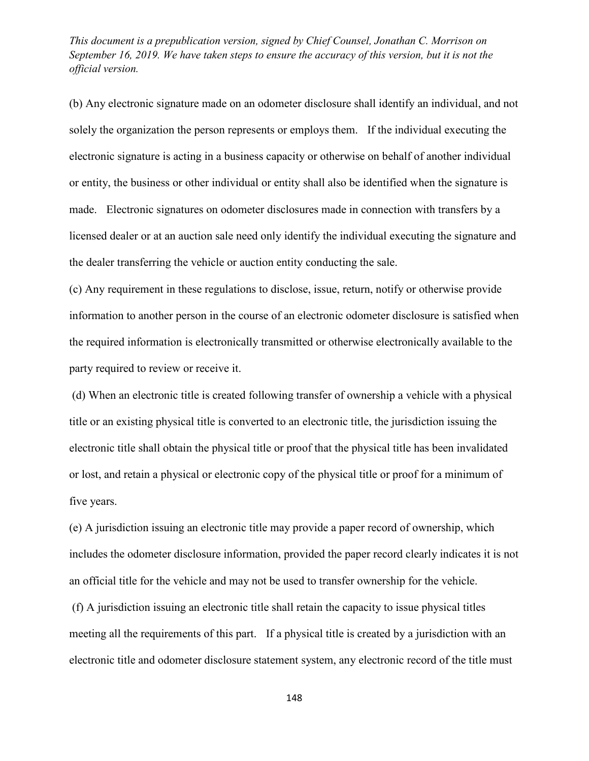*This document is a prepublication version, signed by Chief Counsel, Jonathan C. Morrison on September 16, 2019. We have taken steps to ensure the accuracy of this version, but it is not the official version.*

(b) Any electronic signature made on an odometer disclosure shall identify an individual, and not solely the organization the person represents or employs them. If the individual executing the electronic signature is acting in a business capacity or otherwise on behalf of another individual or entity, the business or other individual or entity shall also be identified when the signature is made. Electronic signatures on odometer disclosures made in connection with transfers by a licensed dealer or at an auction sale need only identify the individual executing the signature and the dealer transferring the vehicle or auction entity conducting the sale.

(c) Any requirement in these regulations to disclose, issue, return, notify or otherwise provide information to another person in the course of an electronic odometer disclosure is satisfied when the required information is electronically transmitted or otherwise electronically available to the party required to review or receive it.

(d) When an electronic title is created following transfer of ownership a vehicle with a physical title or an existing physical title is converted to an electronic title, the jurisdiction issuing the electronic title shall obtain the physical title or proof that the physical title has been invalidated or lost, and retain a physical or electronic copy of the physical title or proof for a minimum of five years.

(e) A jurisdiction issuing an electronic title may provide a paper record of ownership, which includes the odometer disclosure information, provided the paper record clearly indicates it is not an official title for the vehicle and may not be used to transfer ownership for the vehicle.

(f) A jurisdiction issuing an electronic title shall retain the capacity to issue physical titles meeting all the requirements of this part. If a physical title is created by a jurisdiction with an electronic title and odometer disclosure statement system, any electronic record of the title must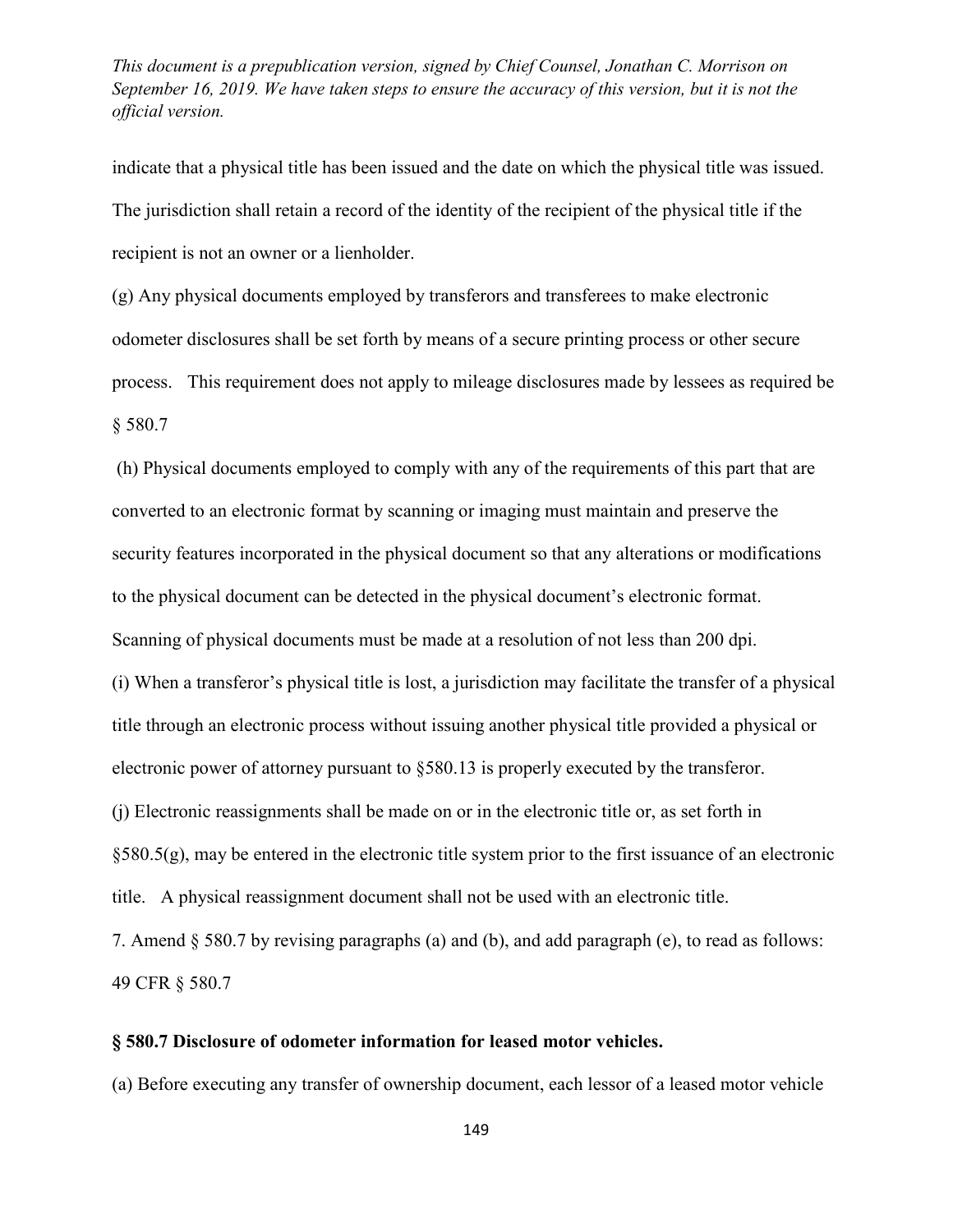indicate that a physical title has been issued and the date on which the physical title was issued. The jurisdiction shall retain a record of the identity of the recipient of the physical title if the recipient is not an owner or a lienholder.

(g) Any physical documents employed by transferors and transferees to make electronic odometer disclosures shall be set forth by means of a secure printing process or other secure process. This requirement does not apply to mileage disclosures made by lessees as required be § 580.7

(h) Physical documents employed to comply with any of the requirements of this part that are converted to an electronic format by scanning or imaging must maintain and preserve the security features incorporated in the physical document so that any alterations or modifications to the physical document can be detected in the physical document's electronic format. Scanning of physical documents must be made at a resolution of not less than 200 dpi.

(i) When a transferor's physical title is lost, a jurisdiction may facilitate the transfer of a physical title through an electronic process without issuing another physical title provided a physical or electronic power of attorney pursuant to §580.13 is properly executed by the transferor.

(j) Electronic reassignments shall be made on or in the electronic title or, as set forth in §580.5(g), may be entered in the electronic title system prior to the first issuance of an electronic title. A physical reassignment document shall not be used with an electronic title.

7. Amend § 580.7 by revising paragraphs (a) and (b), and add paragraph (e), to read as follows:

49 CFR § 580.7

**§ 580.7 Disclosure of odometer information for leased motor vehicles.**

(a) Before executing any transfer of ownership document, each lessor of a leased motor vehicle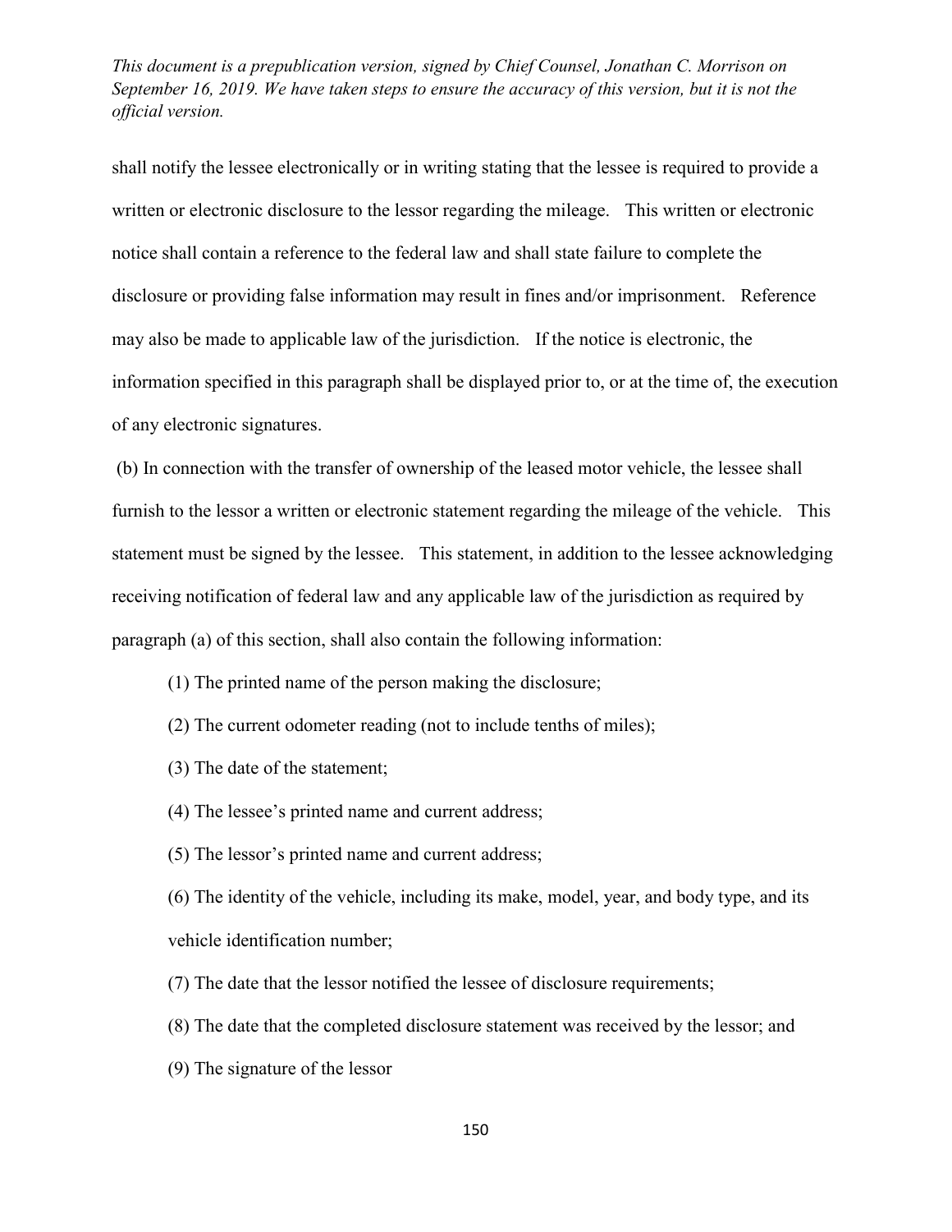*This document is a prepublication version, signed by Chief Counsel, Jonathan C. Morrison on September 16, 2019. We have taken steps to ensure the accuracy of this version, but it is not the official version.*

shall notify the lessee electronically or in writing stating that the lessee is required to provide a written or electronic disclosure to the lessor regarding the mileage. This written or electronic notice shall contain a reference to the federal law and shall state failure to complete the disclosure or providing false information may result in fines and/or imprisonment. Reference may also be made to applicable law of the jurisdiction. If the notice is electronic, the information specified in this paragraph shall be displayed prior to, or at the time of, the execution of any electronic signatures.

(b) In connection with the transfer of ownership of the leased motor vehicle, the lessee shall furnish to the lessor a written or electronic statement regarding the mileage of the vehicle. This statement must be signed by the lessee. This statement, in addition to the lessee acknowledging receiving notification of federal law and any applicable law of the jurisdiction as required by paragraph (a) of this section, shall also contain the following information:

(1) The printed name of the person making the disclosure;

(2) The current odometer reading (not to include tenths of miles);

(3) The date of the statement;

(4) The lessee's printed name and current address;

(5) The lessor's printed name and current address;

(6) The identity of the vehicle, including its make, model, year, and body type, and its vehicle identification number;

(7) The date that the lessor notified the lessee of disclosure requirements;

(8) The date that the completed disclosure statement was received by the lessor; and

(9) The signature of the lessor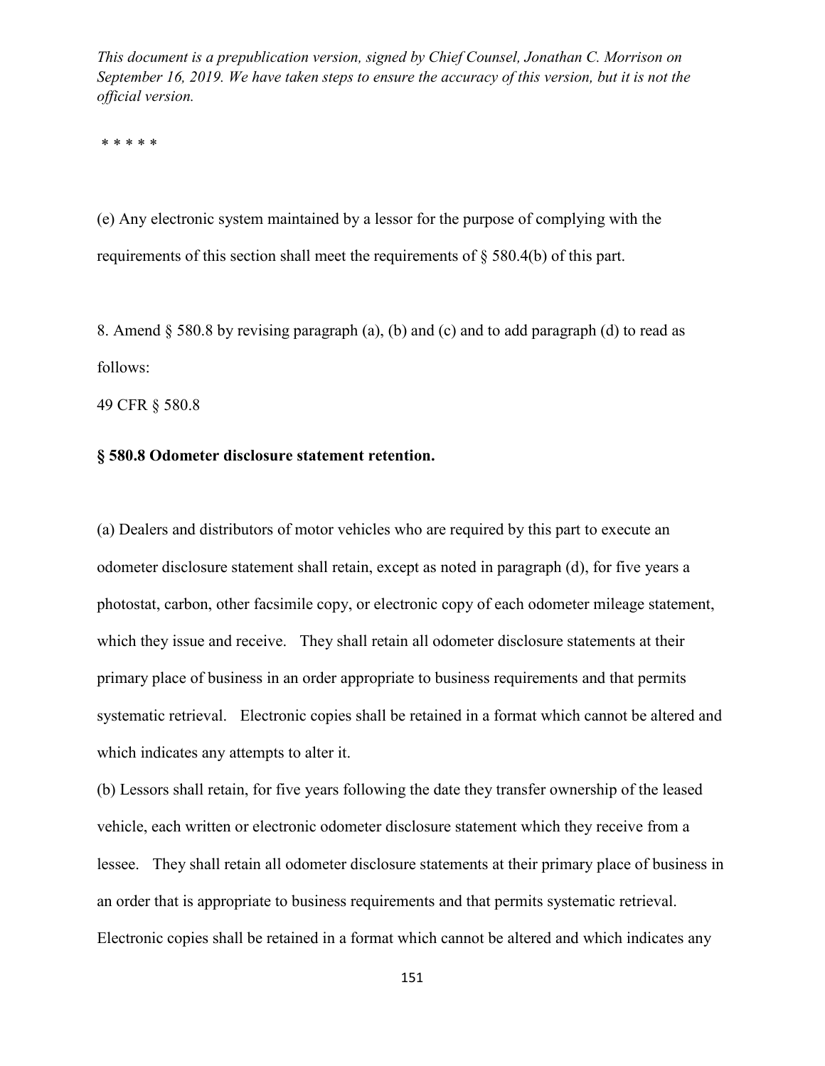*This document is a prepublication version, signed by Chief Counsel, Jonathan C. Morrison on September 16, 2019. We have taken steps to ensure the accuracy of this version, but it is not the official version.*

\* \* \* \* \*

(e) Any electronic system maintained by a lessor for the purpose of complying with the requirements of this section shall meet the requirements of § 580.4(b) of this part.

8. Amend § 580.8 by revising paragraph (a), (b) and (c) and to add paragraph (d) to read as follows:

49 CFR § 580.8

**§ 580.8 Odometer disclosure statement retention.**

(a) Dealers and distributors of motor vehicles who are required by this part to execute an odometer disclosure statement shall retain, except as noted in paragraph (d), for five years a photostat, carbon, other facsimile copy, or electronic copy of each odometer mileage statement, which they issue and receive. They shall retain all odometer disclosure statements at their primary place of business in an order appropriate to business requirements and that permits systematic retrieval. Electronic copies shall be retained in a format which cannot be altered and which indicates any attempts to alter it.

(b) Lessors shall retain, for five years following the date they transfer ownership of the leased vehicle, each written or electronic odometer disclosure statement which they receive from a lessee. They shall retain all odometer disclosure statements at their primary place of business in an order that is appropriate to business requirements and that permits systematic retrieval. Electronic copies shall be retained in a format which cannot be altered and which indicates any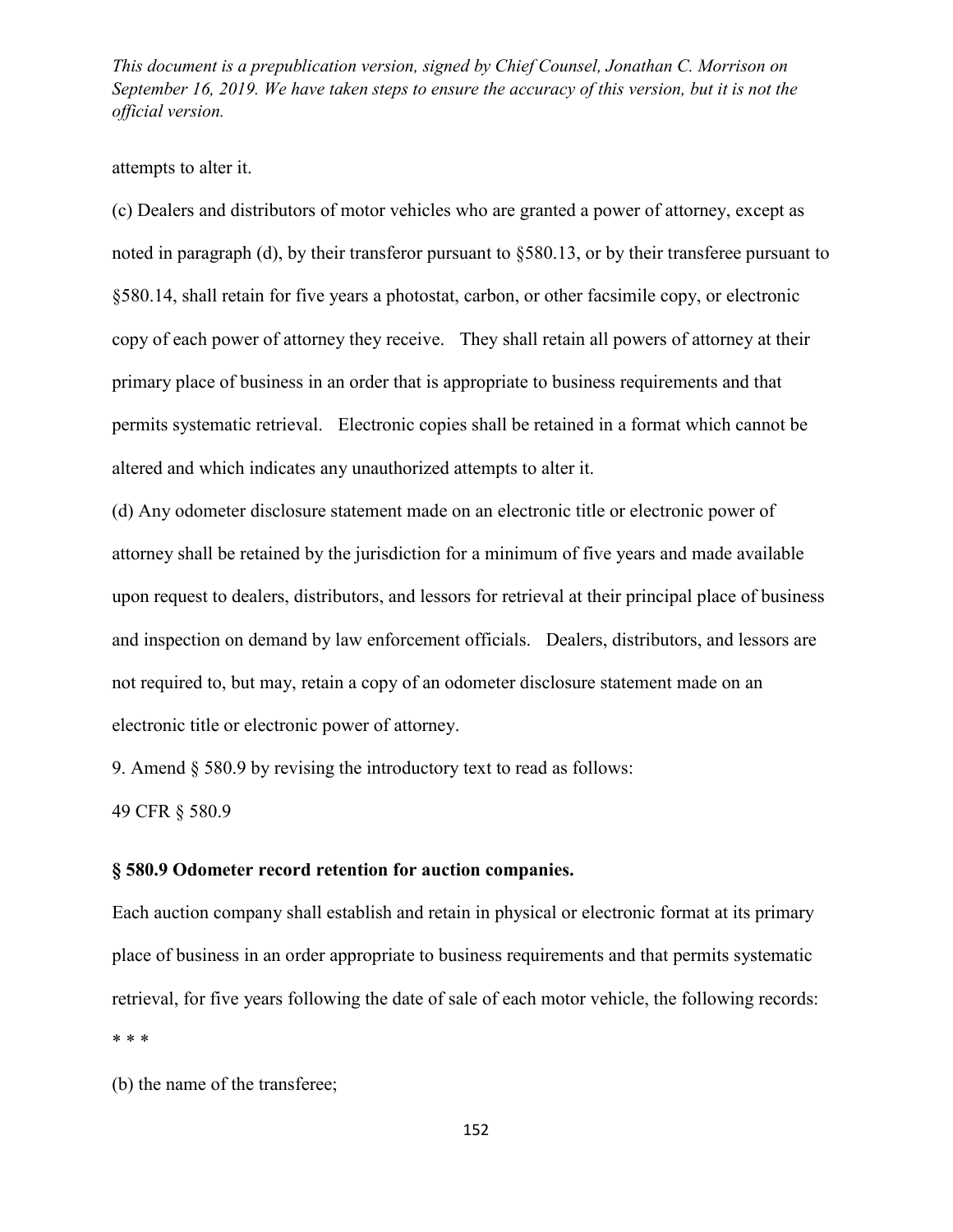attempts to alter it.

(c) Dealers and distributors of motor vehicles who are granted a power of attorney, except as noted in paragraph (d), by their transferor pursuant to §580.13, or by their transferee pursuant to §580.14, shall retain for five years a photostat, carbon, or other facsimile copy, or electronic copy of each power of attorney they receive. They shall retain all powers of attorney at their primary place of business in an order that is appropriate to business requirements and that permits systematic retrieval. Electronic copies shall be retained in a format which cannot be altered and which indicates any unauthorized attempts to alter it.

(d) Any odometer disclosure statement made on an electronic title or electronic power of attorney shall be retained by the jurisdiction for a minimum of five years and made available upon request to dealers, distributors, and lessors for retrieval at their principal place of business and inspection on demand by law enforcement officials. Dealers, distributors, and lessors are not required to, but may, retain a copy of an odometer disclosure statement made on an electronic title or electronic power of attorney.

9. Amend § 580.9 by revising the introductory text to read as follows:

49 CFR § 580.9

**§ 580.9 Odometer record retention for auction companies.**

Each auction company shall establish and retain in physical or electronic format at its primary place of business in an order appropriate to business requirements and that permits systematic retrieval, for five years following the date of sale of each motor vehicle, the following records:

* * *

(b) the name of the transferee;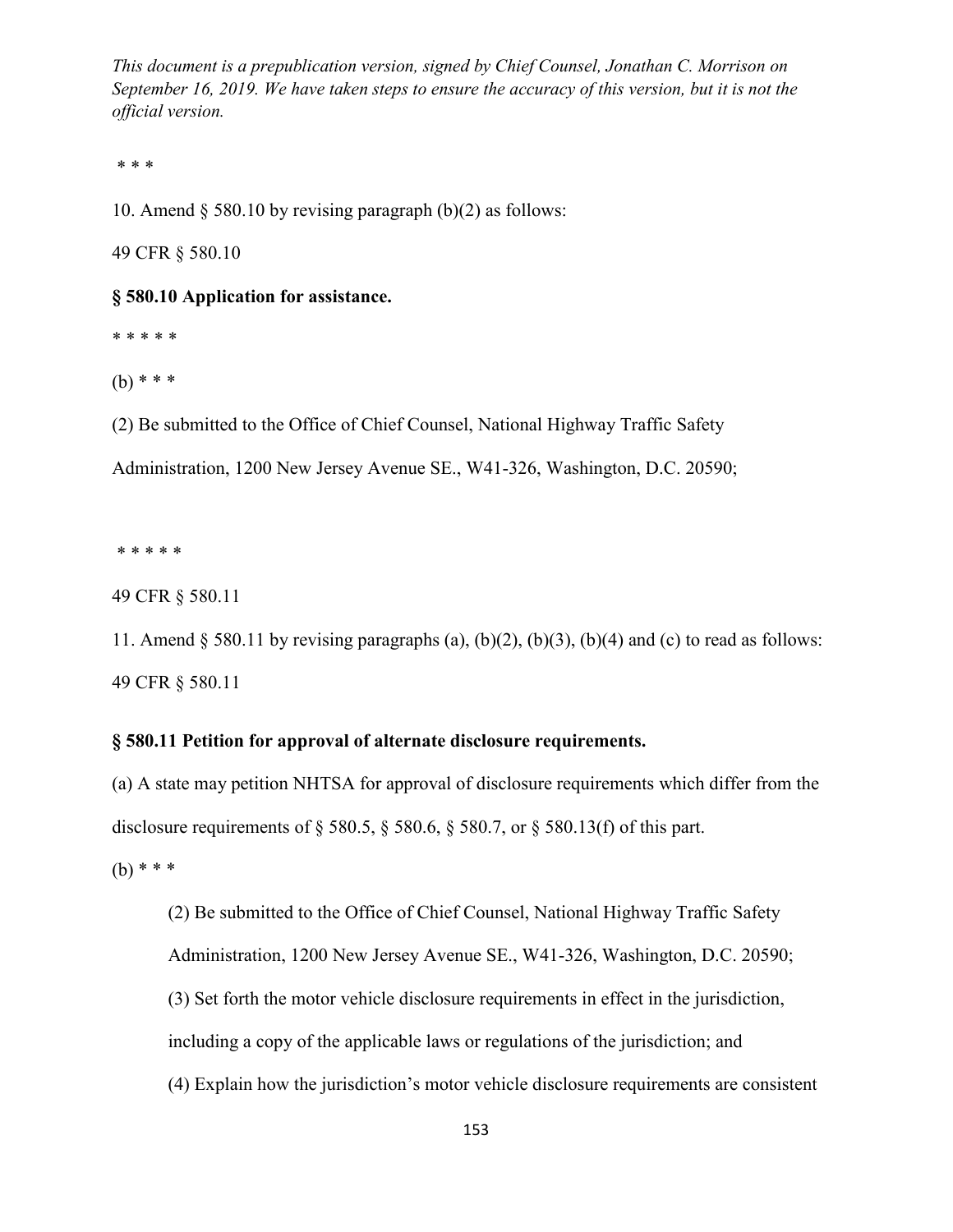*This document is a prepublication version, signed by Chief Counsel, Jonathan C. Morrison on September 16, 2019. We have taken steps to ensure the accuracy of this version, but it is not the official version.*

\* \* \*

10. Amend § 580.10 by revising paragraph (b)(2) as follows:

49 CFR § 580.10

**§ 580.10 Application for assistance.**

\* \* \* \* \*

(b) \* \* \*

(2) Be submitted to the Office of Chief Counsel, National Highway Traffic Safety Administration, 1200 New Jersey Avenue SE., W41-326, Washington, D.C. 20590;

\* \* \* \* \*

49 CFR § 580.11

11. Amend § 580.11 by revising paragraphs (a), (b)(2), (b)(3), (b)(4) and (c) to read as follows:

49 CFR § 580.11

**§ 580.11 Petition for approval of alternate disclosure requirements.**

(a) A state may petition NHTSA for approval of disclosure requirements which differ from the disclosure requirements of § 580.5, § 580.6, § 580.7, or § 580.13(f) of this part.

(b) \* \* \*

(2) Be submitted to the Office of Chief Counsel, National Highway Traffic Safety Administration, 1200 New Jersey Avenue SE., W41-326, Washington, D.C. 20590;

(3) Set forth the motor vehicle disclosure requirements in effect in the jurisdiction, including a copy of the applicable laws or regulations of the jurisdiction; and

(4) Explain how the jurisdiction's motor vehicle disclosure requirements are consistent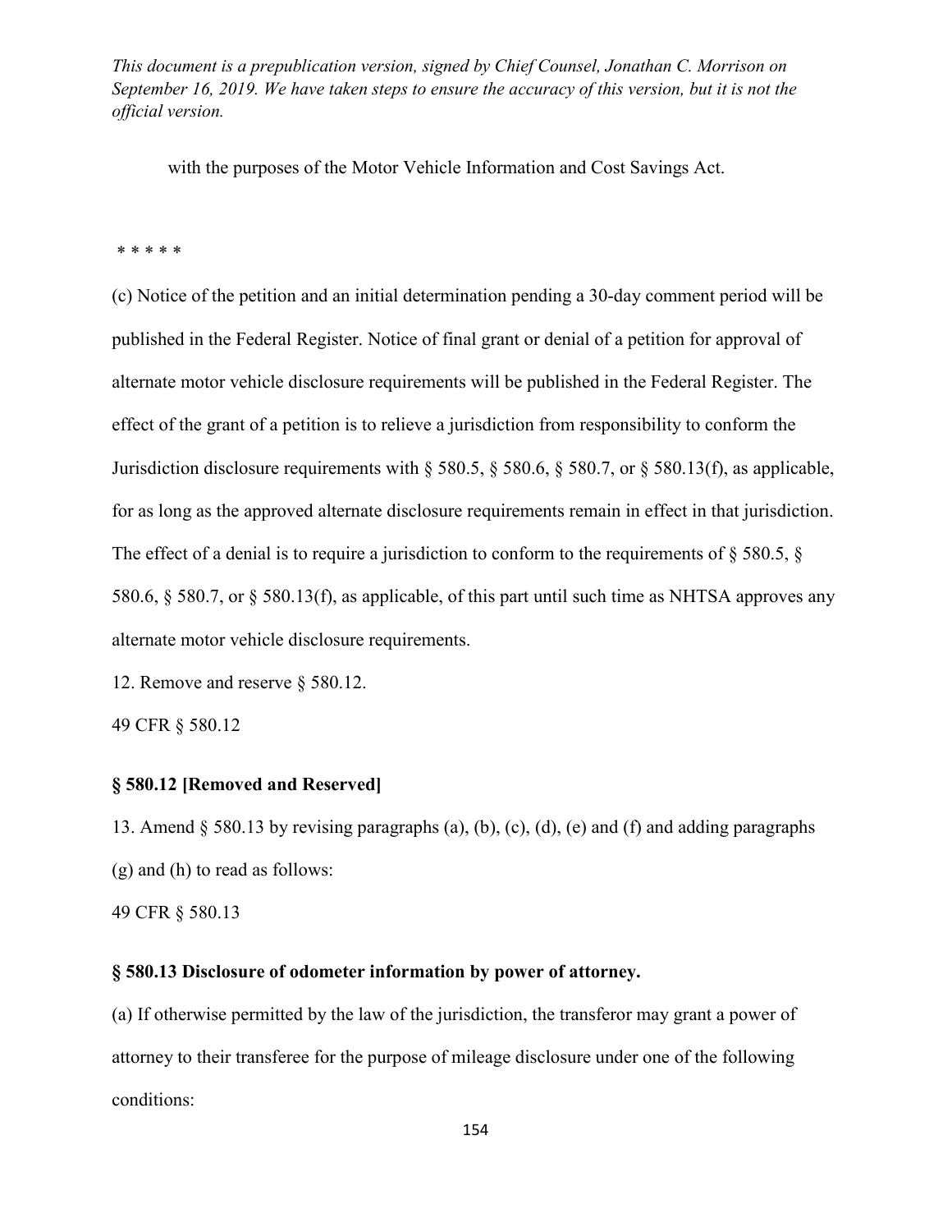with the purposes of the Motor Vehicle Information and Cost Savings Act.

\* \* \* \* \*

(c) Notice of the petition and an initial determination pending a 30-day comment period will be published in the Federal Register. Notice of final grant or denial of a petition for approval of alternate motor vehicle disclosure requirements will be published in the Federal Register. The effect of the grant of a petition is to relieve a jurisdiction from responsibility to conform the Jurisdiction disclosure requirements with § 580.5, § 580.6, § 580.7, or § 580.13(f), as applicable, for as long as the approved alternate disclosure requirements remain in effect in that jurisdiction. The effect of a denial is to require a jurisdiction to conform to the requirements of § 580.5, § 580.6, § 580.7, or § 580.13(f), as applicable, of this part until such time as NHTSA approves any alternate motor vehicle disclosure requirements.

12. Remove and reserve § 580.12.

49 CFR § 580.12

**§ 580.12 [Removed and Reserved]**

13. Amend § 580.13 by revising paragraphs (a), (b), (c), (d), (e) and (f) and adding paragraphs (g) and (h) to read as follows:

49 CFR § 580.13

**§ 580.13 Disclosure of odometer information by power of attorney.**

(a) If otherwise permitted by the law of the jurisdiction, the transferor may grant a power of attorney to their transferee for the purpose of mileage disclosure under one of the following conditions: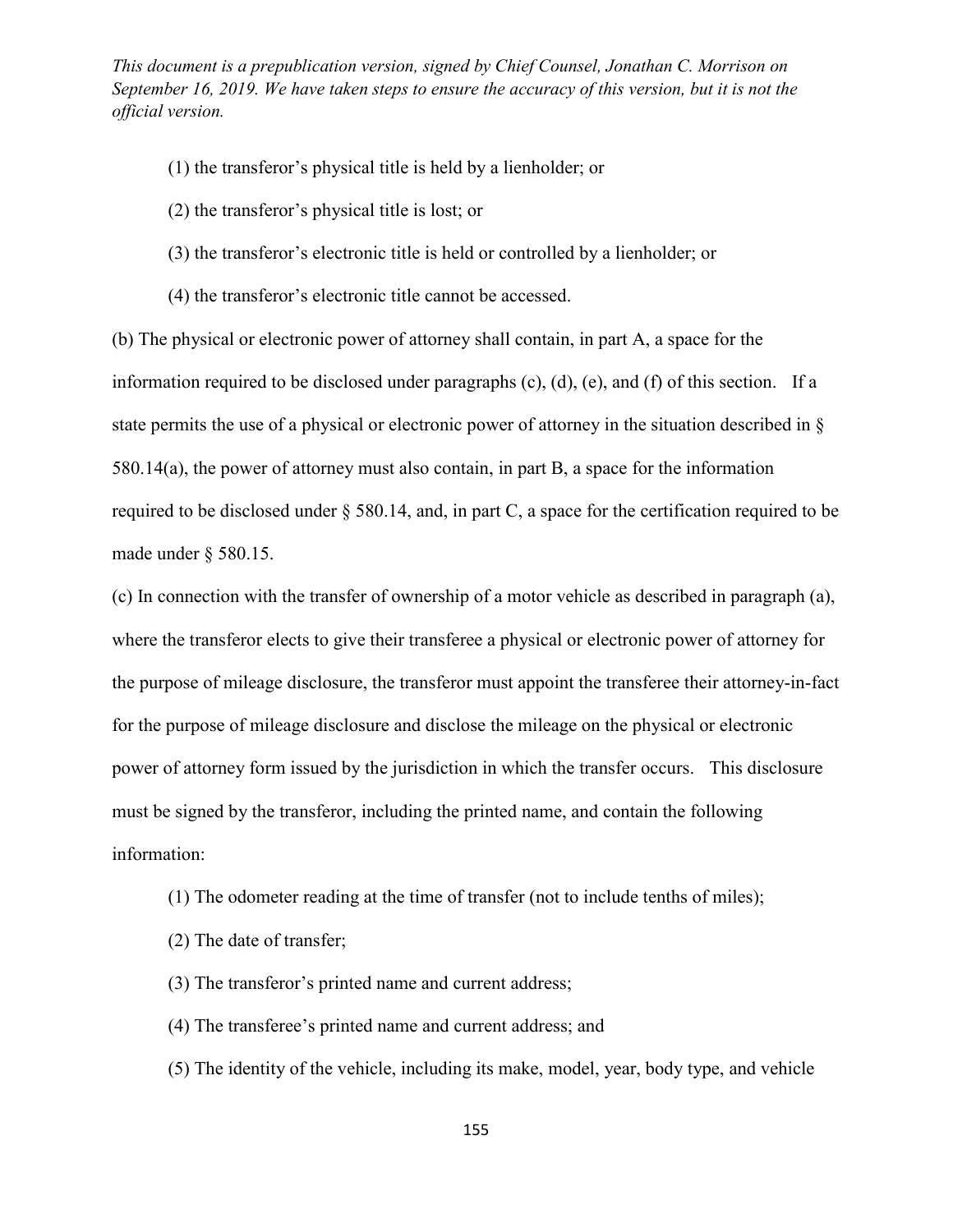*This document is a prepublication version, signed by Chief Counsel, Jonathan C. Morrison on September 16, 2019. We have taken steps to ensure the accuracy of this version, but it is not the official version.*

(1) the transferor's physical title is held by a lienholder; or

(2) the transferor's physical title is lost; or

(3) the transferor's electronic title is held or controlled by a lienholder; or

(4) the transferor's electronic title cannot be accessed.

(b) The physical or electronic power of attorney shall contain, in part A, a space for the information required to be disclosed under paragraphs (c), (d), (e), and (f) of this section. If a state permits the use of a physical or electronic power of attorney in the situation described in § 580.14(a), the power of attorney must also contain, in part B, a space for the information required to be disclosed under § 580.14, and, in part C, a space for the certification required to be made under § 580.15.

(c) In connection with the transfer of ownership of a motor vehicle as described in paragraph (a), where the transferor elects to give their transferee a physical or electronic power of attorney for the purpose of mileage disclosure, the transferor must appoint the transferee their attorney-in-fact for the purpose of mileage disclosure and disclose the mileage on the physical or electronic power of attorney form issued by the jurisdiction in which the transfer occurs. This disclosure must be signed by the transferor, including the printed name, and contain the following information:

(1) The odometer reading at the time of transfer (not to include tenths of miles);

(2) The date of transfer;

(3) The transferor's printed name and current address;

(4) The transferee's printed name and current address; and

(5) The identity of the vehicle, including its make, model, year, body type, and vehicle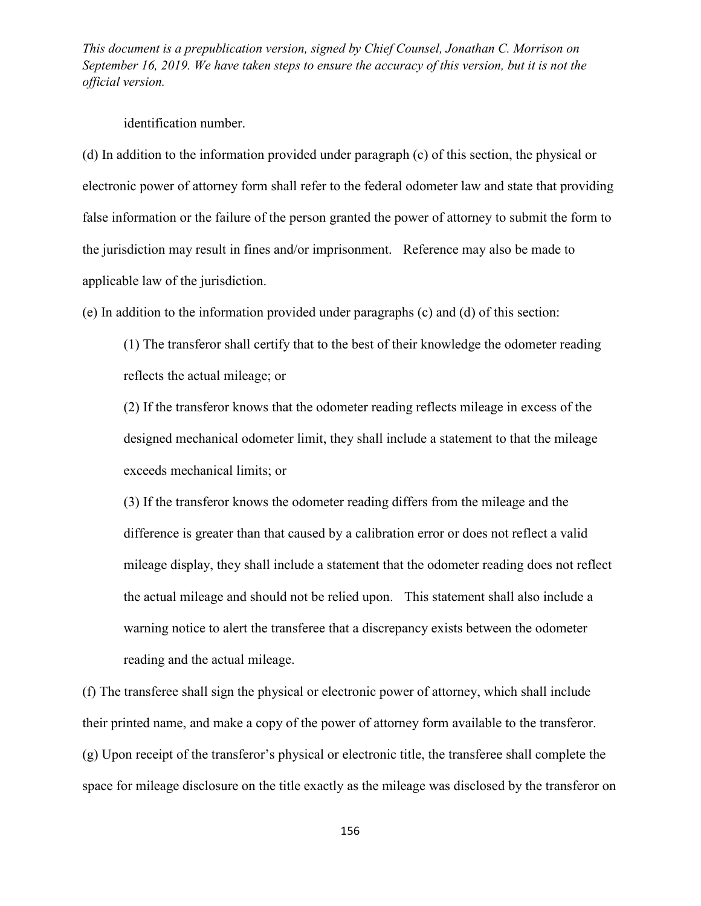identification number.

(d) In addition to the information provided under paragraph (c) of this section, the physical or electronic power of attorney form shall refer to the federal odometer law and state that providing false information or the failure of the person granted the power of attorney to submit the form to the jurisdiction may result in fines and/or imprisonment. Reference may also be made to applicable law of the jurisdiction.

(e) In addition to the information provided under paragraphs (c) and (d) of this section:

(1) The transferor shall certify that to the best of their knowledge the odometer reading reflects the actual mileage; or

(2) If the transferor knows that the odometer reading reflects mileage in excess of the designed mechanical odometer limit, they shall include a statement to that the mileage exceeds mechanical limits; or

(3) If the transferor knows the odometer reading differs from the mileage and the difference is greater than that caused by a calibration error or does not reflect a valid mileage display, they shall include a statement that the odometer reading does not reflect the actual mileage and should not be relied upon. This statement shall also include a warning notice to alert the transferee that a discrepancy exists between the odometer reading and the actual mileage.

(f) The transferee shall sign the physical or electronic power of attorney, which shall include their printed name, and make a copy of the power of attorney form available to the transferor.

(g) Upon receipt of the transferor's physical or electronic title, the transferee shall complete the space for mileage disclosure on the title exactly as the mileage was disclosed by the transferor on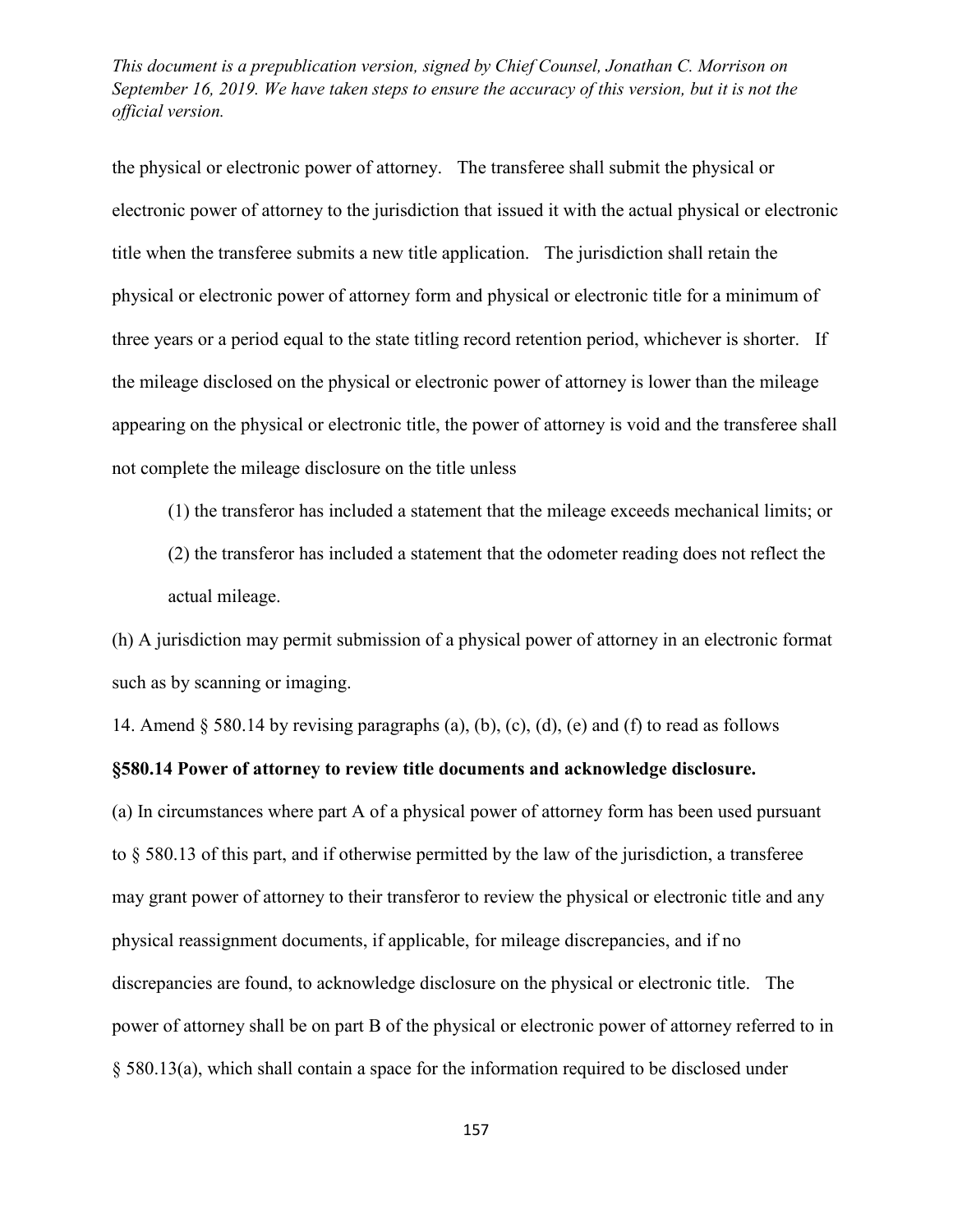*This document is a prepublication version, signed by Chief Counsel, Jonathan C. Morrison on September 16, 2019. We have taken steps to ensure the accuracy of this version, but it is not the official version.*

the physical or electronic power of attorney. The transferee shall submit the physical or electronic power of attorney to the jurisdiction that issued it with the actual physical or electronic title when the transferee submits a new title application. The jurisdiction shall retain the physical or electronic power of attorney form and physical or electronic title for a minimum of three years or a period equal to the state titling record retention period, whichever is shorter. If the mileage disclosed on the physical or electronic power of attorney is lower than the mileage appearing on the physical or electronic title, the power of attorney is void and the transferee shall not complete the mileage disclosure on the title unless

(1) the transferor has included a statement that the mileage exceeds mechanical limits; or

(2) the transferor has included a statement that the odometer reading does not reflect the actual mileage.

(h) A jurisdiction may permit submission of a physical power of attorney in an electronic format such as by scanning or imaging.

14. Amend § 580.14 by revising paragraphs (a), (b), (c), (d), (e) and (f) to read as follows

**§580.14 Power of attorney to review title documents and acknowledge disclosure.**

(a) In circumstances where part A of a physical power of attorney form has been used pursuant to § 580.13 of this part, and if otherwise permitted by the law of the jurisdiction, a transferee may grant power of attorney to their transferor to review the physical or electronic title and any physical reassignment documents, if applicable, for mileage discrepancies, and if no discrepancies are found, to acknowledge disclosure on the physical or electronic title. The power of attorney shall be on part B of the physical or electronic power of attorney referred to in § 580.13(a), which shall contain a space for the information required to be disclosed under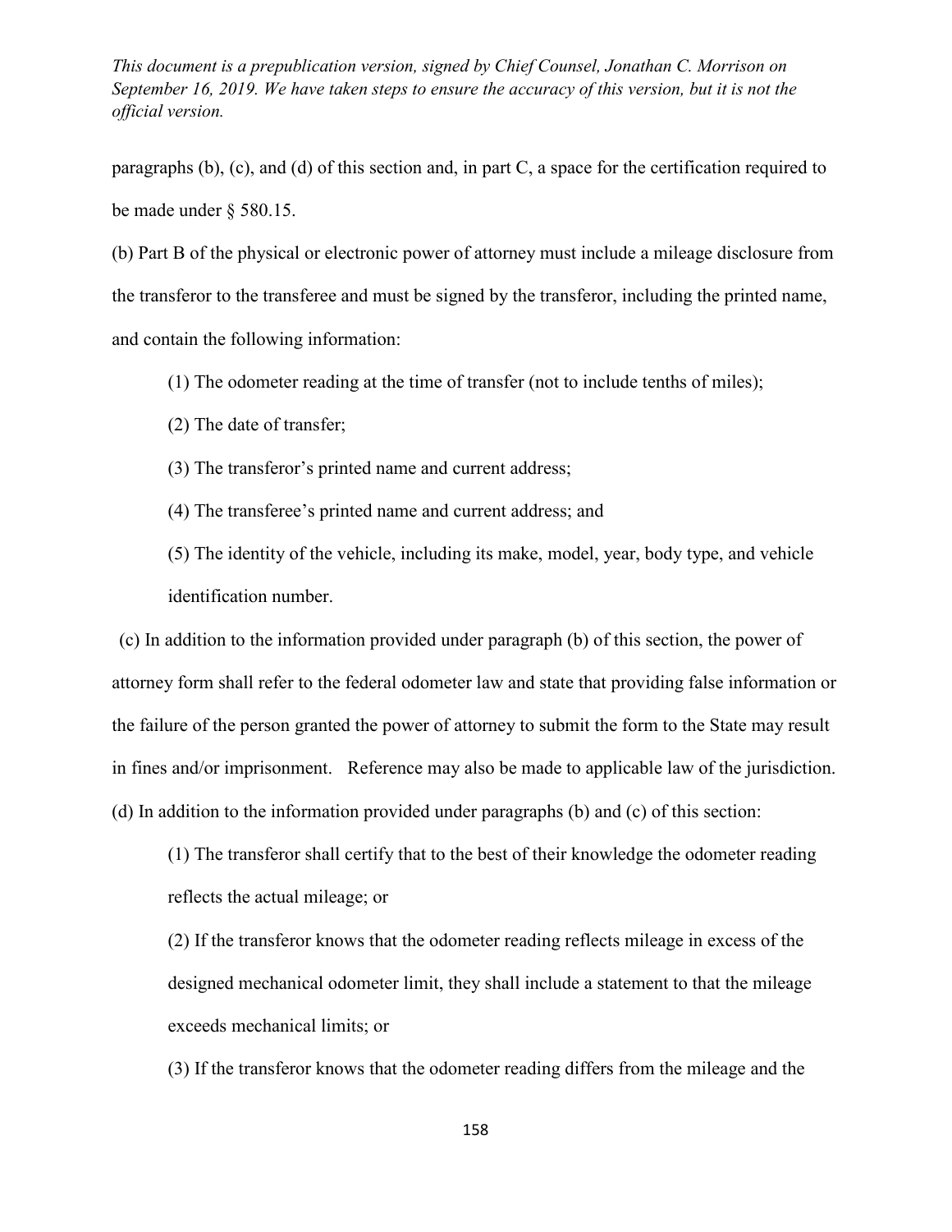*This document is a prepublication version, signed by Chief Counsel, Jonathan C. Morrison on September 16, 2019. We have taken steps to ensure the accuracy of this version, but it is not the official version.*

paragraphs (b), (c), and (d) of this section and, in part C, a space for the certification required to be made under § 580.15.

(b) Part B of the physical or electronic power of attorney must include a mileage disclosure from the transferor to the transferee and must be signed by the transferor, including the printed name, and contain the following information:

(1) The odometer reading at the time of transfer (not to include tenths of miles);

(2) The date of transfer;

(3) The transferor's printed name and current address;

(4) The transferee's printed name and current address; and

(5) The identity of the vehicle, including its make, model, year, body type, and vehicle identification number.

(c) In addition to the information provided under paragraph (b) of this section, the power of attorney form shall refer to the federal odometer law and state that providing false information or the failure of the person granted the power of attorney to submit the form to the State may result in fines and/or imprisonment. Reference may also be made to applicable law of the jurisdiction.

(d) In addition to the information provided under paragraphs (b) and (c) of this section:

(1) The transferor shall certify that to the best of their knowledge the odometer reading reflects the actual mileage; or

(2) If the transferor knows that the odometer reading reflects mileage in excess of the designed mechanical odometer limit, they shall include a statement to that the mileage exceeds mechanical limits; or

(3) If the transferor knows that the odometer reading differs from the mileage and the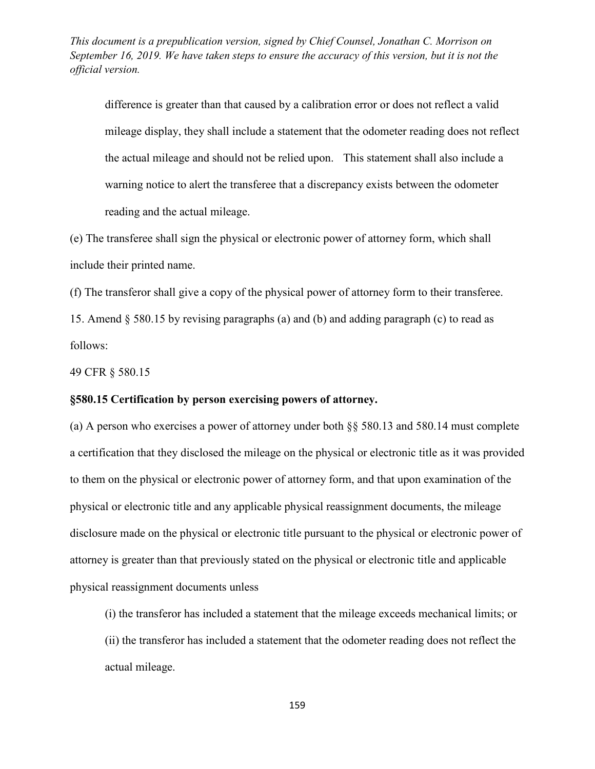difference is greater than that caused by a calibration error or does not reflect a valid mileage display, they shall include a statement that the odometer reading does not reflect the actual mileage and should not be relied upon. This statement shall also include a warning notice to alert the transferee that a discrepancy exists between the odometer reading and the actual mileage.

(e) The transferee shall sign the physical or electronic power of attorney form, which shall include their printed name.

(f) The transferor shall give a copy of the physical power of attorney form to their transferee.

15. Amend § 580.15 by revising paragraphs (a) and (b) and adding paragraph (c) to read as follows:

49 CFR § 580.15

**§580.15 Certification by person exercising powers of attorney.**

(a) A person who exercises a power of attorney under both §§ 580.13 and 580.14 must complete a certification that they disclosed the mileage on the physical or electronic title as it was provided to them on the physical or electronic power of attorney form, and that upon examination of the physical or electronic title and any applicable physical reassignment documents, the mileage disclosure made on the physical or electronic title pursuant to the physical or electronic power of attorney is greater than that previously stated on the physical or electronic title and applicable physical reassignment documents unless

(i) the transferor has included a statement that the mileage exceeds mechanical limits; or

(ii) the transferor has included a statement that the odometer reading does not reflect the actual mileage.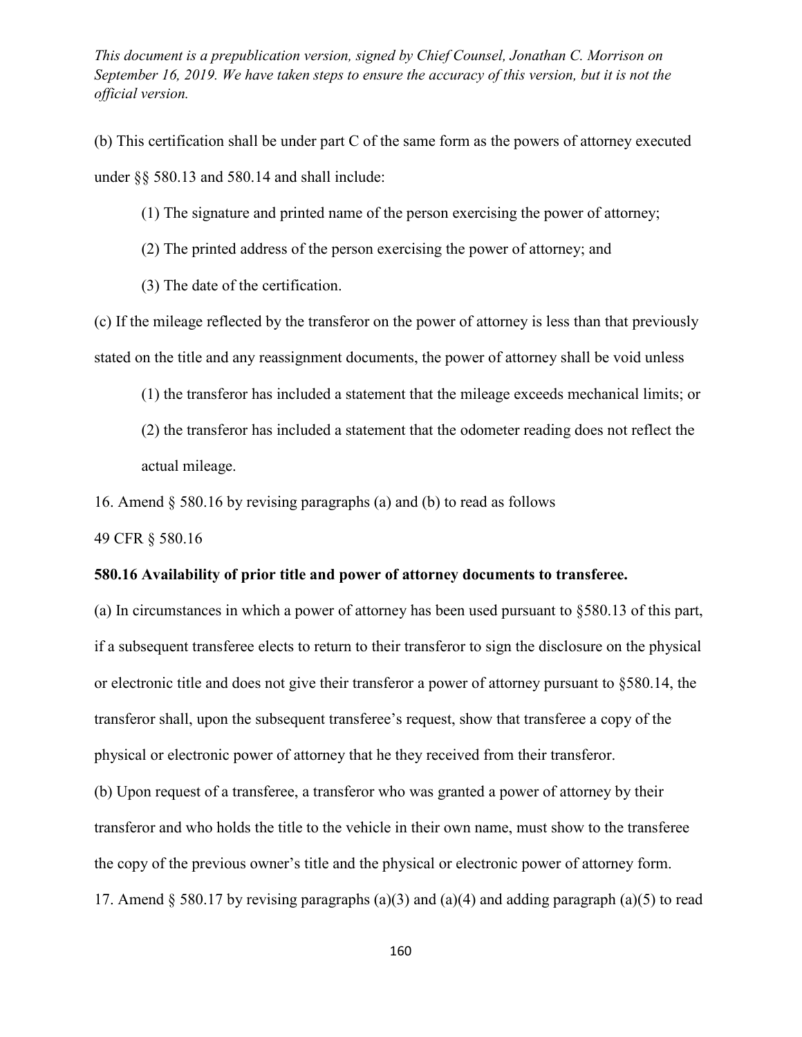(b) This certification shall be under part C of the same form as the powers of attorney executed under §§ 580.13 and 580.14 and shall include:

(1) The signature and printed name of the person exercising the power of attorney;

(2) The printed address of the person exercising the power of attorney; and

(3) The date of the certification.

(c) If the mileage reflected by the transferor on the power of attorney is less than that previously stated on the title and any reassignment documents, the power of attorney shall be void unless

(1) the transferor has included a statement that the mileage exceeds mechanical limits; or

(2) the transferor has included a statement that the odometer reading does not reflect the actual mileage.

16. Amend § 580.16 by revising paragraphs (a) and (b) to read as follows

49 CFR § 580.16

**580.16 Availability of prior title and power of attorney documents to transferee.**

(a) In circumstances in which a power of attorney has been used pursuant to §580.13 of this part, if a subsequent transferee elects to return to their transferor to sign the disclosure on the physical or electronic title and does not give their transferor a power of attorney pursuant to §580.14, the transferor shall, upon the subsequent transferee's request, show that transferee a copy of the physical or electronic power of attorney that he they received from their transferor.

(b) Upon request of a transferee, a transferor who was granted a power of attorney by their transferor and who holds the title to the vehicle in their own name, must show to the transferee the copy of the previous owner's title and the physical or electronic power of attorney form.

17. Amend § 580.17 by revising paragraphs (a)(3) and (a)(4) and adding paragraph (a)(5) to read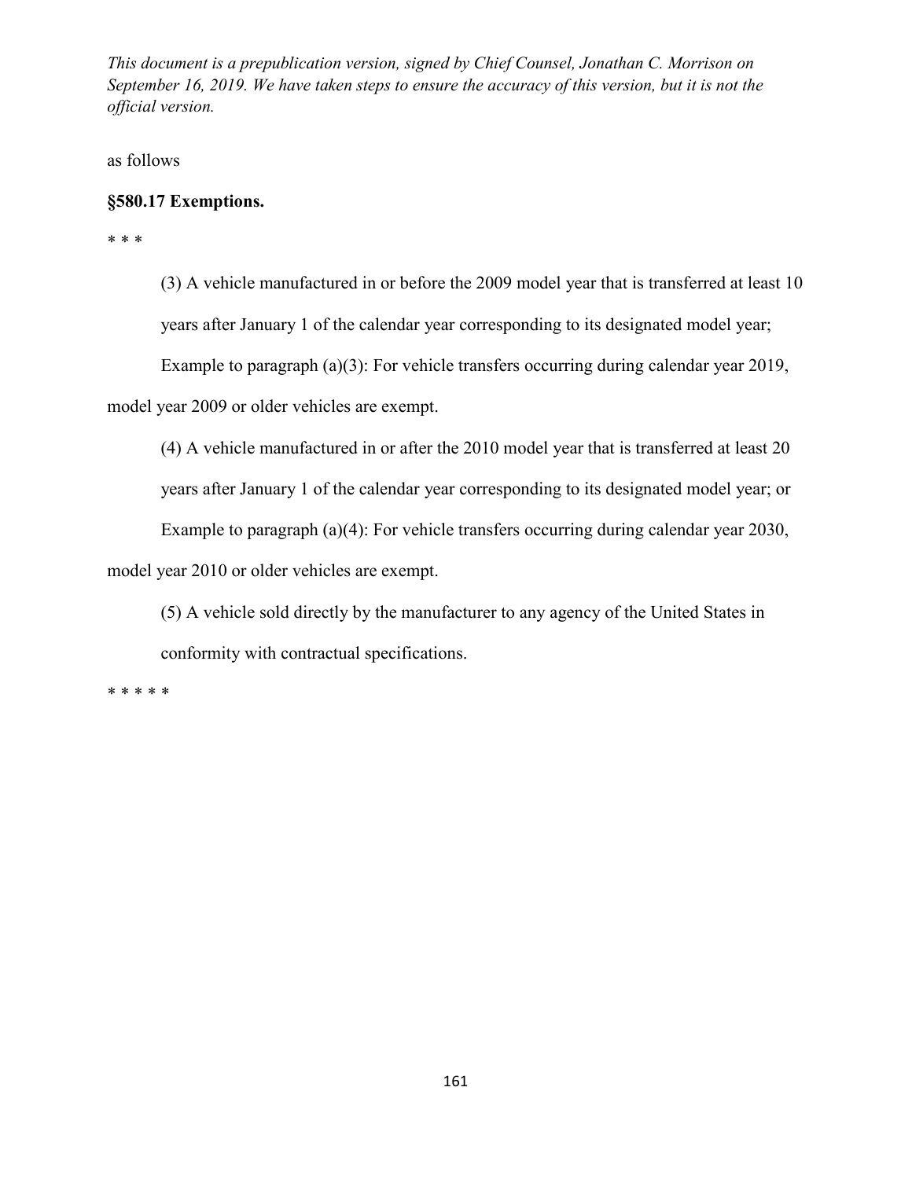*This document is a prepublication version, signed by Chief Counsel, Jonathan C. Morrison on September 16, 2019. We have taken steps to ensure the accuracy of this version, but it is not the official version.*

as follows

**§580.17 Exemptions.**

* * *

(3) A vehicle manufactured in or before the 2009 model year that is transferred at least 10 years after January 1 of the calendar year corresponding to its designated model year;

Example to paragraph (a)(3): For vehicle transfers occurring during calendar year 2019, model year 2009 or older vehicles are exempt.

(4) A vehicle manufactured in or after the 2010 model year that is transferred at least 20 years after January 1 of the calendar year corresponding to its designated model year; or

Example to paragraph (a)(4): For vehicle transfers occurring during calendar year 2030, model year 2010 or older vehicles are exempt.

(5) A vehicle sold directly by the manufacturer to any agency of the United States in conformity with contractual specifications.

* * * * *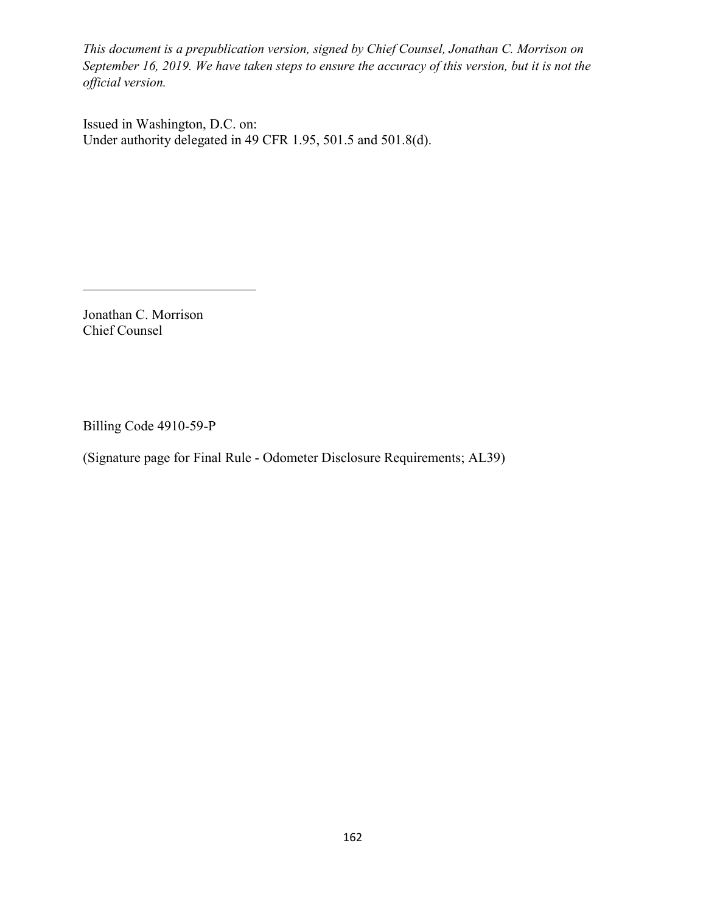*This document is a prepublication version, signed by Chief Counsel, Jonathan C. Morrison on September 16, 2019. We have taken steps to ensure the accuracy of this version, but it is not the official version.*

Issued in Washington, D.C. on:
Under authority delegated in 49 CFR 1.95, 501.5 and 501.8(d).

\_\_\_\_\_\_\_\_\_\_\_\_\_\_\_\_\_\_\_\_\_\_\_\_\_\_

Jonathan C. Morrison
Chief Counsel

Billing Code 4910-59-P

(Signature page for Final Rule - Odometer Disclosure Requirements; AL39)